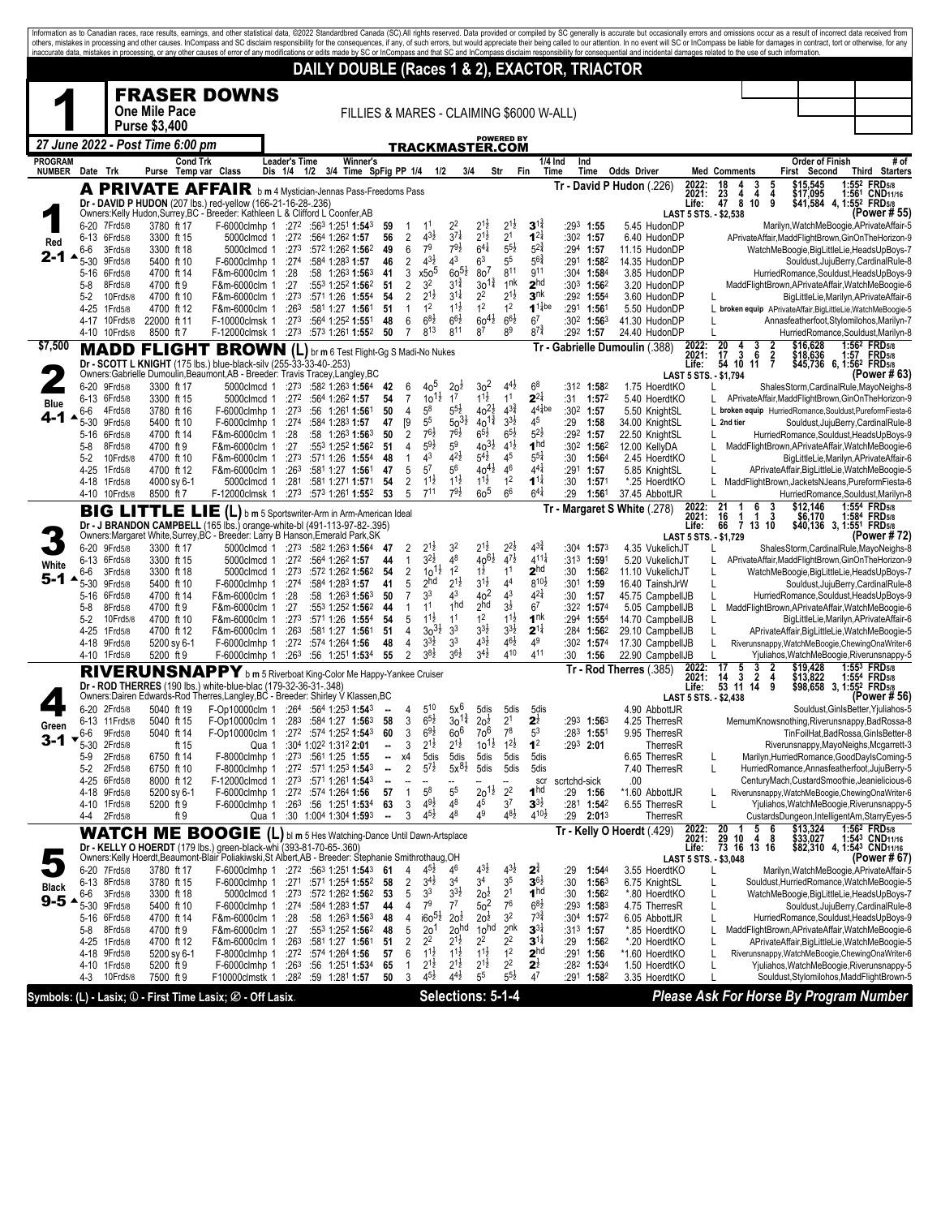Information as to Canadian races, race results, earnings, and other statistical data, ©2022 Standardbred Canada (SC).All rights reserved. Data provided or compiled by SC generally is accurate but occasionally errors and omissions occur as a result of incorrect data received from others, mistakes in processing and other causes. InCompass and SC disclaim responsibility for the consequences, if any, of such errors, but would appreciate their being called to our attention. In no event will SC or InCompass be liable for damages in contract, tort or otherwise, for any inaccurate data, mistakes in processing, or any other causes of error of any modifications or edits made by SC or InCompass and that SC and InCompass disclaim responsibility for consequential and incidental damages related to the use of such information.

# DAILY DOUBLE (Races 1 & 2), EXACTOR, TRIACTOR

## 1 — FRASER DOWNS

**One Mile Pace** — FILLIES & MARES - CLAIMING $6000 W-ALL)

**Purse $3,400**

27 June 2022 - Post Time 6:00 pm — POWERED BY TRACKMASTER.COM

---

### 1 — Red — 2-1 — A PRIVATE AFFAIR
b m 4 Mystician-Jennas Pass-Freedoms Pass
Dr - DAVID P HUDON (207 lbs.) red-yellow (166-21-16-28-.236)
Owners:Kelly Hudon,Surrey,BC - Breeder: Kathleen L & Clifford L Coonfer,AB
Tr - David P Hudon (.226)

2022: 18 4 3 5 $15,545 1:55² FRD5/8
2021: 23 4 4 4 $17,095 1:56¹ CND11/16
Life: 47 8 10 9 $41,584 4, 1:55² FRD5/8
LAST 5 STS. - $2,538 (Power # 55)

| Date Trk | Purse | Cond Trk Temp var | Class | Dis | 1/4 | 1/2 | 3/4 | Time | SpFig | PP | 1/4 | 1/2 | 3/4 | Str | Fin | 1/4 Ind Time | Ind Time | Odds Driver | Med | Comments | Order of Finish # of Starters |
|---|---|---|---|---|---|---|---|---|---|---|---|---|---|---|---|---|---|---|---|---|---|
| 6-20 7Frd5/8 | 3780 | ft 17 | F-6000clmhp | 1 | :27² | :56³ | 1:25¹ | 1:54³ | 59 | 1 | 1¹ | 2² | 2¹½ | 2¹½ | 3¹¾ | :29³ | 1:55 | 5.45 HudonDP | | | Marilyn,WatchMeBoogie,APrivateAffair-5 |
| 6-13 6Frd5/8 | 3300 | ft 15 | 5000clmcd | 1 | :27² | :56⁴ | 1:26² | 1:57 | 56 | 2 | 4³½ | 3⁷¼ | 2¹½ | 2¹ | 1²¼ | :30² | 1:57 | 6.40 HudonDP | | | APrivateAffair,MaddFlightBrown,GinOnTheHorizon-9 |
| 6-6 3Frd5/8 | 3300 | ft 18 | 5000clmcd | 1 | :27³ | :57² | 1:26² | 1:56² | 49 | 6 | 7⁹ | 7⁹½ | 6⁴¼ | 5⁵½ | 5²¾ | :29⁴ | 1:57 | 11.15 HudonDP | | | WatchMeBoogie,BigLittleLie,HeadsUpBoys-7 |
| 5-30 9Frd5/8 | 5400 | ft 10 | F-6000clmhp | 1 | :27⁴ | :58⁴ | 1:28³ | 1:57 | 46 | 2 | 4³½ | 4³ | 6³ | 5⁵ | 5⁶¾ | :29¹ | 1:58² | 14.35 HudonDP | | | Souldust,JujuBerry,CardinalRule-8 |
| 5-16 6Frd5/8 | 4700 | ft 14 | F&m-6000clm | 1 | :28 | :58 | 1:26³ | 1:56³ | 41 | 3 | x5o⁵ | 6o⁵½ | 8o⁷ | 8¹¹ | 9¹¹ | :30⁴ | 1:58⁴ | 3.85 HudonDP | | | HurriedRomance,Souldust,HeadsUpBoys-9 |
| 5-8 8Frd5/8 | 4700 | ft 9 | F&m-6000clm | 1 | :27 | :55³ | 1:25² | 1:56² | 51 | 2 | 3² | 3¹¾ | 3o¹¾ | 1ⁿᵏ | 2ʰᵈ | :30³ | 1:56² | 3.20 HudonDP | | | MaddFlightBrown,APrivateAffair,WatchMeBoogie-6 |
| 5-2 10Frd5/8 | 4700 | ft 10 | F&m-6000clm | 1 | :27³ | :57¹ | 1:26 | 1:55⁴ | 54 | 2 | 2¹½ | 3¹¼ | 2² | 2¹½ | 3ⁿᵏ | :29² | 1:55⁴ | 3.60 HudonDP | L | | BigLittleLie,Marilyn,APrivateAffair-6 |
| 4-25 1Frd5/8 | 4700 | ft 12 | F&m-6000clm | 1 | :26³ | :58¹ | 1:27 | 1:56¹ | 51 | 1 | 1² | 1¹½ | 1² | 1² | 1¹¼be | :29¹ | 1:56¹ | 5.50 HudonDP | L | broken equip | APrivateAffair,BigLittleLie,WatchMeBoogie-5 |
| 4-17 10Frd5/8 | 22000 | ft 11 | F-10000clmsk | 1 | :27³ | :56⁴ | 1:25² | 1:55¹ | 48 | 6 | 6⁸½ | 6⁶½ | 6o⁴½ | 6⁶½ | 6⁷ | :30² | 1:56³ | 41.30 HudonDP | L | | Annasfeatherfoot,Stylomilohos,Marilyn-7 |
| 4-10 10Frd5/8 | 8500 | ft 7 | F-12000clmsk | 1 | :27³ | :57³ | 1:26¹ | 1:55² | 50 | 7 | 8¹³ | 8¹¹ | 8⁷ | 8⁹ | 8⁷¾ | :29² | 1:57 | 24.40 HudonDP | L | | HurriedRomance,Souldust,Marilyn-8 |

---

### 2 — Blue — 4-1 — MADD FLIGHT BROWN (L)
$7,500 — br m 6 Test Flight-Gg S Madi-No Nukes
Dr - SCOTT L KNIGHT (175 lbs.) blue-black-silv (255-33-33-40-.253)
Owners:Gabrielle Dumoulin,Beaumont,AB - Breeder: Travis Tracey,Langley,BC
Tr - Gabrielle Dumoulin (.388)

2022: 20 4 3 2 $16,628 1:56² FRD5/8
2021: 17 3 6 2 $18,636 1:57 FRD5/8
Life: 54 10 11 7 $45,736 6, 1:56² FRD5/8
LAST 5 STS. - $1,794 (Power # 63)

| Date Trk | Purse | Cond Trk Temp var | Class | Dis | 1/4 | 1/2 | 3/4 | Time | SpFig | PP | 1/4 | 1/2 | 3/4 | Str | Fin | 1/4 Ind Time | Ind Time | Odds Driver | Med | Comments | Order of Finish # of Starters |
|---|---|---|---|---|---|---|---|---|---|---|---|---|---|---|---|---|---|---|---|---|---|
| 6-20 9Frd5/8 | 3300 | ft 17 | 5000clmcd | 1 | :27³ | :58² | 1:26³ | 1:56⁴ | 42 | 6 | 4o⁵ | 2o¹½ | 3o² | 4⁴½ | 6⁸ | :31² | 1:58² | 1.75 HoerdtKO | L | | ShalesStorm,CardinalRule,MayoNeighs-8 |
| 6-13 6Frd5/8 | 3300 | ft 15 | 5000clmcd | 1 | :27² | :56⁴ | 1:26² | 1:57 | 54 | 7 | 1o¹½ | 1⁷ | 1¹½ | 1¹ | 2²¼ | :31 | 1:57² | 5.40 HoerdtKO | L | | APrivateAffair,MaddFlightBrown,GinOnTheHorizon-9 |
| 6-6 4Frd5/8 | 3780 | ft 16 | F-6000clmhp | 1 | :27³ | :56 | 1:26¹ | 1:56¹ | 50 | 4 | 5⁸ | 5⁵½ | 4o²½ | 4³¾ | 4⁴¾be | :30² | 1:57 | 5.50 KnightSL | L | broken equip | HurriedRomance,Souldust,PureformFiesta-6 |
| 5-30 9Frd5/8 | 5400 | ft 10 | F-6000clmhp | 1 | :27⁴ | :58⁴ | 1:28³ | 1:57 | 47 | [9 | 5⁵ | 5o³½ | 4o¹¾ | 3³½ | 4⁵ | :29 | 1:58 | 34.00 KnightSL | L | 2nd tier | Souldust,JujuBerry,CardinalRule-8 |
| 5-16 6Frd5/8 | 4700 | ft 14 | F&m-6000clm | 1 | :28 | :58 | 1:26³ | 1:56³ | 50 | 2 | 7⁶½ | 7⁶½ | 6⁵½ | 6⁵½ | 5²½ | :29² | 1:57 | 22.50 KnightSL | L | | HurriedRomance,Souldust,HeadsUpBoys-9 |
| 5-8 8Frd5/8 | 4700 | ft 9 | F&m-6000clm | 1 | :27 | :55³ | 1:25² | 1:56² | 51 | 4 | 5⁹½ | 5⁹ | 4o³½ | 4¹½ | 1ʰᵈ | :30² | 1:56² | 12.00 KellyDA | L | | MaddFlightBrown,APrivateAffair,WatchMeBoogie-6 |
| 5-2 10Frd5/8 | 4700 | ft 10 | F&m-6000clm | 1 | :27³ | :57¹ | 1:26 | 1:55⁴ | 48 | 1 | 4³ | 4²½ | 5⁴½ | 4⁵ | 5⁵¼ | :30 | 1:56⁴ | 2.45 HoerdtKO | L | | BigLittleLie,Marilyn,APrivateAffair-6 |
| 4-25 1Frd5/8 | 4700 | ft 12 | F&m-6000clm | 1 | :26³ | :58¹ | 1:27 | 1:56¹ | 47 | 5 | 5⁷ | 5⁶ | 4o⁴½ | 4⁶ | 4⁴¾ | :29¹ | 1:57 | 5.85 KnightSL | L | | APrivateAffair,BigLittleLie,WatchMeBoogie-5 |
| 4-18 1Frd5/8 | 4000 | sy 6-1 | 5000clmcd | 1 | :28¹ | :58¹ | 1:27¹ | 1:57¹ | 54 | 2 | 1¹½ | 1¹½ | 1¹½ | 1² | 1¹¼ | :30 | 1:57¹ | *.25 HoerdtKO | L | | MaddFlightBrown,JacketsNJeans,PureformFiesta-6 |
| 4-10 10Frd5/8 | 8500 | ft 7 | F-12000clmsk | 1 | :27³ | :57³ | 1:26¹ | 1:55² | 53 | 5 | 7¹¹ | 7⁹½ | 6o⁵ | 6⁶ | 6⁴¼ | :29 | 1:56¹ | 37.45 AbbottJR | L | | HurriedRomance,Souldust,Marilyn-8 |

---

### 3 — White — 5-1 — BIG LITTLE LIE (L)
b m 5 Sportswriter-Arm in Arm-American Ideal
Dr - J BRANDON CAMPBELL (165 lbs.) orange-white-bl (491-113-97-82-.395)
Owners:Margaret White,Surrey,BC - Breeder: Larry B Hanson,Emerald Park,SK
Tr - Margaret S White (.278)

2022: 21 1 6 3 $12,146 1:554 FRD5/8
2021: 16 1 1 3 $6,170 1:584 FRD5/8
Life: 66 7 13 10 $40,136 3, 1:551 FRD5/8
LAST 5 STS. - $1,729 (Power # 72)

| Date Trk | Purse | Cond Trk Temp var | Class | Dis | 1/4 | 1/2 | 3/4 | Time | SpFig | PP | 1/4 | 1/2 | 3/4 | Str | Fin | 1/4 Ind Time | Ind Time | Odds Driver | Med | Comments | Order of Finish # of Starters |
|---|---|---|---|---|---|---|---|---|---|---|---|---|---|---|---|---|---|---|---|---|---|
| 6-20 9Frd5/8 | 3300 | ft 17 | 5000clmcd | 1 | :27³ | :58² | 1:26³ | 1:56⁴ | 47 | 2 | 2¹½ | 3² | 2¹½ | 2²½ | 4³¾ | :30⁴ | 1:57³ | 4.35 VukelichJT | L | | ShalesStorm,CardinalRule,MayoNeighs-8 |
| 6-13 6Frd5/8 | 3300 | ft 15 | 5000clmcd | 1 | :27² | :56⁴ | 1:26² | 1:57 | 44 | 1 | 3²½ | 4⁸ | 4o⁶½ | 4⁷½ | 4¹¹¼ | :31³ | 1:59¹ | 5.20 VukelichJT | L | | APrivateAffair,MaddFlightBrown,GinOnTheHorizon-9 |
| 6-6 3Frd5/8 | 3300 | ft 18 | 5000clmcd | 1 | :27³ | :57² | 1:26² | 1:56² | 54 | 2 | 1o¹½ | 1² | 1½ | 1¹ | 2ʰᵈ | :30 | 1:56² | 11.10 VukelichJT | L | | WatchMeBoogie,BigLittleLie,HeadsUpBoys-7 |
| 5-30 9Frd5/8 | 5400 | ft 10 | F-6000clmhp | 1 | :27⁴ | :58⁴ | 1:28³ | 1:57 | 41 | 5 | 2ʰᵈ | 2¹½ | 3¹½ | 4⁴ | 8¹⁰½ | :30¹ | 1:59 | 16.40 TainshJrW | L | | Souldust,JujuBerry,CardinalRule-8 |
| 5-16 6Frd5/8 | 4700 | ft 14 | F&m-6000clm | 1 | :28 | :58 | 1:26³ | 1:56³ | 50 | 7 | 3³ | 4³ | 4o² | 4³ | 4²¼ | :30 | 1:57 | 45.75 CampbellJB | L | | HurriedRomance,Souldust,HeadsUpBoys-9 |
| 5-8 8Frd5/8 | 4700 | ft 9 | F&m-6000clm | 1 | :27 | :55³ | 1:25² | 1:56² | 44 | 1 | 1¹ | 1ʰᵈ | 2ʰᵈ | 3½ | 6⁷ | :32² | 1:57⁴ | 5.05 CampbellJB | L | | MaddFlightBrown,APrivateAffair,WatchMeBoogie-6 |
| 5-2 10Frd5/8 | 4700 | ft 10 | F&m-6000clm | 1 | :27³ | :57¹ | 1:26 | 1:55⁴ | 54 | 5 | 1¹½ | 1¹ | 1² | 1¹½ | 1ⁿᵏ | :29⁴ | 1:55⁴ | 14.70 CampbellJB | L | | BigLittleLie,Marilyn,APrivateAffair-6 |
| 4-25 1Frd5/8 | 4700 | ft 12 | F&m-6000clm | 1 | :26³ | :58¹ | 1:27 | 1:56¹ | 51 | 4 | 3o³½ | 3³ | 3³½ | 3³½ | 2¹¼ | :28⁴ | 1:56² | 29.10 CampbellJB | L | | APrivateAffair,BigLittleLie,WatchMeBoogie-5 |
| 4-18 9Frd5/8 | 5200 | sy 6-1 | F-6000clmhp | 1 | :27² | :57⁴ | 1:26⁴ | 1:56 | 48 | 4 | 3³½ | 3³ | 4³½ | 4⁶½ | 4⁹ | :30² | 1:57⁴ | 17.30 CampbellJB | L | | Riverunsnappy,WatchMeBoogie,ChewingOnaWriter-6 |
| 4-10 1Frd5/8 | 5200 | ft 9 | F-6000clmhp | 1 | :26³ | :56 | 1:25¹ | 1:53⁴ | 55 | 2 | 3⁶½ | 3⁶½ | 3⁴½ | 3⁴ | 4¹¹ | :30 | 1:56 | 22.90 CampbellJB | L | | Yjuliahos,WatchMeBoogie,Riverunsnappy-5 |

---

### 4 — Green — 3-1 — RIVERUNSNAPPY
b m 5 Riverboat King-Color Me Happy-Yankee Cruiser
Dr - ROD THERRES (190 lbs.) white-blue-blac (179-32-36-31-.348)
Owners:Dairen Edwards-Rod Therres,Langley,BC - Breeder: Shirley V Klassen,BC
Tr - Rod Therres (.385)

2022: 17 5 3 2 $19,428 1:553 FRD5/8
2021: 14 3 2 4 $13,822 1:554 FRD5/8
Life: 53 11 14 9 $98,658 3, 1:552 FRD5/8
LAST 5 STS. - $2,438 (Power # 56)

| Date Trk | Purse | Cond Trk Temp var | Class | Dis | 1/4 | 1/2 | 3/4 | Time | SpFig | PP | 1/4 | 1/2 | 3/4 | Str | Fin | 1/4 Ind Time | Ind Time | Odds Driver | Med | Comments | Order of Finish # of Starters |
|---|---|---|---|---|---|---|---|---|---|---|---|---|---|---|---|---|---|---|---|---|---|
| 6-20 2Frd5/8 | 5040 | ft 19 | F-Op10000clm | 1 | :26⁴ | :56⁴ | 1:25³ | 1:54³ | -- | 4 | 5¹⁰ | 5x⁶ | 5dis | 5dis | 5dis | | | 4.90 AbbottJR | | | Souldust,GinlsBetter,Yjuliahos-5 |
| 6-13 11Frd5/8 | 5040 | ft 15 | F-Op10000clm | 1 | :28³ | :58⁴ | 1:27 | 1:56³ | 58 | 3 | 6⁵½ | 3o¹¾ | 2o½ | 2¹ | 2½ | :29³ | 1:56³ | 4.25 TherresR | | | MemumKnowsnothing,Riverunsnappy,BadRossa-8 |
| 6-6 9Frd5/8 | 5040 | ft 14 | F-Op10000clm | 1 | :27² | :57⁴ | 1:25² | 1:54³ | 60 | 3 | 6⁹½ | 6o⁶ | 7o⁶ | 7⁸ | 5³ | :28³ | 1:55¹ | 9.95 TherresR | | | TinFoilHat,BadRossa,GinlsBetter-8 |
| 5-30 2Frd5/8 | | ft 15 | Qua | 1 | :30⁴ | 1:02² | 1:31² | 2:01 | -- | 3 | 2¹½ | 2¹½ | 1o¹½ | 1²½ | 1² | :29³ | 2:01 | TherresR | | | Riverunsnappy,MayoNeighs,Mcgarrett-3 |
| 5-9 2Frd5/8 | 6750 | ft 14 | F-8000clmhp | 1 | :27³ | :56¹ | 1:25 | 1:55 | -- | x4 | 5dis | 5dis | 5dis | 5dis | 5dis | | | 6.65 TherresR | L | | Marilyn,HurriedRomance,GoodDaylsComing-5 |
| 5-2 2Frd5/8 | 6750 | ft 10 | F-8000clmhp | 1 | :27² | :57¹ | 1:25³ | 1:54³ | -- | 2 | 5⁷½ | 5x⁸½ | 5dis | 5dis | 5dis | | | 7.40 TherresR | L | | HurriedRomance,Annasfeatherfoot,JujuBerry-5 |
| 4-25 6Frd5/8 | 8000 | ft 12 | F-12000clmsk | 1 | :27³ | :57¹ | 1:26¹ | 1:54³ | -- | -- | -- | -- | -- | -- | scr | scrtchd-sick | | .00 | | | CenturyMach,CustardSmoothie,Jeanielicious-6 |
| 4-18 9Frd5/8 | 5200 | sy 6-1 | F-6000clmhp | 1 | :27² | :57⁴ | 1:26⁴ | 1:56 | 57 | 1 | 5⁸ | 5⁵ | 2o¹½ | 2² | 1ʰᵈ | :29 | 1:56 | *1.60 AbbottJR | L | | Riverunsnappy,WatchMeBoogie,ChewingOnaWriter-6 |
| 4-10 1Frd5/8 | 5200 | ft 9 | F-6000clmhp | 1 | :26³ | :56 | 1:25¹ | 1:53⁴ | 63 | 3 | 4⁹½ | 4⁸ | 4⁵ | 3⁷ | 3³½ | :28¹ | 1:54² | 6.55 TherresR | L | | Yjuliahos,WatchMeBoogie,Riverunsnappy-5 |
| 4-4 2Frd5/8 | | ft 9 | Qua | 1 | :30 | 1:00⁴ | 1:30⁴ | 1:59³ | -- | 3 | 4⁵½ | 4⁸ | 4⁹ | 4⁸½ | 4¹⁰½ | :29 | 2:01³ | TherresR | | | CustardsDungeon,IntelligentAm,StarryEyes-5 |

---

### 5 — Black — 9-5 — WATCH ME BOOGIE (L)
bl m 5 Hes Watching-Dance Until Dawn-Artsplace
Dr - KELLY O HOERDT (179 lbs.) green-black-whi (393-81-70-65-.360)
Owners:Kelly Hoerdt,Beaumont-Blair Poliakiwski,St Albert,AB - Breeder: Stephanie Smithrothaug,OH
Tr - Kelly O Hoerdt (.429)

2022: 20 1 5 6 $13,324 1:56² FRD5/8
2021: 29 10 4 8 $33,027 1:54³ CND11/16
Life: 73 16 13 16 $82,310 4, 1:54³ CND11/16
LAST 5 STS. - $3,048 (Power # 67)

| Date Trk | Purse | Cond Trk Temp var | Class | Dis | 1/4 | 1/2 | 3/4 | Time | SpFig | PP | 1/4 | 1/2 | 3/4 | Str | Fin | 1/4 Ind Time | Ind Time | Odds Driver | Med | Comments | Order of Finish # of Starters |
|---|---|---|---|---|---|---|---|---|---|---|---|---|---|---|---|---|---|---|---|---|---|
| 6-20 7Frd5/8 | 3780 | ft 17 | F-6000clmhp | 1 | :27² | :56³ | 1:25¹ | 1:54³ | 61 | 4 | 4⁵½ | 4⁶ | 4³½ | 4³½ | 2¾ | :29 | 1:54⁴ | 3.55 HoerdtKO | L | | Marilyn,WatchMeBoogie,APrivateAffair-5 |
| 6-13 8Frd5/8 | 3780 | ft 15 | F-6000clmhp | 1 | :27¹ | :57¹ | 1:25⁴ | 1:55² | 58 | 2 | 3⁴½ | 3⁴ | 3⁴ | 3⁵ | 3⁶½ | :30 | 1:56³ | 6.75 KnightSL | L | | Souldust,HurriedRomance,WatchMeBoogie-5 |
| 6-6 3Frd5/8 | 3300 | ft 18 | 5000clmcd | 1 | :27³ | :57² | 1:26² | 1:56² | 53 | 5 | 3³ | 3³½ | 2o½ | 2¹ | 1ʰᵈ | :30 | 1:56² | *.80 HoerdtKO | L | | WatchMeBoogie,BigLittleLie,HeadsUpBoys-7 |
| 5-30 9Frd5/8 | 5400 | ft 10 | F-6000clmhp | 1 | :27⁴ | :58⁴ | 1:28³ | 1:57 | 44 | 4 | 7⁹ | 7⁷ | 5o² | 7⁶ | 6⁸½ | :29³ | 1:58³ | 4.75 TherresR | L | | Souldust,JujuBerry,CardinalRule-8 |
| 5-16 6Frd5/8 | 4700 | ft 14 | F&m-6000clm | 1 | :28 | :58 | 1:26³ | 1:56³ | 48 | 4 | i6o⁵½ | 2o¹ | 2o½ | 3² | 7³¾ | :30⁴ | 1:57² | 6.05 AbbottJR | L | | HurriedRomance,Souldust,HeadsUpBoys-9 |
| 5-8 8Frd5/8 | 4700 | ft 9 | F&m-6000clm | 1 | :27 | :55³ | 1:25² | 1:56² | 48 | 5 | 2o¹ | 2oʰᵈ | 1oʰᵈ | 2ⁿᵏ | 3³¼ | :31³ | 1:57 | *.85 HoerdtKO | L | | MaddFlightBrown,APrivateAffair,WatchMeBoogie-6 |
| 4-25 1Frd5/8 | 4700 | ft 12 | F&m-6000clm | 1 | :26³ | :58¹ | 1:27 | 1:56¹ | 51 | 2 | 2² | 2¹½ | 2² | 2² | 3¹¼ | :29 | 1:56² | *.20 HoerdtKO | L | | APrivateAffair,BigLittleLie,WatchMeBoogie-5 |
| 4-18 9Frd5/8 | 5200 | sy 6-1 | F-8000clmhp | 1 | :27² | :57⁴ | 1:26⁴ | 1:56 | 57 | 6 | 1¹½ | 1¹½ | 1¹½ | 1² | 2ʰᵈ | :29¹ | 1:56 | *1.60 HoerdtKO | L | | Riverunsnappy,WatchMeBoogie,ChewingOnaWriter-6 |
| 4-10 1Frd5/8 | 5200 | ft 9 | F-6000clmhp | 1 | :26³ | :56 | 1:25¹ | 1:53⁴ | 65 | 1 | 2¹½ | 2¹½ | 2¹½ | 2² | 2½ | :28² | 1:53⁴ | 1.50 HoerdtKO | L | | Yjuliahos,WatchMeBoogie,Riverunsnappy-5 |
| 4-3 10Frd5/8 | 7500 | ft 9 | F10000clmstk | 1 | :28² | :59 | 1:28¹ | 1:57 | 50 | 3 | 4⁵½ | 4⁴½ | 5⁵ | 5⁵½ | 4⁷ | :29¹ | 1:58² | 3.35 HoerdtKO | L | | Souldust,Stylomilohos,MaddFlightBrown-5 |

---

Symbols: (L) - Lasix; Ⓛ - First Time Lasix; Ⓛ̸ - Off Lasix.

**Selections: 5-1-4**

*Please Ask For Horse By Program Number*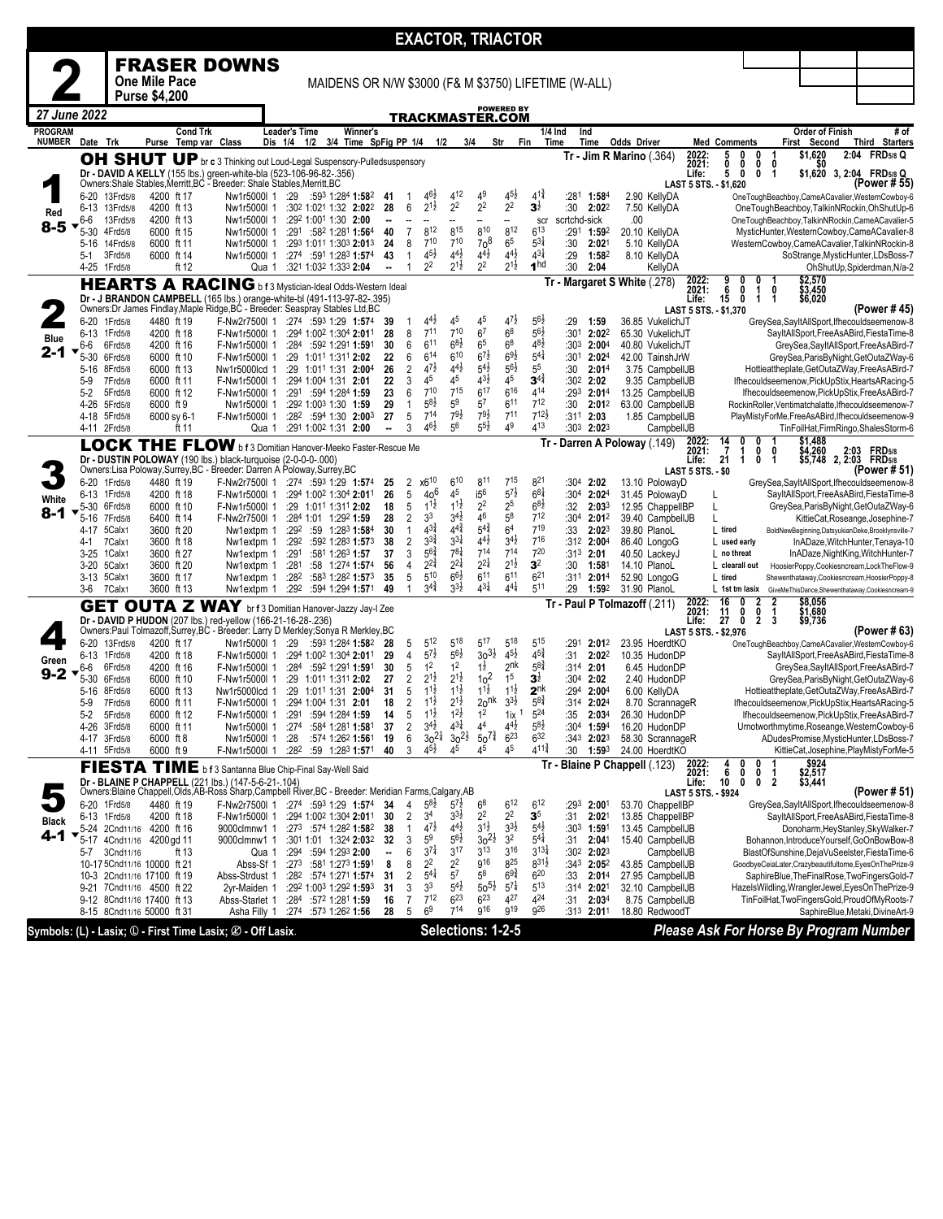# EXACTOR, TRIACTOR

## 2 FRASER DOWNS

**One Mile Pace** — MAIDENS OR N/W $3000 (F& M $3750) LIFETIME (W-ALL)

**Purse $4,200**

*27 June 2022* — TRACKMASTER.COM

---

### 1 — OH SHUT UP — Red — 8-5

br c 3 Thinking out Loud-Legal Suspensepy-Pulledsuspensory

Dr - DAVID A KELLY (155 lbs.) green-white-bla (523-106-96-82-.356)

Owners:Shale Stables,Merritt,BC - Breeder: Shale Stables,Merritt,BC

Tr - Jim R Marino (.364)

2022: 5 0 0 1 $1,620 2:04 FRD5/8 Q
2021: 0 0 0 0 $0
Life: 5 0 0 1 $1,620 3, 2:04 FRD5/8 Q
LAST 5 STS. - $1,620 (Power # 55)

| Date Trk | Purse | Cond Trk | Class | Leader's Time | Winner's Time | SpFig | PP | 1/4 | 1/2 | 3/4 | Str | Fin | 1/4 Ind Time | Ind Time | Odds Driver | Comments / Order of Finish |
|---|---|---|---|---|---|---|---|---|---|---|---|---|---|---|---|---|
| 6-20 13Frd5/8 | 4200 | ft 17 | Nw1r5000l 1 | :29 :593 1:284 | 1:582 | 41 | 1 | 4^6½ | 4^12 | 4^9 | 4^5½ | 4^1¾ | :281 | 1:584 | 2.90 KellyDA | OneToughBeachboy,CameACavalier,WesternCowboy-6 |
| 6-13 13Frd5/8 | 4200 | ft 13 | Nw1r5000l 1 | :302 1:021 1:32 | 2:022 | 28 | 6 | 2^1½ | 2^2 | 2^2 | 2^2 | 3^½ | :30 | 2:022 | 7.50 KellyDA | OneToughBeachboy,TalkinNRockin,OhShutUp-6 |
| 6-6 13Frd5/8 | 4200 | ft 13 | Nw1r5000l 1 | :292 1:001 1:30 | 2:00 | -- | -- | -- | -- | -- | -- | scr | scrtchd-sick | | .00 | OneToughBeachboy,TalkinNRockin,CameACavalier-5 |
| 5-30 4Frd5/8 | 6000 | ft 15 | Nw1r5000l 1 | :291 :582 1:281 | 1:564 | 40 | 7 | 8^12 | 8^15 | 8^10 | 8^12 | 6^13 | :291 | 1:592 | 20.10 KellyDA | MysticHunter,WesternCowboy,CameACavalier-8 |
| 5-16 14Frd5/8 | 6000 | ft 11 | Nw1r5000l 1 | :293 1:011 1:303 | 2:013 | 24 | 8 | 7^10 | 7^10 | 7o^8 | 6^5 | 5^3¾ | :30 | 2:021 | 5.10 KellyDA | WesternCowboy,CameACavalier,TalkinNRockin-8 |
| 5-1 3Frd5/8 | 6000 | ft 14 | Nw1r5000l 1 | :274 :591 1:283 | 1:574 | 43 | 1 | 4^5½ | 4^4½ | 4^4½ | 4^4½ | 4^3¼ | :29 | 1:582 | 8.10 KellyDA | SoStrange,MysticHunter,LDsBoss-7 |
| 4-25 1Frd5/8 | | ft 12 | Qua 1 | :321 1:032 1:333 | 2:04 | -- | 1 | 2^2 | 2^1½ | 2^2 | 2^1½ | 1^hd | :30 | 2:04 | KellyDA | OhShutUp,Spiderman,N/a-2 |

---

### 2 — HEARTS A RACING — Blue — 2-1

b f 3 Mystician-Ideal Odds-Western Ideal

Dr - J BRANDON CAMPBELL (165 lbs.) orange-white-bl (491-113-97-82-.395)

Owners:Dr James Findlay,Maple Ridge,BC - Breeder: Seaspray Stables Ltd,BC

Tr - Margaret S White (.278)

2022: 9 0 0 1 $2,570
2021: 6 0 1 0 $3,450
Life: 15 0 1 1 $6,020
LAST 5 STS. - $1,370 (Power # 45)

| Date Trk | Purse | Cond Trk | Class | Leader's Time | Winner's Time | SpFig | PP | 1/4 | 1/2 | 3/4 | Str | Fin | 1/4 Ind Time | Ind Time | Odds Driver | Comments / Order of Finish |
|---|---|---|---|---|---|---|---|---|---|---|---|---|---|---|---|---|
| 6-20 1Frd5/8 | 4480 | ft 19 | F-Nw2r7500l 1 | :274 :593 1:29 | 1:574 | 39 | 1 | 4^4½ | 4^5 | 4^5 | 4^7½ | 5^6½ | :29 | 1:59 | 36.85 VukelichJT | GreySea,SayItAllSport,Ifhecouldseemenow-8 |
| 6-13 1Frd5/8 | 4200 | ft 18 | F-Nw1r5000l 1 | :294 1:002 1:304 | 2:011 | 28 | 8 | 7^11 | 7^10 | 6^7 | 6^8 | 5^6½ | :301 | 2:022 | 65.30 VukelichJT | SayItAllSport,FreeAsABird,FiestaTime-8 |
| 6-6 6Frd5/8 | 4200 | ft 16 | F-Nw1r5000l 1 | :284 :592 1:291 | 1:591 | 30 | 6 | 6^11 | 6^8½ | 6^5 | 6^8 | 4^8½ | :303 | 2:004 | 40.80 VukelichJT | GreySea,SayItAllSport,FreeAsABird-7 |
| 5-30 6Frd5/8 | 6000 | ft 10 | F-Nw1r5000l 1 | :29 1:011 1:311 | 2:02 | 22 | 6 | 6^14 | 6^10 | 6^7½ | 6^9½ | 5^4¾ | :301 | 2:024 | 42.00 TainshJrW | GreySea,ParisByNight,GetOutaZWay-6 |
| 5-16 8Frd5/8 | 6000 | ft 13 | Nw1r5000lcd 1 | :29 1:011 1:31 | 2:004 | 26 | 2 | 4^7½ | 4^4½ | 5^4½ | 5^6½ | 5^5 | :30 | 2:014 | 3.75 CampbellJB | Hottieattheplate,GetOutaZWay,FreeAsABird-7 |
| 5-9 7Frd5/8 | 6000 | ft 11 | F-Nw1r5000l 1 | :294 1:004 1:31 | 2:01 | 22 | 3 | 4^5 | 4^5 | 4^3½ | 4^5 | 3^4¾ | :302 | 2:02 | 9.35 CampbellJB | Ifhecouldseemenow,PickUpStix,HeartsARacing-5 |
| 5-2 5Frd5/8 | 6000 | ft 12 | F-Nw1r5000l 1 | :291 :594 1:284 | 1:59 | 23 | 6 | 7^10 | 7^15 | 6^17 | 6^16 | 4^14 | :293 | 2:014 | 13.25 CampbellJB | Ifhecouldseemenow,PickUpStix,FreeAsABird-7 |
| 4-26 5Frd5/8 | 6000 | ft 9 | Nw1r5000l 1 | :292 1:003 1:30 | 1:59 | 29 | 1 | 5^8½ | 5^9 | 5^7 | 6^11 | 7^12 | :30 | 2:012 | 63.00 CampbellJB | RockinRoller,Ventimatchalatte,Ifhecouldseemenow-7 |
| 4-18 5Frd5/8 | 6000 | sy 6-1 | F-Nw1r5000l 1 | :282 :594 1:30 | 2:003 | 27 | 5 | 7^14 | 7^9½ | 7^9½ | 7^11 | 7^12½ | :311 | 2:03 | 1.85 CampbellJB | PlayMistyForMe,FreeAsABird,Ifhecouldseemenow-9 |
| 4-11 2Frd5/8 | | ft 11 | Qua 1 | :291 1:002 1:31 | 2:00 | -- | 3 | 4^6½ | 5^6 | 5^5½ | 4^9 | 4^13 | :303 | 2:023 | CampbellJB | TinFoilHat,FirmRingo,ShalesStorm-6 |

---

### 3 — LOCK THE FLOW — White — 8-1

b f 3 Domitian Hanover-Meeko Faster-Rescue Me

Dr - DUSTIN POLOWAY (190 lbs.) black-turquoise (2-0-0-0-.000)

Owners:Lisa Poloway,Surrey,BC - Breeder: Darren A Poloway,Surrey,BC

Tr - Darren A Poloway (.149)

2022: 14 0 0 1 $1,488
2021: 7 1 0 0 $4,260 2:03 FRD5/8
Life: 21 1 0 1 $5,748 2, 2:03 FRD5/8
LAST 5 STS. - $0 (Power # 51)

| Date Trk | Purse | Cond Trk | Class | Leader's Time | Winner's Time | SpFig | PP | 1/4 | 1/2 | 3/4 | Str | Fin | 1/4 Ind Time | Ind Time | Odds Driver | Med | Comments / Order of Finish |
|---|---|---|---|---|---|---|---|---|---|---|---|---|---|---|---|---|---|
| 6-20 1Frd5/8 | 4480 | ft 19 | F-Nw2r7500l 1 | :274 :593 1:29 | 1:574 | 25 | 2 | x6^10 | 6^10 | 8^11 | 7^15 | 8^21 | :304 | 2:02 | 13.10 PolowayD | | GreySea,SayItAllSport,Ifhecouldseemenow-8 |
| 6-13 1Frd5/8 | 4200 | ft 18 | F-Nw1r5000l 1 | :294 1:002 1:304 | 2:011 | 26 | 5 | 4o^6 | 4^5 | i5^6 | 5^7½ | 6^8¾ | :304 | 2:024 | 31.45 PolowayD | L | SayItAllSport,FreeAsABird,FiestaTime-8 |
| 5-30 6Frd5/8 | 6000 | ft 10 | F-Nw1r5000l 1 | :29 1:011 1:311 | 2:02 | 18 | 5 | 1^1½ | 1^1½ | 2^2 | 2^5 | 6^8½ | :32 | 2:033 | 12.95 CampbellPBP | L | GreySea,ParisByNight,GetOutaZWay-6 |
| 5-16 7Frd5/8 | 6400 | ft 14 | F-Nw2r7500l 1 | :284 1:01 1:292 | 1:59 | 28 | 2 | 3^3 | 3^4½ | 4^6 | 5^8 | 7^12 | :304 | 2:012 | 39.40 CampbellJB | L | KittieCat,Roseange,Josephine-7 |
| 4-17 5Calx1 | 3600 | ft 20 | Nwlextpm 1 | :292 :59 1:283 | 1:584 | 30 | 1 | 4^3¾ | 4^4¾ | 5^4¾ | 6^4 | 7^19 | :33 | 2:023 | 39.80 PlanoL | L tired | BoldNewBeginning,DatsyukianDeke,Brooklynsville-7 |
| 4-1 7Calx1 | 3600 | ft 18 | Nwlextpm 1 | :292 :592 1:283 | 1:573 | 38 | 2 | 3^3¾ | 3^3¼ | 4^4½ | 3^4½ | 7^16 | :312 | 2:004 | 86.40 LongoG | L used early | InADaze,WitchHunter,Tenaya-10 |
| 3-25 1Calx1 | 3600 | ft 27 | Nwlextpm 1 | :291 :581 1:263 | 1:57 | 37 | 3 | 5^6¾ | 7^8¼ | 7^14 | 7^14 | 7^20 | :313 | 2:01 | 40.50 LackeyJ | L no threat | InADaze,NightKing,WitchHunter-7 |
| 3-20 5Calx1 | 3600 | ft 20 | Nwlextpm 1 | :281 :58 1:274 | 1:574 | 56 | 4 | 2^2¾ | 2^2¼ | 2^2¼ | 2^1½ | 3^2 | :30 | 1:581 | 14.10 PlanoL | L clearall out | HoosierPoppy,Cookiesncream,LockTheFlow-9 |
| 3-13 5Calx1 | 3600 | ft 17 | Nwlextpm 1 | :282 :583 1:282 | 1:573 | 35 | 5 | 5^10 | 6^6½ | 6^11 | 6^11 | 6^21 | :311 | 2:014 | 52.90 LongoG | L tired | Shewenthataway,Cookiesncream,HoosierPoppy-8 |
| 3-6 7Calx1 | 3600 | ft 13 | Nwlextpm 1 | :292 :594 1:294 | 1:571 | 49 | 1 | 3^4¾ | 3^3½ | 4^3¼ | 4^4¼ | 5^11 | :29 | 1:592 | 31.90 PlanoL | L 1st tm lasix | GiveMeThisDance,Shewenthataway,Cookiesncream-9 |

---

### 4 — GET OUTA Z WAY — Green — 9-2

br f 3 Domitian Hanover-Jazzy Jay-l Zee

Dr - DAVID P HUDON (207 lbs.) red-yellow (166-21-16-28-.236)

Owners:Paul Tolmazoff,Surrey,BC - Breeder: Larry D Merkley;Sonya R Merkley,BC

Tr - Paul P Tolmazoff (.211)

2022: 16 0 2 2 $8,056
2021: 11 0 0 1 $1,680
Life: 27 0 2 3 $9,736
LAST 5 STS. - $2,976 (Power # 63)

| Date Trk | Purse | Cond Trk | Class | Leader's Time | Winner's Time | SpFig | PP | 1/4 | 1/2 | 3/4 | Str | Fin | 1/4 Ind Time | Ind Time | Odds Driver | Comments / Order of Finish |
|---|---|---|---|---|---|---|---|---|---|---|---|---|---|---|---|---|
| 6-20 13Frd5/8 | 4200 | ft 17 | Nw1r5000l 1 | :29 :593 1:284 | 1:582 | 28 | 5 | 5^12 | 5^18 | 5^17 | 5^18 | 5^15 | :291 | 2:012 | 23.95 HoerdtKO | OneToughBeachboy,CameACavalier,WesternCowboy-6 |
| 6-13 1Frd5/8 | 4200 | ft 18 | F-Nw1r5000l 1 | :294 1:002 1:304 | 2:011 | 29 | 4 | 5^7½ | 5^6½ | 3o^3½ | 4^5½ | 4^5¾ | :31 | 2:022 | 10.35 HudonDP | SayItAllSport,FreeAsABird,FiestaTime-8 |
| 6-6 6Frd5/8 | 4200 | ft 16 | F-Nw1r5000l 1 | :284 :592 1:291 | 1:591 | 30 | 5 | 1^2 | 1^2 | 1^½ | 2^nk | 5^8¾ | :314 | 2:01 | 6.45 HudonDP | GreySea,SayItAllSport,FreeAsABird-7 |
| 5-30 6Frd5/8 | 6000 | ft 10 | F-Nw1r5000l 1 | :29 1:011 1:311 | 2:02 | 27 | 2 | 2^1½ | 2^1½ | 1o^2 | 1^5 | 3^½ | :304 | 2:02 | 2.40 HudonDP | GreySea,ParisByNight,GetOutaZWay-6 |
| 5-16 8Frd5/8 | 6000 | ft 13 | Nw1r5000lcd 1 | :29 1:011 1:31 | 2:004 | 31 | 5 | 1^1½ | 1^1½ | 1^1½ | 1^1½ | 2^nk | :294 | 2:004 | 6.00 KellyDA | Hottieattheplate,GetOutaZWay,FreeAsABird-7 |
| 5-9 7Frd5/8 | 6000 | ft 11 | F-Nw1r5000l 1 | :294 1:004 1:31 | 2:01 | 18 | 2 | 1^1½ | 2^1½ | 2o^nk | 3^3½ | 5^8¾ | :314 | 2:024 | 8.70 ScrannageR | Ifhecouldseemenow,PickUpStix,HeartsARacing-5 |
| 5-2 5Frd5/8 | 6000 | ft 12 | F-Nw1r5000l 1 | :291 :594 1:284 | 1:59 | 14 | 5 | 1^1½ | 1^2½ | 1^2 | 1ix^1 | 5^24 | :35 | 2:014 | 26.30 HudonDP | Ifhecouldseemenow,PickUpStix,FreeAsABird-7 |
| 4-26 3Frd5/8 | 6000 | ft 11 | Nw1r5000l 1 | :274 :584 1:281 | 1:581 | 37 | 2 | 3^4½ | 4^3¼ | 4^4 | 4^4½ | 5^8½ | :304 | 1:594 | 16.20 HudonDP | Urnotworthmytime,Roseange,WesternCowboy-6 |
| 4-17 3Frd5/8 | 6000 | ft 8 | Nw1r5000l 1 | :28 :574 1:262 | 1:561 | 19 | 6 | 3o^2¼ | 3o^2½ | 5o^7¾ | 6^23 | 6^32 | :343 | 2:023 | 58.30 ScrannageR | ADudesPromise,MysticHunter,LDsBoss-7 |
| 4-11 5Frd5/8 | 6000 | ft 9 | F-Nw1r5000l 1 | :282 :59 1:283 | 1:571 | 40 | 3 | 4^5½ | 4^5 | 4^5 | 4^5 | 4^11¾ | :30 | 1:593 | 24.00 HoerdtKO | KittieCat,Josephine,PlayMistyForMe-5 |

---

### 5 — FIESTA TIME — Black — 4-1

b f 3 Santanna Blue Chip-Final Say-Well Said

Dr - BLAINE P CHAPPELL (221 lbs.) (147-5-6-21-.104)

Owners:Blaine Chappell,Olds,AB-Ross Sharp,Campbell River,BC - Breeder: Meridian Farms,Calgary,AB

Tr - Blaine P Chappell (.123)

2022: 4 0 0 1 $924
2021: 6 0 0 1 $2,517
Life: 10 0 0 2 $3,441
LAST 5 STS. - $924 (Power # 51)

| Date Trk | Purse | Cond Trk | Class | Leader's Time | Winner's Time | SpFig | PP | 1/4 | 1/2 | 3/4 | Str | Fin | 1/4 Ind Time | Ind Time | Odds Driver | Comments / Order of Finish |
|---|---|---|---|---|---|---|---|---|---|---|---|---|---|---|---|---|
| 6-20 1Frd5/8 | 4480 | ft 19 | F-Nw2r7500l 1 | :274 :593 1:29 | 1:574 | 34 | 4 | 5^8½ | 5^7½ | 6^8 | 6^12 | 6^12 | :293 | 2:001 | 53.70 ChappellBP | GreySea,SayItAllSport,Ifhecouldseemenow-8 |
| 6-13 1Frd5/8 | 4200 | ft 18 | F-Nw1r5000l 1 | :294 1:002 1:304 | 2:011 | 30 | 2 | 3^4 | 3^3½ | 2^2 | 2^2 | 3^5 | :31 | 2:021 | 13.85 ChappellBP | SayItAllSport,FreeAsABird,FiestaTime-8 |
| 5-24 2Cnd11/16 | 4200 | ft 16 | 9000clmnw1 1 | :273 :574 1:282 | 1:582 | 38 | 1 | 4^7½ | 4^4½ | 3^1½ | 3^3½ | 5^4½ | :303 | 1:591 | 13.45 CampbellJB | Donoharm,HeyStanley,SkyWalker-7 |
| 5-17 4Cnd11/16 | 4200 | gd 11 | 9000clmnw1 1 | :301 1:01 1:324 | 2:032 | 32 | 3 | 5^9 | 5^6½ | 3o^2½ | 3^2 | 5^4¼ | :31 | 2:041 | 15.40 CampbellJB | Bohannon,IntroduceYourself,GoOnBowBow-8 |
| 5-7 3Cnd11/16 | | ft 13 | Qua 1 | :294 :594 1:293 | 2:00 | -- | 6 | 3^7¼ | 3^17 | 3^13 | 3^16 | 3^13¾ | :302 | 2:023 | CampbellJB | BlastOfSunshine,DejaVuSeelster,FiestaTime-6 |
| 10-17 5Cnd11/16 | 10000 | ft 21 | Abss-Sf 1 | :273 :581 1:273 | 1:591 | 8 | 8 | 2^2 | 2^2 | 9^16 | 8^25 | 8^31½ | :343 | 2:052 | 43.85 CampbellJB | GoodbyeCeiaLater,Crazybeautifultome,EyesOnThePrize-9 |
| 10-3 2Cnd11/16 | 17100 | ft 19 | Abss-Strdust 1 | :282 :574 1:271 | 1:574 | 31 | 2 | 5^4¾ | 5^7 | 5^8 | 6^9¾ | 6^20 | :33 | 2:014 | 27.95 CampbellJB | SaphireBlue,TheFinalRose,TwoFingersGold-7 |
| 9-21 7Cnd11/16 | 4500 | ft 22 | 2yr-Maiden 1 | :292 1:003 1:292 | 1:593 | 31 | 3 | 3^3 | 5^4½ | 5o^5½ | 5^7¼ | 5^13 | :314 | 2:021 | 32.10 CampbellJB | HazelsWildling,WranglerJewel,EyesOnThePrize-9 |
| 9-12 8Cnd11/16 | 17400 | ft 13 | Abss-Starlet 1 | :284 :572 1:281 | 1:59 | 16 | 7 | 7^12 | 6^23 | 6^23 | 4^27 | 4^24 | :31 | 2:034 | 8.75 CampbellJB | TinFoilHat,TwoFingersGold,ProudOfMyRoots-7 |
| 8-15 8Cnd11/16 | 50000 | ft 31 | Asha Filly 1 | :274 :573 1:262 | 1:56 | 28 | 5 | 6^9 | 7^14 | 9^16 | 9^19 | 9^26 | :313 | 2:011 | 18.80 RedwoodT | SaphireBlue,Metaki,DivineArt-9 |

---

Symbols: (L) - Lasix; ① - First Time Lasix; ⊘ - Off Lasix.

**Selections: 1-2-5**

*Please Ask For Horse By Program Number*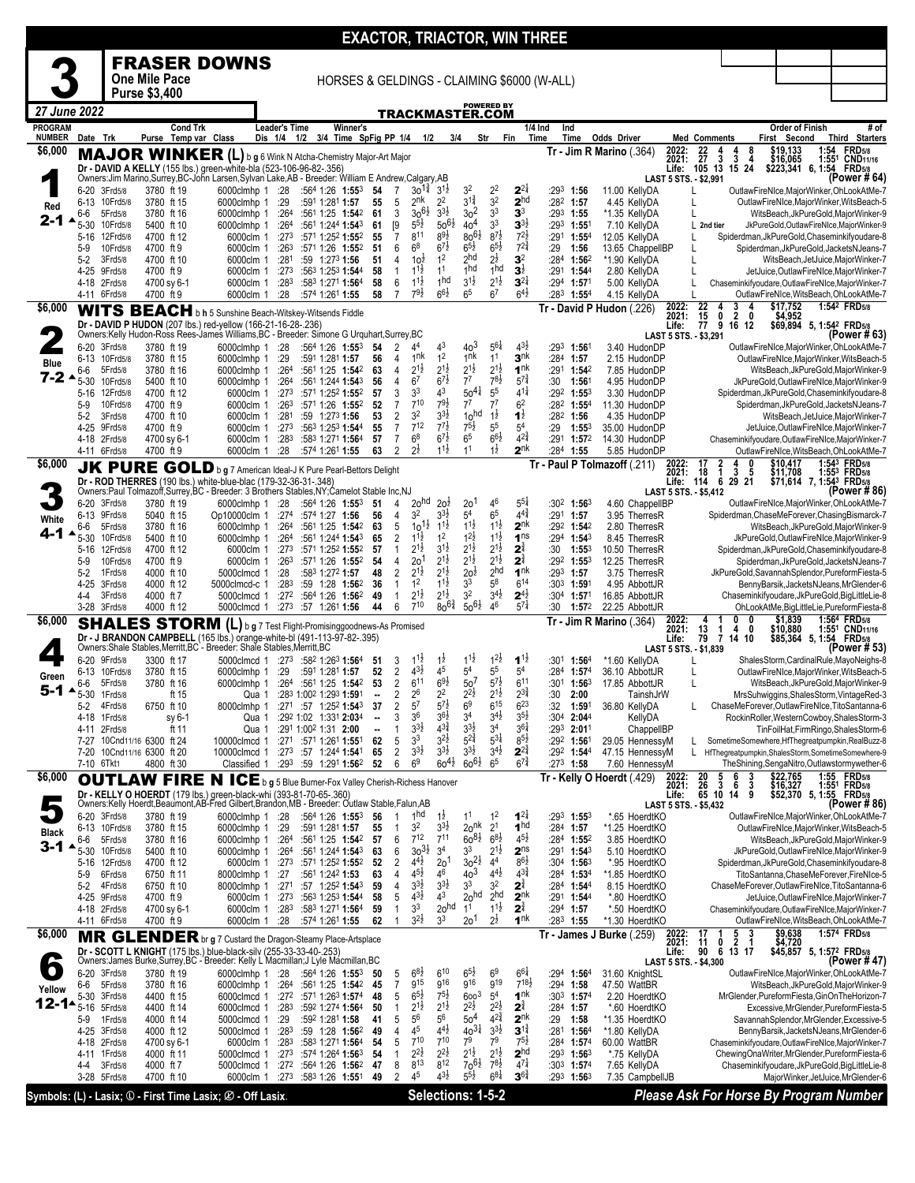# EXACTOR, TRIACTOR, WIN THREE

## 3 — FRASER DOWNS

**One Mile Pace — Purse $3,400**

HORSES & GELDINGS - CLAIMING $6000 (W-ALL)

*27 June 2022* — POWERED BY TRACKMASTER.COM

---

### 1 — Red — 2-1 — $6,000

**MAJOR WINKER (L)** b g 6 Wink N Atcha-Chemistry Major-Art Major

Tr - Jim R Marino (.364)

Dr - DAVID A KELLY (155 lbs.) green-white-bla (523-106-96-82-.356)

Owners:Jim Marino,Surrey,BC-John Larsen,Sylvan Lake,AB - Breeder: William E Andrew,Calgary,AB

| | Starts | Win | Place | Show | Earnings | Record |
|---|---|---|---|---|---|---|
| 2022: | 22 | 4 | 4 | 8 | $19,133 | 1:54 FRD5/8 |
| 2021: | 27 | 3 | 3 | 4 | $16,065 | 1:551 CND11/16 |
| Life: | 105 | 13 | 15 | 24 | $223,341 | 6, 1:54 FRD5/8 |

LAST 5 STS. - $2,991 — (Power # 64)

| Date | Trk | Purse | Cond | Trk | Class | 1/4 | 1/2 | 3/4 | Time | SpFig | PP | 1/4 | 1/2 | 3/4 | Str | Fin | 1/4 Ind | Ind Time | Odds Driver | Med | Comments | Order of Finish |
|---|---|---|---|---|---|---|---|---|---|---|---|---|---|---|---|---|---|---|---|---|---|---|
| 6-20 | 3Frd5/8 | 3780 | ft 19 | | 6000clmhp 1 | :28 | :564 | 1:26 | 1:553 | 54 | 7 | 3o1¼ | 3½ | 3² | 2² | 2¼ | :293 | 1:56 | 11.00 KellyDA | L | | OutlawFireNIce,MajorWinker,OhLookAtMe-7 |
| 6-13 | 10Frd5/8 | 3780 | ft 15 | | 6000clmhp 1 | :29 | :591 | 1:281 | 1:57 | 55 | 5 | 2nk | 2² | 3¼ | 3² | 2hd | :282 | 1:57 | 4.45 KellyDA | L | | OutlawFireNIce,MajorWinker,WitsBeach-5 |
| 6-6 | 5Frd5/8 | 3780 | ft 16 | | 6000clmhp 1 | :264 | :561 | 1:25 | 1:542 | 61 | 3 | 3o6½ | 3¾ | 3o² | 3³ | 3³ | :293 | 1:55 | *1.35 KellyDA | L | | WitsBeach,JkPureGold,MajorWinker-9 |
| 5-30 | 10Frd5/8 | 5400 | ft 10 | | 6000clmhp 1 | :264 | :561 | 1:244 | 1:543 | 61 | [9 | 5½ | 5o6½ | 4o4 | 3³ | 3¾ | :293 | 1:551 | 7.10 KellyDA | L | 2nd tier | JkPureGold,OutlawFireNIce,MajorWinker-9 |
| 5-16 | 12Frd5/8 | 4700 | ft 12 | | 6000clm 1 | :273 | :571 | 1:252 | 1:552 | 55 | 7 | 8¹¹ | 8⁹½ | 8o6½ | 8⁷½ | 7²½ | :291 | 1:554 | 12.05 KellyDA | L | | Spiderdman,JkPureGold,Chaseminkifyoudare-8 |
| 5-9 | 10Frd5/8 | 4700 | ft 9 | | 6000clm 1 | :263 | :571 | 1:26 | 1:552 | 51 | 6 | 6⁸ | 6⁷½ | 6⁵½ | 6⁵½ | 7²¾ | :29 | 1:56 | 13.65 ChappellBP | L | | Spiderdman,JkPureGold,JacketsNJeans-7 |
| 5-2 | 3Frd5/8 | 4700 | ft 10 | | 6000clm 1 | :281 | :59 | 1:273 | 1:56 | 51 | 4 | 1o½ | 1² | 2hd | 2½ | 3² | :284 | 1:562 | *1.90 KellyDA | L | | WitsBeach,JetJuice,MajorWinker-7 |
| 4-25 | 9Frd5/8 | 4700 | ft 9 | | 6000clm 1 | :273 | :563 | 1:253 | 1:544 | 58 | 1 | 1½ | 1¹ | 1hd | 1hd | 3½ | :291 | 1:544 | 2.80 KellyDA | L | | JetJuice,OutlawFireNIce,MajorWinker-7 |
| 4-18 | 2Frd5/8 | 4700 | sy 6-1 | | 6000clm 1 | :283 | :583 | 1:271 | 1:564 | 58 | 6 | 1½ | 1hd | 3½ | 2½ | 3¼ | :294 | 1:571 | 5.00 KellyDA | L | | Chaseminkifyoudare,OutlawFireNIce,MajorWinker-7 |
| 4-11 | 6Frd5/8 | 4700 | ft 9 | | 6000clm 1 | :28 | :574 | 1:261 | 1:55 | 58 | 7 | 7⁹½ | 6⁶½ | 6⁵ | 6⁷ | 6⁴½ | :283 | 1:554 | 4.15 KellyDA | L | | OutlawFireNIce,WitsBeach,OhLookAtMe-7 |

---

### 2 — Blue — 7-2 — $6,000

**WITS BEACH** b h 5 Sunshine Beach-Witskey-Witsends Fiddle

Tr - David P Hudon (.226)

Dr - DAVID P HUDON (207 lbs.) red-yellow (166-21-16-28-.236)

Owners:Kelly Hudon-Ross Rees-James Williams,BC - Breeder: Simone G Urquhart,Surrey,BC

| | Starts | Win | Place | Show | Earnings | Record |
|---|---|---|---|---|---|---|
| 2022: | 22 | 4 | 3 | 4 | $17,752 | 1:542 FRD5/8 |
| 2021: | 15 | 0 | 2 | 0 | $4,952 | |
| Life: | 77 | 9 | 16 | 12 | $69,894 | 5, 1:542 FRD5/8 |

LAST 5 STS. - $3,291 — (Power # 63)

| Date | Trk | Purse | Cond | Trk | Class | 1/4 | 1/2 | 3/4 | Time | SpFig | PP | 1/4 | 1/2 | 3/4 | Str | Fin | 1/4 Ind | Ind Time | Odds Driver | Med | Comments | Order of Finish |
|---|---|---|---|---|---|---|---|---|---|---|---|---|---|---|---|---|---|---|---|---|---|---|
| 6-20 | 3Frd5/8 | 3780 | ft 19 | | 6000clmhp 1 | :28 | :564 | 1:26 | 1:553 | 54 | 2 | 4⁴ | 4³ | 4o³ | 5⁶¼ | 4³½ | :293 | 1:561 | 3.40 HudonDP | | | OutlawFireNIce,MajorWinker,OhLookAtMe-7 |
| 6-13 | 10Frd5/8 | 3780 | ft 15 | | 6000clmhp 1 | :29 | :591 | 1:281 | 1:57 | 56 | 4 | 1nk | 1² | 1nk | 1¹ | 3nk | :284 | 1:57 | 2.15 HudonDP | | | OutlawFireNIce,MajorWinker,WitsBeach-5 |
| 6-6 | 5Frd5/8 | 3780 | ft 16 | | 6000clmhp 1 | :264 | :561 | 1:25 | 1:542 | 63 | 4 | 2½ | 2½ | 2½ | 2½ | 1nk | :291 | 1:542 | 7.85 HudonDP | | | WitsBeach,JkPureGold,MajorWinker-9 |
| 5-30 | 10Frd5/8 | 5400 | ft 10 | | 6000clmhp 1 | :264 | :561 | 1:244 | 1:543 | 56 | 4 | 6⁷ | 6⁷½ | 7⁷ | 7⁸½ | 5⁷¾ | :30 | 1:561 | 4.95 HudonDP | | | JkPureGold,OutlawFireNIce,MajorWinker-9 |
| 5-16 | 12Frd5/8 | 4700 | ft 12 | | 6000clm 1 | :273 | :571 | 1:252 | 1:552 | 57 | 3 | 3³ | 4³ | 5o4¼ | 5⁵ | 4¼ | :292 | 1:553 | 3.30 HudonDP | | | Spiderdman,JkPureGold,Chaseminkifyoudare-8 |
| 5-9 | 10Frd5/8 | 4700 | ft 9 | | 6000clm 1 | :263 | :571 | 1:26 | 1:552 | 52 | 7 | 7¹⁰ | 7⁹½ | 7⁷ | 7⁷ | 6² | :282 | 1:554 | 11.30 HudonDP | | | Spiderdman,JkPureGold,JacketsNJeans-7 |
| 5-2 | 3Frd5/8 | 4700 | ft 10 | | 6000clm 1 | :281 | :59 | 1:273 | 1:56 | 53 | 2 | 3² | 3¾ | 1ohd | 1½ | 1½ | :282 | 1:56 | 4.35 HudonDP | | | WitsBeach,JetJuice,MajorWinker-7 |
| 4-25 | 9Frd5/8 | 4700 | ft 9 | | 6000clm 1 | :273 | :563 | 1:253 | 1:544 | 55 | 7 | 7¹² | 7⁷½ | 7⁵½ | 5⁵ | 5⁴ | :29 | 1:553 | 35.00 HudonDP | | | JetJuice,OutlawFireNIce,MajorWinker-7 |
| 4-18 | 2Frd5/8 | 4700 | sy 6-1 | | 6000clm 1 | :283 | :583 | 1:271 | 1:564 | 57 | 7 | 6⁸ | 6⁷½ | 6⁵ | 6⁶½ | 4²¾ | :291 | 1:572 | 14.30 HudonDP | | | Chaseminkifyoudare,OutlawFireNIce,MajorWinker-7 |
| 4-11 | 6Frd5/8 | 4700 | ft 9 | | 6000clm 1 | :28 | :574 | 1:261 | 1:55 | 63 | 2 | 2½ | 1½ | 1¹ | 1½ | 2nk | :284 | 1:55 | 5.85 HudonDP | | | OutlawFireNIce,WitsBeach,OhLookAtMe-7 |

---

### 3 — White — 4-1 — $6,000

**JK PURE GOLD** b g 7 American Ideal-J K Pure Pearl-Bettors Delight

Tr - Paul P Tolmazoff (.211)

Dr - ROD THERRES (190 lbs.) white-blue-blac (179-32-36-31-.348)

Owners:Paul Tolmazoff,Surrey,BC - Breeder: 3 Brothers Stables,NY;Camelot Stable Inc,NJ

| | Starts | Win | Place | Show | Earnings | Record |
|---|---|---|---|---|---|---|
| 2022: | 17 | 2 | 4 | 0 | $10,417 | 1:543 FRD5/8 |
| 2021: | 18 | 1 | 3 | 5 | $11,708 | 1:553 FRD5/8 |
| Life: | 114 | 6 | 29 | 21 | $71,614 | 7, 1:543 FRD5/8 |

LAST 5 STS. - $5,412 — (Power # 86)

| Date | Trk | Purse | Cond | Trk | Class | 1/4 | 1/2 | 3/4 | Time | SpFig | PP | 1/4 | 1/2 | 3/4 | Str | Fin | 1/4 Ind | Ind Time | Odds Driver | Med | Comments | Order of Finish |
|---|---|---|---|---|---|---|---|---|---|---|---|---|---|---|---|---|---|---|---|---|---|---|
| 6-20 | 3Frd5/8 | 3780 | ft 19 | | 6000clmhp 1 | :28 | :564 | 1:26 | 1:553 | 51 | 4 | 2ohd | 2o½ | 2o¹ | 4⁶ | 5⁵¼ | :302 | 1:563 | 4.60 ChappellBP | | | OutlawFireNIce,MajorWinker,OhLookAtMe-7 |
| 6-13 | 9Frd5/8 | 5040 | ft 15 | | Op10000clm 1 | :274 | :574 | 1:27 | 1:56 | 53 | 4 | 3² | 3¾ | 5⁴ | 6⁵ | 4⁴¾ | :291 | 1:57 | 3.95 TherresR | | | Spiderdman,ChaseMeForever,ChasingBismarck-7 |
| 6-6 | 5Frd5/8 | 3780 | ft 16 | | 6000clmhp 1 | :264 | :561 | 1:25 | 1:542 | 63 | 5 | 1o1½ | 1½ | 1½ | 1½ | 2nk | :292 | 1:542 | 2.80 TherresR | | | WitsBeach,JkPureGold,MajorWinker-9 |
| 5-30 | 10Frd5/8 | 5400 | ft 10 | | 6000clmhp 1 | :264 | :561 | 1:244 | 1:543 | 64 | 2 | 1½ | 1² | 1½ | 1½ | 1ns | :294 | 1:543 | 8.45 TherresR | | | JkPureGold,OutlawFireNIce,MajorWinker-9 |
| 5-16 | 12Frd5/8 | 4700 | ft 12 | | 6000clm 1 | :273 | :571 | 1:252 | 1:552 | 57 | 1 | 2½ | 3½ | 2½ | 2½ | 2¾ | :30 | 1:553 | 10.50 TherresR | | | Spiderdman,JkPureGold,Chaseminkifyoudare-8 |
| 5-9 | 10Frd5/8 | 4700 | ft 9 | | 6000clm 1 | :263 | :571 | 1:26 | 1:552 | 54 | 4 | 2o¹ | 2½ | 2½ | 2½ | 2¾ | :292 | 1:553 | 12.25 TherresR | | | Spiderdman,JkPureGold,JacketsNJeans-7 |
| 5-2 | 1Frd5/8 | 4000 | ft 10 | | 5000clmcd 1 | :28 | :583 | 1:272 | 1:57 | 48 | 2 | 2½ | 2½ | 2o½ | 2hd | 1nk | :293 | 1:57 | 3.75 TherresR | | | JkPureGold,SavannahSplendor,PureformFiesta-5 |
| 4-25 | 3Frd5/8 | 4000 | ft 12 | | 5000clmcd-c 1 | :283 | :59 | 1:28 | 1:562 | 36 | 1 | 1² | 1½ | 3³ | 5⁸ | 6¹⁴ | :303 | 1:591 | 4.95 AbbottJR | | | BennyBarsik,JacketsNJeans,MrGlender-6 |
| 4-4 | 3Frd5/8 | 4000 | ft 7 | | 5000clmcd 1 | :272 | :564 | 1:26 | 1:562 | 49 | 1 | 2½ | 2½ | 3² | 3⁴½ | 2⁴¼ | :304 | 1:571 | 16.85 AbbottJR | | | Chaseminkifyoudare,JkPureGold,BigLittleLie-8 |
| 3-28 | 3Frd5/8 | 4000 | ft 12 | | 5000clmcd 1 | :273 | :57 | 1:261 | 1:56 | 44 | 6 | 7¹⁰ | 8o6¾ | 5o6½ | 4⁶ | 5⁷¼ | :30 | 1:572 | 22.25 AbbottJR | | | OhLookAtMe,BigLittleLie,PureformFiesta-8 |

---

### 4 — Green — 5-1 — $6,000

**SHALES STORM (L)** b g 7 Test Flight-Promisinggoodnews-As Promised

Tr - Jim R Marino (.364)

Dr - J BRANDON CAMPBELL (165 lbs.) orange-white-bl (491-113-97-82-.395)

Owners:Shale Stables,Merritt,BC - Breeder: Shale Stables,Merritt,BC

| | Starts | Win | Place | Show | Earnings | Record |
|---|---|---|---|---|---|---|
| 2022: | 4 | 1 | 0 | 0 | $1,839 | 1:564 FRD5/8 |
| 2021: | 13 | 1 | 4 | 0 | $10,880 | 1:551 CND11/16 |
| Life: | 79 | 7 | 14 | 10 | $85,364 | 5, 1:54 FRD5/8 |

LAST 5 STS. - $1,839 — (Power # 53)

| Date | Trk | Purse | Cond | Trk | Class | 1/4 | 1/2 | 3/4 | Time | SpFig | PP | 1/4 | 1/2 | 3/4 | Str | Fin | 1/4 Ind | Ind Time | Odds Driver | Med | Comments | Order of Finish |
|---|---|---|---|---|---|---|---|---|---|---|---|---|---|---|---|---|---|---|---|---|---|---|
| 6-20 | 9Frd5/8 | 3300 | ft 17 | | 5000clmcd 1 | :273 | :582 | 1:263 | 1:564 | 51 | 3 | 1½ | 1½ | 1½ | 1²½ | 1½ | :301 | 1:564 | *1.60 KellyDA | L | | ShalesStorm,CardinalRule,MayoNeighs-8 |
| 6-13 | 10Frd5/8 | 3780 | ft 15 | | 6000clmhp 1 | :29 | :591 | 1:281 | 1:57 | 52 | 2 | 4¾ | 4⁵ | 5⁴ | 5⁵ | 5⁴ | :284 | 1:574 | 36.10 AbbottJR | L | | OutlawFireNIce,MajorWinker,WitsBeach-5 |
| 6-6 | 5Frd5/8 | 3780 | ft 16 | | 6000clmhp 1 | :264 | :561 | 1:25 | 1:542 | 53 | 2 | 6¹¹ | 6⁹½ | 5o⁷ | 5⁷½ | 6¹¹ | :301 | 1:563 | 17.85 AbbottJR | L | | WitsBeach,JkPureGold,MajorWinker-9 |
| 5-30 | 1Frd5/8 | | ft 15 | | Qua 1 | :283 | 1:002 | 1:293 | 1:591 | -- | 2 | 2⁶ | 2² | 2²½ | 2¹½ | 2³¾ | :30 | 2:00 | TainshJrW | | | MrsSuhwiggins,ShalesStorm,VintageRed-3 |
| 5-2 | 4Frd5/8 | 6750 | ft 10 | | 8000clmhp 1 | :271 | :57 | 1:252 | 1:543 | 37 | 2 | 5⁷ | 5⁷½ | 6⁹ | 6¹⁵ | 6²³ | :32 | 1:591 | 36.80 KellyDA | L | | ChaseMeForever,OutlawFireNIce,TitoSantanna-6 |
| 4-18 | 1Frd5/8 | | sy 6-1 | | Qua 1 | :292 | 1:02 | 1:331 | 2:034 | -- | 3 | 3⁶ | 3⁶½ | 3⁴ | 3⁴½ | 3⁵½ | :304 | 2:044 | KellyDA | | | RockinRoller,WesternCowboy,ShalesStorm-3 |
| 4-11 | 2Frd5/8 | | ft 11 | | Qua 1 | :291 | 1:002 | 1:31 | 2:00 | -- | 1 | 3¾ | 4¾ | 3¾ | 3⁴ | 3⁶¼ | :293 | 2:011 | ChappellBP | | | TinFoilHat,FirmRingo,ShalesStorm-6 |
| 7-27 | 10Cnd11/16 | 6300 | ft 24 | | 10000clmcd 1 | :271 | :571 | 1:261 | 1:551 | 62 | 5 | 3³ | 3²½ | 5²¾ | 5³¼ | 8⁵½ | :292 | 1:561 | 29.05 HennesyM | L | | SometimeSomewhere,HfThegreatpumpkin,RealBuzz-8 |
| 7-20 | 10Cnd11/16 | 6300 | ft 20 | | 10000clmcd 1 | :273 | :57 | 1:244 | 1:541 | 65 | 2 | 3¾ | 3¾ | 3¾ | 3⁴ | 2²¾ | :292 | 1:544 | 47.15 HennesyM | L | | HfThegreatpumpkin,ShalesStorm,SometimeSomewhere-9 |
| 7-10 | 6Tkt1 | 4800 | ft 30 | | Classified 1 | :293 | :59 | 1:291 | 1:562 | 52 | 6 | 6⁹ | 6o4½ | 6o6½ | 6⁵ | 6⁷¾ | :273 | 1:58 | 7.60 HennesyM | | | TheShining,SengaNitro,Outlawstormywether-6 |

---

### 5 — Black — 3-1 — $6,000

**OUTLAW FIRE N ICE** b g 5 Blue Burner-Fox Valley Cherish-Richess Hanover

Tr - Kelly O Hoerdt (.429)

Dr - KELLY O HOERDT (179 lbs.) green-black-whi (393-81-70-65-.360)

Owners:Kelly Hoerdt,Beaumont,AB-Fred Gilbert,Brandon,MB - Breeder: Outlaw Stable,Falun,AB

| | Starts | Win | Place | Show | Earnings | Record |
|---|---|---|---|---|---|---|
| 2022: | 20 | 5 | 6 | 3 | $22,765 | 1:55 FRD5/8 |
| 2021: | 26 | 3 | 6 | 3 | $16,327 | 1:551 FRD5/8 |
| Life: | 65 | 10 | 14 | 9 | $52,370 | 5, 1:55 FRD5/8 |

LAST 5 STS. - $5,432 — (Power # 86)

| Date | Trk | Purse | Cond | Trk | Class | 1/4 | 1/2 | 3/4 | Time | SpFig | PP | 1/4 | 1/2 | 3/4 | Str | Fin | 1/4 Ind | Ind Time | Odds Driver | Med | Comments | Order of Finish |
|---|---|---|---|---|---|---|---|---|---|---|---|---|---|---|---|---|---|---|---|---|---|---|
| 6-20 | 3Frd5/8 | 3780 | ft 19 | | 6000clmhp 1 | :28 | :564 | 1:26 | 1:553 | 56 | 1 | 1hd | 1½ | 1¹ | 1² | 1²¼ | :293 | 1:553 | *.65 HoerdtKO | | | OutlawFireNIce,MajorWinker,OhLookAtMe-7 |
| 6-13 | 10Frd5/8 | 3780 | ft 15 | | 6000clmhp 1 | :29 | :591 | 1:281 | 1:57 | 55 | 1 | 3² | 3¾ | 2onk | 2¹ | 1hd | :284 | 1:57 | *1.25 HoerdtKO | | | OutlawFireNIce,MajorWinker,WitsBeach-5 |
| 6-6 | 5Frd5/8 | 3780 | ft 16 | | 6000clmhp 1 | :264 | :561 | 1:25 | 1:542 | 57 | 6 | 7¹² | 7¹¹ | 6o8½ | 6⁸½ | 4⁵½ | :284 | 1:552 | 3.85 HoerdtKO | | | WitsBeach,JkPureGold,MajorWinker-9 |
| 5-30 | 10Frd5/8 | 5400 | ft 10 | | 6000clmhp 1 | :264 | :561 | 1:244 | 1:543 | 63 | 6 | 3o3½ | 3⁴ | 3³ | 2½ | 2ns | :291 | 1:543 | 5.10 HoerdtKO | | | JkPureGold,OutlawFireNIce,MajorWinker-9 |
| 5-16 | 12Frd5/8 | 4700 | ft 12 | | 6000clm 1 | :273 | :571 | 1:252 | 1:552 | 52 | 2 | 4⁴½ | 2o¹ | 3o2½ | 4⁴ | 8⁶½ | :304 | 1:563 | *.95 HoerdtKO | | | Spiderdman,JkPureGold,Chaseminkifyoudare-8 |
| 5-9 | 6Frd5/8 | 6750 | ft 11 | | 8000clmhp 1 | :27 | :561 | 1:242 | 1:53 | 63 | 4 | 4⁵½ | 4⁶ | 4o³ | 4⁴½ | 4³¾ | :284 | 1:534 | *1.85 HoerdtKO | | | TitoSantanna,ChaseMeForever,FireNIce-5 |
| 5-2 | 4Frd5/8 | 6750 | ft 10 | | 8000clmhp 1 | :271 | :57 | 1:252 | 1:543 | 59 | 4 | 3¾ | 3¾ | 3³ | 3² | 2¾ | :284 | 1:544 | 8.15 HoerdtKO | | | ChaseMeForever,OutlawFireNIce,TitoSantanna-6 |
| 4-25 | 9Frd5/8 | 4700 | ft 9 | | 6000clm 1 | :273 | :563 | 1:253 | 1:544 | 58 | 5 | 4¾ | 4³ | 2ohd | 2hd | 2nk | :291 | 1:544 | *.80 HoerdtKO | | | JetJuice,OutlawFireNIce,MajorWinker-7 |
| 4-18 | 2Frd5/8 | 4700 | sy 6-1 | | 6000clm 1 | :283 | :583 | 1:271 | 1:564 | 59 | 1 | 3³ | 2ohd | 1¹ | 1½ | 2¾ | :294 | 1:57 | *.50 HoerdtKO | | | Chaseminkifyoudare,OutlawFireNIce,MajorWinker-7 |
| 4-11 | 6Frd5/8 | 4700 | ft 9 | | 6000clm 1 | :28 | :574 | 1:261 | 1:55 | 62 | 1 | 3²½ | 3³ | 2o¹ | 2½ | 1nk | :283 | 1:55 | *1.30 HoerdtKO | | | OutlawFireNIce,WitsBeach,OhLookAtMe-7 |

---

### 6 — Yellow — 12-1 — $6,000

**MR GLENDER** br g 7 Custard the Dragon-Steamy Place-Artsplace

Tr - James J Burke (.259)

Dr - SCOTT L KNIGHT (175 lbs.) blue-black-silv (255-33-33-40-.253)

Owners:James Burke,Surrey,BC - Breeder: Kelly L Macmillan;J Lyle Macmillan,BC

| | Starts | Win | Place | Show | Earnings | Record |
|---|---|---|---|---|---|---|
| 2022: | 17 | 1 | 5 | 3 | $9,638 | 1:574 FRD5/8 |
| 2021: | 11 | 0 | 2 | 1 | $4,720 | |
| Life: | 90 | 6 | 13 | 17 | $45,857 | 5, 1:572 FRD5/8 |

LAST 5 STS. - $4,300 — (Power # 47)

| Date | Trk | Purse | Cond | Trk | Class | 1/4 | 1/2 | 3/4 | Time | SpFig | PP | 1/4 | 1/2 | 3/4 | Str | Fin | 1/4 Ind | Ind Time | Odds Driver | Med | Comments | Order of Finish |
|---|---|---|---|---|---|---|---|---|---|---|---|---|---|---|---|---|---|---|---|---|---|---|
| 6-20 | 3Frd5/8 | 3780 | ft 19 | | 6000clmhp 1 | :28 | :564 | 1:26 | 1:553 | 50 | 5 | 6⁸½ | 6¹⁰ | 6⁵½ | 6⁹ | 6⁶¼ | :294 | 1:564 | 31.60 KnightSL | | | OutlawFireNIce,MajorWinker,OhLookAtMe-7 |
| 6-6 | 5Frd5/8 | 3780 | ft 16 | | 6000clmhp 1 | :264 | :561 | 1:25 | 1:542 | 45 | 7 | 9¹⁵ | 9¹⁶ | 9¹⁶ | 9¹⁹ | 7¹⁸½ | :294 | 1:58 | 47.50 WattBR | | | WitsBeach,JkPureGold,MajorWinker-9 |
| 5-30 | 3Frd5/8 | 4400 | ft 15 | | 6000clmcd 1 | :272 | :571 | 1:263 | 1:574 | 48 | 5 | 6⁵½ | 7⁵½ | 6oo³ | 5⁴ | 1nk | :303 | 1:574 | 2.20 HoerdtKO | | | MrGlender,PureformFiesta,GinOnTheHorizon-7 |
| 5-16 | 5Frd5/8 | 4400 | ft 14 | | 6000clmcd 1 | :283 | :592 | 1:274 | 1:564 | 50 | 1 | 2½ | 2½ | 2¾ | 2²½ | 2¾ | :284 | 1:57 | *.60 HoerdtKO | | | Excessive,MrGlender,PureformFiesta-5 |
| 5-9 | 1Frd5/8 | 4000 | ft 11 | | 5000clmcd 1 | :29 | :592 | 1:281 | 1:58 | 41 | 5 | 5⁶ | 5⁶ | 5o⁴ | 4²¾ | 2nk | :29 | 1:58 | *1.35 HoerdtKO | | | SavannahSplendor,MrGlender,Excessive-5 |
| 4-25 | 3Frd5/8 | 4000 | ft 12 | | 5000clmcd 1 | :283 | :59 | 1:28 | 1:562 | 49 | 4 | 4⁵ | 4⁴½ | 4o3¼ | 3³½ | 3¼ | :281 | 1:564 | *1.80 KellyDA | | | BennyBarsik,JacketsNJeans,MrGlender-6 |
| 4-18 | 2Frd5/8 | 4700 | sy 6-1 | | 6000clm 1 | :283 | :583 | 1:271 | 1:564 | 54 | 5 | 7¹⁰ | 7¹⁰ | 7⁹ | 7⁹ | 7⁵½ | :284 | 1:574 | 60.00 WattBR | | | Chaseminkifyoudare,OutlawFireNIce,MajorWinker-7 |
| 4-11 | 1Frd5/8 | 4000 | ft 11 | | 5000clmcd 1 | :273 | :574 | 1:264 | 1:563 | 54 | 1 | 2²½ | 2²½ | 2½ | 2½ | 2hd | :293 | 1:563 | *.75 KellyDA | | | ChewingOnaWriter,MrGlender,PureformFiesta-6 |
| 4-4 | 3Frd5/8 | 4000 | ft 7 | | 5000clmcd 1 | :272 | :564 | 1:26 | 1:562 | 47 | 8 | 8¹³ | 8¹² | 7o6½ | 7⁸½ | 4⁷¼ | :303 | 1:574 | 7.65 KellyDA | | | Chaseminkifyoudare,JkPureGold,BigLittleLie-8 |
| 3-28 | 5Frd5/8 | 4700 | ft 10 | | 6000clm 1 | :273 | :583 | 1:273 | 1:551 | 49 | 2 | 4⁵ | 4³½ | 5⁵½ | 6⁸¼ | 3⁶¾ | :293 | 1:563 | 7.35 CampbellJB | | | MajorWinker,JetJuice,MrGlender-6 |

---

Symbols: (L) - Lasix; ① - First Time Lasix; ② - Off Lasix.

**Selections: 1-5-2**

*Please Ask For Horse By Program Number*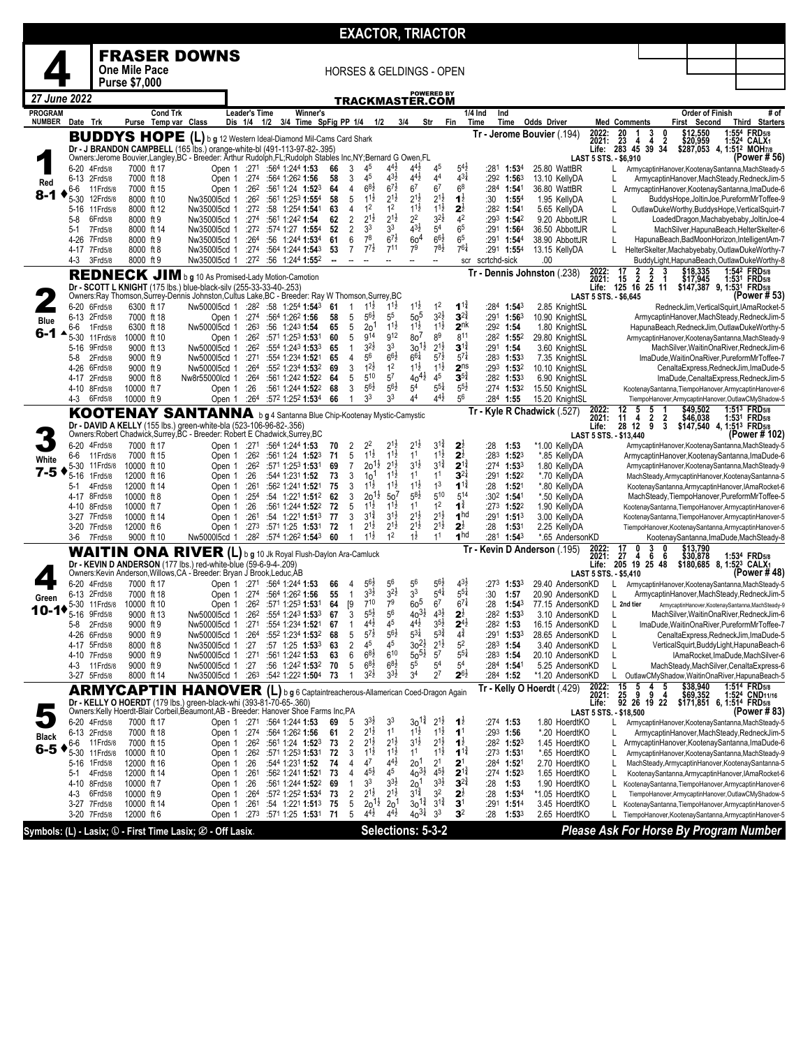# EXACTOR, TRIACTOR

## 4 — FRASER DOWNS

**One Mile Pace** — HORSES & GELDINGS - OPEN

**Purse $7,000**

*27 June 2022* — TRACKMASTER.COM (POWERED BY)

---

### 1 — BUDDYS HOPE (L) — Red — 8-1

b g 12 Western Ideal-Diamond Mil-Cams Card Shark

Dr - J BRANDON CAMPBELL (165 lbs.) orange-white-bl (491-113-97-82-.395)

Owners:Jerome Bouvier,Langley,BC - Breeder: Arthur Rudolph,FL;Rudolph Stables Inc,NY;Bernard G Owen,FL

Tr - Jerome Bouvier (.194)

| | Starts | 1st | 2nd | 3rd | Earnings | Best |
|---|---|---|---|---|---|---|
| 2022: | 20 | 1 | 3 | 0 | $12,550 | 1:55⁴ FRD5/8 |
| 2021: | 23 | 4 | 4 | 2 | $20,959 | 1:52⁴ CALX1 |
| Life: | 283 | 45 | 39 | 34 | $287,053 | 4, 1:51² MOH7/8 |

LAST 5 STS. - $6,910 (Power # 56)

| Date Trk | Purse | Cond Trk Temp var | Class | Dis | 1/4 | 1/2 | 3/4 | Time | SpFig | PP | 1/4 | 1/2 | 3/4 | Str | Fin | 1/4 Ind Time | Ind Time | Odds | Driver | Med | Order of Finish | # of Starters |
|---|---|---|---|---|---|---|---|---|---|---|---|---|---|---|---|---|---|---|---|---|---|---|
| 6-20 4Frd5/8 | 7000 | ft 17 | Open | 1 | :27¹ | :56⁴ | 1:24⁴ | 1:53 | 66 | 3 | 4⁵ | 4⁴½ | 4⁴½ | 4⁵ | 5⁴½ | :28¹ | 1:53⁴ | 25.80 | WattBR | L | ArmycaptinHanover,KootenaySantanna,MachSteady | 5 |
| 6-13 2Frd5/8 | 7000 | ft 18 | Open | 1 | :27⁴ | :56⁴ | 1:26² | 1:56 | 58 | 3 | 4⁵ | 4³½ | 4⁴½ | 4⁴ | 4³¾ | :29² | 1:56³ | 13.10 | KellyDA | L | ArmycaptinHanover,MachSteady,RedneckJim | 5 |
| 6-6 11Frd5/8 | 7000 | ft 15 | Open | 1 | :26² | :56¹ | 1:24 | 1:52³ | 64 | 4 | 6⁸½ | 6⁷½ | 6⁷ | 6⁷ | 6⁸ | :28⁴ | 1:54¹ | 36.80 | WattBR | L | ArmycaptinHanover,KootenaySantanna,ImaDude | 6 |
| 5-30 12Frd5/8 | 8000 | ft 10 | Nw3500l5cd | 1 | :26² | :56¹ | 1:25³ | 1:55⁴ | 58 | 5 | 1¹½ | 2¹½ | 2¹½ | 2¹½ | 1½ | :30 | 1:55⁴ | 1.95 | KellyDA | L | BuddysHope,JoltinJoe,PureformMrToffee | 9 |
| 5-16 11Frd5/8 | 8000 | ft 12 | Nw3500l5cd | 1 | :27² | :58 | 1:25⁴ | 1:54¹ | 63 | 4 | 1² | 1² | 1¹½ | 1¹½ | 2½ | :28² | 1:54¹ | 5.65 | KellyDA | L | OutlawDukeWorthy,BuddysHope,VerticalSquirt | 7 |
| 5-8 6Frd5/8 | 8000 | ft 9 | Nw3500l5cd | 1 | :27⁴ | :56¹ | 1:24² | 1:54 | 62 | 2 | 2¹½ | 2¹½ | 2² | 3²½ | 4² | :29³ | 1:54² | 9.20 | AbbottJR | L | LoadedDragon,Machabyebaby,JoltinJoe | 4 |
| 5-1 7Frd5/8 | 8000 | ft 14 | Nw3500l5cd | 1 | :27² | :57⁴ | 1:27 | 1:55⁴ | 52 | 2 | 3³ | 3³ | 4³½ | 5⁴ | 6⁵ | :29¹ | 1:56⁴ | 36.50 | AbbottJR | L | MachSilver,HapunaBeach,HelterSkelter | 6 |
| 4-26 7Frd5/8 | 8000 | ft 9 | Nw3500l5cd | 1 | :26⁴ | :56 | 1:24⁴ | 1:53⁴ | 61 | 6 | 7⁸ | 6⁷½ | 6o⁴ | 6⁶½ | 6⁵ | :29¹ | 1:54⁴ | 38.90 | AbbottJR | L | HapunaBeach,BadMoonHorizon,IntelligentAm | 7 |
| 4-17 7Frd5/8 | 8000 | ft 8 | Nw3500l5cd | 1 | :27⁴ | :56⁴ | 1:24⁴ | 1:54³ | 53 | 7 | 7⁷½ | 7¹¹ | 7⁹ | 7⁸½ | 7⁶¼ | :29¹ | 1:55⁴ | 13.15 | KellyDA | L | HelterSkelter,Machabyebaby,OutlawDukeWorthy | 7 |
| 4-3 3Frd5/8 | 8000 | ft 9 | Nw3500l5cd | 1 | :27² | :56 | 1:24⁴ | 1:55² | -- | -- | -- | -- | -- | -- | scr | scrtchd-sick | | .00 | | | BuddyLight,HapunaBeach,OutlawCMyShadow | 8 |

---

### 2 — REDNECK JIM — Blue — 6-1

b g 10 As Promised-Lady Motion-Camotion

Dr - SCOTT L KNIGHT (175 lbs.) blue-black-silv (255-33-33-40-.253)

Owners:Ray Thomson,Surrey-Dennis Johnston,Cultus Lake,BC - Breeder: Ray W Thomson,Surrey,BC

Tr - Dennis Johnston (.238)

| | Starts | 1st | 2nd | 3rd | Earnings | Best |
|---|---|---|---|---|---|---|
| 2022: | 17 | 2 | 2 | 3 | $18,335 | 1:54² FRD5/8 |
| 2021: | 15 | 2 | 2 | 1 | $17,945 | 1:53¹ FRD5/8 |
| Life: | 125 | 16 | 25 | 11 | $147,387 | 9, 1:53¹ FRD5/8 |

LAST 5 STS. - $6,645 (Power # 53)

| Date Trk | Purse | Cond Trk Temp var | Class | Dis | 1/4 | 1/2 | 3/4 | Time | SpFig | PP | 1/4 | 1/2 | 3/4 | Str | Fin | 1/4 Ind Time | Ind Time | Odds | Driver | Med | Order of Finish | # of Starters |
|---|---|---|---|---|---|---|---|---|---|---|---|---|---|---|---|---|---|---|---|---|---|---|
| 6-20 6Frd5/8 | 6300 | ft 17 | Nw5000l5cd | 1 | :28² | :58 | 1:25⁴ | 1:54³ | 61 | 1 | 1¹½ | 1¹½ | 1¹½ | 1² | 1¹¾ | :28⁴ | 1:54³ | 2.85 | KnightSL | | RedneckJim,VerticalSquirt,IAmaRocket | 5 |
| 6-13 2Frd5/8 | 7000 | ft 18 | Open | 1 | :27⁴ | :56⁴ | 1:26² | 1:56 | 58 | 5 | 5⁶½ | 5⁵ | 5o⁵ | 3²½ | 3²¾ | :29¹ | 1:56³ | 10.90 | KnightSL | | ArmycaptinHanover,MachSteady,RedneckJim | 5 |
| 6-6 1Frd5/8 | 6300 | ft 18 | Nw5000l5cd | 1 | :26³ | :56 | 1:24³ | 1:54 | 65 | 5 | 2o¹ | 1¹½ | 1¹½ | 1¹½ | 2nk | :29² | 1:54 | 1.80 | KnightSL | | HapunaBeach,RedneckJim,OutlawDukeWorthy | 5 |
| 5-30 11Frd5/8 | 10000 | ft 10 | Open | 1 | :26² | :57¹ | 1:25³ | 1:53¹ | 60 | 5 | 9¹⁴ | 9¹² | 8o⁷ | 8⁹ | 8¹¹ | :28² | 1:55² | 29.80 | KnightSL | | ArmycaptinHanover,KootenaySantanna,MachSteady | 9 |
| 5-16 9Frd5/8 | 9000 | ft 13 | Nw5000l5cd | 1 | :26² | :55⁴ | 1:24³ | 1:53³ | 65 | 1 | 3²½ | 3³ | 3o¹½ | 2¹½ | 3¹¾ | :29¹ | 1:54 | 3.60 | KnightSL | | MachSilver,WaitinOnaRiver,RedneckJim | 6 |
| 5-8 2Frd5/8 | 9000 | ft 9 | Nw5000l5cd | 1 | :27¹ | :55⁴ | 1:23⁴ | 1:52¹ | 65 | 4 | 5⁶ | 6⁶½ | 6⁶¼ | 5⁷½ | 5⁷¼ | :28³ | 1:53³ | 7.35 | KnightSL | | ImaDude,WaitinOnaRiver,PureformMrToffee | 7 |
| 4-26 6Frd5/8 | 9000 | ft 9 | Nw5000l5cd | 1 | :26⁴ | :55² | 1:23⁴ | 1:53² | 69 | 3 | 1²½ | 1² | 1¹½ | 1¹½ | 2ns | :29³ | 1:53² | 10.10 | KnightSL | | CenaltaExpress,RedneckJim,ImaDude | 5 |
| 4-17 2Frd5/8 | 9000 | ft 8 | Nw8r55000lcd | 1 | :26⁴ | :56¹ | 1:24² | 1:52² | 64 | 5 | 5¹⁰ | 5⁷ | 4o⁴½ | 4⁵ | 3⁵¾ | :28² | 1:53³ | 6.90 | KnightSL | | ImaDude,CenaltaExpress,RedneckJim | 5 |
| 4-10 8Frd5/8 | 10000 | ft 7 | Open | 1 | :26 | :56¹ | 1:24⁴ | 1:52² | 68 | 3 | 5⁶½ | 5⁶½ | 5⁴ | 5⁵¼ | 5⁵½ | :27⁴ | 1:53² | 15.50 | KnightSL | | KootenaySantanna,TiempoHanover,ArmycaptinHanover | 6 |
| 4-3 6Frd5/8 | 10000 | ft 9 | Open | 1 | :26⁴ | :57² | 1:25² | 1:53⁴ | 66 | 1 | 3³ | 3³ | 4⁴ | 4⁴½ | 5⁶ | :28⁴ | 1:55 | 15.20 | KnightSL | | TiempoHanover,ArmycaptinHanover,OutlawCMyShadow | 5 |

---

### 3 — KOOTENAY SANTANNA — White — 7-5

b g 4 Santanna Blue Chip-Kootenay Mystic-Camystic

Dr - DAVID A KELLY (155 lbs.) green-white-bla (523-106-96-82-.356)

Owners:Robert Chadwick,Surrey,BC - Breeder: Robert E Chadwick,Surrey,BC

Tr - Kyle R Chadwick (.527)

| | Starts | 1st | 2nd | 3rd | Earnings | Best |
|---|---|---|---|---|---|---|
| 2022: | 12 | 5 | 5 | 1 | $49,502 | 1:51³ FRD5/8 |
| 2021: | 11 | 4 | 2 | 2 | $46,038 | 1:53¹ FRD5/8 |
| Life: | 28 | 12 | 9 | 3 | $147,540 | 4, 1:51³ FRD5/8 |

LAST 5 STS. - $13,440 (Power # 102)

| Date Trk | Purse | Cond Trk Temp var | Class | Dis | 1/4 | 1/2 | 3/4 | Time | SpFig | PP | 1/4 | 1/2 | 3/4 | Str | Fin | 1/4 Ind Time | Ind Time | Odds | Driver | Med | Order of Finish | # of Starters |
|---|---|---|---|---|---|---|---|---|---|---|---|---|---|---|---|---|---|---|---|---|---|---|
| 6-20 4Frd5/8 | 7000 | ft 17 | Open | 1 | :27¹ | :56⁴ | 1:24⁴ | 1:53 | 70 | 2 | 2² | 2¹½ | 2¹½ | 3¹¾ | 2½ | :28 | 1:53 | *1.00 | KellyDA | | ArmycaptinHanover,KootenaySantanna,MachSteady | 5 |
| 6-6 11Frd5/8 | 7000 | ft 15 | Open | 1 | :26² | :56¹ | 1:24 | 1:52³ | 71 | 5 | 1¹½ | 1¹½ | 1¹ | 1¹½ | 2½ | :28³ | 1:52³ | *.85 | KellyDA | | ArmycaptinHanover,KootenaySantanna,ImaDude | 6 |
| 5-30 11Frd5/8 | 10000 | ft 10 | Open | 1 | :26² | :57¹ | 1:25³ | 1:53¹ | 69 | 7 | 2o¹½ | 2¹½ | 3¹½ | 3¹¾ | 2¹¾ | :27⁴ | 1:53³ | 1.80 | KellyDA | | ArmycaptinHanover,KootenaySantanna,MachSteady | 9 |
| 5-16 1Frd5/8 | 12000 | ft 16 | Open | 1 | :26 | :54⁴ | 1:23¹ | 1:52 | 73 | 3 | 1o¹ | 1¹½ | 1¹ | 1¹ | 3²¼ | :29¹ | 1:52² | *.70 | KellyDA | | MachSteady,ArmycaptinHanover,KootenaySantanna | 5 |
| 5-1 4Frd5/8 | 12000 | ft 14 | Open | 1 | :26¹ | :56² | 1:24¹ | 1:52¹ | 75 | 3 | 1¹½ | 1¹½ | 1¹½ | 1³ | 1¹¾ | :28 | 1:52¹ | *.80 | KellyDA | | KootenaySantanna,ArmycaptinHanover,IAmaRocket | 6 |
| 4-17 8Frd5/8 | 10000 | ft 8 | Open | 1 | :25⁴ | :54 | 1:22¹ | 1:51² | 62 | 3 | 2o¹½ | 5o⁷ | 5⁸½ | 5¹⁰ | 5¹⁴ | :30² | 1:54¹ | *.50 | KellyDA | | MachSteady,TiempoHanover,PureformMrToffee | 5 |
| 4-10 8Frd5/8 | 10000 | ft 7 | Open | 1 | :26 | :56¹ | 1:24⁴ | 1:52² | 72 | 5 | 1¹½ | 1¹½ | 1¹ | 1² | 1¾ | :27³ | 1:52² | 1.90 | KellyDA | | KootenaySantanna,TiempoHanover,ArmycaptinHanover | 6 |
| 3-27 7Frd5/8 | 10000 | ft 14 | Open | 1 | :26¹ | :54 | 1:22¹ | 1:51³ | 77 | 3 | 3¹¾ | 3¹½ | 2¹½ | 2¹½ | 1hd | :29¹ | 1:51³ | 3.00 | KellyDA | | KootenaySantanna,TiempoHanover,ArmycaptinHanover | 5 |
| 3-20 7Frd5/8 | 12000 | ft 6 | Open | 1 | :27³ | :57¹ | 1:25 | 1:53¹ | 72 | 1 | 2¹½ | 2¹½ | 2¹½ | 2¹½ | 2½ | :28 | 1:53¹ | 2.25 | KellyDA | | TiempoHanover,KootenaySantanna,ArmycaptinHanover | 5 |
| 3-6 7Frd5/8 | 9000 | ft 10 | Nw5000l5cd | 1 | :28² | :57⁴ | 1:26² | 1:54³ | 60 | 1 | 1¹½ | 1² | 1½ | 1¹ | 1hd | :28¹ | 1:54³ | *.65 | AndersonKD | | KootenaySantanna,ImaDude,MachSteady | 8 |

---

### 4 — WAITIN ONA RIVER (L) — Green — 10-1

b g 10 Jk Royal Flush-Daylon Ara-Camluck

Dr - KEVIN D ANDERSON (177 lbs.) red-white-blue (59-6-9-4-.209)

Owners:Kevin Anderson,Willows,CA - Breeder: Bryan J Brook,Leduc,AB

Tr - Kevin D Anderson (.195)

| | Starts | 1st | 2nd | 3rd | Earnings | Best |
|---|---|---|---|---|---|---|
| 2022: | 17 | 0 | 3 | 0 | $13,790 | |
| 2021: | 27 | 4 | 6 | 6 | $30,878 | 1:53⁴ FRD5/8 |
| Life: | 205 | 19 | 25 | 48 | $180,685 | 8, 1:52³ CALX1 |

LAST 5 STS. - $5,410 (Power # 48)

| Date Trk | Purse | Cond Trk Temp var | Class | Dis | 1/4 | 1/2 | 3/4 | Time | SpFig | PP | 1/4 | 1/2 | 3/4 | Str | Fin | 1/4 Ind Time | Ind Time | Odds | Driver | Med | Order of Finish | # of Starters |
|---|---|---|---|---|---|---|---|---|---|---|---|---|---|---|---|---|---|---|---|---|---|---|
| 6-20 4Frd5/8 | 7000 | ft 17 | Open | 1 | :27¹ | :56⁴ | 1:24⁴ | 1:53 | 66 | 4 | 5⁶½ | 5⁶ | 5⁶ | 5⁶½ | 4³½ | :27³ | 1:53³ | 29.40 | AndersonKD | L | ArmycaptinHanover,KootenaySantanna,MachSteady | 5 |
| 6-13 2Frd5/8 | 7000 | ft 18 | Open | 1 | :27⁴ | :56⁴ | 1:26² | 1:56 | 55 | 1 | 3³½ | 3²½ | 3³ | 5⁴¼ | 5⁵¼ | :30 | 1:57 | 20.90 | AndersonKD | L | ArmycaptinHanover,MachSteady,RedneckJim | 5 |
| 5-30 11Frd5/8 | 10000 | ft 10 | Open | 1 | :26² | :57¹ | 1:25³ | 1:53¹ | 64 | [9 | 7¹⁰ | 7⁹ | 6o⁵ | 6⁷ | 6⁷¼ | :28 | 1:54³ | 77.15 | AndersonKD | L 2nd tier | ArmycaptinHanover,KootenaySantanna,MachSteady | 9 |
| 5-16 9Frd5/8 | 9000 | ft 13 | Nw5000l5cd | 1 | :26² | :55⁴ | 1:24³ | 1:53³ | 67 | 3 | 5⁵½ | 5⁶ | 4o³½ | 4³½ | 2½ | :28² | 1:53³ | 3.10 | AndersonKD | L | MachSilver,WaitinOnaRiver,RedneckJim | 6 |
| 5-8 2Frd5/8 | 9000 | ft 9 | Nw5000l5cd | 1 | :27¹ | :55⁴ | 1:23⁴ | 1:52¹ | 67 | 1 | 4⁴½ | 4⁵ | 4⁴½ | 3⁵½ | 2⁴½ | :28² | 1:53 | 16.15 | AndersonKD | L | ImaDude,WaitinOnaRiver,PureformMrToffee | 7 |
| 4-26 6Frd5/8 | 9000 | ft 9 | Nw5000l5cd | 1 | :26⁴ | :55² | 1:23⁴ | 1:53² | 68 | 5 | 5⁷½ | 5⁶½ | 5³¼ | 5³¾ | 4¾ | :29¹ | 1:53³ | 28.65 | AndersonKD | L | CenaltaExpress,RedneckJim,ImaDude | 5 |
| 4-17 5Frd5/8 | 8000 | ft 8 | Nw3500l5cd | 1 | :27 | :57 | 1:25 | 1:53³ | 63 | 2 | 4⁵ | 4⁵ | 3o²½ | 2¹½ | 5² | :28³ | 1:54 | 3.40 | AndersonKD | L | VerticalSquirt,BuddyLight,HapunaBeach | 6 |
| 4-10 7Frd5/8 | 9000 | ft 9 | Nw5000l5cd | 1 | :27¹ | :56¹ | 1:24² | 1:53 | 63 | 6 | 6⁶½ | 6¹⁰ | 5o⁵½ | 5⁷ | 5⁵¼ | :28³ | 1:54 | 20.10 | AndersonKD | L | IAmaRocket,ImaDude,MachSilver | 6 |
| 4-3 11Frd5/8 | 9000 | ft 9 | Nw5000l5cd | 1 | :27 | :56 | 1:24² | 1:53² | 70 | 5 | 6⁶½ | 6⁸½ | 5⁵ | 5⁴ | 5⁴ | :28⁴ | 1:54¹ | 5.25 | AndersonKD | L | MachSteady,MachSilver,CenaltaExpress | 6 |
| 3-27 5Frd5/8 | 8000 | ft 14 | Nw3500l5cd | 1 | :26³ | :54² | 1:22² | 1:50⁴ | 73 | 1 | 3²½ | 3³½ | 3⁴ | 2⁷ | 2⁶½ | :28⁴ | 1:52 | *1.20 | AndersonKD | L | OutlawCMyShadow,WaitinOnaRiver,HapunaBeach | 5 |

---

### 5 — ARMYCAPTIN HANOVER (L) — Black — 6-5

b g 6 Captaintreacherous-Allamerican Coed-Dragon Again

Dr - KELLY O HOERDT (179 lbs.) green-black-whi (393-81-70-65-.360)

Owners:Kelly Hoerdt-Blair Corbeil,Beaumont,AB - Breeder: Hanover Shoe Farms Inc,PA

Tr - Kelly O Hoerdt (.429)

| | Starts | 1st | 2nd | 3rd | Earnings | Best |
|---|---|---|---|---|---|---|
| 2022: | 15 | 5 | 4 | 5 | $38,940 | 1:51⁴ FRD5/8 |
| 2021: | 25 | 9 | 9 | 4 | $69,352 | 1:52⁴ CND11/16 |
| Life: | 92 | 26 | 19 | 22 | $171,851 | 6, 1:51⁴ FRD5/8 |

LAST 5 STS. - $18,500 (Power # 83)

| Date Trk | Purse | Cond Trk Temp var | Class | Dis | 1/4 | 1/2 | 3/4 | Time | SpFig | PP | 1/4 | 1/2 | 3/4 | Str | Fin | 1/4 Ind Time | Ind Time | Odds | Driver | Med | Order of Finish | # of Starters |
|---|---|---|---|---|---|---|---|---|---|---|---|---|---|---|---|---|---|---|---|---|---|---|
| 6-20 4Frd5/8 | 7000 | ft 17 | Open | 1 | :27¹ | :56⁴ | 1:24⁴ | 1:53 | 69 | 5 | 3³½ | 3³ | 3o¹¾ | 2¹½ | 1½ | :27⁴ | 1:53 | 1.80 | HoerdtKO | L | ArmycaptinHanover,KootenaySantanna,MachSteady | 5 |
| 6-13 2Frd5/8 | 7000 | ft 18 | Open | 1 | :27⁴ | :56⁴ | 1:26² | 1:56 | 61 | 2 | 2¹½ | 1¹ | 1¹½ | 1¹½ | 1¹ | :29³ | 1:56 | *.20 | HoerdtKO | L | ArmycaptinHanover,MachSteady,RedneckJim | 5 |
| 6-6 11Frd5/8 | 7000 | ft 15 | Open | 1 | :26² | :56¹ | 1:24 | 1:52³ | 73 | 2 | 2¹½ | 2¹½ | 3¹½ | 2¹½ | 1½ | :28² | 1:52³ | 1.45 | HoerdtKO | L | ArmycaptinHanover,KootenaySantanna,ImaDude | 6 |
| 5-30 11Frd5/8 | 10000 | ft 10 | Open | 1 | :26² | :57¹ | 1:25³ | 1:53¹ | 72 | 3 | 1¹½ | 1¹½ | 1¹ | 1¹½ | 1¹¾ | :27³ | 1:53¹ | *.65 | HoerdtKO | L | ArmycaptinHanover,KootenaySantanna,MachSteady | 9 |
| 5-16 1Frd5/8 | 12000 | ft 16 | Open | 1 | :26 | :54⁴ | 1:23¹ | 1:52 | 74 | 4 | 4⁷ | 4⁴½ | 2o¹ | 2¹ | 2¹ | :28⁴ | 1:52¹ | 2.70 | HoerdtKO | L | MachSteady,ArmycaptinHanover,KootenaySantanna | 5 |
| 5-1 4Frd5/8 | 12000 | ft 14 | Open | 1 | :26¹ | :56² | 1:24¹ | 1:52¹ | 73 | 4 | 4⁵½ | 4⁵ | 4o³½ | 4⁵½ | 2¹¾ | :27⁴ | 1:52³ | 1.65 | HoerdtKO | L | KootenaySantanna,ArmycaptinHanover,IAmaRocket | 6 |
| 4-10 8Frd5/8 | 10000 | ft 7 | Open | 1 | :26 | :56¹ | 1:24⁴ | 1:52² | 69 | 1 | 3³ | 3³½ | 2o¹ | 3³½ | 3¾ | :28 | 1:53 | 1.90 | HoerdtKO | L | KootenaySantanna,TiempoHanover,ArmycaptinHanover | 6 |
| 4-3 6Frd5/8 | 10000 | ft 9 | Open | 1 | :26⁴ | :57² | 1:25² | 1:53⁴ | 73 | 2 | 2¹½ | 2¹½ | 3¹¾ | 3² | 2½ | :28 | 1:53⁴ | *1.05 | HoerdtKO | L | TiempoHanover,ArmycaptinHanover,OutlawCMyShadow | 5 |
| 3-27 7Frd5/8 | 10000 | ft 14 | Open | 1 | :26¹ | :54 | 1:22¹ | 1:51³ | 75 | 5 | 2o¹½ | 2o¹ | 3o¹¾ | 3¹¾ | 3¹ | :29¹ | 1:51⁴ | 3.45 | HoerdtKO | L | KootenaySantanna,TiempoHanover,ArmycaptinHanover | 5 |
| 3-20 7Frd5/8 | 12000 | ft 6 | Open | 1 | :27³ | :57¹ | 1:25 | 1:53¹ | 71 | 5 | 4⁴½ | 4⁴½ | 4o³¼ | 3³ | 3² | :28 | 1:53³ | 2.65 | HoerdtKO | L | TiempoHanover,KootenaySantanna,ArmycaptinHanover | 5 |

---

Symbols: (L) - Lasix; ① - First Time Lasix; ⊘ - Off Lasix.

**Selections: 5-3-2**

*Please Ask For Horse By Program Number*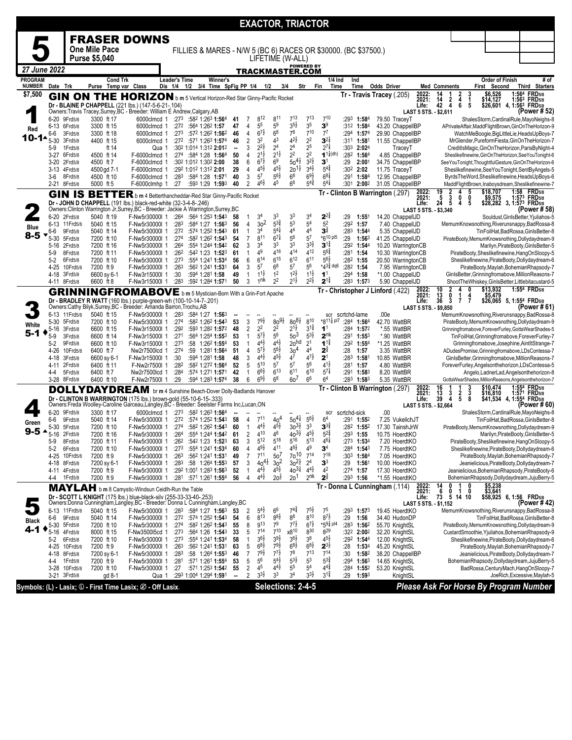# EXACTOR, TRIACTOR

## 5 — FRASER DOWNS

**One Mile Pace** — FILLIES & MARES - N/W 5 (BC 6) RACES OR $30000. (BC $37500.) LIFETIME (W-ALL)

**Purse $5,040**

*27 June 2022* — TRACKMASTER.COM

---

### 1 — GIN ON THE HORIZON (Red, 10-1) — $7,500

b m 5 Vertical Horizon-Red Star Ginny-Pacific Rocket

Dr - BLAINE P CHAPPELL (221 lbs.) (147-5-6-21-.104) — Tr - Travis Tracey (.205)

Owners:Travis Tracey,Surrey,BC - Breeder: William E Andrew,Calgary,AB

2022: 14 1 2 3 $6,526 1:56⁴ FRD5/8 — 2021: 14 2 4 1 $14,127 1:56³ FRD5/8 — Life: 42 4 6 5 $26,601 4, 1:56³ FRD5/8 — LAST 5 STS. - $2,611 — (Power # 52)

| Date Trk | Purse | Cond Trk | Class | Leader's Time | Winner's Time | SpFig | PP | 1/4 | 1/2 | 3/4 | Str | Fin | Ind | Odds Driver | Order of Finish |
|---|---|---|---|---|---|---|---|---|---|---|---|---|---|---|---|
| 6-20 9Frd5/8 | 3300 | ft 17 | 6000clmcd 1 | :27³ :58² 1:26³ | 1:56⁴ | 41 | 7 | 8¹² | 8¹¹ | 7¹³ 7¹³ | 7¹⁰ | :29³ 1:58⁴ | 79.50 TraceyT | ShalesStorm,CardinalRule,MayoNeighs-8 |
| 6-13 6Frd5/8 | 3300 | ft 15 | 6000clmcd 1 | :27² :56⁴ 1:26² | 1:57 | 47 | 4 | 5⁵ | 5⁹ | 3⁵½ 3⁵ | 3⁹ | :31² 1:58⁴ | 43.20 ChappellBP | APrivateAffair,MaddFlightBrown,GinOnTheHorizon-9 |
| 6-6 3Frd5/8 | 3300 | ft 18 | 6000clmcd 1 | :27³ :57² 1:26² | 1:56² | 46 | 4 | 6⁷½ | 6⁸ | 7⁸ 7¹⁰ | 7⁷ | :29⁴ 1:57⁴ | 29.90 ChappellBP | WatchMeBoogie,BigLittleLie,HeadsUpBoys-7 |
| 5-30 3Frd5/8 | 4400 | ft 15 | 6000clmcd 1 | :27² :57¹ 1:26³ | 1:57⁴ | 46 | 2 | 3² | 4³ | 4²½ 2² | 3²¼ | :31¹ 1:58¹ | 11.55 ChappellBP | MrGlender,PureformFiesta,GinOnTheHorizon-7 |
| 5-9 1Frd5/8 | | ft 14 | Qua 1 | :30² 1:01⁴ 1:31² | 2:01² | -- | 3 | 2²½ | 2⁴ | 2⁴ 2⁵ | 2⁷¼ | :30³ 2:02⁴ | TraceyT | CreditIsMagic,GinOnTheHorizon,ParisByNight-4 |
| 3-27 6Frd5/8 | 4500 | ft 14 | F-6000clmcd 1 | :27⁴ :58⁴ 1:28 | 1:56⁴ | 50 | 4 | 2¹½ | 2¹½ | 2² 2² | 1¹¼(dh) | :28² 1:56⁴ | 4.85 ChappellBP | Sheslikefinewine,GinOnTheHorizon,SeeYouTonight-6 |
| 3-20 2Frd5/8 | 4500 | ft 7 | F-6000clmcd 1 | :30² 1:01² 1:30² | 2:00 | 38 | 6 | 6⁷½ | 6⁹ | 5o⁴½ 3²½ | 3¹ | :29 2:00¹ | 34.75 ChappellBP | SeeYouTonight,ThoughtfulGesture,GinOnTheHorizon-6 |
| 3-13 4Frd5/8 | 4500 | gd 7-1 | F-6000clmcd 1 | :29² 1:01² 1:31² | 2:01 | 29 | 4 | 4⁵½ | 4⁵½ | 2o¹½ 3⁴½ | 5⁴¾ | :30² 2:02 | 11.75 TraceyT | Sheslikefinewine,SeeYouTonight,SentByAngels-5 |
| 3-6 8Frd5/8 | 4500 | ft 10 | F-6000clmcd 1 | :28³ :58⁴ 1:28 | 1:57¹ | 40 | 3 | 5⁷ | 5⁶½ | 6⁸ 6⁹½ | 6⁸¾ | :29¹ 1:58⁴ | 12.95 ChappellBP | ByrdsTheWord,Sheslikefinewine,HeadsUpBoys-6 |
| 2-21 8Frd5/8 | 5000 | ft 5 | F-6000clmhp 1 | :27 :59³ 1:29 | 1:59³ | 40 | 2 | 4⁶½ | 4⁵ | 6⁶ 5⁴¾ | 5⁴¾ | :30¹ 2:00² | 31.05 ChappellBP | MaddFlightBrown,Inaboysdream,Sheslikefinewine-7 |

---

### 2 — GIN IS BETTER (Blue, 8-5)

b m 4 Betterthancheddar-Red Star Ginny-Pacific Rocket

Dr - JOHN D CHAPPELL (191 lbs.) black-red-white (32-3-4-8-.246) — Tr - Clinton B Warrington (.297)

Owners:Clinton Warrington Jr,Surrey,BC - Breeder: Jackie A Warrington,Surrey,BC

2022: 19 2 4 5 $18,707 1:58 FRD5/8 — 2021: 5 3 0 0 $9,575 1:57³ FRD5/8 — Life: 24 5 4 5 $28,282 3, 1:57³ FRD5/8 — LAST 5 STS. - $3,340 — (Power # 58)

| Date Trk | Purse | Cond Trk | Class | Leader's Time | Winner's Time | SpFig | PP | 1/4 | 1/2 | 3/4 | Str | Fin | Ind | Odds Driver | Order of Finish |
|---|---|---|---|---|---|---|---|---|---|---|---|---|---|---|---|
| 6-20 2Frd5/8 | 5040 | ft 19 | F-Nw5r30000l 1 | :26⁴ :56⁴ 1:25³ | 1:54³ | 58 | 1 | 3⁴ | 3³ | 3³ 3⁴ | 2²¾ | :29 1:55¹ | 14.20 ChappellJD | Souldust,GinIsBetter,Yjuliahos-5 |
| 6-13 11Frd5/8 | 5040 | ft 15 | F-Nw5r30000l 1 | :28³ :58⁴ 1:27 | 1:56³ | 56 | 4 | 3o² | 5³¾ | 5³ 5⁴ | 5² | :29² 1:57 | 7.40 ChappellJD | MemumKnowsnothing,Riverunsnappy,BadRossa-8 |
| 6-6 9Frd5/8 | 5040 | ft 14 | F-Nw5r30000l 1 | :27² :57⁴ 1:25² | 1:54³ | 61 | 1 | 3⁴ | 5⁴¼ | 4⁴ 4⁴ | 3¾ | :28³ 1:54⁴ | 5.35 ChappellJD | TinFoilHat,BadRossa,GinIsBetter-8 |
| 5-30 5Frd5/8 | 7200 | ft 10 | F-Nw5r30000l 1 | :27⁴ :58² 1:26² | 1:54³ | 54 | 7 | 8¹¹ | 6⁷¼ | 5⁶ 5⁷ | *6¹⁰ pl5 | :29 1:56³ | 41.25 ChappellJD | PirateBooty,MemumKnowsnothing,Dollydaydream-9 |
| 5-16 2Frd5/8 | 7200 | ft 16 | F-Nw5r30000l 1 | :26⁴ :55⁴ 1:24⁴ | 1:54² | 62 | 3 | 3⁴ | 3³ | 3³ 3³½ | 3¹¾ | :29² 1:54⁴ | 10.20 WarringtonCB | Marilyn,PirateBooty,GinIsBetter-5 |
| 5-9 8Frd5/8 | 7200 | ft 11 | F-Nw5r30000l 1 | :26² :54² 1:23 | 1:52³ | 61 | 1 | 4⁹ | 4¹⁶ | 4¹⁴ 4¹² | 5⁶¾ | :28¹ 1:54 | 10.30 WarringtonCB | PirateBooty,Sheslikefinewine,HangOnSloopy-5 |
| 5-2 6Frd5/8 | 7200 | ft 10 | F-Nw5r30000l 1 | :27³ :55⁴ 1:24¹ | 1:53⁴ | 56 | 6 | 6¹⁴ | 6¹⁵ | 6¹² 6¹¹ | 5⁶½ | :28² 1:55 | 20.50 WarringtonCB | Sheslikefinewine,PirateBooty,Dollydaydream-6 |
| 4-25 10Frd5/8 | 7200 | ft 9 | F-Nw5r30000l 1 | :26³ :56² 1:24¹ | 1:53¹ | 64 | 3 | 5⁷ | 6⁸ | 5⁷ 5⁶ | *4³¾ dq6 | :28² 1:54 | 7.95 WarringtonCB | PirateBooty,Maylah,BohemianRhapsody-7 |
| 4-18 3Frd5/8 | 6600 | sy 6-1 | F-Nw3r15000l 1 | :30 :59⁴ 1:28¹ | 1:58 | 49 | 1 | 1¹½ | 1² | 1²½ 1¹½ | 1¹ | :29⁴ 1:58 | *1.00 ChappellJD | GinIsBetter,Grinningfromabove,MillionReasons-7 |
| 4-11 8Frd5/8 | 6600 | ft 8 | F-Nw3r15000l 1 | :28³ :59² 1:28⁴ | 1:57¹ | 50 | 3 | 1nk | 2² | 2¹½ 2²½ | 2¹¾ | :28³ 1:57³ | 5.90 ChappellJD | ShootTheWhiskey,GinIsBetter,Littlebitacustard-5 |

---

### 3 — GRINNINGFROMABOVE (White, 5-1)

b m 5 Mystician-Born With a Grin-Fort Apache

Dr - BRADLEY R WATT (160 lbs.) purple-green-wh (100-10-14-7-.201) — Tr - Christopher J Linford (.422)

Owners:Cathy Bilyk,Surrey,BC - Breeder: Amanda Barron,Trochu,AB

2022: 10 2 4 0 $13,932 1:55⁴ FRD5/8 — 2021: 13 0 1 4 $5,479 — Life: 36 3 7 7 $26,065 5, 1:55⁴ FRD5/8 — LAST 5 STS. - $9,850 — (Power # 61)

| Date Trk | Purse | Cond Trk | Class | Leader's Time | Winner's Time | SpFig | PP | 1/4 | 1/2 | 3/4 | Str | Fin | Ind | Odds Driver | Order of Finish |
|---|---|---|---|---|---|---|---|---|---|---|---|---|---|---|---|
| 6-13 11Frd5/8 | 5040 | ft 15 | F-Nw5r30000l 1 | :28³ :58⁴ 1:27 | 1:56³ | -- | -- | -- | -- | -- -- | scr | scrtchd-lame | .00e | MemumKnowsnothing,Riverunsnappy,BadRossa-8 |
| 5-30 5Frd5/8 | 7200 | ft 10 | F-Nw5r30000l 1 | :27⁴ :58² 1:26² | 1:54³ | 53 | 3 | 7⁹½ | 8o⁹½ | 8o⁸½ 8¹⁰ | *8¹¹¼ pl7 | :28⁴ 1:56⁴ | 42.70 WattBR | PirateBooty,MemumKnowsnothing,Dollydaydream-9 |
| 5-16 3Frd5/8 | 6600 | ft 15 | F-Nw3r15000l 1 | :29² :59³ 1:28² | 1:57² | 48 | 2 | 2² | 2² | 2¹½ 3¹¾ | 1¹ | :28⁴ 1:57² | *.55 WattBR | Grinningfromabove,ForeverFurley,GottaWearShades-5 |
| 5-9 3Frd5/8 | 6600 | ft 14 | F-Nw3r15000l 1 | :27¹ :56⁴ 1:25⁴ | 1:55³ | 53 | 1 | 5⁷½ | 5⁶ | 5o³ 5³½ | 2nk | :29¹ 1:55³ | *.90 WattBR | TinFoilHat,Grinningfromabove,ForeverFurley-7 |
| 5-2 9Frd5/8 | 6600 | ft 10 | F-Nw3r15000l 1 | :27³ :58 1:26² | 1:55⁴ | 53 | 1 | 4⁴½ | 4⁴½ | 2ohd 2¹ | 1¹¾ | :29² 1:55⁴ | *1.25 WattBR | Grinningfromabove,Josephine,AintItStrange-7 |
| 4-26 10Frd5/8 | 6400 | ft 7 | Nw2r7500lcd 1 | :27⁴ :59 1:28¹ | 1:56⁴ | 51 | 4 | 5⁷½ | 5⁶½ | 3o⁴ 4⁴ | 2¾ | :28 1:57 | 3.35 WattBR | ADudesPromise,Grinningfromabove,LDsContessa-7 |
| 4-18 3Frd5/8 | 6600 | sy 6-1 | F-Nw3r15000l 1 | :30 :59⁴ 1:28¹ | 1:58 | 48 | 3 | 4⁴½ | 4⁵½ | 4⁷ 4⁷½ | 2¹ | :28³ 1:58¹ | 10.85 WattBR | GinIsBetter,Grinningfromabove,MillionReasons-7 |
| 4-11 2Frd5/8 | 6400 | ft 11 | F-Nw2r7500l 1 | :28² :58² 1:27² | 1:56⁴ | 52 | 5 | 5¹⁰ | 5⁷ | 5⁷ 5⁶ | 4¹½ | :28¹ 1:57 | 4.80 WattBR | ForeverFurley,Angelsonthehorizon,LDsContessa-5 |
| 4-4 5Frd5/8 | 6400 | ft 7 | Nw2r7500lcd 1 | :28⁴ :57⁴ 1:27¹ | 1:57¹ | 42 | 1 | 6⁶½ | 6¹³ | 6¹¹ 6¹⁰ | 5⁷¼ | :29¹ 1:58³ | 8.20 WattBR | Angelo,LadnerLad,Angelsonthehorizon-8 |
| 3-28 8Frd5/8 | 6400 | ft 10 | F-Nw2r7500l 1 | :29 :59⁴ 1:28³ | 1:57⁴ | 38 | 6 | 6⁹½ | 6⁸ | 6o⁷ 6⁶ | 6⁴ | :28³ 1:58³ | 5.35 WattBR | GottaWearShades,MillionReasons,Angelsonthehorizon-7 |

---

### 4 — DOLLYDAYDREAM (Green, 9-5)

br m 4 Sunshine Beach-Dover Dolly-Badlands Hanover

Dr - CLINTON B WARRINGTON (175 lbs.) brown-gold (55-10-6-15-.333) — Tr - Clinton B Warrington (.297)

Owners:Freda Woolley-Caroline Garceau,Langley,BC - Breeder: Seelster Farms Inc,Lucan,ON

2022: 16 1 1 3 $10,474 1:55⁴ FRD5/8 — 2021: 13 3 2 3 $16,810 1:57¹ FRD5/8 — Life: 39 4 5 8 $41,534 4, 1:55⁴ FRD5/8 — LAST 5 STS. - $2,664 — (Power # 60)

| Date Trk | Purse | Cond Trk | Class | Leader's Time | Winner's Time | SpFig | PP | 1/4 | 1/2 | 3/4 | Str | Fin | Ind | Odds Driver | Order of Finish |
|---|---|---|---|---|---|---|---|---|---|---|---|---|---|---|---|
| 6-20 9Frd5/8 | 3300 | ft 17 | 6000clmcd 1 | :27³ :58² 1:26³ | 1:56⁴ | -- | -- | -- | -- | -- -- | scr | scrtchd-sick | .00 | ShalesStorm,CardinalRule,MayoNeighs-8 |
| 6-6 9Frd5/8 | 5040 | ft 14 | F-Nw5r30000l 1 | :27² :57⁴ 1:25² | 1:54³ | 58 | 4 | 7¹¹ | 4o⁴ | 5o⁴¼ 5⁶½ | 6⁴ | :29¹ 1:55² | 7.25 VukelichJT | TinFoilHat,BadRossa,GinIsBetter-8 |
| 5-30 5Frd5/8 | 7200 | ft 10 | F-Nw5r30000l 1 | :27⁴ :58² 1:26² | 1:54³ | 60 | 1 | 4⁴½ | 4⁵½ | 3o³½ 3³ | 3³¾ | :28² 1:55² | 17.30 TainshJrW | PirateBooty,MemumKnowsnothing,Dollydaydream-9 |
| 5-16 2Frd5/8 | 7200 | ft 16 | F-Nw5r30000l 1 | :26⁴ :55⁴ 1:24⁴ | 1:54² | 61 | 2 | 4¹⁰ | 4⁶ | 4o³½ 4⁵½ | 5²¾ | :29³ 1:55 | 10.75 HoerdtKO | Marilyn,PirateBooty,GinIsBetter-5 |
| 5-9 8Frd5/8 | 7200 | ft 11 | F-Nw5r30000l 1 | :26² :54² 1:23 | 1:52³ | 63 | 3 | 5¹² | 5¹⁸ | 5¹⁶ 5¹³ | 4⁶¾ | :27³ 1:53⁴ | 7.20 HoerdtKO | PirateBooty,Sheslikefinewine,HangOnSloopy-5 |
| 5-2 6Frd5/8 | 7200 | ft 10 | F-Nw5r30000l 1 | :27³ :55⁴ 1:24¹ | 1:53⁴ | 60 | 4 | 4⁹½ | 4¹¹ | 4⁸½ 4⁹ | 3⁴ | :28⁴ 1:54³ | 7.75 HoerdtKO | Sheslikefinewine,PirateBooty,Dollydaydream-6 |
| 4-25 10Frd5/8 | 7200 | ft 9 | F-Nw5r30000l 1 | :26³ :56² 1:24¹ | 1:53¹ | 49 | 7 | 7¹¹ | 5o⁷ | 7o¹⁰ 7¹⁴ | 7¹⁸ | :30³ 1:56⁴ | 7.05 HoerdtKO | PirateBooty,Maylah,BohemianRhapsody-7 |
| 4-18 8Frd5/8 | 7200 | sy 6-1 | F-Nw5r30000l 1 | :28³ :58 1:26⁴ | 1:55³ | 57 | 3 | 4o⁴½ | 3o² | 3o²½ 2⁴ | 3³ | :29 1:56¹ | 10.00 HoerdtKO | Jeanielicious,PirateBooty,Dollydaydream-7 |
| 4-11 4Frd5/8 | 7200 | ft 9 | F-Nw5r30000l 1 | :29² 1:00¹ 1:28³ | 1:56³ | 52 | 1 | 4⁴½ | 4⁵½ | 4o³¼ 4⁴½ | 4² | :27⁴ 1:57 | 17.30 HoerdtKO | Jeanielicious,BohemianRhapsody,PirateBooty-6 |
| 4-4 1Frd5/8 | 7200 | ft 9 | F-Nw5r30000l 1 | :28¹ :57¹ 1:26¹ | 1:55⁴ | 56 | 4 | 4⁴½ | 2o³ | 2o¹ 2nk | 2¾ | :29³ 1:56 | *1.55 HoerdtKO | BohemianRhapsody,Dollydaydream,JujuBerry-5 |

---

### 5 — MAYLAH (Black, 4-1)

b m 8 Camystic-Windsun Ceidlh-Run the Table

Dr - SCOTT L KNIGHT (175 lbs.) blue-black-silv (255-33-33-40-.253) — Tr - Donna L Cunningham (.114)

Owners:Donna Cunningham,Langley,BC - Breeder: Donna L Cunningham,Langley,BC

2022: 14 0 1 0 $5,238 — 2021: 6 0 1 0 $3,641 — Life: 73 5 14 10 $58,925 6, 1:56 FRD5/8 — LAST 5 STS. - $1,152 — (Power # 42)

| Date Trk | Purse | Cond Trk | Class | Leader's Time | Winner's Time | SpFig | PP | 1/4 | 1/2 | 3/4 | Str | Fin | Ind | Odds Driver | Order of Finish |
|---|---|---|---|---|---|---|---|---|---|---|---|---|---|---|---|
| 6-13 11Frd5/8 | 5040 | ft 15 | F-Nw5r30000l 1 | :28³ :58⁴ 1:27 | 1:56³ | 53 | 2 | 5⁴½ | 6⁶ | 7⁴¾ 7⁵½ | 7⁵ | :29³ 1:57³ | 19.45 HoerdtKO | MemumKnowsnothing,Riverunsnappy,BadRossa-8 |
| 6-6 9Frd5/8 | 5040 | ft 14 | F-Nw5r30000l 1 | :27² :57⁴ 1:25² | 1:54³ | 54 | 6 | 8¹³ | 8⁸½ | 8⁸ 8¹⁰ | 8⁷½ | :29 1:56 | 34.40 HudonDP | TinFoilHat,BadRossa,GinIsBetter-8 |
| 5-30 5Frd5/8 | 7200 | ft 10 | F-Nw5r30000l 1 | :27⁴ :58² 1:26² | 1:54³ | 55 | 8 | 9¹³ | 7⁹ | 7⁷½ 6⁷½ | *5⁹¼ pl4 | :28³ 1:56² | 55.70 KnightSL | PirateBooty,MemumKnowsnothing,Dollydaydream-9 |
| 5-16 4Frd5/8 | 8000 | ft 15 | F-Nw3500l5cd 1 | :27³ :56⁴ 1:26 | 1:54³ | 33 | 5 | 7¹⁴ | 7¹⁰ | x8¹⁰ 8³⁰ | 8²⁹ | :32² 2:00² | 32.20 KnightSL | CustardSmoothie,Yjuliahos,BohemianRhapsody-9 |
| 5-2 6Frd5/8 | 7200 | ft 10 | F-Nw5r30000l 1 | :27³ :55⁴ 1:24¹ | 1:53⁴ | 58 | 1 | 3⁶½ | 3⁹½ | 3⁶½ 3⁸ | 4⁵½ | :29² 1:54⁴ | 12.00 KnightSL | Sheslikefinewine,PirateBooty,Dollydaydream-6 |
| 4-25 10Frd5/8 | 7200 | ft 9 | F-Nw5r30000l 1 | :26³ :56² 1:24¹ | 1:53¹ | 63 | 5 | 6⁸½ | 7⁹½ | 6⁸½ 6⁸½ | 2³½ | :28 1:53⁴ | 45.20 KnightSL | PirateBooty,Maylah,BohemianRhapsody-7 |
| 4-18 8Frd5/8 | 7200 | sy 6-1 | F-Nw5r30000l 1 | :28³ :58 1:26⁴ | 1:55³ | 46 | 7 | 7⁹½ | 7⁷½ | 7⁸ 7¹³ | 7¹⁴ | :30 1:58² | 38.20 ChappellBP | Jeanielicious,PirateBooty,Dollydaydream-7 |
| 4-4 1Frd5/8 | 7200 | ft 9 | F-Nw5r30000l 1 | :28¹ :57¹ 1:26¹ | 1:55⁴ | 53 | 5 | 5⁶ | 5⁴½ | 5³½ 5³ | 5³¾ | :29⁴ 1:56³ | 14.65 KnightSL | BohemianRhapsody,Dollydaydream,JujuBerry-5 |
| 3-28 10Frd5/8 | 7200 | ft 10 | F-Nw5r30000l 1 | :27 :57¹ 1:25³ | 1:54² | 55 | 2 | 4⁵ | 4⁴½ | 5⁵ 5⁴ | 4⁴¾ | :28⁴ 1:55² | 53.20 KnightSL | BadRossa,CenturyMach,HangOnSloopy-7 |
| 3-21 3Frd5/8 | | gd 8-1 | Qua 1 | :29³ 1:00⁴ 1:29⁴ | 1:59¹ | -- | 2 | 3³½ | 3³ | 3⁴ 3³½ | 3¹¾ | :29 1:59³ | KnightSL | JoeRich,Excessive,Maylah-5 |

---

Symbols: (L) - Lasix; Ⓛ - First Time Lasix; Ⓛ̸ - Off Lasix. — **Selections: 2-4-5** — *Please Ask For Horse By Program Number*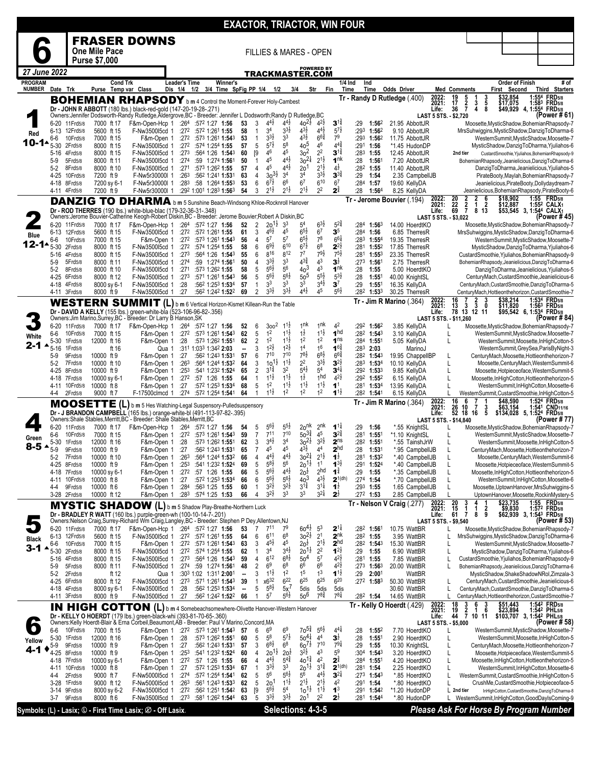# EXACTOR, TRIACTOR, WIN FOUR

## 6 FRASER DOWNS

**One Mile Pace** — **Purse $7,000** — FILLIES & MARES - OPEN

*27 June 2022* — TRACKMASTER.COM

---

### 1 — Red — 10-1 — BOHEMIAN RHAPSODY b m 4 Control the Moment-Forever Holy-Cambest

Tr - Randy D Rutledge (.400)

Dr - JOHN R ABBOTT (180 lbs.) black-red-gold (147-20-19-28-.271)

Owners:Jennifer Dodsworth-Randy Rutledge,Aldergrove,BC - Breeder: Jennifer L Dodsworth;Randy D Rutledge,BC

| Year | Starts | 1st | 2nd | 3rd | Earnings | Record |
|---|---|---|---|---|---|---|
| 2022: | 19 | 5 | 1 | 3 | $32,854 | 1:55⁴ FRD5/8 |
| 2021: | 17 | 2 | 3 | 5 | $17,075 | 1:58³ FRD5/8 |
| Life: | 36 | 7 | 4 | 8 | $49,929 | 4, 1:55⁴ FRD5/8 |

LAST 5 STS. - $2,720 — (Power # 61)

| Date Trk | Purse | Cond Trk Temp var | Class | Dis | 1/4 | 1/2 | 3/4 | Time | SpFig | PP | 1/4 | 1/2 | 3/4 | Str | Fin | 1/4 Ind | Ind Time | Odds Driver | Med Comments | Order of Finish | # |
|---|---|---|---|---|---|---|---|---|---|---|---|---|---|---|---|---|---|---|---|---|---|
| 6-20 11Frd5/8 | 7000 | ft 17 | F&M-Open-Hcp | 1 | :264 | :572 | 1:27 | 1:56 | 53 | 3 | 4 4½ | 4 4½ | 4o 2½ | 4 2½ | 3 1¾ | :29 | 1:56² | 21.95 AbbottJR | | Moosette,MysticShadow,BohemianRhapsody | 7 |
| 6-13 12Frd5/8 | 5600 | ft 15 | F-Nw3500l5cd | 1 | :272 | :572 | 1:261 | 1:55 | 58 | 1 | 3 4 | 3 3½ | 4 3½ | 4 4½ | 5 7½ | :293 | 1:56² | 9.10 AbbottJR | | MrsSuhwiggins,MysticShadow,DanzigToDharma | 6 |
| 6-6 10Frd5/8 | 7000 | ft 15 | F&M-Open | 1 | :272 | :573 | 1:261 | 1:543 | 53 | 1 | 3 3½ | 3 3 | 4 3½ | 6 6¾ | 7 9 | :293 | 1:56² | 11.75 AbbottJR | | WesternSummit,MysticShadow,Moosette | 7 |
| 5-30 2Frd5/8 | 8000 | ft 15 | F-Nw3500l5cd | 1 | :272 | :574 | 1:254 | 1:55 | 57 | 5 | 5 7½ | 5 8 | 4o 5 | 4 6 | 4 4¾ | :291 | 1:56 | *1.45 HudonDP | | MysticShadow,DanzigToDharma,Yjuliahos | 6 |
| 5-16 4Frd5/8 | 8000 | ft 15 | F-Nw3500l5cd | 1 | :273 | :564 | 1:26 | 1:543 | 60 | [9 | 4 6 | 4 5 | 3o 2 | 2 2 | 3 1¾ | :283 | 1:55 | 12.45 AbbottJR | 2nd tier | CustardSmoothie,Yjuliahos,BohemianRhapsody | 9 |
| 5-9 5Frd5/8 | 8000 | ft 11 | F-Nw3500l5cd | 1 | :274 | :59 | 1:274 | 1:561 | 50 | 1 | 4 5 | 4 4½ | 3o 2¼ | 2 1½ | 1 nk | :28 | 1:561 | 7.20 AbbottJR | | BohemianRhapsody,Jeanielicious,DanzigToDharma | 7 |
| 5-2 8Frd5/8 | 8000 | ft 10 | F-Nw3500l5cd | 1 | :271 | :573 | 1:262 | 1:55 | 57 | 4 | 4 5 | 4 4½ | 2o 1 | 2 1½ | 4 ½ | :282 | 1:55 | 11.40 AbbottJR | | DanzigToDharma,Jeanielicious,Yjuliahos | 5 |
| 4-25 10Frd5/8 | 7200 | ft 9 | F-Nw5r30000l | 1 | :263 | :562 | 1:241 | 1:531 | 63 | 4 | 3o 3½ | 3 4 | 3 4 | 3 3½ | 3 3¾ | :29 | 1:54 | 2.35 CampbellJB | | PirateBooty,Maylah,BohemianRhapsody | 7 |
| 4-18 8Frd5/8 | 7200 | sy 6-1 | F-Nw5r30000l | 1 | :283 | :58 | 1:264 | 1:553 | 53 | 6 | 6 7½ | 6 6 | 6 7 | 6 10 | 6 7 | :284 | 1:57 | 19.60 KellyDA | | Jeanielicious,PirateBooty,Dollydaydream | 7 |
| 4-11 4Frd5/8 | 7200 | ft 9 | F-Nw5r30000l | 1 | :292 | 1:001 | 1:283 | 1:563 | 54 | 3 | 2 1½ | 2 1½ | 2 1½ | 2 2 | 2 ¾ | :28 | 1:564 | 8.25 KellyDA | | Jeanielicious,BohemianRhapsody,PirateBooty | 6 |

---

### 2 — Blue — 12-1 — DANZIG TO DHARMA b m 5 Sunshine Beach-Windsong Khloe-Rocknroll Hanover

Tr - Jerome Bouvier (.194)

Dr - ROD THERRES (190 lbs.) white-blue-blac (179-32-36-31-.348)

Owners:Jerome Bouvier-Catherine Keogh-Robert Diskin,BC - Breeder: Jerome Bouvier;Robert A Diskin,BC

| Year | Starts | 1st | 2nd | 3rd | Earnings | Record |
|---|---|---|---|---|---|---|
| 2022: | 20 | 2 | 2 | 6 | $18,902 | 1:55 FRD5/8 |
| 2021: | 22 | 2 | 1 | 2 | $12,887 | 1:55² CALX1 |
| Life: | 69 | 7 | 8 | 13 | $53,545 | 3, 1:54⁴ CALX1 |

LAST 5 STS. - $3,022 — (Power # 45)

| Date Trk | Purse | Cond Trk Temp var | Class | Dis | 1/4 | 1/2 | 3/4 | Time | SpFig | PP | 1/4 | 1/2 | 3/4 | Str | Fin | 1/4 Ind | Ind Time | Odds Driver | Med Comments | Order of Finish | # |
|---|---|---|---|---|---|---|---|---|---|---|---|---|---|---|---|---|---|---|---|---|---|
| 6-20 11Frd5/8 | 7000 | ft 17 | F&M-Open-Hcp | 1 | :264 | :572 | 1:27 | 1:56 | 52 | 2 | 2o 1½ | 3 3 | 5 4 | 6 3½ | 5 2¾ | :284 | 1:563 | 14.00 HoerdtKO | | Moosette,MysticShadow,BohemianRhapsody | 7 |
| 6-13 12Frd5/8 | 5600 | ft 15 | F-Nw3500l5cd | 1 | :272 | :572 | 1:261 | 1:55 | 61 | 3 | 4 6½ | 4 5 | 6 5½ | 6 7 | 3 5 | :284 | 1:56 | 6.85 TherresR | | MrsSuhwiggins,MysticShadow,DanzigToDharma | 6 |
| 6-6 10Frd5/8 | 7000 | ft 15 | F&M-Open | 1 | :272 | :573 | 1:261 | 1:543 | 56 | 4 | 5 7 | 5 7 | 6 5½ | 7 8 | 6 6¼ | :283 | 1:554 | 19.35 TherresR | | WesternSummit,MysticShadow,Moosette | 7 |
| 5-30 2Frd5/8 | 8000 | ft 15 | F-Nw3500l5cd | 1 | :272 | :574 | 1:254 | 1:55 | 58 | 6 | 6 9½ | 6 10 | 6 7½ | 6 8 | 2 2½ | :281 | 1:552 | 17.85 TherresR | | MysticShadow,DanzigToDharma,Yjuliahos | 6 |
| 5-16 4Frd5/8 | 8000 | ft 15 | F-Nw3500l5cd | 1 | :273 | :564 | 1:26 | 1:543 | 55 | 6 | 8 16 | 8 12 | 7 7 | 7 9½ | 7 5½ | :281 | 1:553 | 23.35 TherresR | | CustardSmoothie,Yjuliahos,BohemianRhapsody | 9 |
| 5-9 5Frd5/8 | 8000 | ft 11 | F-Nw3500l5cd | 1 | :274 | :59 | 1:274 | 1:561 | 50 | 4 | 3 3½ | 3 3 | 4 3¾ | 4 3 | 3 ½ | :273 | 1:561 | 2.75 TherresR | | BohemianRhapsody,Jeanielicious,DanzigToDharma | 7 |
| 5-2 8Frd5/8 | 8000 | ft 10 | F-Nw3500l5cd | 1 | :271 | :573 | 1:262 | 1:55 | 58 | 5 | 5 6½ | 5 6 | 4o 3 | 4 3 | 1 nk | :28 | 1:55 | 5.00 HoerdtKO | | DanzigToDharma,Jeanielicious,Yjuliahos | 5 |
| 4-25 6Frd5/8 | 8000 | ft 12 | F-Nw3500l5cd | 1 | :273 | :571 | 1:261 | 1:543 | 56 | 5 | 5 6½ | 5 6½ | 5o 5 | 5 5½ | 5 3½ | :28 | 1:551 | 40.00 KnightSL | | CenturyMach,CustardSmoothie,Jeanielicious | 6 |
| 4-18 4Frd5/8 | 8000 | sy 6-1 | F-Nw3500l5cd | 1 | :28 | :562 | 1:253 | 1:534 | 57 | 1 | 3 3 | 3 3 | 3 3 | 3 4½ | 3 7 | :29 | 1:551 | 16.35 KellyDA | | CenturyMach,CustardSmoothie,DanzigToDharma | 5 |
| 4-11 3Frd5/8 | 8000 | ft 9 | F-Nw3500l5cd | 1 | :27 | :562 | 1:242 | 1:522 | 69 | 2 | 3 3½ | 3 3½ | 4 4½ | 4 5 | 5 6½ | :282 | 1:533 | 30.25 TherresR | | CenturyMach,Hottieonthehorizon,CustardSmoothie | 7 |

---

### 3 — White — 2-1 — WESTERN SUMMIT (L) b m 6 Vertical Horizon-Kismet Killean-Run the Table

Tr - Jim R Marino (.364)

Dr - DAVID A KELLY (155 lbs.) green-white-bla (523-106-96-82-.356)

Owners:Jim Marino,Surrey,BC - Breeder: Dr Larry B Hanson,SK

| Year | Starts | 1st | 2nd | 3rd | Earnings | Record |
|---|---|---|---|---|---|---|
| 2022: | 16 | 7 | 2 | 3 | $38,214 | 1:53⁴ FRD5/8 |
| 2021: | 13 | 3 | 3 | 0 | $11,820 | 1:56³ FRD5/8 |
| Life: | 78 | 13 | 12 | 11 | $95,542 | 6, 1:53⁴ FRD5/8 |

LAST 5 STS. - $11,260 — (Power # 84)

| Date Trk | Purse | Cond Trk Temp var | Class | Dis | 1/4 | 1/2 | 3/4 | Time | SpFig | PP | 1/4 | 1/2 | 3/4 | Str | Fin | 1/4 Ind | Ind Time | Odds Driver | Med Comments | Order of Finish | # |
|---|---|---|---|---|---|---|---|---|---|---|---|---|---|---|---|---|---|---|---|---|---|
| 6-20 11Frd5/8 | 7000 | ft 17 | F&M-Open-Hcp | 1 | :264 | :572 | 1:27 | 1:56 | 52 | 6 | 3oo 2 | 1 1½ | 1 nk | 1 nk | 4 2 | :292 | 1:562 | 3.85 KellyDA | L | Moosette,MysticShadow,BohemianRhapsody | 7 |
| 6-6 10Frd5/8 | 7000 | ft 15 | F&M-Open | 1 | :272 | :573 | 1:261 | 1:543 | 59 | 5 | 1 2 | 1 1½ | 1 ½ | 1 1½ | 1 hd | :282 | 1:543 | 3.10 KellyDA | L | WesternSummit,MysticShadow,Moosette | 7 |
| 5-30 1Frd5/8 | 12000 | ft 16 | F&M-Open | 1 | :28 | :573 | 1:262 | 1:551 | 62 | 2 | 1 2 | 1 1½ | 1 2 | 1 2 | 1 ns | :284 | 1:551 | 5.05 KellyDA | L | WesternSummit,Moosette,InHighCotton | 5 |
| 5-16 1Frd5/8 | | ft 16 | Qua | 1 | :311 | 1:033 | 1:342 | 2:03 | -- | 3 | 1 2½ | 1 2½ | 1 4 | 1 6 | 1 6¾ | :283 | 2:03 | MarinoJ | | WesternSummit,GreySea,ParisByNight | 3 |
| 5-9 9Frd5/8 | 10000 | ft 9 | F&M-Open | 1 | :27 | :562 | 1:243 | 1:531 | 57 | 6 | 7 10 | 7 10 | 7 8½ | 6 8½ | 6 6¾ | :282 | 1:543 | 19.95 ChappellBP | L | CenturyMach,Moosette,Hottieonthehorizon | 7 |
| 5-2 7Frd5/8 | 10000 | ft 10 | F&M-Open | 1 | :263 | :564 | 1:244 | 1:532 | 64 | 3 | 1o 1½ | 1 1½ | 2 2 | 3 3½ | 3 2½ | :283 | 1:534 | 10.10 KellyDA | L | Moosette,CenturyMach,WesternSummit | 6 |
| 4-25 8Frd5/8 | 10000 | ft 9 | F&M-Open | 1 | :253 | :541 | 1:232 | 1:524 | 65 | 2 | 3 1¾ | 3 2 | 5 4½ | 5 4 | 3 4½ | :292 | 1:533 | 9.85 KellyDA | L | Moosette,Hotpieceoface,WesternSummit | 5 |
| 4-18 7Frd5/8 | 10000 | sy 6-1 | F&M-Open | 1 | :272 | :57 | 1:26 | 1:55 | 64 | 1 | 1 1½ | 1 1½ | 1 ½ | 1 hd | 4 2½ | :292 | 1:552 | 6.15 KellyDA | L | Moosette,InHighCotton,Hottieonthehorizon | 5 |
| 4-11 10Frd5/8 | 10000 | ft 8 | F&M-Open | 1 | :27 | :572 | 1:253 | 1:534 | 68 | 5 | 1 2 | 1 1½ | 1 1½ | 1 1½ | 1 1 | :281 | 1:534 | 13.95 KellyDA | L | WesternSummit,InHighCotton,Moosette | 6 |
| 4-4 2Frd5/8 | 9000 | ft 7 | F-17500clmcd | 1 | :274 | :572 | 1:254 | 1:541 | 64 | 1 | 1 1½ | 1 2 | 1 2 | 1 2 | 1 1½ | :282 | 1:541 | 6.15 KellyDA | L | WesternSummit,CustardSmoothie,InHighCotton | 5 |

---

### 4 — Green — 8-5 — MOOSETTE (L) b m 5 Hes Watching-Legal Suspensory-Pulledsuspensory

Tr - Jim R Marino (.364)

Dr - J BRANDON CAMPBELL (165 lbs.) orange-white-bl (491-113-97-82-.395)

Owners:Shale Stables,Merritt,BC - Breeder: Shale Stables,Merritt,BC

| Year | Starts | 1st | 2nd | 3rd | Earnings | Record |
|---|---|---|---|---|---|---|
| 2022: | 16 | 6 | 7 | 1 | $48,590 | 1:52⁴ FRD5/8 |
| 2021: | 26 | 10 | 7 | 3 | $63,154 | 1:54¹ CND11/16 |
| Life: | 52 | 18 | 16 | 5 | $134,028 | 5, 1:52⁴ FRD5/8 |

LAST 5 STS. - $14,840 — (Power # 77)

| Date Trk | Purse | Cond Trk Temp var | Class | Dis | 1/4 | 1/2 | 3/4 | Time | SpFig | PP | 1/4 | 1/2 | 3/4 | Str | Fin | 1/4 Ind | Ind Time | Odds Driver | Med Comments | Order of Finish | # |
|---|---|---|---|---|---|---|---|---|---|---|---|---|---|---|---|---|---|---|---|---|---|
| 6-20 11Frd5/8 | 7000 | ft 17 | F&M-Open-Hcp | 1 | :264 | :572 | 1:27 | 1:56 | 54 | 5 | 5 6½ | 5 5½ | 2o nk | 2 nk | 1 1¼ | :29 | 1:56 | *.55 KnightSL | L | Moosette,MysticShadow,BohemianRhapsody | 7 |
| 6-6 10Frd5/8 | 7000 | ft 15 | F&M-Open | 1 | :272 | :573 | 1:261 | 1:543 | 59 | 7 | 7 11 | 7 10 | 5o 3¾ | 4 5 | 3 2¼ | :281 | 1:551 | *1.10 KnightSL | L | WesternSummit,MysticShadow,Moosette | 7 |
| 5-30 1Frd5/8 | 12000 | ft 16 | F&M-Open | 1 | :28 | :573 | 1:262 | 1:551 | 62 | 3 | 3 4½ | 3 4 | 3o 2½ | 3 2½ | 2 ns | :282 | 1:551 | *.55 TainshJrW | L | WesternSummit,Moosette,InHighCotton | 5 |
| 5-9 9Frd5/8 | 10000 | ft 9 | F&M-Open | 1 | :27 | :562 | 1:243 | 1:531 | 65 | 7 | 4 5 | 4 5 | 4 3½ | 4 4 | 2 hd | :28 | 1:531 | *.95 CampbellJB | L | CenturyMach,Moosette,Hottieonthehorizon | 7 |
| 5-2 7Frd5/8 | 10000 | ft 10 | F&M-Open | 1 | :263 | :564 | 1:244 | 1:532 | 66 | 4 | 4 4½ | 4 4½ | 3o 2¼ | 2 1½ | 1 ½ | :281 | 1:532 | *.40 CampbellJB | L | Moosette,CenturyMach,WesternSummit | 6 |
| 4-25 8Frd5/8 | 10000 | ft 9 | F&M-Open | 1 | :253 | :541 | 1:232 | 1:524 | 69 | 5 | 5 6½ | 5 6 | 2o 1½ | 1 1 | 1 3½ | :291 | 1:524 | *.40 CampbellJB | L | Moosette,Hotpieceoface,WesternSummit | 5 |
| 4-18 7Frd5/8 | 10000 | sy 6-1 | F&M-Open | 1 | :272 | :57 | 1:26 | 1:55 | 66 | 5 | 5 6½ | 4 4½ | 2o ½ | 2 hd | 1 ¾ | :29 | 1:55 | *.35 CampbellJB | L | Moosette,InHighCotton,Hottieonthehorizon | 5 |
| 4-11 10Frd5/8 | 10000 | ft 8 | F&M-Open | 1 | :27 | :572 | 1:253 | 1:534 | 66 | 6 | 5 6½ | 5 6½ | 4o 3 | 4 3½ | 2 1(dh) | :274 | 1:54 | *.70 CampbellJB | L | WesternSummit,InHighCotton,Moosette | 6 |
| 4-4 9Frd5/8 | 10000 | ft 6 | F&M-Open | 1 | :284 | :563 | 1:25 | 1:55 | 60 | 1 | 3 2½ | 3 2½ | 3 1¾ | 3 1¼ | 1 ½ | :293 | 1:55 | 1.65 CampbellJB | L | Moosette,UptownHanover,MrsSuhwiggins | 5 |
| 3-28 2Frd5/8 | 10000 | ft 12 | F&M-Open | 1 | :283 | :574 | 1:25 | 1:53 | 66 | 4 | 3 2½ | 3 3 | 3 3 | 3 2¼ | 2 ½ | :272 | 1:53 | 2.85 CampbellJB | L | UptownHanover,Moosette,RockinMystery | 5 |

---

### 5 — Black — 3-1 — MYSTIC SHADOW (L) b m 5 Shadow Play-Breathe-Northern Luck

Tr - Nelson V Craig (.277)

Dr - BRADLEY R WATT (160 lbs.) purple-green-wh (100-10-14-7-.201)

Owners:Nelson Craig,Surrey-Richard Wm Craig,Langley,BC - Breeder: Stephen P Dey,Allentown,NJ

| Year | Starts | 1st | 2nd | 3rd | Earnings | Record |
|---|---|---|---|---|---|---|
| 2022: | 20 | 3 | 4 | 1 | $23,735 | 1:55 FRD5/8 |
| 2021: | 15 | 1 | 1 | 2 | $9,830 | 1:57² FRD5/8 |
| Life: | 61 | 7 | 8 | 9 | $62,939 | 3, 1:54³ FRD5/8 |

LAST 5 STS. - $9,540 — (Power # 53)

| Date Trk | Purse | Cond Trk Temp var | Class | Dis | 1/4 | 1/2 | 3/4 | Time | SpFig | PP | 1/4 | 1/2 | 3/4 | Str | Fin | 1/4 Ind | Ind Time | Odds Driver | Med Comments | Order of Finish | # |
|---|---|---|---|---|---|---|---|---|---|---|---|---|---|---|---|---|---|---|---|---|---|
| 6-20 11Frd5/8 | 7000 | ft 17 | F&M-Open-Hcp | 1 | :264 | :572 | 1:27 | 1:56 | 53 | 7 | 7 11 | 7 9 | 6o 4½ | 5 3 | 2 1¼ | :282 | 1:561 | 10.75 WattBR | L | Moosette,MysticShadow,BohemianRhapsody | 7 |
| 6-13 12Frd5/8 | 5600 | ft 15 | F-Nw3500l5cd | 1 | :272 | :572 | 1:261 | 1:55 | 64 | 6 | 6 11 | 6 8 | 3o 2½ | 2 1 | 2 nk | :282 | 1:55 | 3.95 WattBR | L | MrsSuhwiggins,MysticShadow,DanzigToDharma | 6 |
| 6-6 10Frd5/8 | 7000 | ft 15 | F&M-Open | 1 | :272 | :573 | 1:261 | 1:543 | 63 | 3 | 4 5½ | 4 5 | 2o ½ | 2 1½ | 2 hd | :282 | 1:543 | 15.30 WattBR | L | WesternSummit,MysticShadow,Moosette | 7 |
| 5-30 2Frd5/8 | 8000 | ft 15 | F-Nw3500l5cd | 1 | :272 | :574 | 1:254 | 1:55 | 62 | 1 | 3 4 | 3 4½ | 2o 1½ | 2 2 | 1 2½ | :29 | 1:55 | 6.90 WattBR | L | MysticShadow,DanzigToDharma,Yjuliahos | 6 |
| 5-16 4Frd5/8 | 8000 | ft 15 | F-Nw3500l5cd | 1 | :273 | :564 | 1:26 | 1:543 | 59 | 4 | 6 12 | 6 8½ | 5o 4 | 5 7 | 4 2½ | :281 | 1:55 | 7.85 WattBR | L | CustardSmoothie,Yjuliahos,BohemianRhapsody | 9 |
| 5-9 5Frd5/8 | 8000 | ft 11 | F-Nw3500l5cd | 1 | :274 | :59 | 1:274 | 1:561 | 48 | 2 | 6 9 | 6 8 | 6 6 | 6 6 | 4 2½ | :273 | 1:563 | 20.00 WattBR | L | BohemianRhapsody,Jeanielicious,DanzigToDharma | 7 |
| 5-2 2Frd5/8 | | ft 12 | Qua | 1 | :303 | 1:02 | 1:311 | 2:001 | -- | 3 | 1 1½ | 1 2 | 1 5 | 1 3 | 1 1½ | :29 | 2:001 | WattBR | | MysticShadow,ShakeShadowNRol,Zimzala | 3 |
| 4-25 6Frd5/8 | 8000 | ft 12 | F-Nw3500l5cd | 1 | :273 | :571 | 1:261 | 1:543 | 39 | 1 | x6 32 | 6 22 | 6 25 | 6 25 | 6 20 | :272 | 1:583 | 50.30 WattBR | L | CenturyMach,CustardSmoothie,Jeanielicious | 6 |
| 4-18 4Frd5/8 | 8000 | sy 6-1 | F-Nw3500l5cd | 1 | :28 | :562 | 1:253 | 1:534 | -- | 5 | 5 6½ | 5x 7 | 5dis | 5dis | 5dis | | | 30.60 WattBR | L | CenturyMach,CustardSmoothie,DanzigToDharma | 5 |
| 4-11 3Frd5/8 | 8000 | ft 9 | F-Nw3500l5cd | 1 | :27 | :562 | 1:242 | 1:522 | 66 | 1 | 5 7 | 5 6½ | 5o 6 | 7 8¾ | 7 8¾ | :282 | 1:54 | 14.65 WattBR | L | CenturyMach,Hottieonthehorizon,CustardSmoothie | 7 |

---

### 6 — Yellow — 4-1 — IN HIGH COTTON (L) b m 4 Somebeachsomewhere-Olivette Hanover-Western Hanover

Tr - Kelly O Hoerdt (.429)

Dr - KELLY O HOERDT (179 lbs.) green-black-whi (393-81-70-65-.360)

Owners:Kelly Hoerdt-Blair & Erna Corbeil,Beaumont,AB - Breeder: Paul V Marino,Concord,MA

| Year | Starts | 1st | 2nd | 3rd | Earnings | Record |
|---|---|---|---|---|---|---|
| 2022: | 18 | 3 | 6 | 3 | $51,443 | 1:54² FRD5/8 |
| 2021: | 19 | 2 | 1 | 6 | $23,894 | 1:54² PHL5/8 |
| Life: | 44 | 7 | 10 | 11 | $103,707 | 3, 1:54² PHL5/8 |

LAST 5 STS. - $5,000 — (Power # 58)

| Date Trk | Purse | Cond Trk Temp var | Class | Dis | 1/4 | 1/2 | 3/4 | Time | SpFig | PP | 1/4 | 1/2 | 3/4 | Str | Fin | 1/4 Ind | Ind Time | Odds Driver | Med Comments | Order of Finish | # |
|---|---|---|---|---|---|---|---|---|---|---|---|---|---|---|---|---|---|---|---|---|---|
| 6-6 10Frd5/8 | 7000 | ft 15 | F&M-Open | 1 | :272 | :573 | 1:261 | 1:543 | 57 | 6 | 6 9 | 6 9 | 7o 5¾ | 5 6½ | 4 4¼ | :28 | 1:552 | 7.70 HoerdtKO | L | WesternSummit,MysticShadow,Moosette | 7 |
| 5-30 1Frd5/8 | 12000 | ft 16 | F&M-Open | 1 | :28 | :573 | 1:262 | 1:551 | 60 | 5 | 5 6 | 5 7½ | 5o 4¼ | 4 4 | 3 ½ | :28 | 1:551 | 2.90 HoerdtKO | L | WesternSummit,Moosette,InHighCotton | 5 |
| 5-9 9Frd5/8 | 10000 | ft 9 | F&M-Open | 1 | :27 | :562 | 1:243 | 1:531 | 57 | 3 | 6 8½ | 6 8 | 6o 7½ | 7 10 | 7 9¼ | :29 | 1:55 | 10.30 KnightSL | L | CenturyMach,Moosette,Hottieonthehorizon | 7 |
| 4-25 8Frd5/8 | 10000 | ft 9 | F&M-Open | 1 | :253 | :541 | 1:232 | 1:524 | 60 | 4 | 2o 1½ | 2o ½ | 3 2½ | 4 3 | 5 9 | :304 | 1:543 | 3.20 HoerdtKO | L | Moosette,Hotpieceoface,WesternSummit | 5 |
| 4-18 7Frd5/8 | 10000 | sy 6-1 | F&M-Open | 1 | :272 | :57 | 1:26 | 1:55 | 66 | 4 | 4 4½ | 5 4¾ | 4o 1¾ | 4 2 | 2 ¾ | :284 | 1:551 | 4.20 HoerdtKO | L | Moosette,InHighCotton,Hottieonthehorizon | 5 |
| 4-11 10Frd5/8 | 10000 | ft 8 | F&M-Open | 1 | :27 | :572 | 1:253 | 1:534 | 67 | 1 | 3 3½ | 3 3 | 2o 1½ | 3 1¾ | 2 1(dh) | :281 | 1:54 | 2.25 HoerdtKO | L | WesternSummit,InHighCotton,Moosette | 6 |
| 4-4 2Frd5/8 | 9000 | ft 7 | F-Nw5000l5cd | 1 | :274 | :572 | 1:254 | 1:541 | 62 | 5 | 5 6 | 5 6½ | 5 6 | 4 4½ | 3 2¼ | :273 | 1:543 | *.85 HoerdtKO | L | WesternSummit,CustardSmoothie,InHighCotton | 5 |
| 3-28 1Frd5/8 | 9000 | ft 12 | F-Nw5000l5cd | 1 | :263 | :561 | 1:243 | 1:533 | 62 | 5 | 2o 1 | 1 1½ | 2 1½ | 2 1½ | 4 2 | :291 | 1:54 | *.80 HoerdtKO | L | CrushMe,CustardSmoothie,Hotpieceoface | 5 |
| 3-14 9Frd5/8 | 8000 | sy 6-2 | F-Nw3500l5cd | 1 | :272 | :562 | 1:251 | 1:542 | 63 | [9 | 5 6½ | 5 4 | 1o 1½ | 1 1½ | 1 3 | :291 | 1:542 | *1.20 HudonDP | L 2nd tier | InHighCotton,CustardSmoothie,DanzigToDharma | 8 |
| 3-7 9Frd5/8 | 8000 | ft 6 | F-Nw3500l5cd | 1 | :273 | :581 | 1:262 | 1:544 | 63 | 5 | 3 3½ | 3 3½ | 2o 1 | 2 2 | 2 ½ | :281 | 1:544 | *.80 HudonDP | L | WesternSummit,InHighCotton,GoodDaylsComing | 9 |

---

Symbols: (L) - Lasix; Ⓛ - First Time Lasix; Ⓛ - Off Lasix. — **Selections: 4-3-5** — *Please Ask For Horse By Program Number*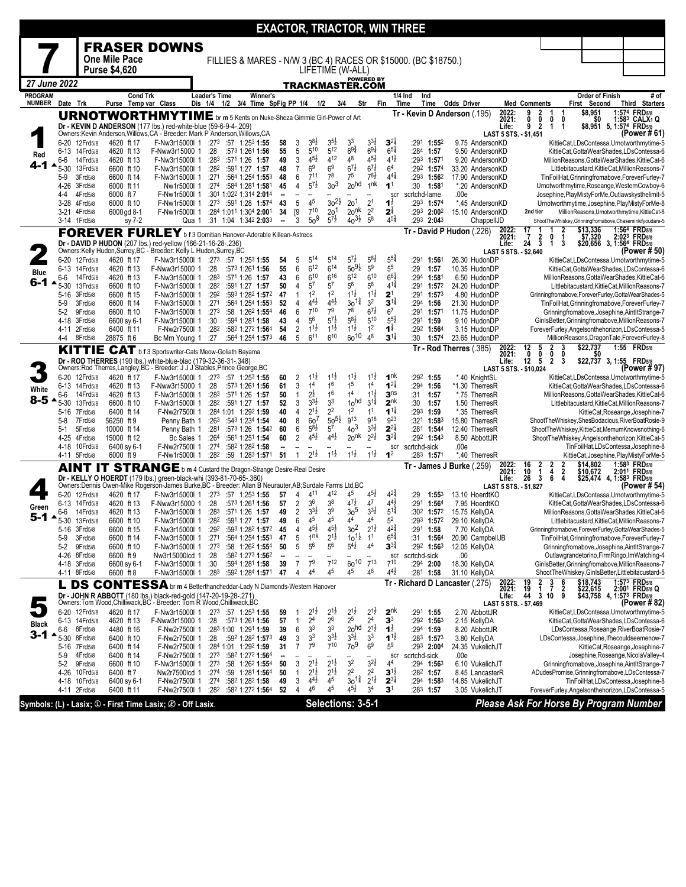# EXACTOR, TRIACTOR, WIN THREE

## 7 — FRASER DOWNS

**One Mile Pace — Purse $4,620**

FILLIES & MARES - N/W 3 (BC 4) RACES OR $15000. (BC $18750.) LIFETIME (W-ALL)

*27 June 2022* — TRACKMASTER.COM

---

### 1 — Red — 4-1

**URNOTWORTHMYTIME** br m 5 Kents on Nuke-Sheza Gimmie Girl-Power of Art

Dr - KEVIN D ANDERSON (177 lbs.) red-white-blue (59-6-9-4-.209)

Owners:Kevin Anderson,Willows,CA - Breeder: Mark P Anderson,Willows,CA

Tr - Kevin D Anderson (.195)

| | Starts | 1st | 2nd | 3rd | Earnings | Best |
|---|---|---|---|---|---|---|
| 2022: | 9 | 2 | 1 | 1 | $8,951 | 1:57⁴ FRD5/8 |
| 2021: | 0 | 0 | 0 | 0 | $0 | 1:58³ CALX1 Q |
| Life: | 9 | 2 | 1 | 1 | $8,951 | 5, 1:57⁴ FRD5/8 |

LAST 5 STS. - $1,451 (Power # 61)

| Date Trk | Purse | Cond Trk Temp var | Class | Dis | 1/4 | 1/2 | 3/4 | Time | SpFig | PP | 1/4 | 1/2 | 3/4 | Str | Fin | 1/4 Ind Time | Ind Time | Odds Driver | Order of Finish |
|---|---|---|---|---|---|---|---|---|---|---|---|---|---|---|---|---|---|---|---|
| 6-20 12Frd5/8 | 4620 | ft 17 | F-Nw3r15000l | 1 | :27³ | :57 | 1:25³ | 1:55 | 58 | 3 | 3⁸½ | 3⁵½ | 3³ | 3³½ | 3²¼ | :29¹ | 1:55² | 9.75 AndersonKD | KittieCat,LDsContessa,Urnotworthmytime-5 |
| 6-13 14Frd5/8 | 4620 | ft 13 | F-Nww3r15000 | 1 | :28 | :57³ | 1:26¹ | 1:56 | 55 | 5 | 5¹⁰ | 5¹² | 6⁹¾ | 6⁹¾ | 6⁵¼ | :28⁴ | 1:57 | 9.50 AndersonKD | KittieCat,GottaWearShades,LDsContessa-6 |
| 6-6 14Frd5/8 | 4620 | ft 13 | F-Nw3r15000l | 1 | :28³ | :57¹ | 1:26 | 1:57 | 49 | 3 | 4⁵½ | 4¹² | 4⁸ | 4⁵½ | 4¹½ | :29³ | 1:57¹ | 9.20 AndersonKD | MillionReasons,GottaWearShades,KittieCat-6 |
| 5-30 13Frd5/8 | 6600 | ft 10 | F-Nw3r15000l | 1 | :28² | :59¹ | 1:27 | 1:57 | 48 | 7 | 6⁹ | 6⁹ | 6⁷½ | 6⁷½ | 6⁴ | :29² | 1:57⁴ | 33.20 AndersonKD | Littlebitacustard,KittieCat,MillionReasons-7 |
| 5-9 3Frd5/8 | 6600 | ft 14 | F-Nw3r15000l | 1 | :27¹ | :56⁴ | 1:25⁴ | 1:55³ | 48 | 6 | 7¹¹ | 7⁸ | 7⁵ | 7⁶½ | 4⁴¾ | :29³ | 1:56² | 17.90 AndersonKD | TinFoilHat,Grinningfromabove,ForeverFurley-7 |
| 4-26 3Frd5/8 | 6000 | ft 11 | Nw1r5000l | 1 | :27⁴ | :58⁴ | 1:28¹ | 1:58¹ | 45 | 4 | 5⁷½ | 3o³ | 2o^hd | 1^nk | 1¹ | :30 | 1:58¹ | *.20 AndersonKD | Urnotworthmytime,Roseange,WesternCowboy-6 |
| 4-4 4Frd5/8 | 6000 | ft 7 | F-Nw1r5000l | 1 | :30¹ | 1:02² | 1:31⁴ | 2:01⁴ | -- | -- | -- | -- | -- | -- | scr | scrtchd-lame | | .00e | Josephine,PlayMistyForMe,Outlawskysthelimit-5 |
| 3-28 4Frd5/8 | 6000 | ft 10 | F-Nw1r5000l | 1 | :27³ | :59¹ | 1:28 | 1:57⁴ | 43 | 5 | 4⁵ | 3o²½ | 2o¹ | 2¹ | 1½ | :29³ | 1:57⁴ | *.45 AndersonKD | Urnotworthmytime,Josephine,PlayMistyForMe-8 |
| 3-21 4Frd5/8 | 6000 | gd 8-1 | F-Nw1r5000l | 1 | :28⁴ | 1:01¹ | 1:30⁴ | 2:00¹ | 34 | [9 | 7¹⁰ | 2o¹ | 2o^nk | 2² | 2¾ | :29³ | 2:00² | 15.10 AndersonKD (2nd tier) | MillionReasons,Urnotworthmytime,KittieCat-8 |
| 3-14 1Frd5/8 | | sy 7-2 | Qua | 1 | :31 | 1:04 | 1:34² | 2:03³ | -- | 3 | 5o⁹ | 5⁷½ | 4o³½ | 5⁸ | 4⁵¼ | :29³ | 2:04³ | ChappellJD | ShootTheWhiskey,Grinningfromabove,Chaseminkifyoudare-5 |

---

### 2 — Blue — 6-1

**FOREVER FURLEY** b f 3 Domitian Hanover-Adorable Killean-Astreos

Dr - DAVID P HUDON (207 lbs.) red-yellow (166-21-16-28-.236)

Owners:Kelly Hudon,Surrey,BC - Breeder: Kelly L Hudon,Surrey,BC

Tr - David P Hudon (.226)

| | Starts | 1st | 2nd | 3rd | Earnings | Best |
|---|---|---|---|---|---|---|
| 2022: | 17 | 1 | 1 | 2 | $13,336 | 1:56⁴ FRD5/8 |
| 2021: | 7 | 2 | 0 | 1 | $7,320 | 2:02³ FRD5/8 |
| Life: | 24 | 3 | 1 | 3 | $20,656 | 3, 1:56⁴ FRD5/8 |

LAST 5 STS. - $2,640 (Power # 50)

| Date Trk | Purse | Cond Trk Temp var | Class | Dis | 1/4 | 1/2 | 3/4 | Time | SpFig | PP | 1/4 | 1/2 | 3/4 | Str | Fin | 1/4 Ind Time | Ind Time | Odds Driver | Order of Finish |
|---|---|---|---|---|---|---|---|---|---|---|---|---|---|---|---|---|---|---|---|
| 6-20 12Frd5/8 | 4620 | ft 17 | F-Nw3r15000l | 1 | :27³ | :57 | 1:25³ | 1:55 | 54 | 5 | 5¹⁴ | 5¹⁴ | 5⁷½ | 5⁸½ | 5⁵¾ | :29¹ | 1:56¹ | 26.30 HudonDP | KittieCat,LDsContessa,Urnotworthmytime-5 |
| 6-13 14Frd5/8 | 4620 | ft 13 | F-Nww3r15000 | 1 | :28 | :57³ | 1:26¹ | 1:56 | 55 | 6 | 6¹² | 6¹⁴ | 5o⁹½ | 5⁹ | 5⁵ | :29 | 1:57 | 10.35 HudonDP | KittieCat,GottaWearShades,LDsContessa-6 |
| 6-6 14Frd5/8 | 4620 | ft 13 | F-Nw3r15000l | 1 | :28³ | :57¹ | 1:26 | 1:57 | 43 | 6 | 6¹⁰ | 6¹⁶ | 6¹² | 6¹⁰ | 6⁶¼ | :29⁴ | 1:58¹ | 6.50 HudonDP | MillionReasons,GottaWearShades,KittieCat-6 |
| 5-30 13Frd5/8 | 6600 | ft 10 | F-Nw3r15000l | 1 | :28² | :59¹ | 1:27 | 1:57 | 50 | 4 | 5⁷ | 5⁷ | 5⁶ | 5⁶ | 4¹¾ | :29¹ | 1:57² | 24.20 HudonDP | Littlebitacustard,KittieCat,MillionReasons-7 |
| 5-16 3Frd5/8 | 6600 | ft 15 | F-Nw3r15000l | 1 | :29² | :59³ | 1:28² | 1:57² | 47 | 1 | 1² | 1² | 1¹½ | 1¹½ | 2¹ | :29¹ | 1:57³ | 4.80 HudonDP | Grinningfromabove,ForeverFurley,GottaWearShades-5 |
| 5-9 3Frd5/8 | 6600 | ft 14 | F-Nw3r15000l | 1 | :27¹ | :56⁴ | 1:25⁴ | 1:55³ | 52 | 4 | 4⁴½ | 4⁴½ | 3o¹¾ | 3² | 3¹¾ | :29⁴ | 1:56 | 21.30 HudonDP | TinFoilHat,Grinningfromabove,ForeverFurley-7 |
| 5-2 9Frd5/8 | 6600 | ft 10 | F-Nw3r15000l | 1 | :27³ | :58 | 1:26² | 1:55⁴ | 46 | 6 | 7¹⁰ | 7⁹ | 7⁸ | 6⁷½ | 6⁷ | :29¹ | 1:57¹ | 11.75 HudonDP | Grinningfromabove,Josephine,AintItStrange-7 |
| 4-18 3Frd5/8 | 6600 | sy 6-1 | F-Nw3r15000l | 1 | :30 | :59⁴ | 1:28¹ | 1:58 | 43 | 4 | 5⁶ | 5⁷½ | 5⁸½ | 5¹⁰ | 5⁵½ | :29¹ | 1:59 | 9.10 HudonDP | GinlsBetter,Grinningfromabove,MillionReasons-7 |
| 4-11 2Frd5/8 | 6400 | ft 11 | F-Nw2r7500l | 1 | :28² | :58² | 1:27² | 1:56⁴ | 54 | 2 | 1¹½ | 1¹½ | 1¹½ | 1² | 1¾ | :29² | 1:56⁴ | 3.15 HudonDP | ForeverFurley,Angelsonthehorizon,LDsContessa-5 |
| 4-4 8Frd5/8 | 28875 | ft 6 | Bc Mrn Young | 1 | :27 | :56⁴ | 1:25⁴ | 1:57³ | 46 | 5 | 6¹¹ | 6¹⁰ | 6o¹⁰ | 4⁸ | 3¹¼ | :30 | 1:57⁴ | 23.65 HudonDP | MillionReasons,DragonTale,ForeverFurley-8 |

---

### 3 — White — 8-5

**KITTIE CAT** b f 3 Sportswriter-Cats Meow-Goliath Bayama

Dr - ROD THERRES (190 lbs.) white-blue-blac (179-32-36-31-.348)

Owners:Rod Therres,Langley,BC - Breeder: J J J Stables,Prince George,BC

Tr - Rod Therres (.385)

| | Starts | 1st | 2nd | 3rd | Earnings | Best |
|---|---|---|---|---|---|---|
| 2022: | 12 | 5 | 2 | 3 | $22,737 | 1:55 FRD5/8 |
| 2021: | 0 | 0 | 0 | 0 | $0 | |
| Life: | 12 | 5 | 2 | 3 | $22,737 | 3, 1:55 FRD5/8 |

LAST 5 STS. - $10,024 (Power # 97)

| Date Trk | Purse | Cond Trk Temp var | Class | Dis | 1/4 | 1/2 | 3/4 | Time | SpFig | PP | 1/4 | 1/2 | 3/4 | Str | Fin | 1/4 Ind Time | Ind Time | Odds Driver | Order of Finish |
|---|---|---|---|---|---|---|---|---|---|---|---|---|---|---|---|---|---|---|---|
| 6-20 12Frd5/8 | 4620 | ft 17 | F-Nw3r15000l | 1 | :27³ | :57 | 1:25³ | 1:55 | 60 | 2 | 1¹½ | 1¹½ | 1¹½ | 1¹½ | 1^nk | :29² | 1:55 | *.40 KnightSL | KittieCat,LDsContessa,Urnotworthmytime-5 |
| 6-13 14Frd5/8 | 4620 | ft 13 | F-Nww3r15000 | 1 | :28 | :57³ | 1:26¹ | 1:56 | 61 | 3 | 1⁴ | 1⁶ | 1⁵ | 1⁴ | 1²¼ | :29⁴ | 1:56 | *1.30 TherresR | KittieCat,GottaWearShades,LDsContessa-6 |
| 6-6 14Frd5/8 | 4620 | ft 13 | F-Nw3r15000l | 1 | :28³ | :57¹ | 1:26 | 1:57 | 50 | 1 | 2½ | 1⁶ | 1⁴ | 1¹½ | 3^ns | :31 | 1:57 | *.75 TherresR | MillionReasons,GottaWearShades,KittieCat-6 |
| 5-30 13Frd5/8 | 6600 | ft 10 | F-Nw3r15000l | 1 | :28² | :59¹ | 1:27 | 1:57 | 52 | 3 | 3³½ | 3³ | 1o^hd | 3¹¾ | 2^nk | :30 | 1:57 | 1.50 TherresR | Littlebitacustard,KittieCat,MillionReasons-7 |
| 5-16 7Frd5/8 | 6400 | ft 14 | F-Nw2r7500l | 1 | :28⁴ | 1:01 | 1:29² | 1:59 | 40 | 4 | 2¹½ | 2² | 1² | 1¹ | 1¹¼ | :29³ | 1:59 | *.35 TherresR | KittieCat,Roseange,Josephine-7 |
| 5-8 7Frd5/8 | 56250 | ft 9 | Penny Bath | 1 | :26³ | :54³ | 1:23⁴ | 1:54 | 40 | 8 | 6o⁷ | 5o⁵½ | 9¹³ | 9¹⁸ | 9²³ | :32¹ | 1:58³ | 15.80 TherresR | ShootTheWhiskey,ShesBodacious,RiverBoatRosie-9 |
| 5-1 5Frd5/8 | 10000 | ft 14 | Penny Bath | 1 | :28¹ | :57³ | 1:26 | 1:54² | 60 | 6 | 5⁸½ | 5⁷ | 4o³ | 3³½ | 2²¼ | :28¹ | 1:54⁴ | 12.40 TherresR | ShootTheWhiskey,KittieCat,MemumKnowsnothing-6 |
| 4-25 4Frd5/8 | 15000 | ft 12 | Bc Sales | 1 | :26⁴ | :56¹ | 1:25¹ | 1:54 | 60 | 2 | 4⁵½ | 4⁴½ | 2o^nk | 2²½ | 3²¼ | :29² | 1:54³ | 8.50 AbbottJR | ShootTheWhiskey,Angelsonthehorizon,KittieCat-5 |
| 4-18 10Frd5/8 | 6400 | sy 6-1 | F-Nw2r7500l | 1 | :27⁴ | :58² | 1:28² | 1:58 | -- | -- | -- | -- | -- | -- | scr | scrtchd-sick | | .00e | TinFoilHat,LDsContessa,Josephine-8 |
| 4-11 5Frd5/8 | 6000 | ft 9 | F-Nw1r5000l | 1 | :28² | :59 | 1:28³ | 1:57¹ | 51 | 1 | 2¹½ | 1¹½ | 1¹½ | 1¹½ | 1² | :28³ | 1:57¹ | *.40 TherresR | KittieCat,Josephine,PlayMistyForMe-5 |

---

### 4 — Green — 5-1

**AINT IT STRANGE** b m 4 Custard the Dragon-Strange Desire-Real Desire

Dr - KELLY O HOERDT (179 lbs.) green-black-whi (393-81-70-65-.360)

Owners:Dennis Owen-Mike Rogerson-James Burke,BC - Breeder: Allan B Neurauter,AB;Surdale Farms Ltd,BC

Tr - James J Burke (.259)

| | Starts | 1st | 2nd | 3rd | Earnings | Best |
|---|---|---|---|---|---|---|
| 2022: | 16 | 2 | 2 | 2 | $14,802 | 1:58³ FRD5/8 |
| 2021: | 10 | 1 | 4 | 2 | $10,672 | 2:01¹ FRD5/8 |
| Life: | 26 | 3 | 6 | 4 | $25,474 | 4, 1:58³ FRD5/8 |

LAST 5 STS. - $1,827 (Power # 54)

| Date Trk | Purse | Cond Trk Temp var | Class | Dis | 1/4 | 1/2 | 3/4 | Time | SpFig | PP | 1/4 | 1/2 | 3/4 | Str | Fin | 1/4 Ind Time | Ind Time | Odds Driver | Order of Finish |
|---|---|---|---|---|---|---|---|---|---|---|---|---|---|---|---|---|---|---|---|
| 6-20 12Frd5/8 | 4620 | ft 17 | F-Nw3r15000l | 1 | :27³ | :57 | 1:25³ | 1:55 | 57 | 4 | 4¹¹ | 4¹² | 4⁵ | 4⁵½ | 4²¾ | :29 | 1:55³ | 13.10 HoerdtKO | KittieCat,LDsContessa,Urnotworthmytime-5 |
| 6-13 14Frd5/8 | 4620 | ft 13 | F-Nww3r15000 | 1 | :28 | :57³ | 1:26¹ | 1:56 | 57 | 2 | 3⁶ | 3⁸ | 4⁷½ | 4⁷ | 4⁴½ | :29¹ | 1:56⁴ | 7.95 HoerdtKO | KittieCat,GottaWearShades,LDsContessa-6 |
| 6-6 14Frd5/8 | 4620 | ft 13 | F-Nw3r15000l | 1 | :28³ | :57¹ | 1:26 | 1:57 | 49 | 2 | 3³½ | 3⁹ | 3o⁵ | 3³½ | 5¹¾ | :30² | 1:57² | 15.75 KellyDA | MillionReasons,GottaWearShades,KittieCat-6 |
| 5-30 13Frd5/8 | 6600 | ft 10 | F-Nw3r15000l | 1 | :28² | :59¹ | 1:27 | 1:57 | 49 | 6 | 4⁵ | 4⁵ | 4⁴ | 4⁴ | 5² | :29³ | 1:57² | 29.10 KellyDA | Littlebitacustard,KittieCat,MillionReasons-7 |
| 5-16 3Frd5/8 | 6600 | ft 15 | F-Nw3r15000l | 1 | :29² | :59³ | 1:28² | 1:57² | 45 | 4 | 4⁵½ | 4⁵½ | 3o² | 2¹½ | 4²¾ | :29¹ | 1:58 | 7.70 KellyDA | Grinningfromabove,ForeverFurley,GottaWearShades-5 |
| 5-9 3Frd5/8 | 6600 | ft 14 | F-Nw3r15000l | 1 | :27¹ | :56⁴ | 1:25⁴ | 1:55³ | 47 | 5 | 1^nk | 2¹½ | 1o¹½ | 1¹ | 6⁵¾ | :31 | 1:56⁴ | 20.90 CampbellJB | TinFoilHat,Grinningfromabove,ForeverFurley-7 |
| 5-2 9Frd5/8 | 6600 | ft 10 | F-Nw3r15000l | 1 | :27³ | :58 | 1:26² | 1:55⁴ | 50 | 5 | 5⁶ | 5⁶ | 5⁴½ | 4⁴ | 3³¾ | :29² | 1:56³ | 12.05 KellyDA | Grinningfromabove,Josephine,AintItStrange-7 |
| 4-26 8Frd5/8 | 6600 | ft 9 | Nw3r15000lcd | 1 | :28 | :58² | 1:27³ | 1:56² | -- | -- | -- | -- | -- | -- | scr | scrtchd-sick | | .00 | Outlawgrandetorino,FirmRingo,ImWatching-4 |
| 4-18 3Frd5/8 | 6600 | sy 6-1 | F-Nw3r15000l | 1 | :30 | :59⁴ | 1:28¹ | 1:58 | 39 | 7 | 7⁹ | 7¹² | 6o¹⁰ | 7¹³ | 7¹⁰ | :29⁴ | 2:00 | 18.30 KellyDA | GinlsBetter,Grinningfromabove,MillionReasons-7 |
| 4-11 8Frd5/8 | 6600 | ft 8 | F-Nw3r15000l | 1 | :28³ | :59² | 1:28⁴ | 1:57¹ | 47 | 4 | 4⁴ | 4⁵ | 4⁵ | 4⁶ | 4⁴½ | :28¹ | 1:58 | 31.10 KellyDA | ShootTheWhiskey,GinlsBetter,Littlebitacustard-6 |

---

### 5 — Black — 3-1

**L DS CONTESSA** br m 4 Betterthancheddar-Lady N Diamonds-Western Hanover

Dr - JOHN R ABBOTT (180 lbs.) black-red-gold (147-20-19-28-.271)

Owners:Tom Wood,Chilliwack,BC - Breeder: Tom R Wood,Chilliwack,BC

Tr - Richard D Lancaster (.275)

| | Starts | 1st | 2nd | 3rd | Earnings | Best |
|---|---|---|---|---|---|---|
| 2022: | 19 | 2 | 3 | 6 | $18,743 | 1:57³ FRD5/8 |
| 2021: | 19 | 1 | 7 | 2 | $22,615 | 2:00¹ FRD5/8 Q |
| Life: | 44 | 3 | 10 | 9 | $43,758 | 4, 1:57³ FRD5/8 |

LAST 5 STS. - $7,469 (Power # 82)

| Date Trk | Purse | Cond Trk Temp var | Class | Dis | 1/4 | 1/2 | 3/4 | Time | SpFig | PP | 1/4 | 1/2 | 3/4 | Str | Fin | 1/4 Ind Time | Ind Time | Odds Driver | Order of Finish |
|---|---|---|---|---|---|---|---|---|---|---|---|---|---|---|---|---|---|---|---|
| 6-20 12Frd5/8 | 4620 | ft 17 | F-Nw3r15000l | 1 | :27³ | :57 | 1:25³ | 1:55 | 59 | 1 | 2¹½ | 2¹½ | 2¹½ | 2¹½ | 2^nk | :29¹ | 1:55 | 2.70 AbbottJR | KittieCat,LDsContessa,Urnotworthmytime-5 |
| 6-13 14Frd5/8 | 4620 | ft 13 | F-Nww3r15000 | 1 | :28 | :57³ | 1:26¹ | 1:56 | 57 | 1 | 2⁴ | 2⁶ | 2⁵ | 2⁴ | 3³ | :29² | 1:56³ | 2.15 KellyDA | KittieCat,GottaWearShades,LDsContessa-6 |
| 6-6 8Frd5/8 | 4480 | ft 16 | F-Nw2r7500l | 1 | :28³ | 1:00 | 1:29¹ | 1:59 | 39 | 6 | 3³ | 3³ | 2o^hd | 2¹½ | 1½ | :29⁴ | 1:59 | 8.20 AbbottJR | LDsContessa,Roseange,RiverBoatRosie-7 |
| 5-30 8Frd5/8 | 6400 | ft 10 | F-Nw2r7500l | 1 | :28 | :59² | 1:28² | 1:57³ | 49 | 3 | 3³ | 3³½ | 3³½ | 3³ | 1¹½ | :28³ | 1:57³ | 3.80 KellyDA | LDsContessa,Josephine,Ifhecouldseemenow-7 |
| 5-16 7Frd5/8 | 6400 | ft 14 | F-Nw2r7500l | 1 | :28⁴ | 1:01 | 1:29² | 1:59 | 31 | 7 | 7⁹ | 7¹⁰ | 7o⁹ | 6⁹ | 5⁹ | :29³ | 2:00⁴ | 24.35 VukelichJT | KittieCat,Roseange,Josephine-7 |
| 5-9 4Frd5/8 | 6400 | ft 14 | F-Nw2r7500l | 1 | :27³ | :58² | 1:27² | 1:56⁴ | -- | -- | -- | -- | -- | -- | scr | scrtchd-sick | | .00e | Josephine,Roseange,NicolaValley-4 |
| 5-2 9Frd5/8 | 6600 | ft 10 | F-Nw3r15000l | 1 | :27³ | :58 | 1:26² | 1:55⁴ | 50 | 3 | 2¹½ | 2¹½ | 3² | 3²½ | 4⁴ | :29⁴ | 1:56³ | 6.10 VukelichJT | Grinningfromabove,Josephine,AintItStrange-7 |
| 4-26 10Frd5/8 | 6400 | ft 7 | Nw2r7500lcd | 1 | :27⁴ | :59 | 1:28¹ | 1:56⁴ | 50 | 1 | 2¹½ | 2¹½ | 2² | 2² | 3¹½ | :28² | 1:57 | 8.45 LancasterR | ADudesPromise,Grinningfromabove,LDsContessa-7 |
| 4-18 10Frd5/8 | 6400 | sy 6-1 | F-Nw2r7500l | 1 | :27⁴ | :58² | 1:28² | 1:58 | 49 | 3 | 4⁴½ | 4⁵ | 3o¹¾ | 2¹½ | 2³¼ | :29⁴ | 1:58³ | 14.85 VukelichJT | TinFoilHat,LDsContessa,Josephine-8 |
| 4-11 2Frd5/8 | 6400 | ft 11 | F-Nw2r7500l | 1 | :28² | :58² | 1:27² | 1:56⁴ | 52 | 4 | 4⁶ | 4⁵ | 4⁵½ | 3⁴ | 3¹ | :28³ | 1:57 | 3.05 VukelichJT | ForeverFurley,Angelsonthehorizon,LDsContessa-5 |

---

Symbols: (L) - Lasix; ① - First Time Lasix; ⊘ - Off Lasix.

**Selections: 3-5-1**

*Please Ask For Horse By Program Number*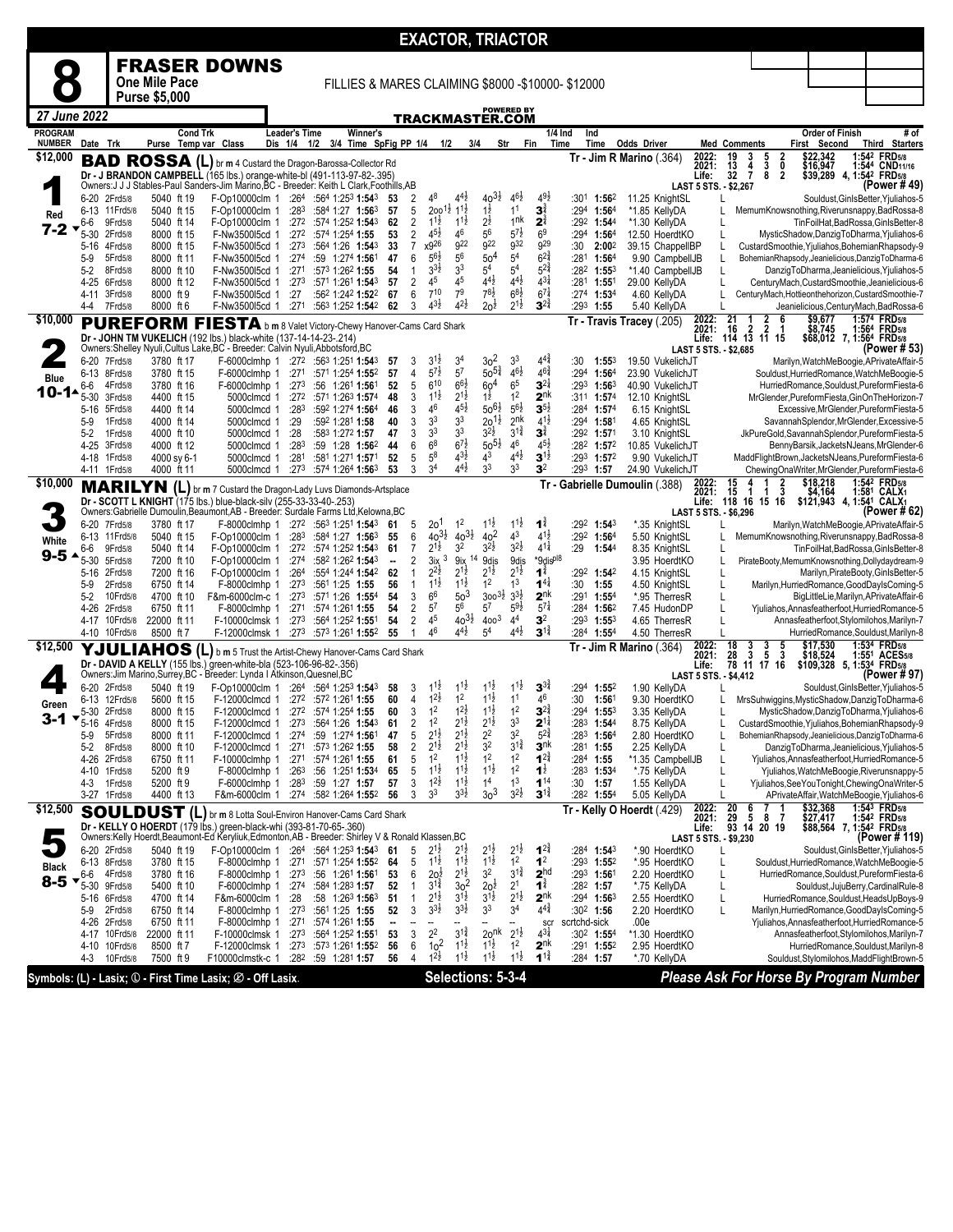# EXACTOR, TRIACTOR

## 8 FRASER DOWNS

**One Mile Pace** — **Purse $5,000** — FILLIES & MARES CLAIMING $8000 -$10000- $12000

*27 June 2022* — TRACKMASTER.COM

---

### 1 — BAD ROSSA (L) — $12,000 — Red — 7-2

br m 4 Custard the Dragon-Barossa-Collector Rd
Dr - J BRANDON CAMPBELL (165 lbs.) orange-white-bl (491-113-97-82-.395)
Owners:J J J Stables-Paul Sanders-Jim Marino,BC - Breeder: Keith L Clark,Foothills,AB
Tr - Jim R Marino (.364)

2022: 19 3 5 2 $22,342 1:54² FRD5/8 | 2021: 13 4 3 0 $16,947 1:54⁴ CND11/16 | Life: 32 7 8 2 $39,289 4, 1:54² FRD5/8 | LAST 5 STS. - $2,267 (Power # 49)

| Date | Trk | Purse | Cond | Class | 1/4 | 1/2 | 3/4 | Time | SpFig | PP | 1/4 | 1/2 | 3/4 | Str | Fin | 1/4 Ind | Ind Time | Odds Driver | Med | Order of Finish |
|---|---|---|---|---|---|---|---|---|---|---|---|---|---|---|---|---|---|---|---|---|
| 6-20 | 2Frd5/8 | 5040 | ft 19 | F-Op10000clm 1 | :26⁴ | :56⁴ | 1:25³ | 1:54³ | 53 | 2 | 4⁸ | 4⁴½ | 4o³½ | 4⁶½ | 4⁹½ | :30¹ | 1:56² | 11.25 KnightSL | L | Souldust,GinlsBetter,Yjuliahos-5 |
| 6-13 | 11Frd5/8 | 5040 | ft 15 | F-Op10000clm 1 | :28³ | :58⁴ | 1:27 | 1:56³ | 57 | 5 | 2oo¹½ | 1¹½ | 1½ | 1¹ | 3¾ | :29⁴ | 1:56⁴ | *1.85 KellyDA | L | MemumKnowsnothing,Riverunsnappy,BadRossa-8 |
| 6-6 | 9Frd5/8 | 5040 | ft 14 | F-Op10000clm 1 | :27² | :57⁴ | 1:25² | 1:54³ | 62 | 2 | 1½ | 1½ | 2½ | 1nk | 2¾ | :29² | 1:54⁴ | *1.30 KellyDA | L | TinFoilHat,BadRossa,GinlsBetter-8 |
| 5-30 | 2Frd5/8 | 8000 | ft 15 | F-Nw3500l5cd 1 | :27² | :57⁴ | 1:25⁴ | 1:55 | 53 | 2 | 4⁵½ | 4⁶ | 5⁶ | 5⁷½ | 6⁹ | :29⁴ | 1:56⁴ | 12.50 HoerdtKO | L | MysticShadow,DanzigToDharma,Yjuliahos-6 |
| 5-16 | 4Frd5/8 | 8000 | ft 15 | F-Nw3500l5cd 1 | :27³ | :56⁴ | 1:26 | 1:54³ | 33 | 7 | x9²⁶ | 9²² | 9²² | 9³² | 9²⁹ | :30 | 2:00² | 39.15 ChappellBP | L | CustardSmoothie,Yjuliahos,BohemianRhapsody-9 |
| 5-9 | 5Frd5/8 | 8000 | ft 11 | F-Nw3500l5cd 1 | :27⁴ | :59 | 1:27⁴ | 1:56¹ | 47 | 6 | 5⁶½ | 5⁶ | 5o⁴ | 5⁴ | 6²¾ | :28¹ | 1:56⁴ | 9.90 CampbellJB | L | BohemianRhapsody,Jeanielicious,DanzigToDharma-6 |
| 5-2 | 8Frd5/8 | 8000 | ft 10 | F-Nw3500l5cd 1 | :27¹ | :57³ | 1:26² | 1:55 | 54 | 1 | 3³½ | 3³ | 5⁴ | 5⁴ | 5²¾ | :28² | 1:55³ | *1.40 CampbellJB | L | DanzigToDharma,Jeanielicious,Yjuliahos-5 |
| 4-25 | 6Frd5/8 | 8000 | ft 12 | F-Nw3500l5cd 1 | :27³ | :57¹ | 1:26¹ | 1:54³ | 57 | 2 | 4⁵ | 4⁵ | 4⁴½ | 4⁴½ | 4³¼ | :28¹ | 1:55¹ | 29.00 KellyDA | L | CenturyMach,CustardSmoothie,Jeanielicious-6 |
| 4-11 | 3Frd5/8 | 8000 | ft 9 | F-Nw3500l5cd 1 | :27 | :56² | 1:24² | 1:52² | 67 | 6 | 7¹⁰ | 7⁹ | 7⁸½ | 6⁸½ | 6⁷¼ | :27⁴ | 1:53⁴ | 4.60 KellyDA | L | CenturyMach,Hottieontheorizon,CustardSmoothie-7 |
| 4-4 | 7Frd5/8 | 8000 | ft 6 | F-Nw3500l5cd 1 | :27¹ | :56³ | 1:25² | 1:54² | 62 | 3 | 4³½ | 4²½ | 2o½ | 2¹½ | 3²¾ | :29³ | 1:55 | 5.40 KellyDA | L | Jeanielicious,CenturyMach,BadRossa-6 |

---

### 2 — PUREFORM FIESTA — $10,000 — Blue — 10-1

b m 8 Valet Victory-Chewy Hanover-Cams Card Shark
Dr - JOHN TM VUKELICH (192 lbs.) black-white (137-14-14-23-.214)
Owners:Shelley Nyuli,Cultus Lake,BC - Breeder: Calvin Nyuli,Abbotsford,BC
Tr - Travis Tracey (.205)

2022: 21 1 2 6 $9,677 1:57⁴ FRD5/8 | 2021: 16 2 2 1 $8,745 1:56⁴ FRD5/8 | Life: 114 13 11 15 $68,012 7, 1:56⁴ FRD5/8 | LAST 5 STS. - $2,685 (Power # 53)

| Date | Trk | Purse | Cond | Class | 1/4 | 1/2 | 3/4 | Time | SpFig | PP | 1/4 | 1/2 | 3/4 | Str | Fin | 1/4 Ind | Ind Time | Odds Driver | Med | Order of Finish |
|---|---|---|---|---|---|---|---|---|---|---|---|---|---|---|---|---|---|---|---|---|
| 6-20 | 7Frd5/8 | 3780 | ft 17 | F-6000clmhp 1 | :27² | :56³ | 1:25¹ | 1:54³ | 57 | 3 | 3¹½ | 3⁴ | 3o² | 3³ | 4⁴¾ | :30 | 1:55³ | 19.50 VukelichJT | | Marilyn,WatchMeBoogie,APrivateAffair-5 |
| 6-13 | 8Frd5/8 | 3780 | ft 15 | F-6000clmhp 1 | :27¹ | :57¹ | 1:25⁴ | 1:55² | 57 | 4 | 5⁷½ | 5⁷ | 5o⁵¾ | 4⁶½ | 4⁶¾ | :29⁴ | 1:56⁴ | 23.90 VukelichJT | | Souldust,HurriedRomance,WatchMeBoogie-5 |
| 6-6 | 4Frd5/8 | 3780 | ft 16 | F-6000clmhp 1 | :27³ | :56 | 1:26¹ | 1:56¹ | 52 | 5 | 6¹⁰ | 6⁶½ | 6o⁴ | 6⁵ | 3²¼ | :29³ | 1:56³ | 40.90 VukelichJT | | HurriedRomance,Souldust,PureformFiesta-6 |
| 5-30 | 3Frd5/8 | 4400 | ft 15 | 5000clmcd 1 | :27² | :57¹ | 1:26³ | 1:57⁴ | 48 | 3 | 1¹½ | 2¹½ | 1½ | 1² | 2nk | :31¹ | 1:57⁴ | 12.10 KnightSL | | MrGlender,PureformFiesta,GinOnTheHorizon-7 |
| 5-16 | 5Frd5/8 | 4400 | ft 14 | 5000clmcd 1 | :28³ | :59² | 1:27⁴ | 1:56⁴ | 46 | 3 | 4⁶ | 4⁵½ | 5o⁶½ | 5⁶½ | 3⁵½ | :28⁴ | 1:57⁴ | 6.15 KnightSL | | Excessive,MrGlender,PureformFiesta-5 |
| 5-9 | 1Frd5/8 | 4000 | ft 14 | 5000clmcd 1 | :29 | :59² | 1:28¹ | 1:58 | 40 | 3 | 3³ | 3³ | 2o¹½ | 2nk | 4¹½ | :29⁴ | 1:58¹ | 4.65 KnightSL | | SavannahSplendor,MrGlender,Excessive-5 |
| 5-2 | 1Frd5/8 | 4000 | ft 10 | 5000clmcd 1 | :28 | :58³ | 1:27² | 1:57 | 47 | 3 | 3³ | 3³ | 3²½ | 3¹¾ | 3¾ | :29² | 1:57¹ | 3.10 KnightSL | | JkPureGold,SavannahSplendor,PureformFiesta-5 |
| 4-25 | 3Frd5/8 | 4000 | ft 12 | 5000clmcd 1 | :28³ | :59 | 1:28 | 1:56² | 44 | 6 | 6⁸ | 6⁷½ | 5o⁵½ | 4⁶ | 4⁵½ | :28² | 1:57² | 10.85 VukelichJT | | BennyBarsik,JacketsNJeans,MrGlender-6 |
| 4-18 | 1Frd5/8 | 4000 | sy 6-1 | 5000clmcd 1 | :28¹ | :58¹ | 1:27¹ | 1:57¹ | 52 | 5 | 5⁸ | 4³½ | 4³ | 4⁴½ | 3¹½ | :29³ | 1:57² | 9.90 VukelichJT | | MaddFlightBrown,JacketsNJeans,PureformFiesta-6 |
| 4-11 | 1Frd5/8 | 4000 | ft 11 | 5000clmcd 1 | :27³ | :57⁴ | 1:26⁴ | 1:56³ | 53 | 3 | 3⁴ | 4⁴½ | 3³ | 3³ | 3² | :29³ | 1:57 | 24.90 VukelichJT | | ChewingOnaWriter,MrGlender,PureformFiesta-6 |

---

### 3 — MARILYN (L) — $10,000 — White — 9-5

br m 7 Custard the Dragon-Lady Luvs Diamonds-Artsplace
Dr - SCOTT L KNIGHT (175 lbs.) blue-black-silv (255-33-33-40-.253)
Owners:Gabrielle Dumoulin,Beaumont,AB - Breeder: Surdale Farms Ltd,Kelowna,BC
Tr - Gabrielle Dumoulin (.388)

2022: 15 4 1 2 $18,218 1:54² FRD5/8 | 2021: 15 1 1 3 $4,164 1:58¹ CALX1 | Life: 118 16 15 16 $121,943 4, 1:54¹ CALX1 | LAST 5 STS. - $6,296 (Power # 62)

| Date | Trk | Purse | Cond | Class | 1/4 | 1/2 | 3/4 | Time | SpFig | PP | 1/4 | 1/2 | 3/4 | Str | Fin | 1/4 Ind | Ind Time | Odds Driver | Med | Order of Finish |
|---|---|---|---|---|---|---|---|---|---|---|---|---|---|---|---|---|---|---|---|---|
| 6-20 | 7Frd5/8 | 3780 | ft 17 | F-8000clmhp 1 | :27² | :56³ | 1:25¹ | 1:54³ | 61 | 5 | 2o¹ | 1² | 1¹½ | 1¹½ | 1¾ | :29² | 1:54³ | *.35 KnightSL | L | Marilyn,WatchMeBoogie,APrivateAffair-5 |
| 6-13 | 11Frd5/8 | 5040 | ft 15 | F-Op10000clm 1 | :28³ | :58⁴ | 1:27 | 1:56³ | 55 | 6 | 4o³½ | 4o³½ | 4o² | 4³ | 4¹½ | :29² | 1:56⁴ | 5.50 KnightSL | L | MemumKnowsnothing,Riverunsnappy,BadRossa-8 |
| 6-6 | 9Frd5/8 | 5040 | ft 14 | F-Op10000clm 1 | :27² | :57⁴ | 1:25² | 1:54³ | 61 | 7 | 2¹½ | 3² | 3²½ | 3²½ | 4¹¼ | :29 | 1:54⁴ | 8.35 KnightSL | L | TinFoilHat,BadRossa,GinlsBetter-8 |
| 5-30 | 5Frd5/8 | 7200 | ft 15 | F-Op10000clm 1 | :27⁴ | :58² | 1:26² | 1:54³ | -- | 2 | 3ix ³ | 9ix ¹⁴ | 9dis | 9dis | *9dis^pl8 | | | 3.95 HoerdtKO | L | PirateBooty,MemumKnowsnothing,Dollydaydream-9 |
| 5-16 | 2Frd5/8 | 7200 | ft 16 | F-Op10000clm 1 | :26⁴ | :55⁴ | 1:24⁴ | 1:54² | 62 | 1 | 2²½ | 2¹½ | 2¹½ | 2¹½ | 1¾ | :29² | 1:54² | 4.15 KnightSL | L | Marilyn,PirateBooty,GinlsBetter-5 |
| 5-9 | 1Frd5/8 | 6750 | ft 14 | F-8000clmhp 1 | :27³ | :56¹ | 1:25 | 1:55 | 56 | 1 | 1¹½ | 1¹½ | 1² | 1³ | 1⁴¼ | :30 | 1:55 | 4.50 KnightSL | L | Marilyn,HurriedRomance,GoodDaylsComing-5 |
| 5-2 | 10Frd5/8 | 4700 | ft 10 | F&m-6000clm-c 1 | :27³ | :57¹ | 1:26 | 1:55⁴ | 54 | 3 | 6⁶ | 5o³ | 3oo³½ | 3³½ | 2nk | :29¹ | 1:55⁴ | *.95 TherresR | L | BigLittleLie,Marilyn,APrivateAffair-6 |
| 4-26 | 2Frd5/8 | 6750 | ft 11 | F-8000clmhp 1 | :27¹ | :57⁴ | 1:26¹ | 1:55 | 54 | 2 | 5⁷ | 5⁶ | 5⁷ | 5⁹½ | 5⁷¼ | :28⁴ | 1:56² | 7.45 HudonDP | L | Yjuliahos,Annasfeatherfoot,HurriedRomance-5 |
| 4-17 | 10Frd5/8 | 22000 | ft 11 | F-10000clmsk 1 | :27³ | :56⁴ | 1:25² | 1:55¹ | 54 | 2 | 4⁵ | 4o³½ | 4oo³ | 4⁴ | 3² | :29³ | 1:55³ | 4.65 TherresR | L | Annasfeatherfoot,Stylomilohos,Marilyn-7 |
| 4-10 | 10Frd5/8 | 8500 | ft 7 | F-12000clmsk 1 | :27³ | :57³ | 1:26¹ | 1:55² | 55 | 1 | 4⁶ | 4⁴½ | 5⁴ | 4⁴½ | 3¹¾ | :28⁴ | 1:55⁴ | 4.50 TherresR | L | HurriedRomance,Souldust,Marilyn-8 |

---

### 4 — YJULIAHOS (L) — $12,500 — Green — 3-1

b m 5 Trust the Artist-Chewy Hanover-Cams Card Shark
Dr - DAVID A KELLY (155 lbs.) green-white-bla (523-106-96-82-.356)
Owners:Jim Marino,Surrey,BC - Breeder: Lynda I Atkinson,Quesnel,BC
Tr - Jim R Marino (.364)

2022: 18 3 3 5 $17,530 1:53⁴ FRD5/8 | 2021: 28 3 5 3 $18,524 1:55¹ ACES5/8 | Life: 78 11 17 16 $109,328 5, 1:53⁴ FRD5/8 | LAST 5 STS. - $4,412 (Power # 97)

| Date | Trk | Purse | Cond | Class | 1/4 | 1/2 | 3/4 | Time | SpFig | PP | 1/4 | 1/2 | 3/4 | Str | Fin | 1/4 Ind | Ind Time | Odds Driver | Med | Order of Finish |
|---|---|---|---|---|---|---|---|---|---|---|---|---|---|---|---|---|---|---|---|---|
| 6-20 | 2Frd5/8 | 5040 | ft 19 | F-Op10000clm 1 | :26⁴ | :56⁴ | 1:25³ | 1:54³ | 58 | 3 | 1¹½ | 1¹½ | 1¹½ | 1¹½ | 3³¾ | :29⁴ | 1:55² | 1.90 KellyDA | L | Souldust,GinlsBetter,Yjuliahos-5 |
| 6-13 | 12Frd5/8 | 5600 | ft 15 | F-12000clmcd 1 | :27² | :57² | 1:26¹ | 1:55 | 60 | 4 | 1²½ | 1² | 1¹½ | 1¹ | 4⁶ | :30 | 1:56¹ | 9.30 HoerdtKO | L | MrsSuhwiggins,MysticShadow,DanzigToDharma-6 |
| 5-30 | 2Frd5/8 | 8000 | ft 15 | F-12000clmcd 1 | :27² | :57⁴ | 1:25⁴ | 1:55 | 60 | 3 | 1² | 1²½ | 1¹½ | 1² | 3²¾ | :29⁴ | 1:55³ | 3.35 KellyDA | L | MysticShadow,DanzigToDharma,Yjuliahos-6 |
| 5-16 | 4Frd5/8 | 8000 | ft 15 | F-12000clmcd 1 | :27³ | :56⁴ | 1:26 | 1:54³ | 61 | 2 | 1² | 2¹½ | 2¹½ | 3³ | 2¹¼ | :28³ | 1:54⁴ | 8.75 KellyDA | L | CustardSmoothie,Yjuliahos,BohemianRhapsody-9 |
| 5-9 | 5Frd5/8 | 8000 | ft 11 | F-12000clmcd 1 | :27⁴ | :59 | 1:27⁴ | 1:56¹ | 47 | 5 | 2¹½ | 2¹½ | 2² | 3² | 5²¾ | :28³ | 1:56⁴ | 2.80 HoerdtKO | L | BohemianRhapsody,Jeanielicious,DanzigToDharma-6 |
| 5-2 | 8Frd5/8 | 8000 | ft 10 | F-12000clmcd 1 | :27¹ | :57³ | 1:26² | 1:55 | 58 | 2 | 2¹½ | 2¹½ | 3² | 3¹¾ | 3nk | :28¹ | 1:55 | 2.25 KellyDA | L | DanzigToDharma,Jeanielicious,Yjuliahos-5 |
| 4-26 | 2Frd5/8 | 6750 | ft 11 | F-10000clmhp 1 | :27¹ | :57⁴ | 1:26¹ | 1:55 | 61 | 5 | 1² | 1¹½ | 1² | 1² | 1²¾ | :28⁴ | 1:55 | *1.35 CampbellJB | L | Yjuliahos,Annasfeatherfoot,HurriedRomance-5 |
| 4-10 | 1Frd5/8 | 5200 | ft 9 | F-8000clmhp 1 | :26³ | :56 | 1:25¹ | 1:53⁴ | 65 | 5 | 1¹½ | 1¹½ | 1¹½ | 1² | 1½ | :28³ | 1:53⁴ | *.75 KellyDA | L | Yjuliahos,WatchMeBoogie,Riverunsnappy-5 |
| 4-3 | 1Frd5/8 | 5200 | ft 9 | F-8000clmhp 1 | :28³ | :59 | 1:27 | 1:57 | 57 | 3 | 1²½ | 1¹½ | 1⁴ | 1³ | 1¹⁴ | :30 | 1:57 | 1.55 KellyDA | L | Yjuliahos,SeeYouTonight,ChewingOnaWriter-5 |
| 3-27 | 1Frd5/8 | 4400 | ft 13 | F&m-6000clm 1 | :27⁴ | :58² | 1:26⁴ | 1:55² | 56 | 3 | 3³ | 3³½ | 3o³ | 3²½ | 3¹¾ | :28² | 1:55⁴ | 5.05 KellyDA | L | APrivateAffair,WatchMeBoogie,Yjuliahos-6 |

---

### 5 — SOULDUST (L) — $12,500 — Black — 8-5

br m 8 Lotta Soul-Environ Hanover-Cams Card Shark
Dr - KELLY O HOERDT (179 lbs.) green-black-whi (393-81-70-65-.360)
Owners:Kelly Hoerdt,Beaumont-Ed Keryliuk,Edmonton,AB - Breeder: Shirley V & Ronald Klassen,BC
Tr - Kelly O Hoerdt (.429)

2022: 20 6 7 1 $32,368 1:54³ FRD5/8 | 2021: 29 5 8 7 $27,417 1:54² FRD5/8 | Life: 93 14 20 19 $88,564 7, 1:54² FRD5/8 | LAST 5 STS. - $9,230 (Power # 119)

| Date | Trk | Purse | Cond | Class | 1/4 | 1/2 | 3/4 | Time | SpFig | PP | 1/4 | 1/2 | 3/4 | Str | Fin | 1/4 Ind | Ind Time | Odds Driver | Med | Order of Finish |
|---|---|---|---|---|---|---|---|---|---|---|---|---|---|---|---|---|---|---|---|---|
| 6-20 | 2Frd5/8 | 5040 | ft 19 | F-Op10000clm 1 | :26⁴ | :56⁴ | 1:25³ | 1:54³ | 61 | 5 | 2¹½ | 2¹½ | 2¹½ | 2¹½ | 1²¾ | :28⁴ | 1:54³ | *.90 HoerdtKO | L | Souldust,GinlsBetter,Yjuliahos-5 |
| 6-13 | 8Frd5/8 | 3780 | ft 15 | F-8000clmhp 1 | :27¹ | :57¹ | 1:25⁴ | 1:55² | 64 | 5 | 1¹½ | 1¹½ | 1¹½ | 1² | 1² | :29³ | 1:55² | *.95 HoerdtKO | L | Souldust,HurriedRomance,WatchMeBoogie-5 |
| 6-6 | 4Frd5/8 | 3780 | ft 16 | F-8000clmhp 1 | :27³ | :56 | 1:26¹ | 1:56¹ | 53 | 6 | 2o½ | 2¹½ | 3² | 3¹¾ | 2hd | :29³ | 1:56¹ | 2.20 HoerdtKO | L | HurriedRomance,Souldust,PureformFiesta-6 |
| 5-30 | 9Frd5/8 | 5400 | ft 10 | F-6000clmhp 1 | :27⁴ | :58⁴ | 1:28³ | 1:57 | 52 | 1 | 3¹¾ | 3o² | 2o½ | 2¹ | 1¾ | :28² | 1:57 | *.75 KellyDA | L | Souldust,JujuBerry,CardinalRule-8 |
| 5-16 | 6Frd5/8 | 4700 | ft 14 | F&m-6000clm 1 | :28 | :58 | 1:26³ | 1:56³ | 51 | 1 | 2¹½ | 3¹½ | 3¹½ | 2¹½ | 2nk | :29⁴ | 1:56³ | 2.55 HoerdtKO | L | HurriedRomance,Souldust,HeadsUpBoys-9 |
| 5-9 | 2Frd5/8 | 6750 | ft 14 | F-8000clmhp 1 | :27³ | :56¹ | 1:25 | 1:55 | 52 | 3 | 3³½ | 3³½ | 3³ | 3⁴ | 4⁴¾ | :30² | 1:56 | 2.20 HoerdtKO | L | Marilyn,HurriedRomance,GoodDaylsComing-5 |
| 4-26 | 2Frd5/8 | 6750 | ft 11 | F-8000clmhp 1 | :27¹ | :57⁴ | 1:26¹ | 1:55 | -- | -- | -- | -- | -- | -- | scr | scrtchd-sick | | .00e | | Yjuliahos,Annasfeatherfoot,HurriedRomance-5 |
| 4-17 | 10Frd5/8 | 22000 | ft 11 | F-10000clmsk 1 | :27³ | :56⁴ | 1:25² | 1:55¹ | 53 | 3 | 2² | 3¹¾ | 2o^nk | 2¹½ | 4³¼ | :30² | 1:55⁴ | *1.30 HoerdtKO | L | Annasfeatherfoot,Stylomilohos,Marilyn-7 |
| 4-10 | 10Frd5/8 | 8500 | ft 7 | F-12000clmsk 1 | :27³ | :57³ | 1:26¹ | 1:55² | 56 | 6 | 1o² | 1¹½ | 1¹½ | 1² | 2nk | :29¹ | 1:55² | 2.95 HoerdtKO | L | HurriedRomance,Souldust,Marilyn-8 |
| 4-3 | 10Frd5/8 | 7500 | ft 9 | F10000clmstk-c 1 | :28² | :59 | 1:28¹ | 1:57 | 56 | 4 | 1²½ | 1¹½ | 1¹½ | 1¹½ | 1¹¾ | :28⁴ | 1:57 | *.70 KellyDA | | Souldust,Stylomilohos,MaddFlightBrown-5 |

---

Symbols: (L) - Lasix; ① - First Time Lasix; ⊘ - Off Lasix.

**Selections: 5-3-4**

*Please Ask For Horse By Program Number*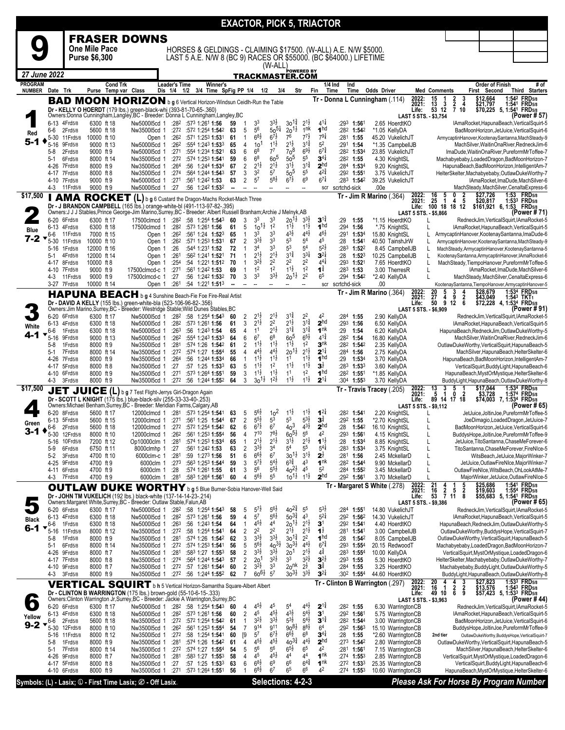# EXACTOR, PICK 5, TRIACTOR

## 9 — FRASER DOWNS

**One Mile Pace** — **Purse $6,300**

HORSES & GELDINGS - CLAIMING $17500. (W-ALL) A.E. N/W $5000. LAST 5 A.E. N/W 8 (BC 9) RACES OR $55000. (BC $64000.) LIFETIME (W-ALL)

*27 June 2022* — TRACKMASTER.COM

---

### 1 — Red — 5-1 — BAD MOON HORIZON

b g 6 Vertical Horizon-Windsun Ceidlh-Run the Table
Dr - KELLY O HOERDT (179 lbs.) green-black-whi (393-81-70-65-.360)
Owners:Donna Cunningham,Langley,BC - Breeder: Donna L Cunningham,Langley,BC
Tr - Donna L Cunningham (.114)

2022: 15 1 2 3 $12,664 1:54² FRD5/8 — 2021: 13 3 2 4 $21,797 1:54¹ FRD5/8 — Life: 53 12 7 10 $70,225 5, 1:54¹ FRD5/8 — LAST 5 STS. - $3,754 — (Power # 57)

| Date Trk | Purse | Cond | Class | Leader's Time | Winner's Time | SpFig | PP | 1/4 | 1/2 | 3/4 | Str | Fin | 1/4 Ind | Ind Time | Odds Driver | Order of Finish |
|---|---|---|---|---|---|---|---|---|---|---|---|---|---|---|---|---|
| 6-13 4Frd5/8 | 6300 | ft 18 | Nw5000l5cd 1 | :28² :57³ 1:26¹ | 1:56 | 59 | 1 | 3³ | 3³½ | 3o1¾ | 2½ | 4¹¾ | :29³ | 1:56¹ | 2.65 HoerdtKO | IAmaRocket,HapunaBeach,VerticalSquirt-5 |
| 6-6 2Frd5/8 | 5600 | ft 18 | Nw3500l5cd 1 | :27² :57² 1:25⁴ | 1:54² | 63 | 5 | 5⁶ | 5o5¼ | 2o1½ | 1nk | 1hd | :28² | 1:54² | *1.05 KellyDA | BadMoonHorizon,JetJuice,VerticalSquirt-6 |
| 5-30 11Frd5/8 | 10000 | ft 10 | Open 1 | :26² :57¹ 1:25³ | 1:53¹ | 61 | 1 | 6⁸½ | 6⁷½ | 7⁶ | 7⁷½ | 7⁹¼ | :28¹ | 1:55 | 45.20 VukelichJT | ArmycaptinHanover,KootenaySantanna,MachSteady-9 |
| 5-16 9Frd5/8 | 9000 | ft 13 | Nw5000l5cd 1 | :26² :55⁴ 1:24³ | 1:53³ | 65 | 4 | 1o¹ | 1½ | 2½ | 3¹¾ | 5² | :29¹ | 1:54 | *1.35 CampbellJB | MachSilver,WaitinOnaRiver,RedneckJim-6 |
| 5-8 2Frd5/8 | 9000 | ft 9 | Nw5000l5cd 1 | :27¹ :55⁴ 1:23⁴ | 1:52¹ | 63 | 6 | 6⁸ | 7⁷ | 7o⁸ | 6⁹½ | 6⁷¾ | :28² | 1:53⁴ | 23.85 VukelichJT | ImaDude,WaitinOnaRiver,PureformMrToffee-7 |
| 5-1 6Frd5/8 | 8000 | ft 14 | Nw3500l5cd 1 | :27² :57⁴ 1:25³ | 1:54¹ | 59 | 6 | 6⁸ | 6o⁵ | 5o⁵ | 5⁵ | 3⁴¼ | :28² | 1:55 | 4.30 KnightSL | Machabyebaby,LoadedDragon,BadMoonHorizon-7 |
| 4-26 7Frd5/8 | 8000 | ft 9 | Nw3500l5cd 1 | :26⁴ :56 1:24⁴ | 1:53⁴ | 67 | 2 | 2¹½ | 2¹½ | 3¹½ | 3¹¾ | 2hd | :28⁴ | 1:53⁴ | 9.20 KnightSL | HapunaBeach,BadMoonHorizon,IntelligentAm-7 |
| 4-17 7Frd5/8 | 8000 | ft 8 | Nw3500l5cd 1 | :27⁴ :56⁴ 1:24⁴ | 1:54³ | 57 | 3 | 3² | 5⁷ | 5o⁵ | 5⁵ | 4²¾ | :29² | 1:55¹ | 3.75 VukelichJT | HelterSkelter,Machabyebaby,OutlawDukeWorthy-7 |
| 4-10 7Frd5/8 | 9000 | ft 9 | Nw5000l5cd 1 | :27¹ :56¹ 1:24² | 1:53 | 63 | 2 | 5⁷ | 5⁸½ | 6⁷½ | 6⁹ | 6⁷¼ | :28³ | 1:54² | 39.25 VukelichJT | IAmaRocket,ImaDude,MachSilver-6 |
| 4-3 11Frd5/8 | 9000 | ft 9 | Nw5000l5cd 1 | :27 :56 1:24² | 1:53² | -- | -- | -- | -- | -- | -- | scr | scrtchd-sick | | .00e | MachSteady,MachSilver,CenaltaExpress-6 |

---

### 2 — Blue — 7-2 — I AMA ROCKET (L) — $17,500

b g 6 Custard the Dragon-Machs Rocket-Mach Three
Dr - J BRANDON CAMPBELL (165 lbs.) orange-white-bl (491-113-97-82-.395)
Owners:J J J Stables,Prince George-Jim Marino,Surrey,BC - Breeder: Albert Russell Branham;Archie J Melnyk,AB
Tr - Jim R Marino (.364)

2022: 16 5 0 2 $27,726 1:53 FRD5/8 — 2021: 25 1 4 5 $20,817 1:53³ FRD5/8 — Life: 100 18 18 12 $161,921 6, 1:53 FRD5/8 — LAST 5 STS. - $5,866 — (Power # 71)

| Date Trk | Purse | Cond | Class | Leader's Time | Winner's Time | SpFig | PP | 1/4 | 1/2 | 3/4 | Str | Fin | 1/4 Ind | Ind Time | Odds Driver | Med | Order of Finish |
|---|---|---|---|---|---|---|---|---|---|---|---|---|---|---|---|---|---|
| 6-20 6Frd5/8 | 6300 | ft 17 | 17500clmcd 1 | :28² :58 1:25⁴ | 1:54³ | 60 | 3 | 3³ | 3³ | 2o1½ | 3³½ | 3¹¾ | :29 | 1:55 | *1.15 HoerdtKO | L | RedneckJim,VerticalSquirt,IAmaRocket-5 |
| 6-13 4Frd5/8 | 6300 | ft 18 | 17500clmcd 1 | :28² :57³ 1:26¹ | 1:56 | 61 | 5 | 1o1½ | 1² | 1½ | 1½ | 1hd | :29⁴ | 1:56 | *.75 KnightSL | L | IAmaRocket,HapunaBeach,VerticalSquirt-5 |
| 6-6 7Frd5/8 | 7000 | ft 15 | Open 1 | :26² :56¹ 1:24 | 1:52³ | 65 | 1 | 3³ | 3³ | 4³½ | 4⁴½ | 4⁶½ | :29¹ | 1:53⁴ | 15.80 KnightSL | L | ArmycaptinHanover,KootenaySantanna,ImaDude-6 |
| 5-30 11Frd5/8 | 10000 | ft 10 | Open 1 | :26² :57¹ 1:25³ | 1:53¹ | 67 | 2 | 3³½ | 3³ | 5³ | 5⁴ | 4⁵ | :28 | 1:54¹ | 40.50 TainshJrW | L | ArmycaptinHanover,KootenaySantanna,MachSteady-9 |
| 5-16 1Frd5/8 | 12000 | ft 16 | Open 1 | :26 :54⁴ 1:23¹ | 1:52 | 72 | 1 | 3⁴ | 3³ | 5³ | 5⁴ | 5²½ | :28³ | 1:52² | 8.45 CampbellJB | L | MachSteady,ArmycaptinHanover,KootenaySantanna-5 |
| 5-1 4Frd5/8 | 12000 | ft 14 | Open 1 | :26¹ :56² 1:24¹ | 1:52¹ | 71 | 1 | 2¹½ | 2¹½ | 3¹¾ | 3³¼ | 3²¼ | :28 | 1:52³ | 10.25 CampbellJB | L | KootenaySantanna,ArmycaptinHanover,IAmaRocket-6 |
| 4-17 8Frd5/8 | 10000 | ft 8 | Open 1 | :25⁴ :54 1:22¹ | 1:51² | 70 | 1 | 3²½ | 2² | 2² | 2² | 4⁴¼ | :29³ | 1:52¹ | 7.65 HoerdtKO | L | MachSteady,TiempoHanover,PureformMrToffee-5 |
| 4-10 7Frd5/8 | 9000 | ft 9 | 17500clmcd-c 1 | :27¹ :56¹ 1:24² | 1:53 | 69 | 1 | 1² | 1² | 1¹½ | 1² | 1¾ | :28³ | 1:53 | 3.00 TherresR | L | IAmaRocket,ImaDude,MachSilver-6 |
| 4-3 11Frd5/8 | 9000 | ft 9 | 17500clmcd-c 1 | :27 :56 1:24² | 1:53² | 70 | 3 | 3³ | 3³½ | 2o1½ | 2² | 6⁵ | :29⁴ | 1:54² | *2.40 KellyDA | L | MachSteady,MachSilver,CenaltaExpress-6 |
| 3-27 7Frd5/8 | 10000 | ft 14 | Open 1 | :26¹ :54 1:22¹ | 1:51³ | -- | -- | -- | -- | -- | -- | scr | scrtchd-sick | | .00 | | KootenaySantanna,TiempoHanover,ArmycaptinHanover-5 |

---

### 3 — White — 4-1 — HAPUNA BEACH

b g 4 Sunshine Beach-Fie Foe Fire-Real Artist
Dr - DAVID A KELLY (155 lbs.) green-white-bla (523-106-96-82-.356)
Owners:Jim Marino,Surrey,BC - Breeder: Westridge Stable;Wild Dunes Stables,BC
Tr - Jim R Marino (.364)

2022: 20 5 3 4 $28,679 1:53⁴ FRD5/8 — 2021: 27 4 9 2 $43,049 1:54³ TKT1 — Life: 50 9 12 6 $72,228 4, 1:53⁴ FRD5/8 — LAST 5 STS. - $6,909 — (Power # 91)

| Date Trk | Purse | Cond | Class | Leader's Time | Winner's Time | SpFig | PP | 1/4 | 1/2 | 3/4 | Str | Fin | 1/4 Ind | Ind Time | Odds Driver | Order of Finish |
|---|---|---|---|---|---|---|---|---|---|---|---|---|---|---|---|---|
| 6-20 6Frd5/8 | 6300 | ft 17 | Nw5000l5cd 1 | :28² :58 1:25⁴ | 1:54³ | 60 | 2 | 2¹½ | 2¹½ | 3¹¾ | 2² | 4² | :28⁴ | 1:55 | 2.90 KellyDA | RedneckJim,VerticalSquirt,IAmaRocket-5 |
| 6-13 4Frd5/8 | 6300 | ft 18 | Nw5000l5cd 1 | :28² :57³ 1:26¹ | 1:56 | 61 | 3 | 2¹½ | 2² | 2¹½ | 3¹¾ | 2hd | :29³ | 1:56 | 6.50 KellyDA | IAmaRocket,HapunaBeach,VerticalSquirt-5 |
| 6-6 1Frd5/8 | 6300 | ft 18 | Nw5000l5cd 1 | :26³ :56 1:24³ | 1:54 | 65 | 4 | 1¹ | 2¹½ | 3¹¾ | 3¹¾ | 1nk | :29 | 1:54 | 6.20 KellyDA | HapunaBeach,RedneckJim,OutlawDukeWorthy-5 |
| 5-16 9Frd5/8 | 9000 | ft 13 | Nw5000l5cd 1 | :26² :55⁴ 1:24³ | 1:53³ | 64 | 6 | 6⁷ | 6⁸ | 6o⁵ | 6⁵½ | 4¹¾ | :28² | 1:54 | 16.80 KellyDA | MachSilver,WaitinOnaRiver,RedneckJim-6 |
| 5-8 1Frd5/8 | 8000 | ft 9 | Nw3500l5cd 1 | :28¹ :57⁴ 1:26 | 1:54² | 61 | 2 | 1¹½ | 1¹½ | 1¹½ | 1² | 3nk | :28² | 1:54² | 2.35 KellyDA | OutlawDukeWorthy,VerticalSquirt,HapunaBeach-5 |
| 5-1 7Frd5/8 | 8000 | ft 14 | Nw3500l5cd 1 | :27² :57⁴ 1:27 | 1:55⁴ | 55 | 4 | 4⁴½ | 4⁴½ | 2o1½ | 2¹½ | 2¹¼ | :28⁴ | 1:56 | 2.75 KellyDA | MachSilver,HapunaBeach,HelterSkelter-6 |
| 4-26 7Frd5/8 | 8000 | ft 9 | Nw3500l5cd 1 | :26⁴ :56 1:24⁴ | 1:53⁴ | 66 | 1 | 1¹½ | 1¹½ | 1¹ | 1¹½ | 1hd | :29 | 1:53⁴ | 3.70 KellyDA | HapunaBeach,BadMoonHorizon,IntelligentAm-7 |
| 4-17 5Frd5/8 | 8000 | ft 8 | Nw3500l5cd 1 | :27 :57 1:25 | 1:53³ | 63 | 5 | 1¹½ | 1² | 1¹½ | 1¹½ | 3½ | :28³ | 1:53³ | 3.60 KellyDA | VerticalSquirt,BuddyLight,HapunaBeach-6 |
| 4-10 6Frd5/8 | 8000 | ft 9 | Nw3500l5cd 1 | :27¹ :57³ 1:26⁴ | 1:55¹ | 59 | 3 | 1¹½ | 1¹½ | 1¹ | 1² | 1hd | :28² | 1:55¹ | *1.85 KellyDA | HapunaBeach,MystOrMystique,HelterSkelter-6 |
| 4-3 3Frd5/8 | 8000 | ft 9 | Nw3500l5cd 1 | :27² :56 1:24⁴ | 1:55² | 64 | 3 | 3o1½ | 1²½ | 1¹½ | 1¹½ | 2¹¼ | :30⁴ | 1:55³ | 3.70 KellyDA | BuddyLight,HapunaBeach,OutlawDukeWorthy-8 |

---

### 4 — Green — 3-1 — JET JUICE (L) — $17,500

b g 7 Test Flight-Jerrys Girl-Dragon Again
Dr - SCOTT L KNIGHT (175 lbs.) blue-black-silv (255-33-30-40-.253)
Owners:Michael Benham,Surrey,BC - Breeder: Meridian Farms,Calgary,AB
Tr - Travis Tracey (.205)

2022: 13 3 5 1 $17,044 1:53⁴ FRD5/8 — 2021: 5 1 0 2 $3,728 1:57⁴ FRD5/8 — Life: 89 14 17 18 $74,003 7, 1:53⁴ FRD5/8 — LAST 5 STS. - $9,112 — (Power # 65)

| Date Trk | Purse | Cond | Class | Leader's Time | Winner's Time | SpFig | PP | 1/4 | 1/2 | 3/4 | Str | Fin | 1/4 Ind | Ind Time | Odds Driver | Med | Order of Finish |
|---|---|---|---|---|---|---|---|---|---|---|---|---|---|---|---|---|---|
| 6-20 8Frd5/8 | 5600 | ft 17 | 12000clmcd 1 | :28¹ :57³ 1:25⁴ | 1:54¹ | 63 | 5 | 5⁶½ | 1o² | 1¹½ | 1¹½ | 1²¼ | :28² | 1:54¹ | 2.20 KnightSL | L | JetJuice,JoltinJoe,PureformMrToffee-5 |
| 6-13 5Frd5/8 | 5600 | ft 15 | 12000clmcd 1 | :27¹ :56¹ 1:25 | 1:54⁴ | 67 | 2 | 5⁵½ | 5³ | 5³ | 5³½ | 3¾ | :29² | 1:55 | *2.70 KnightSL | L | JoeDimagio,LoadedDragon,JetJuice-7 |
| 6-6 2Frd5/8 | 5600 | ft 18 | 12000clmcd 1 | :27² :57² 1:25⁴ | 1:54² | 62 | 6 | 6⁷½ | 6⁷ | 4o³ | 4³½ | 2hd | :28 | 1:54² | 16.10 KnightSL | L | BadMoonHorizon,JetJuice,VerticalSquirt-6 |
| 5-30 12Frd5/8 | 8000 | ft 10 | 12000clmcd 1 | :26² :56¹ 1:25³ | 1:55⁴ | 56 | 4 | 7¹⁰ | 7⁸½ | 6o5¼ | 5⁶ | 4² | :29³ | 1:56¹ | 4.15 KnightSL | L | BuddysHope,JoltinJoe,PureformMrToffee-9 |
| 5-16 10Frd5/8 | 7200 | ft 12 | Op10000clm 1 | :28¹ :57⁴ 1:25³ | 1:53⁴ | 65 | 1 | 2¹½ | 2¹½ | 3¹½ | 2¹½ | 1¹½ | :28 | 1:53⁴ | 8.85 KnightSL | L | JetJuice,TitoSantanna,ChaseMeForever-6 |
| 5-9 6Frd5/8 | 6750 | ft 11 | 8000clmhp 1 | :27 :56¹ 1:24² | 1:53 | 63 | 2 | 3³½ | 3⁴ | 5⁴ | 5⁵ | 5⁴¼ | :28³ | 1:53⁴ | 3.75 KnightSL | L | TitoSantanna,ChaseMeForever,FireNIce-5 |
| 5-2 3Frd5/8 | 4700 | ft 10 | 6000clm-c 1 | :28¹ :59 1:27³ | 1:56 | 51 | 6 | 6⁶½ | 6⁷ | 3o1½ | 3¹½ | 2½ | :28¹ | 1:56 | 2.45 MckellarD | L | WitsBeach,JetJuice,MajorWinker-7 |
| 4-25 9Frd5/8 | 4700 | ft 9 | 6000clm 1 | :27³ :56³ 1:25³ | 1:54⁴ | 59 | 3 | 5⁷½ | 5⁴½ | 6³¾ | 4³ | 1nk | :28² | 1:54⁴ | 9.90 MckellarD | L | JetJuice,OutlawFireNIce,MajorWinker-7 |
| 4-11 6Frd5/8 | 4700 | ft 9 | 6000clm 1 | :28 :57⁴ 1:26¹ | 1:55 | 61 | 3 | 5⁶ | 5⁵½ | 4o2½ | 4⁵ | 5² | :28⁴ | 1:55² | 3.45 MckellarD | L | OutlawFireNIce,WitsBeach,OhLookAtMe-7 |
| 4-3 7Frd5/8 | 4700 | ft 9 | 6000clm 1 | :28¹ :58³ 1:26⁴ | 1:56¹ | 60 | 4 | 5⁶½ | 5⁵ | 1o1½ | 1½ | 2hd | :29² | 1:56¹ | 3.70 MckellarD | L | MajorWinker,JetJuice,OutlawFireNIce-5 |

---

### 5 — Black — 6-1 — OUTLAW DUKE WORTHY

b g 5 Blue Burner-Sobia Hanover-Well Said
Dr - JOHN TM VUKELICH (192 lbs.) black-white (137-14-14-23-.214)
Owners:Margaret White,Surrey,BC - Breeder: Outlaw Stable,Falun,AB
Tr - Margaret S White (.278)

2022: 21 4 1 5 $25,686 1:54¹ FRD5/8 — 2021: 16 2 5 2 $19,603 1:55⁴ FRD5/8 — Life: 53 7 11 8 $55,683 5, 1:54¹ FRD5/8 — LAST 5 STS. - $9,386 — (Power # 65)

| Date Trk | Purse | Cond | Class | Leader's Time | Winner's Time | SpFig | PP | 1/4 | 1/2 | 3/4 | Str | Fin | 1/4 Ind | Ind Time | Odds Driver | Order of Finish |
|---|---|---|---|---|---|---|---|---|---|---|---|---|---|---|---|---|
| 6-20 6Frd5/8 | 6300 | ft 17 | Nw5000l5cd 1 | :28² :58 1:25⁴ | 1:54³ | 58 | 5 | 5⁷½ | 5⁶½ | 4o2¾ | 5⁵ | 5³½ | :28⁴ | 1:55¹ | 14.80 VukelichJT | RedneckJim,VerticalSquirt,IAmaRocket-5 |
| 6-13 4Frd5/8 | 6300 | ft 18 | Nw5000l5cd 1 | :28² :57³ 1:26¹ | 1:56 | 59 | 4 | 5⁷ | 5⁶½ | 5o3¾ | 4³ | 5²¼ | :29² | 1:56² | 14.30 VukelichJT | IAmaRocket,HapunaBeach,VerticalSquirt-5 |
| 6-6 1Frd5/8 | 6300 | ft 18 | Nw5000l5cd 1 | :26³ :56 1:24³ | 1:54 | 64 | 1 | 4⁵½ | 4⁴ | 2o1½ | 2¹½ | 3¹ | :29² | 1:54¹ | 4.40 HoerdtKO | HapunaBeach,RedneckJim,OutlawDukeWorthy-5 |
| 5-16 11Frd5/8 | 8000 | ft 12 | Nw3500l5cd 1 | :27² :58 1:25⁴ | 1:54¹ | 64 | 2 | 2² | 2² | 2¹½ | 2¹½ | 1½ | :28¹ | 1:54¹ | 3.00 CampbellJB | OutlawDukeWorthy,BuddysHope,VerticalSquirt-7 |
| 5-8 1Frd5/8 | 8000 | ft 9 | Nw3500l5cd 1 | :28¹ :57⁴ 1:26 | 1:54² | 62 | 3 | 3³½ | 3³½ | 3o1¾ | 2² | 1hd | :28 | 1:54² | 8.05 CampbellJB | OutlawDukeWorthy,VerticalSquirt,HapunaBeach-5 |
| 5-1 6Frd5/8 | 8000 | ft 14 | Nw3500l5cd 1 | :27² :57⁴ 1:25³ | 1:54¹ | 56 | 5 | 5⁶½ | 4o3½ | 3o3½ | 4⁴½ | 6⁷¾ | :29³ | 1:55⁴ | 20.15 RedwoodT | Machabyebaby,LoadedDragon,BadMoonHorizon-7 |
| 4-26 9Frd5/8 | 8000 | ft 7 | Nw3500l5cd 1 | :28¹ :58³ 1:27 | 1:55³ | 58 | 2 | 3³½ | 3³½ | 2o¹ | 2¹½ | 4¾ | :28³ | 1:55⁴ | 10.00 KellyDA | VerticalSquirt,MystOrMystique,LoadedDragon-6 |
| 4-17 7Frd5/8 | 8000 | ft 8 | Nw3500l5cd 1 | :27⁴ :56⁴ 1:24⁴ | 1:54³ | 57 | 2 | 2o¹ | 3²½ | 3³ | 3²½ | 3²½ | :29³ | 1:55 | 5.30 HoerdtKO | HelterSkelter,Machabyebaby,OutlawDukeWorthy-7 |
| 4-10 9Frd5/8 | 8000 | ft 7 | Nw3500l5cd 1 | :27² :57 1:26¹ | 1:54⁴ | 60 | 2 | 3²½ | 3³ | 2onk | 2½ | 3¾ | :28⁴ | 1:55 | 3.25 HoerdtKO | Machabyebaby,BuddyLight,OutlawDukeWorthy-5 |
| 4-3 3Frd5/8 | 8000 | ft 9 | Nw3500l5cd 1 | :27² :56 1:24⁴ | 1:55² | 62 | 7 | 6o6½ | 5⁷ | 3o3½ | 3³½ | 3²¼ | :30² | 1:55⁴ | 44.60 HoerdtKO | BuddyLight,HapunaBeach,OutlawDukeWorthy-8 |

---

### 6 — Yellow — 9-2 — VERTICAL SQUIRT

b h 5 Vertical Horizon-Samantha Square-Albert Albert
Dr - CLINTON B WARRINGTON (175 lbs.) brown-gold (55-10-6-15-.333)
Owners:Clinton Warrington Jr,Surrey,BC - Breeder: Jackie A Warrington,Surrey,BC
Tr - Clinton B Warrington (.297)

2022: 20 4 4 3 $27,823 1:53³ FRD5/8 — 2021: 16 1 2 2 $13,576 1:54³ FRD5/8 — Life: 49 10 6 9 $57,423 5, 1:53³ FRD5/8 — LAST 5 STS. - $3,963 — (Power # 44)

| Date Trk | Purse | Cond | Class | Leader's Time | Winner's Time | SpFig | PP | 1/4 | 1/2 | 3/4 | Str | Fin | 1/4 Ind | Ind Time | Odds Driver | Comments | Order of Finish |
|---|---|---|---|---|---|---|---|---|---|---|---|---|---|---|---|---|---|
| 6-20 6Frd5/8 | 6300 | ft 17 | Nw5000l5cd 1 | :28² :58 1:25⁴ | 1:54³ | 60 | 4 | 4⁵½ | 4⁵ | 5⁴ | 4⁴½ | 2¹¾ | :28² | 1:55 | 6.30 WarringtonCB | | RedneckJim,VerticalSquirt,IAmaRocket-5 |
| 6-13 4Frd5/8 | 6300 | ft 18 | Nw5000l5cd 1 | :28² :57³ 1:26¹ | 1:56 | 60 | 2 | 4⁵ | 4⁵½ | 4³½ | 5⁴½ | 3¹ | :29² | 1:56¹ | 5.75 WarringtonCB | | IAmaRocket,HapunaBeach,VerticalSquirt-5 |
| 6-6 2Frd5/8 | 5600 | ft 18 | Nw3500l5cd 1 | :27² :57² 1:25⁴ | 1:54² | 61 | 1 | 3²½ | 3³½ | 5³½ | 5⁴½ | 3¹¾ | :28² | 1:54⁴ | 3.00 WarringtonCB | | BadMoonHorizon,JetJuice,VerticalSquirt-6 |
| 5-30 12Frd5/8 | 8000 | ft 10 | Nw3500l5cd 1 | :26² :56¹ 1:25³ | 1:55⁴ | 54 | 7 | 9¹⁴ | 9¹¹ | 9o8½ | 8⁸½ | 6⁴ | :29² | 1:56³ | 15.10 WarringtonCB | | BuddysHope,JoltinJoe,PureformMrToffee-9 |
| 5-16 11Frd5/8 | 8000 | ft 12 | Nw3500l5cd 1 | :27² :58 1:25⁴ | 1:54¹ | 60 | [9 | 5⁷ | 6⁶½ | 6⁸ | 3⁴¼ | | :28 | 1:55 | *2.60 WarringtonCB | 2nd tier | OutlawDukeWorthy,BuddysHope,VerticalSquirt-7 |
| 5-8 1Frd5/8 | 8000 | ft 9 | Nw3500l5cd 1 | :28¹ :57⁴ 1:26 | 1:54² | 61 | 4 | 4⁵½ | 4⁵½ | 4o3¾ | 4⁴½ | 2hd | :27³ | 1:54² | 2.80 WarringtonCB | | OutlawDukeWorthy,VerticalSquirt,HapunaBeach-5 |
| 5-1 7Frd5/8 | 8000 | ft 14 | Nw3500l5cd 1 | :27² :57⁴ 1:27 | 1:55⁴ | 54 | 5 | 5⁶ | 5⁶ | 6⁵½ | 6⁵ | 4² | :28¹ | 1:56¹ | 7.15 WarringtonCB | | MachSilver,HapunaBeach,HelterSkelter-6 |
| 4-26 9Frd5/8 | 8000 | ft 7 | Nw3500l5cd 1 | :28¹ :58³ 1:27 | 1:55³ | 58 | 4 | 4⁵ | 4⁵½ | 4⁴ | 4⁴ | 1nk | :27⁴ | 1:55³ | 2.85 WarringtonCB | | VerticalSquirt,MystOrMystique,LoadedDragon-6 |
| 4-17 5Frd5/8 | 8000 | ft 8 | Nw3500l5cd 1 | :27 :57 1:25 | 1:53³ | 63 | 6 | 6⁸½ | 6⁹ | 6⁶ | 6⁴¾ | 1nk | :27² | 1:53³ | 25.35 WarringtonCB | | VerticalSquirt,BuddyLight,HapunaBeach-6 |
| 4-10 6Frd5/8 | 8000 | ft 9 | Nw3500l5cd 1 | :27¹ :57³ 1:26⁴ | 1:55¹ | 56 | 1 | 6⁸½ | 6⁷ | 6⁵ | 6⁶ | 4² | :27⁴ | 1:55³ | 10.60 WarringtonCB | | HapunaBeach,MystOrMystique,HelterSkelter-6 |

---

Symbols: (L) - Lasix; ① - First Time Lasix; ∅ - Off Lasix.

**Selections: 4-2-3**

*Please Ask For Horse By Program Number*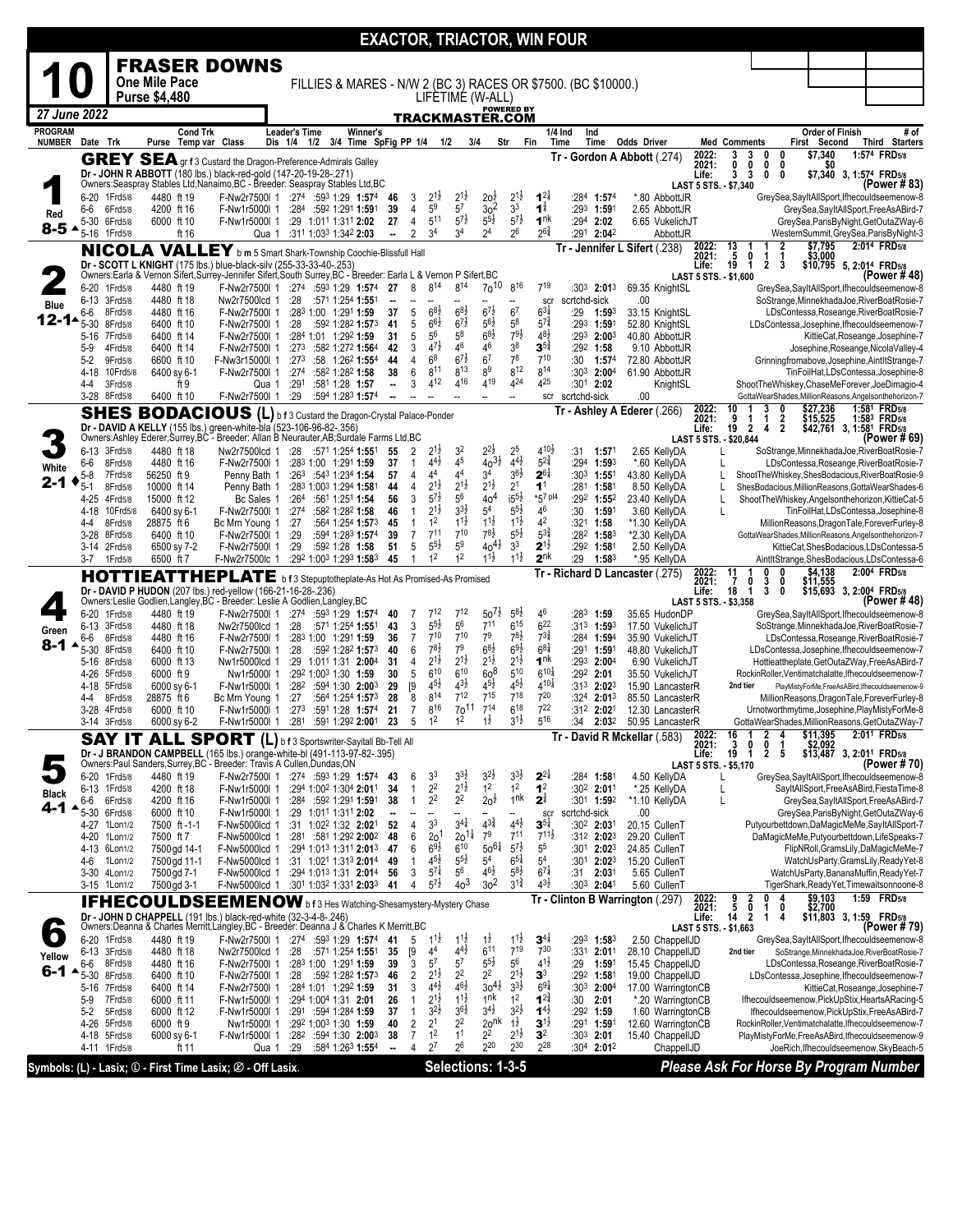# EXACTOR, TRIACTOR, WIN FOUR

## 10 — FRASER DOWNS

**One Mile Pace** — **Purse $4,480**

FILLIES & MARES - N/W 2 (BC 3) RACES OR $7500. (BC $10000.) LIFETIME (W-ALL)

*27 June 2022* — POWERED BY TRACKMASTER.COM

| PROGRAM NUMBER | Date | Trk | Purse | Cond Trk Temp var | Class | Leader's Time Dis 1/4 | 1/2 | 3/4 | Winner's Time | SpFig | PP | 1/4 | 1/2 | 3/4 | Str | Fin | 1/4 Ind Time | Ind Time | Odds | Driver | Med | Comments | Order of Finish First Second Third | # of Starters |
|---|---|---|---|---|---|---|---|---|---|---|---|---|---|---|---|---|---|---|---|---|---|---|---|---|

---

### 1 — Red — 8-5

**GREY SEA** gr f 3 Custard the Dragon-Preference-Admirals Galley
Dr - JOHN R ABBOTT (180 lbs.) black-red-gold (147-20-19-28-.271)
Owners:Seaspray Stables Ltd,Nanaimo,BC - Breeder: Seaspray Stables Ltd,BC
Tr - Gordon A Abbott (.274)

2022: 3 3 0 0 $7,340 1:57⁴ FRD5/8 | 2021: 0 0 0 0 $0 | Life: 3 3 0 0 $7,340 3, 1:57⁴ FRD5/8 | LAST 5 STS. - $7,340 | (Power # 83)

| Date | Trk | Purse | Cond | Class | 1/4 | 1/2 | 3/4 | Time | SpFig | PP | 1/4 | 1/2 | 3/4 | Str | Fin | 1/4 Ind | Ind Time | Odds | Driver | Order of Finish |
|---|---|---|---|---|---|---|---|---|---|---|---|---|---|---|---|---|---|---|---|---|
| 6-20 | 1Frd5/8 | 4480 | ft 19 | F-Nw2r7500l 1 | :27⁴ | :59³ | 1:29 | 1:57⁴ | 46 | 3 | 2^1½ | 2^1½ | 2o^½ | 2^1½ | 1^2¼ | :28⁴ | 1:57⁴ | *.80 | AbbottJR | GreySea,SayItAllSport,Ifhecouldseemenow-8 |
| 6-6 | 6Frd5/8 | 4200 | ft 16 | F-Nw1r5000l 1 | :28⁴ | :59² | 1:29¹ | 1:59¹ | 39 | 4 | 5^9 | 5^7 | 3o^2 | 3^3 | 1^¾ | :29³ | 1:59¹ | 2.65 | AbbottJR | GreySea,SayItAllSport,FreeAsABird-7 |
| 5-30 | 6Frd5/8 | 6000 | ft 10 | F-Nw1r5000l 1 | :29 | 1:01¹ | 1:31¹ | 2:02 | 27 | 4 | 5^11 | 5^7½ | 5^5½ | 5^7½ | 1^nk | :29⁴ | 2:02 | 6.65 | VukelichJT | GreySea,ParisByNight,GetOutaZWay-6 |
| 5-16 | 1Frd5/8 | | ft 16 | Qua 1 | :31¹ | 1:03³ | 1:34² | 2:03 | -- | 2 | 3^4 | 3^4 | 2^4 | 2^6 | 2^6½ | :29¹ | 2:04² | | AbbottJR | WesternSummit,GreySea,ParisByNight-3 |

---

### 2 — Blue — 12-1

**NICOLA VALLEY** b m 5 Smart Shark-Township Coochie-Blissfull Hall
Dr - SCOTT L KNIGHT (175 lbs.) blue-black-silv (255-33-33-40-.253)
Owners:Earla & Vernon Sifert,Surrey-Jennifer Sifert,South Surrey,BC - Breeder: Earla L & Vernon P Sifert,BC
Tr - Jennifer L Sifert (.238)

2022: 13 1 1 2 $7,795 2:01⁴ FRD5/8 | 2021: 5 0 1 1 $3,000 | Life: 19 1 2 3 $10,795 5, 2:01⁴ FRD5/8 | LAST 5 STS. - $1,600 | (Power # 48)

| Date | Trk | Purse | Cond | Class | 1/4 | 1/2 | 3/4 | Time | SpFig | PP | 1/4 | 1/2 | 3/4 | Str | Fin | 1/4 Ind | Ind Time | Odds | Driver | Order of Finish |
|---|---|---|---|---|---|---|---|---|---|---|---|---|---|---|---|---|---|---|---|---|
| 6-20 | 1Frd5/8 | 4480 | ft 19 | F-Nw2r7500l 1 | :27⁴ | :59³ | 1:29 | 1:57⁴ | 27 | 8 | 8^14 | 8^14 | 7o^10 | 8^16 | 7^19 | :30³ | 2:01³ | 69.35 | KnightSL | GreySea,SayItAllSport,Ifhecouldseemenow-8 |
| 6-13 | 3Frd5/8 | 4480 | ft 18 | Nw27500lcd 1 | :28 | :57¹ | 1:25⁴ | 1:55¹ | -- | -- | -- | -- | -- | -- | scr | scrtchd-sick | | .00 | | SoStrange,MinnekhadaJoe,RiverBoatRosie-7 |
| 6-6 | 8Frd5/8 | 4480 | ft 16 | F-Nw27500l 1 | :28³ | 1:00 | 1:29¹ | 1:59 | 37 | 5 | 6^8½ | 6^8½ | 6^7½ | 6^7 | 6^3¾ | :29 | 1:59³ | 33.15 | KnightSL | LDsContessa,Roseange,RiverBoatRosie-7 |
| 5-30 | 8Frd5/8 | 6400 | ft 10 | F-Nw27500l 1 | :28 | :59² | 1:28² | 1:57³ | 41 | 5 | 6^6½ | 6^7½ | 5^6½ | 5^8 | 5^7¾ | :29³ | 1:59¹ | 52.80 | KnightSL | LDsContessa,Josephine,Ifhecouldseemenow-7 |
| 5-16 | 7Frd5/8 | 6400 | ft 14 | F-Nw27500l 1 | :28⁴ | 1:01 | 1:29² | 1:59 | 31 | 5 | 5^6 | 5^8 | 6^8½ | 7^9½ | 4^8½ | :29³ | 2:00³ | 40.80 | AbbottJR | KittieCat,Roseange,Josephine-7 |
| 5-9 | 4Frd5/8 | 6400 | ft 14 | F-Nw27500l 1 | :27³ | :58² | 1:27² | 1:56⁴ | 42 | 3 | 4^7½ | 4^6 | 4^6 | 3^8 | 3^5¾ | :29² | 1:58 | 9.10 | AbbottJR | Josephine,Roseange,NicolaValley-4 |
| 5-2 | 9Frd5/8 | 6600 | ft 10 | F-Nw3r15000l 1 | :27³ | :58 | 1:26² | 1:55⁴ | 44 | 4 | 6^8 | 6^7½ | 6^7 | 7^8 | 7^10 | :30 | 1:57⁴ | 72.80 | AbbottJR | Grinningfromabove,Josephine,AintItStrange-7 |
| 4-18 | 10Frd5/8 | 6400 | sy 6-1 | F-Nw27500l 1 | :27⁴ | :58² | 1:28² | 1:58 | 38 | 6 | 8^11 | 8^13 | 8^9 | 8^12 | 8^14 | :30³ | 2:00⁴ | 61.90 | AbbottJR | TinFoilHat,LDsContessa,Josephine-8 |
| 4-4 | 3Frd5/8 | | ft 9 | Qua 1 | :29¹ | :58¹ | 1:28 | 1:57 | -- | 3 | 4^12 | 4^16 | 4^19 | 4^24 | 4^25 | :30¹ | 2:02 | | KnightSL | ShootTheWhiskey,ChaseMeForever,JoeDimagio-4 |
| 3-28 | 8Frd5/8 | 6400 | ft 10 | F-Nw27500l 1 | :29 | :59⁴ | 1:28³ | 1:57⁴ | -- | -- | -- | -- | -- | -- | scr | scrtchd-sick | | .00 | | GottaWearShades,MillionReasons,Angelsonthehorizon-7 |

---

### 3 — White — 2-1

**SHES BODACIOUS (L)** b f 3 Custard the Dragon-Crystal Palace-Ponder
Dr - DAVID A KELLY (155 lbs.) green-white-bla (523-106-96-82-.356)
Owners:Ashley Ederer,Surrey,BC - Breeder: Allan B Neurauter,AB;Surdale Farms Ltd,BC
Tr - Ashley A Ederer (.266)

2022: 10 1 3 0 $27,236 1:58¹ FRD5/8 | 2021: 9 1 1 2 $15,525 1:58³ FRD5/8 | Life: 19 2 4 2 $42,761 3, 1:58¹ FRD5/8 | LAST 5 STS. - $20,844 | (Power # 69)

| Date | Trk | Purse | Cond | Class | 1/4 | 1/2 | 3/4 | Time | SpFig | PP | 1/4 | 1/2 | 3/4 | Str | Fin | 1/4 Ind | Ind Time | Odds | Driver | Med | Order of Finish |
|---|---|---|---|---|---|---|---|---|---|---|---|---|---|---|---|---|---|---|---|---|---|
| 6-13 | 3Frd5/8 | 4480 | ft 18 | Nw27500lcd 1 | :28 | :57¹ | 1:25⁴ | 1:55¹ | 55 | 2 | 2^1½ | 3^2 | 2^2½ | 2^5 | 4^10½ | :31 | 1:57¹ | 2.65 | KellyDA | L | SoStrange,MinnekhadaJoe,RiverBoatRosie-7 |
| 6-6 | 8Frd5/8 | 4480 | ft 16 | F-Nw27500l 1 | :28³ | 1:00 | 1:29¹ | 1:59 | 37 | 1 | 4^4½ | 4^5 | 4o^3½ | 4^4½ | 5^2¾ | :29⁴ | 1:59³ | *.60 | KellyDA | L | LDsContessa,Roseange,RiverBoatRosie-7 |
| 5-8 | 7Frd5/8 | 56250 | ft 9 | Penny Bath 1 | :26³ | :54³ | 1:23⁴ | 1:54 | 57 | 4 | 4^4 | 4^4 | 3^4 | 3^6½ | 2^6¾ | :30³ | 1:55¹ | 43.80 | KellyDA | L | ShootTheWhiskey,ShesBodacious,RiverBoatRosie-9 |
| 5-1 | 8Frd5/8 | 10000 | ft 14 | Penny Bath 1 | :28³ | 1:00³ | 1:29⁴ | 1:58¹ | 44 | 4 | 2^1½ | 2^1½ | 2^1½ | 2^1 | 1^1 | :28¹ | 1:58¹ | 8.50 | KellyDA | L | ShesBodacious,MillionReasons,GottaWearShades-6 |
| 4-25 | 4Frd5/8 | 15000 | ft 12 | Bc Sales 1 | :26⁴ | :56¹ | 1:25¹ | 1:54 | 56 | 3 | 5^7½ | 5^6 | 4o^4 | i5^5½ | *5^7 pl4 | :29² | 1:55² | 23.40 | KellyDA | L | ShootTheWhiskey,Angelsonthehorizon,KittieCat-5 |
| 4-18 | 10Frd5/8 | 6400 | sy 6-1 | F-Nw27500l 1 | :27⁴ | :58² | 1:28² | 1:58 | 46 | 1 | 2^1½ | 3^3½ | 5^4 | 5^5½ | 4^6 | :30 | 1:59¹ | 3.60 | KellyDA | L | TinFoilHat,LDsContessa,Josephine-8 |
| 4-4 | 8Frd5/8 | 28875 | ft 6 | Bc Mrn Young 1 | :27 | :56⁴ | 1:25⁴ | 1:57³ | 45 | 1 | 1^2 | 1^1½ | 1^1½ | 1^1½ | 4^2 | :32¹ | 1:58 | *1.30 | KellyDA | | MillionReasons,DragonTale,ForeverFurley-8 |
| 3-28 | 8Frd5/8 | 6400 | ft 10 | F-Nw27500l 1 | :29 | :59⁴ | 1:28³ | 1:57⁴ | 39 | 7 | 7^11 | 7^10 | 7^8½ | 5^5½ | 5^3¾ | :28² | 1:58³ | *2.30 | KellyDA | | GottaWearShades,MillionReasons,Angelsonthehorizon-7 |
| 3-14 | 2Frd5/8 | 6500 | sy 7-2 | F-Nw27500l 1 | :29 | :59² | 1:28 | 1:58 | 51 | 5 | 5^5½ | 5^9 | 4o^4½ | 3^3 | 2^1½ | :29² | 1:58¹ | 2.50 | KellyDA | | KittieCat,ShesBodacious,LDsContessa-5 |
| 3-7 | 1Frd5/8 | 6500 | ft 7 | F-Nw2r7500lc 1 | :29² | 1:00³ | 1:29³ | 1:58³ | 45 | 1 | 1^2 | 1^2 | 1^1½ | 1^1½ | 2^nk | :29 | 1:58³ | *.95 | KellyDA | | AintItStrange,ShesBodacious,LDsContessa-6 |

---

### 4 — Green — 8-1

**HOTTIEATTHEPLATE** b f 3 Stepuptotheplate-As Hot As Promised-As Promised
Dr - DAVID P HUDON (207 lbs.) red-yellow (166-21-16-28-.236)
Owners:Leslie Godlien,Langley,BC - Breeder: Leslie A Godlien,Langley,BC
Tr - Richard D Lancaster (.275)

2022: 11 1 0 0 $4,138 2:00⁴ FRD5/8 | 2021: 7 0 3 0 $11,555 | Life: 18 1 3 0 $15,693 3, 2:00⁴ FRD5/8 | LAST 5 STS. - $3,358 | (Power # 48)

| Date | Trk | Purse | Cond | Class | 1/4 | 1/2 | 3/4 | Time | SpFig | PP | 1/4 | 1/2 | 3/4 | Str | Fin | 1/4 Ind | Ind Time | Odds | Driver | Comments | Order of Finish |
|---|---|---|---|---|---|---|---|---|---|---|---|---|---|---|---|---|---|---|---|---|---|
| 6-20 | 1Frd5/8 | 4480 | ft 19 | F-Nw2r7500l 1 | :27⁴ | :59³ | 1:29 | 1:57⁴ | 40 | 7 | 7^12 | 7^12 | 5o^7½ | 5^8½ | 4^6 | :28³ | 1:59 | 35.65 | HudonDP | | GreySea,SayItAllSport,Ifhecouldseemenow-8 |
| 6-13 | 3Frd5/8 | 4480 | ft 18 | Nw27500lcd 1 | :28 | :57¹ | 1:25⁴ | 1:55¹ | 43 | 3 | 5^5½ | 5^6 | 7^11 | 6^15 | 6^22 | :31³ | 1:59³ | 17.50 | VukelichJT | | SoStrange,MinnekhadaJoe,RiverBoatRosie-7 |
| 6-6 | 8Frd5/8 | 4480 | ft 16 | F-Nw27500l 1 | :28³ | 1:00 | 1:29¹ | 1:59 | 36 | 7 | 7^10 | 7^10 | 7^9 | 7^8½ | 7^3¾ | :28⁴ | 1:59⁴ | 35.90 | VukelichJT | | LDsContessa,Roseange,RiverBoatRosie-7 |
| 5-30 | 8Frd5/8 | 6400 | ft 10 | F-Nw27500l 1 | :28 | :59² | 1:28² | 1:57³ | 40 | 6 | 7^8½ | 7^9 | 6^8½ | 6^9½ | 6^8¼ | :29¹ | 1:59¹ | 48.80 | VukelichJT | | LDsContessa,Josephine,Ifhecouldseemenow-7 |
| 5-16 | 8Frd5/8 | 6000 | ft 13 | Nw1r5000lcd 1 | :29 | 1:01¹ | 1:31¹ | 2:00⁴ | 31 | 4 | 2^1½ | 2^1½ | 2^1½ | 2^1½ | 1^nk | :29³ | 2:00⁴ | 6.90 | VukelichJT | | Hottieattheplate,GetOutaZWay,FreeAsABird-7 |
| 4-26 | 5Frd5/8 | 6000 | ft 9 | Nw1r5000l 1 | :29² | 1:00³ | 1:30 | 1:59 | 30 | 5 | 6^10 | 6^10 | 6o^8 | 5^10 | 6^10¼ | :29² | 2:01 | 35.50 | VukelichJT | | RockinRoller,Ventimatchalatte,Ifhecouldseemenow-7 |
| 4-18 | 5Frd5/8 | 6000 | sy 6-1 | F-Nw1r5000l 1 | :28² | :59⁴ | 1:30 | 2:00³ | 29 | [9 | 4^5½ | 4^3½ | 4^5½ | 4^5½ | 4^10¼ | :31³ | 2:02³ | 15.90 | LancasterR | 2nd tier | PlayMistyForMe,FreeAsABird,Ifhecouldseemenow-9 |
| 4-4 | 8Frd5/8 | 28875 | ft 6 | Bc Mrn Young 1 | :27 | :56⁴ | 1:25⁴ | 1:57³ | 28 | 8 | 8^14 | 7^12 | 7^15 | 7^18 | 7^20 | :32⁴ | 2:01³ | 85.50 | LancasterR | | MillionReasons,DragonTale,ForeverFurley-8 |
| 3-28 | 4Frd5/8 | 6000 | ft 10 | F-Nw1r5000l 1 | :27³ | :59¹ | 1:28 | 1:57⁴ | 21 | 7 | 8^16 | 7o^11 | 7^14 | 6^18 | 7^22 | :31² | 2:02¹ | 12.30 | LancasterR | | Urnotworthmytime,Josephine,PlayMistyForMe-8 |
| 3-14 | 3Frd5/8 | 6000 | sy 6-2 | F-Nw1r5000l 1 | :28¹ | :59¹ | 1:29² | 2:00¹ | 23 | 5 | 1^2 | 1^2 | 1^½ | 3^1½ | 5^16 | :34 | 2:03² | 50.95 | LancasterR | | GottaWearShades,MillionReasons,GetOutaZWay-7 |

---

### 5 — Black — 4-1

**SAY IT ALL SPORT (L)** b f 3 Sportswriter-Sayitall Bb-Tell All
Dr - J BRANDON CAMPBELL (165 lbs.) orange-white-bl (491-113-97-82-.395)
Owners:Paul Sanders,Surrey,BC - Breeder: Travis A Cullen,Dundas,ON
Tr - David R Mckellar (.583)

2022: 16 1 2 4 $11,395 2:01¹ FRD5/8 | 2021: 3 0 0 1 $2,092 | Life: 19 1 2 5 $13,487 3, 2:01¹ FRD5/8 | LAST 5 STS. - $5,170 | (Power # 70)

| Date | Trk | Purse | Cond | Class | 1/4 | 1/2 | 3/4 | Time | SpFig | PP | 1/4 | 1/2 | 3/4 | Str | Fin | 1/4 Ind | Ind Time | Odds | Driver | Med | Order of Finish |
|---|---|---|---|---|---|---|---|---|---|---|---|---|---|---|---|---|---|---|---|---|---|
| 6-20 | 1Frd5/8 | 4480 | ft 19 | F-Nw2r7500l 1 | :27⁴ | :59³ | 1:29 | 1:57⁴ | 43 | 6 | 3^3 | 3^3½ | 3^2½ | 3^3½ | 2^2¼ | :28⁴ | 1:58¹ | 4.50 | KellyDA | L | GreySea,SayItAllSport,Ifhecouldseemenow-8 |
| 6-13 | 1Frd5/8 | 4200 | ft 18 | F-Nw1r5000l 1 | :29⁴ | 1:00² | 1:30⁴ | 2:01¹ | 38 | 1 | 2^2 | 2^1½ | 1^2 | 1^2 | 1^2 | :30² | 2:01¹ | *.25 | KellyDA | L | SayItAllSport,FreeAsABird,FiestaTime-8 |
| 6-6 | 6Frd5/8 | 4200 | ft 16 | F-Nw1r5000l 1 | :28⁴ | :59² | 1:29¹ | 1:59¹ | 38 | 1 | 2^2 | 2^2 | 2o^½ | 1^nk | 2^¾ | :30¹ | 1:59² | *1.10 | KellyDA | L | GreySea,SayItAllSport,FreeAsABird-7 |
| 5-30 | 6Frd5/8 | 6000 | ft 10 | F-Nw1r5000l 1 | :29 | 1:01¹ | 1:31¹ | 2:02 | -- | -- | -- | -- | -- | -- | scr | scrtchd-sick | | .00 | | | GreySea,ParisByNight,GetOutaZWay-6 |
| 4-27 | 1Lon1/2 | 7500 | ft -1-1 | F-Nw5000lcd 1 | :31 | 1:02² | 1:32 | 2:02¹ | 52 | 4 | 3^3 | 3^4½ | 4^3¾ | 4^4½ | 3^5¼ | :30² | 2:03¹ | 20.15 | CullenT | | Putyourbettdown,DaMagicMeMe,SayItAllSport-7 |
| 4-20 | 1Lon1/2 | 7500 | ft 7 | F-Nw5000lcd 1 | :28¹ | :58¹ | 1:29² | 2:00² | 48 | 6 | 2o^1 | 2o^1¼ | 7^9 | 7^11 | 7^11½ | :31² | 2:02³ | 29.20 | CullenT | | DaMagicMeMe,Putyourbettdown,LifeSpeaks-7 |
| 4-13 | 6Lon1/2 | 7500 | gd 14-1 | F-Nw5000lcd 1 | :29⁴ | 1:01³ | 1:31¹ | 2:01³ | 47 | 6 | 6^9½ | 6^10 | 5o^6¼ | 5^7½ | 5^5 | :30¹ | 2:02³ | 24.85 | CullenT | | FlipNRoll,GramsLily,DaMagicMeMe-7 |
| 4-6 | 1Lon1/2 | 7500 | gd 11-1 | F-Nw5000lcd 1 | :31 | 1:02¹ | 1:31³ | 2:01⁴ | 49 | 1 | 4^5½ | 5^5½ | 5^4 | 6^5¼ | 5^4 | :30¹ | 2:02³ | 15.20 | CullenT | | WatchUsParty,GramsLily,ReadyYet-8 |
| 3-30 | 4Lon1/2 | 7500 | gd 7-1 | F-Nw5000lcd 1 | :29⁴ | 1:01³ | 1:31³ | 2:01⁴ | 56 | 3 | 5^7¼ | 5^6 | 4^6½ | 5^8½ | 6^7¼ | :31 | 2:03¹ | 5.65 | CullenT | | WatchUsParty,BananaMuffin,ReadyYet-7 |
| 3-15 | 1Lon1/2 | 7500 | gd 3-1 | F-Nw5000lcd 1 | :30¹ | 1:03² | 1:33¹ | 2:03³ | 41 | 4 | 5^7½ | 4o^3 | 3o^2 | 3^1¾ | 4^3½ | :30³ | 2:04¹ | 5.60 | CullenT | | TigerShark,ReadyYet,Timewaitsonnoone-8 |

---

### 6 — Yellow — 6-1

**IFHECOULDSEEMENOW** b f 3 Hes Watching-Shesamystery-Mystery Chase
Dr - JOHN D CHAPPELL (191 lbs.) black-red-white (32-3-4-8-.246)
Owners:Deanna & Charles Merritt,Langley,BC - Breeder: Deanna J & Charles K Merritt,BC
Tr - Clinton B Warrington (.297)

2022: 9 2 0 4 $9,103 1:59 FRD5/8 | 2021: 5 0 1 0 $2,700 | Life: 14 2 1 4 $11,803 3, 1:59 FRD5/8 | LAST 5 STS. - $1,663 | (Power # 79)

| Date | Trk | Purse | Cond | Class | 1/4 | 1/2 | 3/4 | Time | SpFig | PP | 1/4 | 1/2 | 3/4 | Str | Fin | 1/4 Ind | Ind Time | Odds | Driver | Comments | Order of Finish |
|---|---|---|---|---|---|---|---|---|---|---|---|---|---|---|---|---|---|---|---|---|---|
| 6-20 | 1Frd5/8 | 4480 | ft 19 | F-Nw2r7500l 1 | :27⁴ | :59³ | 1:29 | 1:57⁴ | 41 | 5 | 1^1½ | 1^1½ | 1^½ | 1^1½ | 3^4¼ | :29³ | 1:58³ | 2.50 | ChappellJD | | GreySea,SayItAllSport,Ifhecouldseemenow-8 |
| 6-13 | 3Frd5/8 | 4480 | ft 18 | Nw27500lcd 1 | :28 | :57¹ | 1:25⁴ | 1:55¹ | 35 | [9 | 4^4 | 4^4½ | 6^11 | 7^19 | 7^30 | :33¹ | 2:01¹ | 28.10 | ChappellJD | 2nd tier | SoStrange,MinnekhadaJoe,RiverBoatRosie-7 |
| 6-6 | 8Frd5/8 | 4480 | ft 16 | F-Nw27500l 1 | :28³ | 1:00 | 1:29¹ | 1:59 | 39 | 3 | 5^7 | 5^7 | 5^5½ | 5^6 | 4^1½ | :29 | 1:59¹ | 15.45 | ChappellJD | | LDsContessa,Roseange,RiverBoatRosie-7 |
| 5-30 | 8Frd5/8 | 6400 | ft 10 | F-Nw27500l 1 | :28 | :59² | 1:28² | 1:57³ | 46 | 2 | 2^1½ | 2^2 | 2^2 | 2^1½ | 3^3 | :29² | 1:58¹ | 19.00 | ChappellJD | | LDsContessa,Josephine,Ifhecouldseemenow-7 |
| 5-16 | 7Frd5/8 | 6400 | ft 14 | F-Nw27500l 1 | :28⁴ | 1:01 | 1:29² | 1:59 | 31 | 3 | 4^4½ | 4^6½ | 3o^4½ | 3^3½ | 6^9¼ | :30³ | 2:00⁴ | 17.00 | WarringtonCB | | KittieCat,Roseange,Josephine-7 |
| 5-9 | 7Frd5/8 | 6000 | ft 11 | F-Nw1r5000l 1 | :29⁴ | 1:00⁴ | 1:31 | 2:01 | 26 | 1 | 2^1½ | 1^1½ | 1^nk | 1^2 | 1^2¾ | :30 | 2:01 | *.20 | WarringtonCB | | Ifhecouldseemenow,PickUpStix,HeartsARacing-5 |
| 5-2 | 5Frd5/8 | 6000 | ft 12 | F-Nw1r5000l 1 | :29¹ | :59⁴ | 1:28⁴ | 1:59 | 37 | 1 | 3^2½ | 3^6½ | 3^4½ | 3^2½ | 1^4¾ | :29² | 1:59 | 1.60 | WarringtonCB | | Ifhecouldseemenow,PickUpStix,FreeAsABird-7 |
| 4-26 | 5Frd5/8 | 6000 | ft 9 | Nw1r5000l 1 | :29² | 1:00³ | 1:30 | 1:59 | 40 | 2 | 2^1 | 2^2 | 2o^nk | 1^½ | 3^1½ | :29¹ | 1:59¹ | 12.60 | WarringtonCB | | RockinRoller,Ventimatchalatte,Ifhecouldseemenow-7 |
| 4-18 | 5Frd5/8 | 6000 | sy 6-1 | F-Nw1r5000l 1 | :28² | :59⁴ | 1:30 | 2:00³ | 38 | 7 | 1^2 | 1^1 | 2^2 | 2^1½ | 3^2 | :30³ | 2:01 | 15.40 | ChappellJD | | PlayMistyForMe,FreeAsABird,Ifhecouldseemenow-9 |
| 4-11 | 1Frd5/8 | | ft 11 | Qua 1 | :29 | :58⁴ | 1:26³ | 1:55⁴ | -- | 4 | 2^7 | 2^6 | 2^20 | 2^30 | 2^28 | :30⁴ | 2:01² | | ChappellJD | | JoeRich,Ifhecouldseemenow,SkyBeach-5 |

---

Symbols: (L) - Lasix; ① - First Time Lasix; ② - Off Lasix.

**Selections: 1-3-5**

*Please Ask For Horse By Program Number*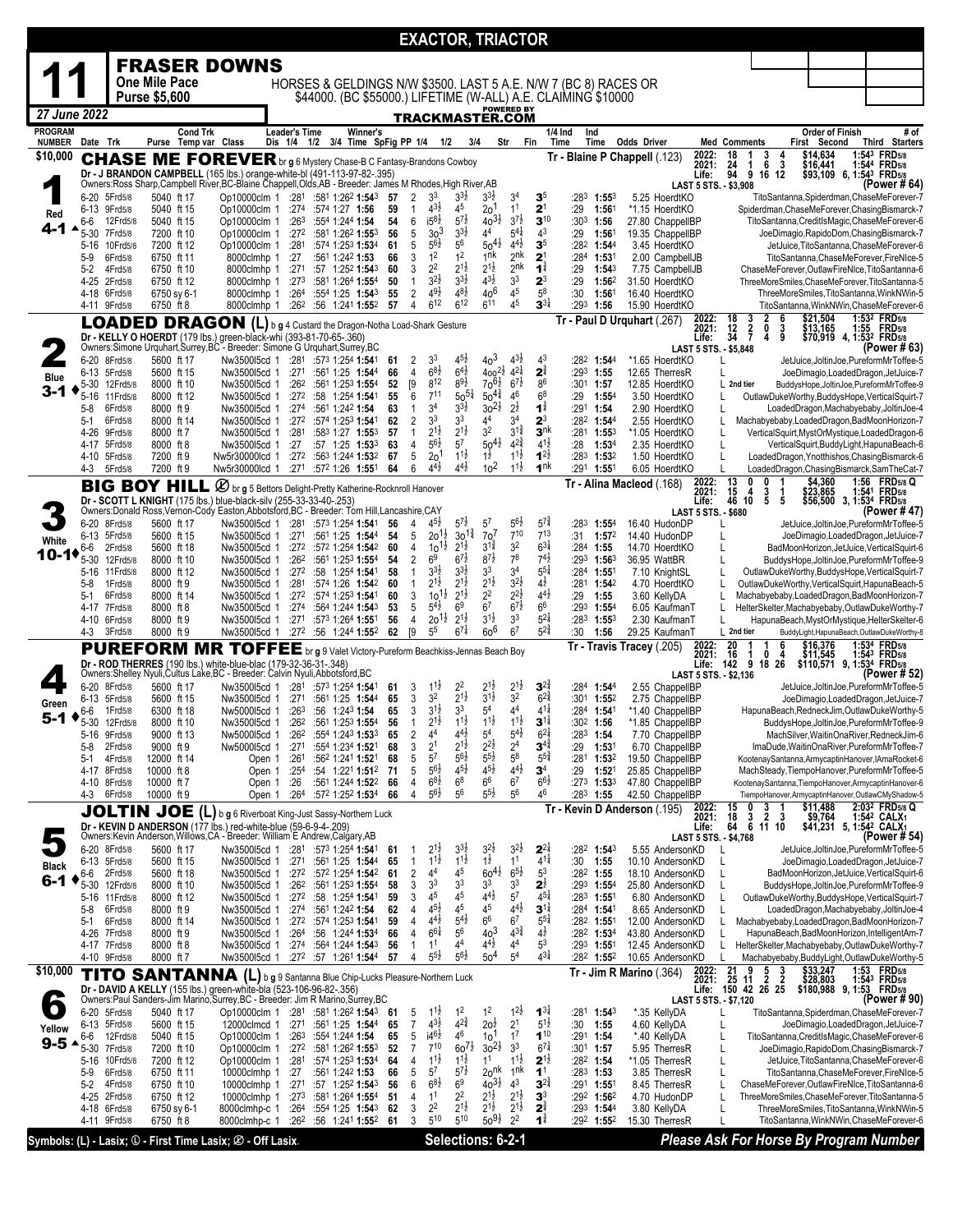# EXACTOR, TRIACTOR

## 11 — FRASER DOWNS

**One Mile Pace — Purse $5,600**

HORSES & GELDINGS N/W $3500. LAST 5 A.E. N/W 7 (BC 8) RACES OR $44000. (BC $55000.) LIFETIME (W-ALL) A.E. CLAIMING $10000

*27 June 2022* — TRACKMASTER.COM

---

### 1 — Red — 4-1 — $10,000 — CHASE ME FOREVER

br g 6 Mystery Chase-B C Fantasy-Brandons Cowboy
Dr - J BRANDON CAMPBELL (165 lbs.) orange-white-bl (491-113-97-82-.395)
Owners:Ross Sharp,Campbell River,BC-Blaine Chappell,Olds,AB - Breeder: James M Rhodes,High River,AB
Tr - Blaine P Chappell (.123)

2022: 18 1 3 4 $14,634 1:54³ FRD5/8
2021: 24 1 6 3 $16,441 1:54⁴ FRD5/8
Life: 94 9 16 12 $93,109 6, 1:54³ FRD5/8
LAST 5 STS. - $3,908 (Power # 64)

| Date | Trk | Purse | Cond | Trk | Class | 1/4 | 1/2 | 3/4 | Time | SpFig | PP | 1/4 | 1/2 | 3/4 | Str | Fin | 1/4 Time | Ind Time | Odds Driver | Med | Order of Finish |
|---|---|---|---|---|---|---|---|---|---|---|---|---|---|---|---|---|---|---|---|---|---|
| 6-20 | 5Frd5/8 | 5040 | ft | 17 | Op10000clm 1 | :28¹ | :58¹ | 1:26² | 1:54³ | 57 | 2 | 3³ | 3³½ | 3³½ | 3⁴ | 3⁵ | :28³ | 1:55³ | 5.25 HoerdtKO | | TitoSantanna,Spiderdman,ChaseMeForever-7 |
| 6-13 | 9Frd5/8 | 5040 | ft | 15 | Op10000clm 1 | :27⁴ | :57⁴ | 1:27 | 1:56 | 59 | 1 | 4³½ | 4⁵ | 2o¹ | 1¹ | 2¹ | :29 | 1:56¹ | *1.15 HoerdtKO | | Spiderdman,ChaseMeForever,ChasingBismarck-7 |
| 6-6 | 12Frd5/8 | 5040 | ft | 15 | Op10000clm 1 | :26³ | :55⁴ | 1:24⁴ | 1:54 | 54 | 6 | i5⁶½ | 5⁷½ | 4o³½ | 3⁷½ | 3¹⁰ | :30³ | 1:56 | 27.80 ChappellBP | | TitoSantanna,CreditIsMagic,ChaseMeForever-6 |
| 5-30 | 7Frd5/8 | 7200 | ft | 10 | Op10000clm 1 | :27² | :58¹ | 1:26² | 1:55³ | 56 | 5 | 3o³ | 3³½ | 4⁴ | 5⁴¼ | 4³ | :29 | 1:56¹ | 19.35 ChappellBP | | JoeDimagio,RapidoDom,ChasingBismarck-7 |
| 5-16 | 10Frd5/8 | 7200 | ft | 12 | Op10000clm 1 | :28¹ | :57⁴ | 1:25³ | 1:53⁴ | 61 | 5 | 5⁶½ | 5⁶ | 5o⁴½ | 4⁴½ | 3⁵ | :28² | 1:54⁴ | 3.45 HoerdtKO | | JetJuice,TitoSantanna,ChaseMeForever-6 |
| 5-9 | 6Frd5/8 | 6750 | ft | 11 | 8000clmhp 1 | :27 | :56¹ | 1:24² | 1:53 | 66 | 3 | 1² | 1² | 1nk | 2nk | 2¹ | :28⁴ | 1:53¹ | 2.00 CampbellJB | | TitoSantanna,ChaseMeForever,FireNIce-5 |
| 5-2 | 4Frd5/8 | 6750 | ft | 10 | 8000clmhp 1 | :27¹ | :57 | 1:25² | 1:54³ | 60 | 3 | 2² | 2¹½ | 2¹½ | 2nk | 1¾ | :29 | 1:54³ | 7.75 CampbellJB | | ChaseMeForever,OutlawFireNIce,TitoSantanna-6 |
| 4-25 | 2Frd5/8 | 6750 | ft | 12 | 8000clmhp 1 | :27³ | :58¹ | 1:26⁴ | 1:55⁴ | 50 | 1 | 3²½ | 3³½ | 4³½ | 3³ | 2³ | :29 | 1:56² | 31.50 HoerdtKO | | ThreeMoreSmiles,ChaseMeForever,TitoSantanna-5 |
| 4-18 | 6Frd5/8 | 6750 | sy | 6-1 | 8000clmhp 1 | :26⁴ | :55⁴ | 1:25 | 1:54³ | 55 | 2 | 4⁹½ | 4⁸½ | 4o⁶ | 4⁵ | 5⁸ | :30 | 1:56¹ | 16.40 HoerdtKO | | ThreeMoreSmiles,TitoSantanna,WinkNWin-5 |
| 4-11 | 9Frd5/8 | 6750 | ft | 8 | 8000clmhp 1 | :26² | :56 | 1:24¹ | 1:55² | 57 | 4 | 6¹² | 6¹² | 6¹¹ | 4⁵ | 3³¾ | :29³ | 1:56 | 15.90 HoerdtKO | | TitoSantanna,WinkNWin,ChaseMeForever-6 |

---

### 2 — Blue — 3-1 — LOADED DRAGON (L)

b g 4 Custard the Dragon-Notha Load-Shark Gesture
Dr - KELLY O HOERDT (179 lbs.) green-black-whi (393-81-70-65-.360)
Owners:Simone Urquhart,Surrey,BC - Breeder: Simone G Urquhart,Surrey,BC
Tr - Paul D Urquhart (.267)

2022: 18 3 2 6 $21,504 1:53² FRD5/8
2021: 12 2 0 3 $13,165 1:55 FRD5/8
Life: 34 7 4 9 $70,919 4, 1:53² FRD5/8
LAST 5 STS. - $5,848 (Power # 63)

| Date | Trk | Purse | Cond | Trk | Class | 1/4 | 1/2 | 3/4 | Time | SpFig | PP | 1/4 | 1/2 | 3/4 | Str | Fin | 1/4 Time | Ind Time | Odds Driver | Med | Order of Finish |
|---|---|---|---|---|---|---|---|---|---|---|---|---|---|---|---|---|---|---|---|---|---|
| 6-20 | 8Frd5/8 | 5600 | ft | 17 | Nw3500l5cd 1 | :28¹ | :57³ | 1:25⁴ | 1:54¹ | 61 | 2 | 3³ | 4⁵½ | 4o³ | 4³½ | 4³ | :28² | 1:54⁴ | *1.65 HoerdtKO | L | JetJuice,JoltinJoe,PureformMrToffee-5 |
| 6-13 | 5Frd5/8 | 5600 | ft | 15 | Nw3500l5cd 1 | :27¹ | :56¹ | 1:25 | 1:54⁴ | 66 | 4 | 6⁶½ | 6⁴½ | 4oo²½ | 4²¼ | 2¾ | :29³ | 1:55 | 12.65 TherresR | L | JoeDimagio,LoadedDragon,JetJuice-7 |
| 5-30 | 12Frd5/8 | 8000 | ft | 10 | Nw3500l5cd 1 | :26² | :56¹ | 1:25³ | 1:55⁴ | 52 | [9 | 8¹² | 8⁹½ | 7o⁶½ | 6⁷½ | 8⁶ | :30¹ | 1:57 | 12.85 HoerdtKO | L 2nd tier | BuddysHope,JoltinJoe,PureformMrToffee-9 |
| 5-16 | 11Frd5/8 | 8000 | ft | 12 | Nw3500l5cd 1 | :27² | :58 | 1:25⁴ | 1:54¹ | 55 | 6 | 7¹¹ | 5o⁵¼ | 5o⁴¾ | 4⁶ | 6⁸ | :29 | 1:55⁴ | 3.50 HoerdtKO | L | OutlawDukeWorthy,BuddysHope,VerticalSquirt-7 |
| 5-8 | 6Frd5/8 | 8000 | ft | 9 | Nw3500l5cd 1 | :27⁴ | :56¹ | 1:24² | 1:54 | 63 | 1 | 3⁴ | 3³½ | 3o²½ | 2½ | 1¾ | :29¹ | 1:54 | 2.90 HoerdtKO | L | LoadedDragon,Machabyebaby,JoltinJoe-4 |
| 5-1 | 6Frd5/8 | 8000 | ft | 14 | Nw3500l5cd 1 | :27² | :57⁴ | 1:25³ | 1:54¹ | 62 | 2 | 3³ | 3³ | 4⁴ | 3⁴ | 2³ | :28² | 1:54⁴ | 2.55 HoerdtKO | L | Machabyebaby,LoadedDragon,BadMoonHorizon-7 |
| 4-26 | 9Frd5/8 | 8000 | ft | 7 | Nw3500l5cd 1 | :28¹ | :58³ | 1:27 | 1:55³ | 57 | 1 | 2¹½ | 2¹½ | 3² | 3¹¾ | 3nk | :28¹ | 1:55³ | *1.05 HoerdtKO | L | VerticalSquirt,MystOrMystique,LoadedDragon-6 |
| 4-17 | 5Frd5/8 | 8000 | ft | 8 | Nw3500l5cd 1 | :27 | :57 | 1:25 | 1:53³ | 63 | 4 | 5⁶½ | 5⁷ | 5o⁴½ | 4²¾ | 4¹½ | :28 | 1:53⁴ | 2.35 HoerdtKO | L | VerticalSquirt,BuddyLight,HapunaBeach-6 |
| 4-10 | 5Frd5/8 | 7200 | ft | 9 | Nw5r30000lcd 1 | :27² | :56³ | 1:24⁴ | 1:53² | 67 | 5 | 2o¹ | 1¹½ | 1½ | 1¹½ | 1²½ | :28³ | 1:53² | 1.50 HoerdtKO | L | LoadedDragon,Ynotthishos,ChasingBismarck-6 |
| 4-3 | 5Frd5/8 | 7200 | ft | 9 | Nw5r30000lcd 1 | :27¹ | :57² | 1:26 | 1:55¹ | 64 | 6 | 4⁴½ | 4⁴½ | 1o² | 1¹½ | 1nk | :29¹ | 1:55¹ | 6.05 HoerdtKO | L | LoadedDragon,ChasingBismarck,SamTheCat-7 |

---

### 3 — White — 10-1 — BIG BOY HILL ⊘

br g 5 Bettors Delight-Pretty Katherine-Rocknroll Hanover
Dr - SCOTT L KNIGHT (175 lbs.) blue-black-silv (255-33-33-40-.253)
Owners:Donald Ross,Vernon-Cody Easton,Abbotsford,BC - Breeder: Tom Hill,Lancashire,CAY
Tr - Alina Macleod (.168)

2022: 13 0 0 1 $4,360 1:56 FRD5/8 Q
2021: 15 4 3 1 $23,865 1:54¹ FRD5/8
Life: 46 10 5 5 $56,500 3, 1:53⁴ FRD5/8
LAST 5 STS. - $680 (Power # 47)

| Date | Trk | Purse | Cond | Trk | Class | 1/4 | 1/2 | 3/4 | Time | SpFig | PP | 1/4 | 1/2 | 3/4 | Str | Fin | 1/4 Time | Ind Time | Odds Driver | Med | Order of Finish |
|---|---|---|---|---|---|---|---|---|---|---|---|---|---|---|---|---|---|---|---|---|---|
| 6-20 | 8Frd5/8 | 5600 | ft | 17 | Nw3500l5cd 1 | :28¹ | :57³ | 1:25⁴ | 1:54¹ | 56 | 4 | 4⁵½ | 5⁷½ | 5⁷ | 5⁶½ | 5⁷¾ | :28³ | 1:55⁴ | 16.40 HudonDP | L | JetJuice,JoltinJoe,PureformMrToffee-5 |
| 6-13 | 5Frd5/8 | 5600 | ft | 15 | Nw3500l5cd 1 | :27¹ | :56¹ | 1:25 | 1:54⁴ | 54 | 5 | 2o¹½ | 3o¹¾ | 7o⁷ | 7¹⁰ | 7¹³ | :31 | 1:57² | 14.40 HudonDP | L | JoeDimagio,LoadedDragon,JetJuice-7 |
| 6-6 | 2Frd5/8 | 5600 | ft | 18 | Nw3500l5cd 1 | :27² | :57² | 1:25⁴ | 1:54² | 60 | 4 | 1o¹½ | 2¹½ | 3¹¾ | 3² | 6³¼ | :28⁴ | 1:55 | 14.70 HoerdtKO | L | BadMoonHorizon,JetJuice,VerticalSquirt-6 |
| 5-30 | 12Frd5/8 | 8000 | ft | 10 | Nw3500l5cd 1 | :26² | :56¹ | 1:25³ | 1:55⁴ | 54 | 2 | 6⁹ | 6⁷½ | 8⁷½ | 7⁸ | 7⁴½ | :29³ | 1:56³ | 36.95 WattBR | L | BuddysHope,JoltinJoe,PureformMrToffee-9 |
| 5-16 | 11Frd5/8 | 8000 | ft | 12 | Nw3500l5cd 1 | :27² | :58 | 1:25⁴ | 1:54¹ | 58 | 1 | 3³½ | 3³½ | 3³ | 3⁴ | 5⁵¼ | :28⁴ | 1:55¹ | 7.10 KnightSL | L | OutlawDukeWorthy,BuddysHope,VerticalSquirt-7 |
| 5-8 | 1Frd5/8 | 8000 | ft | 9 | Nw3500l5cd 1 | :28¹ | :57⁴ | 1:26 | 1:54² | 60 | 1 | 2¹½ | 2¹½ | 2¹½ | 3²½ | 4½ | :28¹ | 1:54² | 4.70 HoerdtKO | L | OutlawDukeWorthy,VerticalSquirt,HapunaBeach-5 |
| 5-1 | 6Frd5/8 | 8000 | ft | 14 | Nw3500l5cd 1 | :27² | :57⁴ | 1:25³ | 1:54¹ | 60 | 3 | 1o¹½ | 2¹½ | 2² | 2²½ | 4⁴½ | :29 | 1:55 | 3.60 KellyDA | L | Machabyebaby,LoadedDragon,BadMoonHorizon-7 |
| 4-17 | 7Frd5/8 | 8000 | ft | 8 | Nw3500l5cd 1 | :27⁴ | :56⁴ | 1:24⁴ | 1:54³ | 53 | 5 | 5⁴½ | 6⁹ | 6⁷ | 6⁷½ | 6⁶ | :29³ | 1:55⁴ | 6.05 KaufmanT | L | HelterSkelter,Machabyebaby,OutlawDukeWorthy-7 |
| 4-10 | 6Frd5/8 | 8000 | ft | 9 | Nw3500l5cd 1 | :27¹ | :57³ | 1:26⁴ | 1:55¹ | 56 | 4 | 2o¹½ | 2¹½ | 3¹½ | 3³ | 5²¾ | :28³ | 1:55³ | 2.30 KaufmanT | L | HapunaBeach,MystOrMystique,HelterSkelter-6 |
| 4-3 | 3Frd5/8 | 8000 | ft | 9 | Nw3500l5cd 1 | :27² | :56 | 1:24⁴ | 1:55² | 62 | [9 | 5⁵ | 6⁷¼ | 6o⁶ | 6⁷ | 5²¾ | :30 | 1:56 | 29.25 KaufmanT | L 2nd tier | BuddyLight,HapunaBeach,OutlawDukeWorthy-8 |

---

### 4 — Green — 5-1 — PUREFORM MR TOFFEE

br g 9 Valet Victory-Pureform Beachkiss-Jennas Beach Boy
Dr - ROD THERRES (190 lbs.) white-blue-blac (179-32-36-31-.348)
Owners:Shelley Nyuli,Cultus Lake,BC - Breeder: Calvin Nyuli,Abbotsford,BC
Tr - Travis Tracey (.205)

2022: 20 1 1 6 $16,376 1:53⁴ FRD5/8
2021: 16 1 0 4 $11,545 1:54³ FRD5/8
Life: 142 9 18 26 $110,571 9, 1:53⁴ FRD5/8
LAST 5 STS. - $2,136 (Power # 52)

| Date | Trk | Purse | Cond | Trk | Class | 1/4 | 1/2 | 3/4 | Time | SpFig | PP | 1/4 | 1/2 | 3/4 | Str | Fin | 1/4 Time | Ind Time | Odds Driver | Med | Order of Finish |
|---|---|---|---|---|---|---|---|---|---|---|---|---|---|---|---|---|---|---|---|---|---|
| 6-20 | 8Frd5/8 | 5600 | ft | 17 | Nw3500l5cd 1 | :28¹ | :57³ | 1:25⁴ | 1:54¹ | 61 | 3 | 1¹½ | 2² | 2¹½ | 2¹½ | 3²¾ | :28⁴ | 1:54⁴ | 2.55 ChappellBP | | JetJuice,JoltinJoe,PureformMrToffee-5 |
| 6-13 | 5Frd5/8 | 5600 | ft | 15 | Nw3500l5cd 1 | :27¹ | :56¹ | 1:25 | 1:54⁴ | 65 | 3 | 3² | 2¹½ | 3¹½ | 3² | 6²¾ | :30¹ | 1:55² | 2.75 ChappellBP | | JoeDimagio,LoadedDragon,JetJuice-7 |
| 6-6 | 1Frd5/8 | 6300 | ft | 18 | Nw5000l5cd 1 | :26³ | :56 | 1:24³ | 1:54 | 65 | 3 | 3¹½ | 3³ | 5⁴ | 4⁴ | 4¹¾ | :28⁴ | 1:54¹ | *1.40 ChappellBP | | HapunaBeach,RedneckJim,OutlawDukeWorthy-5 |
| 5-30 | 12Frd5/8 | 8000 | ft | 10 | Nw3500l5cd 1 | :26² | :56¹ | 1:25³ | 1:55⁴ | 56 | 1 | 2¹½ | 1¹½ | 1¹½ | 1¹½ | 3¹¾ | :30² | 1:56 | *1.85 ChappellBP | | BuddysHope,JoltinJoe,PureformMrToffee-9 |
| 5-16 | 9Frd5/8 | 9000 | ft | 13 | Nw5000l5cd 1 | :26² | :55⁴ | 1:24³ | 1:53³ | 65 | 2 | 4⁴ | 4⁴½ | 5⁴ | 5⁴½ | 6²¼ | :28³ | 1:54 | 7.70 ChappellBP | | MachSilver,WaitinOnaRiver,RedneckJim-6 |
| 5-8 | 2Frd5/8 | 9000 | ft | 9 | Nw5000l5cd 1 | :27¹ | :55⁴ | 1:23⁴ | 1:52¹ | 68 | 3 | 2¹ | 2¹½ | 2²½ | 2⁴ | 3⁴¾ | :29 | 1:53¹ | 6.70 ChappellBP | | ImaDude,WaitinOnaRiver,PureformMrToffee-7 |
| 5-1 | 4Frd5/8 | 12000 | ft | 14 | Open 1 | :26¹ | :56² | 1:24¹ | 1:52¹ | 68 | 5 | 5⁷ | 5⁶½ | 5⁵½ | 5⁸ | 5⁵¾ | :28¹ | 1:53² | 19.50 ChappellBP | | KootenaySantanna,ArmycaptinHanover,IAmaRocket-6 |
| 4-17 | 8Frd5/8 | 10000 | ft | 8 | Open 1 | :25⁴ | :54 | 1:22¹ | 1:51² | 71 | 5 | 5⁶½ | 4⁵½ | 4⁵½ | 4⁴½ | 3⁴ | :29 | 1:52¹ | 25.85 ChappellBP | | MachSteady,TiempoHanover,PureformMrToffee-5 |
| 4-10 | 8Frd5/8 | 10000 | ft | 8 | Open 1 | :26 | :56¹ | 1:24⁴ | 1:52² | 66 | 4 | 6⁸½ | 6⁸ | 6⁶ | 6⁷ | 6⁶½ | :27³ | 1:53³ | 47.80 ChappellBP | | KootenaySantanna,TiempoHanover,ArmycaptinHanover-6 |
| 4-3 | 6Frd5/8 | 10000 | ft | 9 | Open 1 | :26⁴ | :57² | 1:25² | 1:53⁴ | 66 | 4 | 5⁶½ | 5⁶ | 5⁵½ | 5⁶ | 4⁶ | :28³ | 1:55 | 42.50 ChappellBP | | TiempoHanover,ArmycaptinHanover,OutlawCWyShadow-5 |

---

### 5 — Black — 6-1 — JOLTIN JOE (L)

b g 6 Riverboat King-Just Sassy-Northern Luck
Dr - KEVIN D ANDERSON (177 lbs.) red-white-blue (59-6-9-4-.209)
Owners:Kevin Anderson,Willows,CA - Breeder: William E Andrew,Calgary,AB
Tr - Kevin D Anderson (.195)

2022: 15 0 3 1 $11,488 2:03² FRD5/8 Q
2021: 18 3 2 3 $9,764 1:54² CALX1
Life: 64 6 11 10 $41,231 5, 1:54² CALX1
LAST 5 STS. - $4,768 (Power # 54)

| Date | Trk | Purse | Cond | Trk | Class | 1/4 | 1/2 | 3/4 | Time | SpFig | PP | 1/4 | 1/2 | 3/4 | Str | Fin | 1/4 Time | Ind Time | Odds Driver | Med | Order of Finish |
|---|---|---|---|---|---|---|---|---|---|---|---|---|---|---|---|---|---|---|---|---|---|
| 6-20 | 8Frd5/8 | 5600 | ft | 17 | Nw3500l5cd 1 | :28¹ | :57³ | 1:25⁴ | 1:54¹ | 61 | 1 | 2¹½ | 3³½ | 3²½ | 3²½ | 2²¼ | :28² | 1:54³ | 5.55 AndersonKD | L | JetJuice,JoltinJoe,PureformMrToffee-5 |
| 6-13 | 5Frd5/8 | 5600 | ft | 15 | Nw3500l5cd 1 | :27¹ | :56¹ | 1:25 | 1:54⁴ | 65 | 1 | 1¹½ | 1¹½ | 1½ | 1¹ | 4¹¼ | :30 | 1:55 | 10.10 AndersonKD | L | JoeDimagio,LoadedDragon,JetJuice-7 |
| 6-6 | 2Frd5/8 | 5600 | ft | 18 | Nw3500l5cd 1 | :27² | :57² | 1:25⁴ | 1:54² | 61 | 2 | 4⁴ | 4⁵ | 6o⁴¾ | 6⁵½ | 5³ | :28² | 1:55 | 18.10 AndersonKD | L | BadMoonHorizon,JetJuice,VerticalSquirt-6 |
| 5-30 | 12Frd5/8 | 8000 | ft | 10 | Nw3500l5cd 1 | :26² | :56¹ | 1:25³ | 1:55⁴ | 58 | 3 | 3³ | 3³ | 3³ | 3³ | 2½ | :29³ | 1:55⁴ | 25.80 AndersonKD | L | BuddysHope,JoltinJoe,PureformMrToffee-9 |
| 5-16 | 11Frd5/8 | 8000 | ft | 12 | Nw3500l5cd 1 | :27² | :58 | 1:25⁴ | 1:54¹ | 59 | 3 | 4⁵ | 4⁵ | 4⁴½ | 5⁷ | 4⁵¼ | :28³ | 1:55¹ | 6.80 AndersonKD | L | OutlawDukeWorthy,BuddysHope,VerticalSquirt-7 |
| 5-8 | 6Frd5/8 | 8000 | ft | 9 | Nw3500l5cd 1 | :27⁴ | :56¹ | 1:24² | 1:54 | 62 | 4 | 4⁵½ | 4⁵ | 4⁵ | 4⁴½ | 3¹¼ | :28⁴ | 1:54¹ | 8.65 AndersonKD | L | LoadedDragon,Machabyebaby,JoltinJoe-4 |
| 5-1 | 6Frd5/8 | 8000 | ft | 14 | Nw3500l5cd 1 | :27² | :57⁴ | 1:25³ | 1:54¹ | 59 | 4 | 4⁴½ | 5⁴½ | 6⁶ | 6⁷ | 5⁵¾ | :28² | 1:55¹ | 12.00 AndersonKD | L | Machabyebaby,LoadedDragon,BadMoonHorizon-7 |
| 4-26 | 7Frd5/8 | 8000 | ft | 9 | Nw3500l5cd 1 | :26⁴ | :56 | 1:24⁴ | 1:53⁴ | 66 | 4 | 6⁶¼ | 5⁶ | 4o³ | 4³¾ | 4½ | :28² | 1:53⁴ | 43.80 AndersonKD | L | HapunaBeach,BadMoonHorizon,IntelligentAm-7 |
| 4-17 | 7Frd5/8 | 8000 | ft | 8 | Nw3500l5cd 1 | :27⁴ | :56⁴ | 1:24⁴ | 1:54³ | 56 | 1 | 1¹ | 4⁴ | 4⁴½ | 4⁴ | 5³ | :29³ | 1:55¹ | 12.45 AndersonKD | L | HelterSkelter,Machabyebaby,OutlawDukeWorthy-7 |
| 4-10 | 9Frd5/8 | 8000 | ft | 7 | Nw3500l5cd 1 | :27² | :57 | 1:26¹ | 1:54⁴ | 57 | 4 | 5⁵½ | 5⁶½ | 5o⁴ | 5⁴ | 4³¾ | :28² | 1:55² | 10.65 AndersonKD | L | Machabyebaby,BuddyLight,OutlawDukeWorthy-5 |

---

### 6 — Yellow — 9-5 — $10,000 — TITO SANTANNA (L)

b g 9 Santanna Blue Chip-Lucks Pleasure-Northern Luck
Dr - DAVID A KELLY (155 lbs.) green-white-bla (523-106-96-82-.356)
Owners:Paul Sanders-Jim Marino,Surrey,BC - Breeder: Jim R Marino,Surrey,BC
Tr - Jim R Marino (.364)

2022: 21 9 5 3 $33,247 1:53 FRD5/8
2021: 25 11 2 2 $28,803 1:54³ FRD5/8
Life: 150 42 26 25 $180,988 9, 1:53 FRD5/8
LAST 5 STS. - $7,120 (Power # 90)

| Date | Trk | Purse | Cond | Trk | Class | 1/4 | 1/2 | 3/4 | Time | SpFig | PP | 1/4 | 1/2 | 3/4 | Str | Fin | 1/4 Time | Ind Time | Odds Driver | Med | Order of Finish |
|---|---|---|---|---|---|---|---|---|---|---|---|---|---|---|---|---|---|---|---|---|---|
| 6-20 | 5Frd5/8 | 5040 | ft | 17 | Op10000clm 1 | :28¹ | :58¹ | 1:26² | 1:54³ | 61 | 5 | 1¹½ | 1² | 1² | 1²½ | 1³¾ | :28¹ | 1:54³ | *.35 KellyDA | L | TitoSantanna,Spiderdman,ChaseMeForever-7 |
| 6-13 | 5Frd5/8 | 5600 | ft | 15 | 12000clmcd 1 | :27¹ | :56¹ | 1:25 | 1:54⁴ | 65 | 7 | 4³½ | 4²¾ | 2o½ | 2¹ | 5¹½ | :30 | 1:55 | 4.60 KellyDA | L | JoeDimagio,LoadedDragon,JetJuice-7 |
| 6-6 | 12Frd5/8 | 5040 | ft | 15 | Op10000clm 1 | :26³ | :55⁴ | 1:24⁴ | 1:54 | 65 | 5 | i4⁶½ | 4⁶ | 1o¹ | 1⁷ | 1¹⁰ | :29¹ | 1:54 | *.40 KellyDA | L | TitoSantanna,CreditIsMagic,ChaseMeForever-6 |
| 5-30 | 7Frd5/8 | 7200 | ft | 10 | Op10000clm 1 | :27² | :58¹ | 1:26² | 1:55³ | 52 | 7 | 7¹⁰ | 6o⁷½ | 3o²½ | 3³ | 6⁷¼ | :30¹ | 1:57 | 5.95 TherresR | L | JoeDimagio,RapidoDom,ChasingBismarck-7 |
| 5-16 | 10Frd5/8 | 7200 | ft | 12 | Op10000clm 1 | :28¹ | :57⁴ | 1:25³ | 1:53⁴ | 64 | 4 | 1¹½ | 1¹½ | 1¹ | 1¹½ | 2¹½ | :28² | 1:54 | *1.05 TherresR | L | JetJuice,TitoSantanna,ChaseMeForever-6 |
| 5-9 | 6Frd5/8 | 6750 | ft | 11 | 10000clmhp 1 | :27 | :56¹ | 1:24² | 1:53 | 66 | 5 | 5⁷ | 5⁷½ | 2onk | 1nk | 1¹ | :28³ | 1:53 | 3.85 TherresR | L | TitoSantanna,ChaseMeForever,FireNIce-5 |
| 5-2 | 4Frd5/8 | 6750 | ft | 10 | 10000clmhp 1 | :27¹ | :57 | 1:25² | 1:54³ | 56 | 6 | 6⁸½ | 6⁹ | 4o³½ | 4³ | 3²¾ | :29¹ | 1:55¹ | 8.45 TherresR | L | ChaseMeForever,OutlawFireNIce,TitoSantanna-6 |
| 4-25 | 2Frd5/8 | 6750 | ft | 12 | 10000clmhp 1 | :27³ | :58¹ | 1:26⁴ | 1:55⁴ | 51 | 4 | 1¹ | 2² | 2¹½ | 2¹½ | 3³ | :29² | 1:56² | 4.70 HudonDP | L | ThreeMoreSmiles,ChaseMeForever,TitoSantanna-5 |
| 4-18 | 6Frd5/8 | 6750 | sy | 6-1 | 8000clmhp-c 1 | :26⁴ | :55⁴ | 1:25 | 1:54³ | 62 | 3 | 2² | 2¹½ | 2¹½ | 2¹½ | 2²¾ | :29³ | 1:54⁴ | 3.80 KellyDA | L | ThreeMoreSmiles,TitoSantanna,WinkNWin-5 |
| 4-11 | 9Frd5/8 | 6750 | ft | 8 | 8000clmhp-c 1 | :26² | :56 | 1:24¹ | 1:55² | 61 | 3 | 5¹⁰ | 5¹⁰ | 5o⁹½ | 2² | 1¾ | :29² | 1:55² | 15.30 TherresR | L | TitoSantanna,WinkNWin,ChaseMeForever-6 |

---

Symbols: (L) - Lasix; Ⓛ - First Time Lasix; ⊘ - Off Lasix.

**Selections: 6-2-1**

*Please Ask For Horse By Program Number*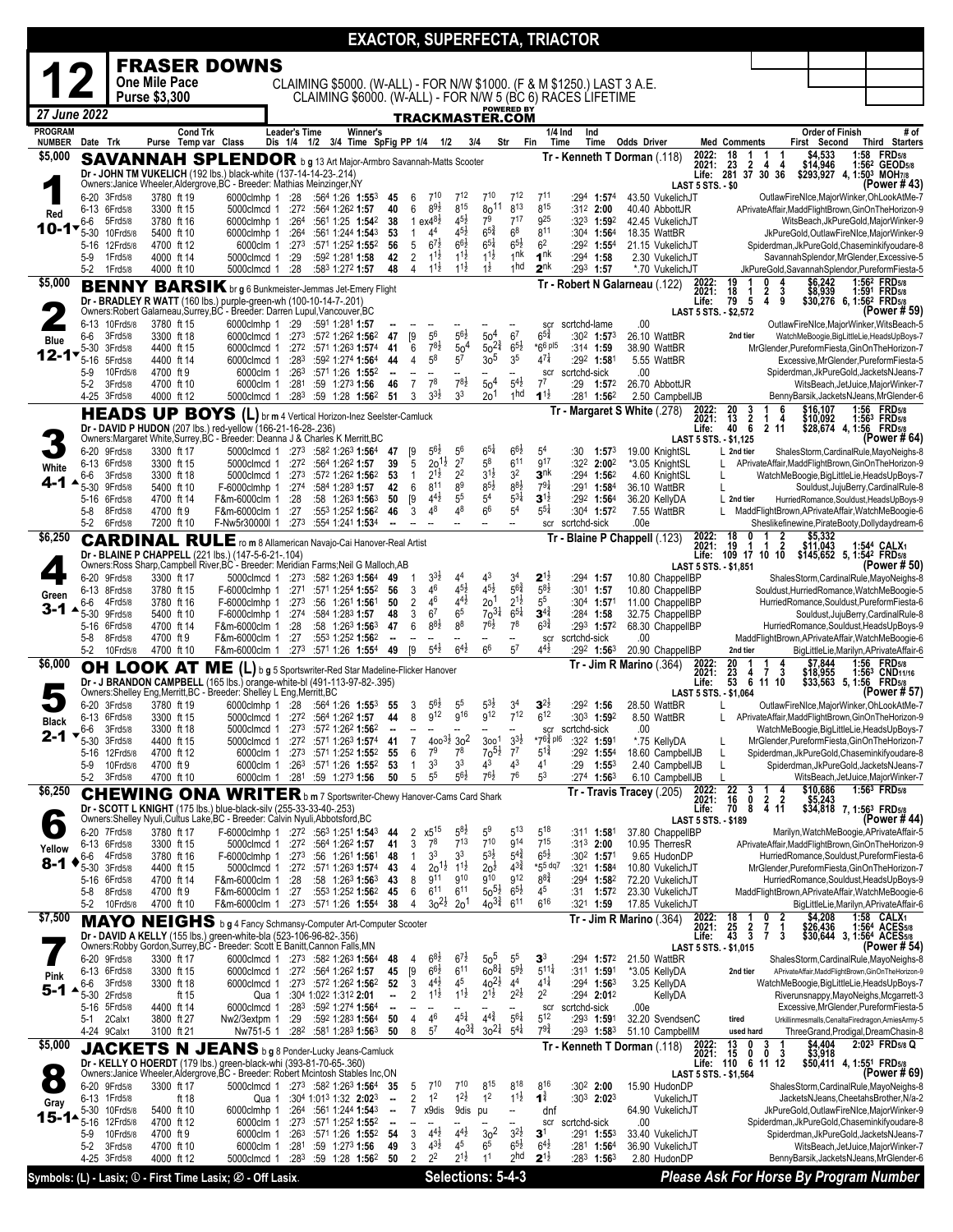# EXACTOR, SUPERFECTA, TRIACTOR

## 12 FRASER DOWNS

**One Mile Pace — Purse $3,300**

CLAIMING $5000. (W-ALL) - FOR N/W $1000. (F & M $1250.) LAST 3 A.E.
CLAIMING $6000. (W-ALL) - FOR N/W 5 (BC 6) RACES LIFETIME

*27 June 2022* — TRACKMASTER.COM

---

### 1 — SAVANNAH SPLENDOR — $5,000 — Red — 10-1

b g 13 Art Major-Armbro Savannah-Matts Scooter
Dr - JOHN TM VUKELICH (192 lbs.) black-white (137-14-14-23-.214)
Owners: Janice Wheeler,Aldergrove,BC - Breeder: Mathias Meinzinger,NY
Tr - Kenneth T Dorman (.118)

| Year | Starts | 1st | 2nd | 3rd | Earnings | Best |
|---|---|---|---|---|---|---|
| 2022: | 18 | 1 | 1 | 1 | $4,533 | 1:58 FRD5/8 |
| 2021: | 23 | 2 | 4 | 4 | $14,946 | 1:56² GEOD5/8 |
| Life: | 281 | 37 | 30 | 36 | $293,927 | 4, 1:50³ MOH7/8 |

LAST 5 STS. - $0 — (Power # 43)

| Date | Trk | Purse | Cond | Temp | Class | 1/4 | 1/2 | 3/4 | Time | Sp | PP | 1/4 | 1/2 | 3/4 | Str | Fin | 1/4 Ind | Ind Time | Odds | Driver | Order of Finish |
|---|---|---|---|---|---|---|---|---|---|---|---|---|---|---|---|---|---|---|---|---|---|
| 6-20 | 3Frd5/8 | 3780 | ft | 19 | 6000clmhp 1 | :28 | :56⁴ | 1:26 | 1:55³ | 45 | 6 | 7¹⁰ | 7¹² | 7¹⁰ | 7¹² | 7¹¹ | :29⁴ | 1:57⁴ | 43.50 | VukelichJT | OutlawFireNIce,MajorWinker,OhLookAtMe-7 |
| 6-13 | 6Frd5/8 | 3300 | ft | 15 | 5000clmcd 1 | :27² | :56⁴ | 1:26² | 1:57 | 40 | 6 | 8⁹½ | 8¹⁵ | 8o¹¹ | 8¹³ | 8¹⁵ | :31² | 2:00 | 40.40 | AbbottJR | APrivateAffair,MaddFlightBrown,GinOnTheHorizon-9 |
| 6-6 | 5Frd5/8 | 3780 | ft | 16 | 6000clmhp 1 | :26⁴ | :56¹ | 1:25 | 1:54² | 38 | 1 | ex4⁸½ | 4⁵½ | 7⁹ | 7¹⁷ | 9²⁵ | :32³ | 1:59² | 42.45 | VukelichJT | WitsBeach,JkPureGold,MajorWinker-9 |
| 5-30 | 10Frd5/8 | 5400 | ft | 10 | 6000clmhp 1 | :26⁴ | :56¹ | 1:24⁴ | 1:54³ | 53 | 1 | 4⁴ | 4⁵½ | 6⁵¾ | 6⁸ | 8¹¹ | :30⁴ | 1:56⁴ | 18.35 | WattBR | JkPureGold,OutlawFireNIce,MajorWinker-9 |
| 5-16 | 12Frd5/8 | 4700 | ft | 12 | 6000clm 1 | :27³ | :57¹ | 1:25² | 1:55² | 56 | 5 | 6⁷½ | 6⁶½ | 6⁵¼ | 6⁵½ | 6² | :29² | 1:55⁴ | 21.15 | VukelichJT | Spiderdman,JkPureGold,Chaseminkifyoudare-8 |
| 5-9 | 1Frd5/8 | 4000 | ft | 14 | 5000clmcd 1 | :29 | :59² | 1:28¹ | 1:58 | 42 | 2 | 1¹½ | 1¹½ | 1¹½ | 1ⁿᵏ | 1ⁿᵏ | :29⁴ | 1:58 | 2.30 | VukelichJT | SavannahSplendor,MrGlender,Excessive-5 |
| 5-2 | 1Frd5/8 | 4000 | ft | 10 | 5000clmcd 1 | :28 | :58³ | 1:27² | 1:57 | 48 | 4 | 1¹½ | 1¹½ | 1½ | 1ʰᵈ | 2ⁿᵏ | :29³ | 1:57 | *.70 | VukelichJT | JkPureGold,SavannahSplendor,PureformFiesta-5 |

---

### 2 — BENNY BARSIK — $5,000 — Blue — 12-1

br g 6 Bunkmeister-Jemmas Jet-Emery Flight
Dr - BRADLEY R WATT (160 lbs.) purple-green-wh (100-10-14-7-.201)
Owners: Robert Galarneau,Surrey,BC - Breeder: Darren Lupul,Vancouver,BC
Tr - Robert N Galarneau (.122)

| Year | Starts | 1st | 2nd | 3rd | Earnings | Best |
|---|---|---|---|---|---|---|
| 2022: | 19 | 1 | 0 | 4 | $6,242 | 1:56² FRD5/8 |
| 2021: | 18 | 1 | 2 | 3 | $8,939 | 1:59¹ FRD5/8 |
| Life: | 79 | 5 | 4 | 9 | $30,276 | 6, 1:56² FRD5/8 |

LAST 5 STS. - $2,572 — (Power # 59)

| Date | Trk | Purse | Cond | Temp | Class | 1/4 | 1/2 | 3/4 | Time | Sp | PP | 1/4 | 1/2 | 3/4 | Str | Fin | 1/4 Ind | Ind Time | Odds | Driver | Order of Finish |
|---|---|---|---|---|---|---|---|---|---|---|---|---|---|---|---|---|---|---|---|---|---|
| 6-13 | 10Frd5/8 | 3780 | ft | 15 | 6000clmhp 1 | :29 | :59¹ | 1:28¹ | 1:57 | -- | -- | -- | -- | -- | -- | scr | scrtchd-lame | | .00 | | OutlawFireNIce,MajorWinker,WitsBeach-5 |
| 6-6 | 3Frd5/8 | 3300 | ft | 18 | 6000clmcd 1 | :27³ | :57² | 1:26² | 1:56² | 47 | [9 | 5⁶ | 5⁶½ | 5o⁴ | 6⁷ | 6⁵¾ | :30² | 1:57³ | 26.10 | WattBR 2nd tier | WatchMeBoogie,BigLittleLie,HeadsUpBoys-7 |
| 5-30 | 3Frd5/8 | 4400 | ft | 15 | 6000clmcd 1 | :27² | :57¹ | 1:26³ | 1:57⁴ | 41 | 6 | 7⁸½ | 5o⁴ | 5o²¾ | 6⁵½ | *6⁶ pl5 | :31⁴ | 1:59 | 38.90 | WattBR | MrGlender,PureformFiesta,GinOnTheHorizon-7 |
| 5-16 | 5Frd5/8 | 4400 | ft | 14 | 6000clmcd 1 | :28³ | :59² | 1:27⁴ | 1:56⁴ | 44 | 4 | 5⁸ | 5⁷ | 3o⁵ | 3⁵ | 4⁷¼ | :29² | 1:58¹ | 5.55 | WattBR | Excessive,MrGlender,PureformFiesta-5 |
| 5-9 | 10Frd5/8 | 4700 | ft | 9 | 6000clm 1 | :26³ | :57¹ | 1:26 | 1:55² | -- | -- | -- | -- | -- | -- | scr | scrtchd-sick | | .00 | | Spiderdman,JkPureGold,JacketsNJeans-7 |
| 5-2 | 3Frd5/8 | 4700 | ft | 10 | 6000clm 1 | :28¹ | :59 | 1:27³ | 1:56 | 46 | 7 | 7⁸ | 7⁸½ | 5o⁴ | 5⁴½ | 7⁷ | :29 | 1:57² | 26.70 | AbbottJR | WitsBeach,JetJuice,MajorWinker-7 |
| 4-25 | 3Frd5/8 | 4000 | ft | 12 | 5000clmcd 1 | :28³ | :59 | 1:28 | 1:56² | 51 | 3 | 3³½ | 3³ | 2o¹ | 1ʰᵈ | 1¹½ | :28¹ | 1:56² | 2.50 | CampbellJB | BennyBarsik,JacketsNJeans,MrGlender-6 |

---

### 3 — HEADS UP BOYS (L) — White — 4-1

br m 4 Vertical Horizon-Inez Seelster-Camluck
Dr - DAVID P HUDON (207 lbs.) red-yellow (166-21-16-28-.236)
Owners: Margaret White,Surrey,BC - Breeder: Deanna J & Charles K Merritt,BC
Tr - Margaret S White (.278)

| Year | Starts | 1st | 2nd | 3rd | Earnings | Best |
|---|---|---|---|---|---|---|
| 2022: | 20 | 3 | 1 | 6 | $16,107 | 1:56 FRD5/8 |
| 2021: | 13 | 2 | 1 | 4 | $10,092 | 1:56³ FRD5/8 |
| Life: | 40 | 6 | 2 | 11 | $28,674 | 4, 1:56 FRD5/8 |

LAST 5 STS. - $1,125 — (Power # 64)

| Date | Trk | Purse | Cond | Temp | Class | 1/4 | 1/2 | 3/4 | Time | Sp | PP | 1/4 | 1/2 | 3/4 | Str | Fin | 1/4 Ind | Ind Time | Odds | Driver | Med/Comments | Order of Finish |
|---|---|---|---|---|---|---|---|---|---|---|---|---|---|---|---|---|---|---|---|---|---|---|
| 6-20 | 9Frd5/8 | 3300 | ft | 17 | 5000clmcd 1 | :27³ | :58² | 1:26³ | 1:56⁴ | 47 | [9 | 5⁶½ | 5⁶ | 6⁵¼ | 6⁶½ | 5⁴ | :30 | 1:57³ | 19.00 | KnightSL | L 2nd tier | ShalesStorm,CardinalRule,MayoNeighs-8 |
| 6-13 | 6Frd5/8 | 3300 | ft | 15 | 5000clmcd 1 | :27² | :56⁴ | 1:26² | 1:57 | 39 | 5 | 2o¹½ | 2⁷ | 5⁸ | 6¹¹ | 9¹⁷ | :32² | 2:00² | *3.05 | KnightSL | L | APrivateAffair,MaddFlightBrown,GinOnTheHorizon-9 |
| 6-6 | 3Frd5/8 | 3300 | ft | 18 | 5000clmcd 1 | :27³ | :57² | 1:26² | 1:56² | 53 | 1 | 2¹½ | 2² | 3¹½ | 3² | 3ⁿᵏ | :29⁴ | 1:56² | 4.60 | KnightSL | L | WatchMeBoogie,BigLittleLie,HeadsUpBoys-7 |
| 5-30 | 9Frd5/8 | 5400 | ft | 10 | F-6000clmhp 1 | :27⁴ | :58⁴ | 1:28³ | 1:57 | 38 | 2 | 8⁸ | 8⁹ | 8⁵½ | 8⁸½ | 7⁹¼ | :29¹ | 1:58⁴ | 36.10 | WattBR | L | Souldust,JujuBerry,CardinalRule-8 |
| 5-16 | 6Frd5/8 | 4700 | ft | 14 | F&m-6000clm 1 | :28 | :58 | 1:26³ | 1:56³ | 50 | [9 | 4⁴½ | 5⁵ | 5⁴ | 5³¼ | 3¹½ | :29² | 1:56⁴ | 36.20 | KellyDA | L 2nd tier | HurriedRomance,Souldust,HeadsUpBoys-9 |
| 5-8 | 8Frd5/8 | 4700 | ft | 9 | F&m-6000clm 1 | :27 | :55³ | 1:25² | 1:56² | 46 | 3 | 4⁸ | 4⁸ | 6⁶ | 5⁴ | 5⁵¼ | :30⁴ | 1:57² | 7.55 | WattBR | L | MaddFlightBrown,APrivateAffair,WatchMeBoogie-6 |
| 5-2 | 6Frd5/8 | 7200 | ft | 10 | F-Nw5r30000l 1 | :27³ | :55⁴ | 1:24¹ | 1:53⁴ | -- | -- | -- | -- | -- | -- | scr | scrtchd-sick | | .00e | | | Sheslikefinewine,PirateBooty,Dollydaydream-6 |

---

### 4 — CARDINAL RULE — $6,250 — Green — 3-1

ro m 8 Allamerican Navajo-Cal Hanover-Real Artist
Dr - BLAINE P CHAPPELL (221 lbs.) (147-5-6-21-.104)
Owners: Ross Sharp,Campbell River,BC - Breeder: Meridian Farms;Neil G Malloch,AB
Tr - Blaine P Chappell (.123)

| Year | Starts | 1st | 2nd | 3rd | Earnings | Best |
|---|---|---|---|---|---|---|
| 2022: | 18 | 0 | 1 | 2 | $5,332 | |
| 2021: | 19 | 1 | 1 | 2 | $11,043 | 1:54⁴ CALX1 |
| Life: | 109 | 17 | 10 | 10 | $145,652 | 5, 1:54² FRD5/8 |

LAST 5 STS. - $1,851 — (Power # 50)

| Date | Trk | Purse | Cond | Temp | Class | 1/4 | 1/2 | 3/4 | Time | Sp | PP | 1/4 | 1/2 | 3/4 | Str | Fin | 1/4 Ind | Ind Time | Odds | Driver | Comments | Order of Finish |
|---|---|---|---|---|---|---|---|---|---|---|---|---|---|---|---|---|---|---|---|---|---|---|
| 6-20 | 9Frd5/8 | 3300 | ft | 17 | 5000clmcd 1 | :27³ | :58² | 1:26³ | 1:56⁴ | 49 | 1 | 3³½ | 4⁴ | 4³ | 3⁴ | 2¹½ | :29⁴ | 1:57 | 10.80 | ChappellBP | | ShalesStorm,CardinalRule,MayoNeighs-8 |
| 6-13 | 8Frd5/8 | 3780 | ft | 15 | F-6000clmhp 1 | :27¹ | :57¹ | 1:25⁴ | 1:55² | 56 | 3 | 4⁶ | 4⁵½ | 4⁵½ | 5⁶¾ | 5⁸½ | :30¹ | 1:57 | 10.80 | ChappellBP | | Souldust,HurriedRomance,WatchMeBoogie-5 |
| 6-6 | 4Frd5/8 | 3780 | ft | 16 | F-6000clmhp 1 | :27³ | :56 | 1:26¹ | 1:56¹ | 50 | 2 | 4⁶ | 4⁴½ | 2o¹ | 2¹½ | 5⁵ | :30⁴ | 1:57¹ | 11.00 | ChappellBP | | HurriedRomance,Souldust,PureformFiesta-6 |
| 5-30 | 9Frd5/8 | 5400 | ft | 10 | F-6000clmhp 1 | :27⁴ | :58⁴ | 1:28³ | 1:57 | 48 | 3 | 6⁷ | 6⁵ | 7o³¼ | 6⁵¼ | 3⁴¾ | :28⁴ | 1:58 | 32.75 | ChappellBP | | Souldust,JujuBerry,CardinalRule-8 |
| 5-16 | 6Frd5/8 | 4700 | ft | 14 | F&m-6000clm 1 | :28 | :58 | 1:26³ | 1:56³ | 47 | 6 | 8⁸½ | 8⁸ | 7⁶½ | 7⁸ | 6³¾ | :29³ | 1:57² | 68.30 | ChappellBP | | HurriedRomance,Souldust,HeadsUpBoys-9 |
| 5-8 | 8Frd5/8 | 4700 | ft | 9 | F&m-6000clm 1 | :27 | :55³ | 1:25² | 1:56² | -- | -- | -- | -- | -- | -- | scr | scrtchd-sick | | .00 | | | MaddFlightBrown,APrivateAffair,WatchMeBoogie-6 |
| 5-2 | 10Frd5/8 | 4700 | ft | 10 | F&m-6000clm 1 | :27³ | :57¹ | 1:26 | 1:55⁴ | 49 | [9 | 5⁴½ | 6⁴½ | 6⁶ | 5⁷ | 4⁴½ | :29² | 1:56³ | 20.90 | ChappellBP | 2nd tier | BigLittleLie,Marilyn,APrivateAffair-6 |

---

### 5 — OH LOOK AT ME (L) — $6,000 — Black — 2-1

b g 5 Sportswriter-Red Star Madeline-Flicker Hanover
Dr - J BRANDON CAMPBELL (165 lbs.) orange-white-bl (491-113-97-82-.395)
Owners: Shelley Eng,Merritt,BC - Breeder: Shelley L Eng,Merritt,BC
Tr - Jim R Marino (.364)

| Year | Starts | 1st | 2nd | 3rd | Earnings | Best |
|---|---|---|---|---|---|---|
| 2022: | 20 | 1 | 1 | 4 | $7,844 | 1:56 FRD5/8 |
| 2021: | 23 | 4 | 7 | 3 | $18,955 | 1:56³ CND11/16 |
| Life: | 53 | 6 | 11 | 10 | $33,563 | 5, 1:56 FRD5/8 |

LAST 5 STS. - $1,064 — (Power # 57)

| Date | Trk | Purse | Cond | Temp | Class | 1/4 | 1/2 | 3/4 | Time | Sp | PP | 1/4 | 1/2 | 3/4 | Str | Fin | 1/4 Ind | Ind Time | Odds | Driver | Med | Order of Finish |
|---|---|---|---|---|---|---|---|---|---|---|---|---|---|---|---|---|---|---|---|---|---|---|
| 6-20 | 3Frd5/8 | 3780 | ft | 19 | 6000clmhp 1 | :28 | :56⁴ | 1:26 | 1:55³ | 55 | 3 | 5⁶½ | 5⁵ | 5³½ | 3⁴ | 3²½ | :29² | 1:56 | 28.50 | WattBR | L | OutlawFireNIce,MajorWinker,OhLookAtMe-7 |
| 6-13 | 6Frd5/8 | 3300 | ft | 15 | 5000clmcd 1 | :27² | :56⁴ | 1:26² | 1:57 | 44 | 8 | 9¹² | 9¹⁶ | 9¹² | 7¹² | 6¹² | :30³ | 1:59² | 8.50 | WattBR | L | APrivateAffair,MaddFlightBrown,GinOnTheHorizon-9 |
| 6-6 | 3Frd5/8 | 3300 | ft | 18 | 5000clmcd 1 | :27³ | :57² | 1:26² | 1:56² | -- | -- | -- | -- | -- | -- | scr | scrtchd-sick | | .00 | | | WatchMeBoogie,BigLittleLie,HeadsUpBoys-7 |
| 5-30 | 3Frd5/8 | 4400 | ft | 15 | 5000clmcd 1 | :27² | :57¹ | 1:26³ | 1:57⁴ | 41 | 7 | 4oo³½ | 3o² | 3oo¹ | 3³½ | *7⁶¾ pl6 | :32⁴ | 1:59¹ | *.75 | KellyDA | L | MrGlender,PureformFiesta,GinOnTheHorizon-7 |
| 5-16 | 12Frd5/8 | 4700 | ft | 12 | 6000clm 1 | :27³ | :57¹ | 1:25² | 1:55² | 55 | 6 | 7⁹ | 7⁸ | 7o⁵½ | 7⁷ | 5¹¾ | :29² | 1:55⁴ | 18.60 | CampbellJB | L | Spiderdman,JkPureGold,Chaseminkifyoudare-8 |
| 5-9 | 10Frd5/8 | 4700 | ft | 9 | 6000clm 1 | :26³ | :57¹ | 1:26 | 1:55² | 53 | 1 | 3³ | 3³ | 4³ | 4³ | 4¹ | :29 | 1:55³ | 2.40 | CampbellJB | L | Spiderdman,JkPureGold,JacketsNJeans-7 |
| 5-2 | 3Frd5/8 | 4700 | ft | 10 | 6000clm 1 | :28¹ | :59 | 1:27³ | 1:56 | 50 | 5 | 5⁵ | 5⁶½ | 7⁶½ | 7⁶ | 5³ | :27⁴ | 1:56³ | 6.10 | CampbellJB | L | WitsBeach,JetJuice,MajorWinker-7 |

---

### 6 — CHEWING ONA WRITER — $6,250 — Yellow — 8-1

b m 7 Sportswriter-Chewy Hanover-Cams Card Shark
Dr - SCOTT L KNIGHT (175 lbs.) blue-black-silv (255-33-33-40-.253)
Owners: Shelley Nyuli,Cultus Lake,BC - Breeder: Calvin Nyuli,Abbotsford,BC
Tr - Travis Tracey (.205)

| Year | Starts | 1st | 2nd | 3rd | Earnings | Best |
|---|---|---|---|---|---|---|
| 2022: | 22 | 3 | 1 | 4 | $10,686 | 1:56³ FRD5/8 |
| 2021: | 16 | 0 | 2 | 2 | $5,243 | |
| Life: | 70 | 8 | 4 | 11 | $34,818 | 7, 1:56³ FRD5/8 |

LAST 5 STS. - $189 — (Power # 44)

| Date | Trk | Purse | Cond | Temp | Class | 1/4 | 1/2 | 3/4 | Time | Sp | PP | 1/4 | 1/2 | 3/4 | Str | Fin | 1/4 Ind | Ind Time | Odds | Driver | Order of Finish |
|---|---|---|---|---|---|---|---|---|---|---|---|---|---|---|---|---|---|---|---|---|---|
| 6-20 | 7Frd5/8 | 3780 | ft | 17 | F-6000clmhp 1 | :27² | :56³ | 1:25¹ | 1:54³ | 44 | 2 | x5¹⁵ | 5⁸½ | 5⁹ | 5¹³ | 5¹⁸ | :31¹ | 1:58¹ | 37.80 | ChappellBP | Marilyn,WatchMeBoogie,APrivateAffair-5 |
| 6-13 | 6Frd5/8 | 3300 | ft | 15 | 5000clmcd 1 | :27² | :56⁴ | 1:26² | 1:57 | 41 | 3 | 7⁸ | 7¹³ | 7¹⁰ | 9¹⁴ | 7¹⁵ | :31³ | 2:00 | 10.95 | TherresR | APrivateAffair,MaddFlightBrown,GinOnTheHorizon-9 |
| 6-6 | 4Frd5/8 | 3780 | ft | 16 | F-6000clmhp 1 | :27³ | :56 | 1:26¹ | 1:56¹ | 48 | 1 | 3³ | 3³ | 5³½ | 5⁴½ | 6⁵½ | :30² | 1:57¹ | 9.65 | HudonDP | HurriedRomance,Souldust,PureformFiesta-6 |
| 5-30 | 3Frd5/8 | 4400 | ft | 15 | 5000clmcd 1 | :27² | :57¹ | 1:26³ | 1:57⁴ | 43 | 4 | 2o¹½ | 1¹½ | 2o½ | 4³¾ | *5⁵ dq7 | :32¹ | 1:58⁴ | 10.80 | VukelichJT | MrGlender,PureformFiesta,GinOnTheHorizon-7 |
| 5-16 | 6Frd5/8 | 4700 | ft | 14 | F&m-6000clm 1 | :28 | :58 | 1:26³ | 1:56³ | 43 | 8 | 9¹¹ | 9¹⁰ | 9¹⁰ | 9¹² | 8⁸¾ | :29⁴ | 1:58² | 72.20 | VukelichJT | HurriedRomance,Souldust,HeadsUpBoys-9 |
| 5-8 | 8Frd5/8 | 4700 | ft | 9 | F&m-6000clm 1 | :27 | :55³ | 1:25² | 1:56² | 45 | 6 | 6¹¹ | 6¹¹ | 5o⁵½ | 6⁵½ | 4⁵ | :31 | 1:57² | 23.30 | VukelichJT | MaddFlightBrown,APrivateAffair,WatchMeBoogie-6 |
| 5-2 | 10Frd5/8 | 4700 | ft | 10 | F&m-6000clm 1 | :27³ | :57¹ | 1:26 | 1:55⁴ | 38 | 4 | 3o²½ | 2o¹ | 4o³¾ | 6¹¹ | 6¹⁶ | :32¹ | 1:59 | 17.85 | VukelichJT | BigLittleLie,Marilyn,APrivateAffair-6 |

---

### 7 — MAYO NEIGHS — $7,500 — Pink — 5-1

b g 4 Fancy Schmansy-Computer Art-Computer Scooter
Dr - DAVID A KELLY (155 lbs.) green-white-bla (523-106-96-82-.356)
Owners: Robby Gordon,Surrey,BC - Breeder: Scott E Banitt,Cannon Falls,MN
Tr - Jim R Marino (.364)

| Year | Starts | 1st | 2nd | 3rd | Earnings | Best |
|---|---|---|---|---|---|---|
| 2022: | 18 | 1 | 0 | 2 | $4,208 | 1:58 CALX1 |
| 2021: | 25 | 2 | 7 | 1 | $26,436 | 1:56⁴ ACES5/8 |
| Life: | 43 | 3 | 7 | 3 | $30,644 | 3, 1:56⁴ ACES5/8 |

LAST 5 STS. - $1,015 — (Power # 54)

| Date | Trk | Purse | Cond | Temp | Class | 1/4 | 1/2 | 3/4 | Time | Sp | PP | 1/4 | 1/2 | 3/4 | Str | Fin | 1/4 Ind | Ind Time | Odds | Driver | Comments | Order of Finish |
|---|---|---|---|---|---|---|---|---|---|---|---|---|---|---|---|---|---|---|---|---|---|---|
| 6-20 | 9Frd5/8 | 3300 | ft | 17 | 5000clmcd 1 | :27³ | :58² | 1:26³ | 1:56⁴ | 48 | 4 | 6⁸½ | 6⁷½ | 5o⁵ | 5⁵ | 3³ | :29⁴ | 1:57² | 21.50 | WattBR | | ShalesStorm,CardinalRule,MayoNeighs-8 |
| 6-13 | 6Frd5/8 | 3300 | ft | 15 | 5000clmcd 1 | :27² | :56⁴ | 1:26² | 1:57 | 45 | [9 | 6⁶½ | 6¹¹ | 6o⁸¼ | 5⁹½ | 5¹¹¼ | :31¹ | 1:59¹ | *3.05 | KellyDA | 2nd tier | APrivateAffair,MaddFlightBrown,GinOnTheHorizon-9 |
| 6-6 | 3Frd5/8 | 3300 | ft | 18 | 5000clmcd 1 | :27³ | :57² | 1:26² | 1:56² | 52 | 3 | 4⁴½ | 4⁵ | 4o²½ | 4⁴ | 4¹¼ | :29⁴ | 1:56³ | 3.25 | KellyDA | | WatchMeBoogie,BigLittleLie,HeadsUpBoys-7 |
| 5-30 | 2Frd5/8 | | ft | 15 | Qua 1 | :30⁴ | 1:02² | 1:31² | 2:01 | -- | 2 | 1¹½ | 1¹½ | 2¹½ | 2²½ | 2² | :29⁴ | 2:01² | | KellyDA | | Riverunsnappy,MayoNeighs,Mcgarrett-3 |
| 5-16 | 5Frd5/8 | 4400 | ft | 14 | 6000clmcd 1 | :28³ | :59² | 1:27⁴ | 1:56⁴ | -- | -- | -- | -- | -- | -- | scr | scrtchd-sick | | .00e | | | Excessive,MrGlender,PureformFiesta-5 |
| 5-1 | 2Calx1 | 3800 | ft | 27 | Nw2/3extpm 1 | :29 | :59² | 1:28³ | 1:56⁴ | 50 | 4 | 4⁶ | 4⁵¼ | 4⁴¾ | 5⁶¼ | 5¹² | :29³ | 1:59¹ | 32.20 | SvendsenC | tired | Urkillinmesmalls,CenaltaFiredragon,AmiesArmy-5 |
| 4-24 | 9Calx1 | 3100 | ft | 21 | Nw751-5 1 | :28² | :58¹ | 1:28³ | 1:56³ | 50 | 8 | 5⁷ | 4o³¾ | 3o²¼ | 5⁴¼ | 7⁹¾ | :29³ | 1:58³ | 51.10 | CampbellM | used hard | ThreeGrand,Prodigal,DreamChasin-8 |

---

### 8 — JACKETS N JEANS — $5,000 — Gray — 15-1

b g 8 Ponder-Lucky Jeans-Camluck
Dr - KELLY O HOERDT (179 lbs.) green-black-whi (393-81-70-65-.360)
Owners: Janice Wheeler,Aldergrove,BC - Breeder: Robert Mcintosh Stables Inc,ON
Tr - Kenneth T Dorman (.118)

| Year | Starts | 1st | 2nd | 3rd | Earnings | Best |
|---|---|---|---|---|---|---|
| 2022: | 13 | 0 | 3 | 1 | $4,404 | 2:02³ FRD5/8 Q |
| 2021: | 15 | 0 | 0 | 3 | $3,918 | |
| Life: | 110 | 6 | 11 | 12 | $50,411 | 4, 1:55¹ FRD5/8 |

LAST 5 STS. - $1,564 — (Power # 69)

| Date | Trk | Purse | Cond | Temp | Class | 1/4 | 1/2 | 3/4 | Time | Sp | PP | 1/4 | 1/2 | 3/4 | Str | Fin | 1/4 Ind | Ind Time | Odds | Driver | Order of Finish |
|---|---|---|---|---|---|---|---|---|---|---|---|---|---|---|---|---|---|---|---|---|---|
| 6-20 | 9Frd5/8 | 3300 | ft | 17 | 5000clmcd 1 | :27³ | :58² | 1:26³ | 1:56⁴ | 35 | 5 | 7¹⁰ | 7¹⁰ | 8¹⁵ | 8¹⁸ | 8¹⁶ | :30² | 2:00 | 15.90 | HudonDP | ShalesStorm,CardinalRule,MayoNeighs-8 |
| 6-13 | 1Frd5/8 | | ft | 18 | Qua 1 | :30⁴ | 1:01³ | 1:32 | 2:02³ | -- | 2 | 1² | 1²½ | 1² | 1¹½ | 1¾ | :30³ | 2:02³ | | VukelichJT | JacketsNJeans,CheetahsBrother,N/a-2 |
| 5-30 | 10Frd5/8 | 5400 | ft | 10 | 6000clmhp 1 | :26⁴ | :56¹ | 1:24⁴ | 1:54³ | -- | 7 | x9dis | 9dis | pu | -- | dnf | | | 64.90 | VukelichJT | JkPureGold,OutlawFireNIce,MajorWinker-9 |
| 5-16 | 12Frd5/8 | 4700 | ft | 12 | 6000clm 1 | :27³ | :57¹ | 1:25² | 1:55² | -- | -- | -- | -- | -- | -- | scr | scrtchd-sick | | .00 | | Spiderdman,JkPureGold,Chaseminkifyoudare-8 |
| 5-9 | 10Frd5/8 | 4700 | ft | 9 | 6000clm 1 | :26³ | :57¹ | 1:26 | 1:55² | 54 | 3 | 4⁴½ | 4⁴½ | 3o² | 3²½ | 3¹ | :29¹ | 1:55³ | 33.40 | VukelichJT | Spiderdman,JkPureGold,JacketsNJeans-7 |
| 5-2 | 3Frd5/8 | 4700 | ft | 10 | 6000clm 1 | :28¹ | :59 | 1:27³ | 1:56 | 49 | 3 | 4³½ | 4⁵ | 6⁵ | 6⁵½ | 6⁴½ | :28¹ | 1:56⁴ | 36.90 | VukelichJT | WitsBeach,JetJuice,MajorWinker-7 |
| 4-25 | 3Frd5/8 | 4000 | ft | 12 | 5000clmcd 1 | :28³ | :59 | 1:28 | 1:56² | 50 | 2 | 2² | 2¹½ | 1¹ | 2ʰᵈ | 2¹½ | :28³ | 1:56³ | 2.80 | HudonDP | BennyBarsik,JacketsNJeans,MrGlender-6 |

---

Symbols: (L) - Lasix; Ⓛ - First Time Lasix; Ⓛ̸ - Off Lasix.

**Selections: 5-4-3**

*Please Ask For Horse By Program Number*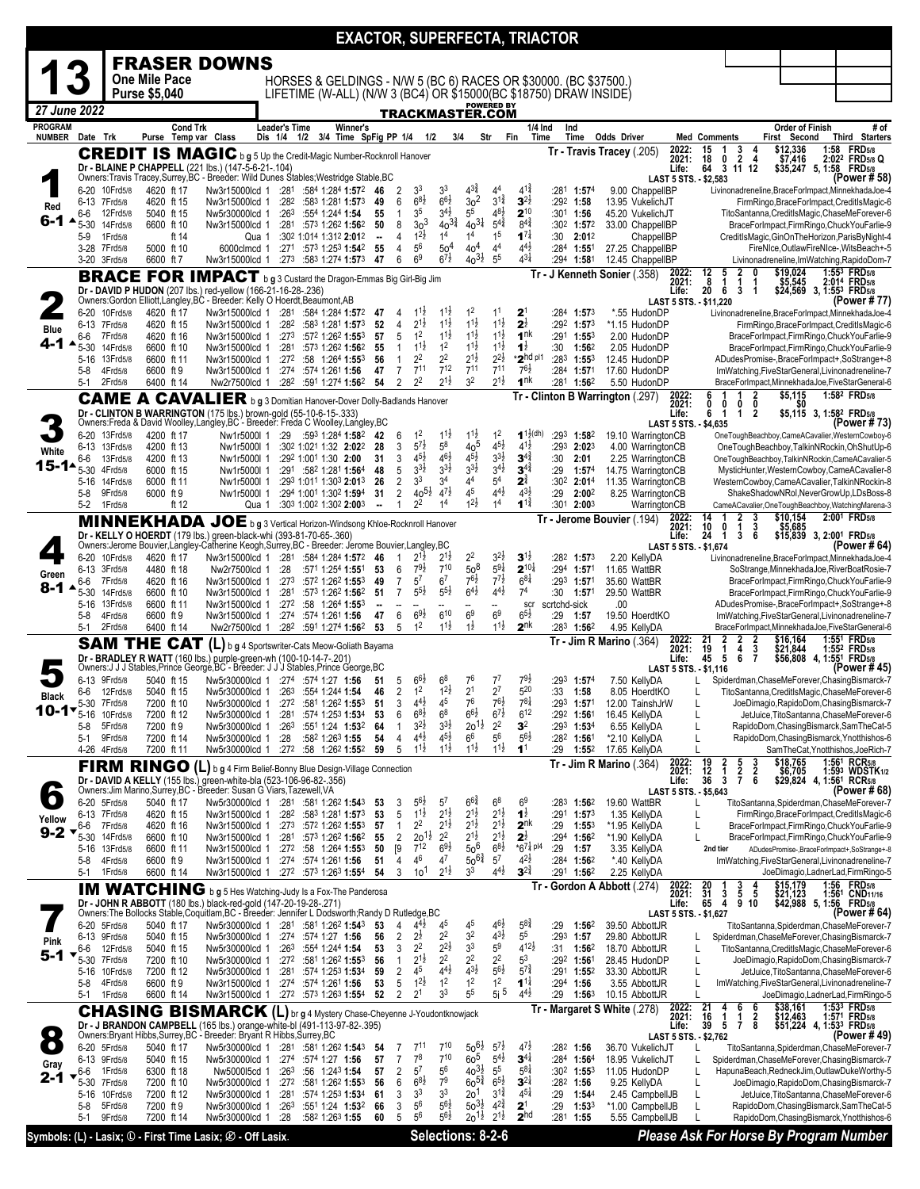# EXACTOR, SUPERFECTA, TRIACTOR

## 13 FRASER DOWNS

**One Mile Pace — Purse $5,040**

HORSES & GELDINGS - N/W 5 (BC 6) RACES OR $30000. (BC $37500.)
LIFETIME (W-ALL) (N/W 3 (BC4) OR $15000(BC $18750) DRAW INSIDE)

*27 June 2022* — TRACKMASTER.COM

---

### 1 — CREDIT IS MAGIC (Red, 6-1)
b g 5 Up the Credit-Magic Number-Rocknroll Hanover
Dr - BLAINE P CHAPPELL (221 lbs.) (147-5-6-21-.104)
Owners: Travis Tracey, Surrey, BC - Breeder: Wild Dunes Stables; Westridge Stable, BC
Tr - Travis Tracey (.205)

| | Starts | 1st | 2nd | 3rd | Earnings | Best |
|---|---|---|---|---|---|---|
| 2022 | 15 | 1 | 3 | 4 | $12,336 | 1:58 FRD5/8 |
| 2021 | 18 | 0 | 2 | 4 | $7,416 | 2:02[2] FRD5/8 Q |
| Life | 64 | 3 | 11 | 12 | $35,247 | 5, 1:58 FRD5/8 |

LAST 5 STS. - $2,583 (Power # 58)

| Date | Trk | Purse | Cond | Class | Times | SpFig | PP | 1/4 | 1/2 | 3/4 | Str | Fin | 1/4 Ind | Time | Odds Driver | Order of Finish |
|---|---|---|---|---|---|---|---|---|---|---|---|---|---|---|---|---|
| 6-20 | 10Frd5/8 | 4620 | ft 17 | Nw3r15000lcd 1 | :281 :584 1:284 1:572 | 46 | 2 | 3³ | 3³ | 4³¾ | 4⁴ | 4¹¾ | :281 | 1:574 | 9.00 ChappellBP | Livinonadreneline,BraceForImpact,MinnekhadaJoe-4 |
| 6-13 | 7Frd5/8 | 4620 | ft 15 | Nw3r15000lcd 1 | :282 :583 1:281 1:573 | 49 | 6 | 6⁸½ | 6⁶½ | 3o² | 3¹¾ | 3²½ | :292 | 1:58 | 13.95 VukelichJT | FirmRingo,BraceForImpact,CreditIsMagic-6 |
| 6-6 | 12Frd5/8 | 5040 | ft 15 | Nw5r30000lcd 1 | :263 :554 1:244 1:54 | 55 | 1 | 5⁵ | 3⁴½ | 5⁵ | 4⁸½ | 2¹⁰ | :301 | 1:56 | 45.20 VukelichJT | TitoSantanna,CreditIsMagic,ChaseMeForever-6 |
| 5-30 | 14Frd5/8 | 6600 | ft 10 | Nw3r15000lcd 1 | :281 :573 1:262 1:562 | 50 | 8 | 3o³ | 4o³¾ | 4o³¼ | 5⁴¾ | 8⁴¾ | :302 | 1:572 | 33.00 ChappellBP | BraceForImpact,FirmRingo,ChuckYouFarlie-9 |
| 5-9 | 1Frd5/8 | | ft 14 | Qua 1 | :302 1:014 1:312 2:012 | -- | 4 | 1²½ | 1⁴ | 1⁴ | 1⁵ | 1⁷¼ | :30 | 2:012 | ChappellBP | CreditIsMagic,GinOnTheHorizon,ParisByNight-4 |
| 3-28 | 7Frd5/8 | 5000 | ft 10 | 6000clmcd 1 | :271 :573 1:253 1:542 | 55 | 4 | 5⁶ | 5o⁴ | 4o⁴ | 4⁴ | 4⁴½ | :284 | 1:551 | 27.25 ChappellBP | FireNIce,OutlawFireNIce-,WitsBeach+-5 |
| 3-20 | 3Frd5/8 | 6600 | ft 7 | Nw3r15000lcd 1 | :273 :583 1:274 1:573 | 47 | 6 | 6⁹ | 6⁷½ | 4o³½ | 5⁵ | 4³¼ | :294 | 1:581 | 12.45 ChappellBP | Livinonadreneline,ImWatching,RapidoDom-7 |

### 2 — BRACE FOR IMPACT (Blue, 4-1)
b g 3 Custard the Dragon-Emmas Big Girl-Big Jim
Dr - DAVID P HUDON (207 lbs.) red-yellow (166-21-16-28-.236)
Owners: Gordon Elliott, Langley, BC - Breeder: Kelly O Hoerdt, Beaumont, AB
Tr - J Kenneth Sonier (.358)

| | Starts | 1st | 2nd | 3rd | Earnings | Best |
|---|---|---|---|---|---|---|
| 2022 | 12 | 5 | 2 | 0 | $19,024 | 1:55[3] FRD5/8 |
| 2021 | 8 | 1 | 1 | 1 | $5,545 | 2:01[4] FRD5/8 |
| Life | 20 | 6 | 3 | 1 | $24,569 | 3, 1:55[3] FRD5/8 |

LAST 5 STS. - $11,220 (Power # 77)

| Date | Trk | Purse | Cond | Class | Times | SpFig | PP | 1/4 | 1/2 | 3/4 | Str | Fin | 1/4 Ind | Time | Odds Driver | Order of Finish |
|---|---|---|---|---|---|---|---|---|---|---|---|---|---|---|---|---|
| 6-20 | 10Frd5/8 | 4620 | ft 17 | Nw3r15000lcd 1 | :281 :584 1:284 1:572 | 47 | 4 | 1¹½ | 1¹½ | 1² | 1¹ | 2¹ | :284 | 1:573 | *.55 HudonDP | Livinonadreneline,BraceForImpact,MinnekhadaJoe-4 |
| 6-13 | 7Frd5/8 | 4620 | ft 15 | Nw3r15000lcd 1 | :282 :583 1:281 1:573 | 52 | 4 | 2¹½ | 1¹½ | 1¹½ | 1¹½ | 2½ | :292 | 1:573 | *1.15 HudonDP | FirmRingo,BraceForImpact,CreditIsMagic-6 |
| 6-6 | 7Frd5/8 | 4620 | ft 16 | Nw3r15000lcd 1 | :273 :572 1:262 1:553 | 57 | 5 | 1² | 1¹½ | 1¹½ | 1¹½ | 1nk | :291 | 1:553 | 2.00 HudonDP | BraceForImpact,FirmRingo,ChuckYouFarlie-9 |
| 5-30 | 14Frd5/8 | 6600 | ft 10 | Nw3r15000lcd 1 | :281 :573 1:262 1:562 | 55 | 1 | 1¹½ | 1² | 1¹½ | 1¹½ | 1½ | :30 | 1:562 | 2.05 HudonDP | BraceForImpact,FirmRingo,ChuckYouFarlie-9 |
| 5-16 | 13Frd5/8 | 6600 | ft 11 | Nw3r15000lcd 1 | :272 :58 1:264 1:553 | 56 | 1 | 2² | 2² | 2¹½ | 2²½ | *2hd pl1 | :283 | 1:553 | 12.45 HudonDP | ADudesPromise-,BraceForImpact+,SoStrange+-8 |
| 5-8 | 4Frd5/8 | 6600 | ft 9 | Nw3r15000lcd 1 | :274 :574 1:261 1:56 | 47 | 7 | 7¹¹ | 7¹² | 7¹¹ | 7¹¹ | 7⁶½ | :284 | 1:571 | 17.60 HudonDP | ImWatching,FiveStarGeneral,Livinonadreneline-7 |
| 5-1 | 2Frd5/8 | 6400 | ft 14 | Nw2r7500lcd 1 | :282 :591 1:274 1:562 | 54 | 2 | 2² | 2¹½ | 3² | 2¹½ | 1nk | :281 | 1:562 | 5.50 HudonDP | BraceForImpact,MinnekhadaJoe,FiveStarGeneral-6 |

### 3 — CAME A CAVALIER (White, 15-1)
b g 3 Domitian Hanover-Dover Dolly-Badlands Hanover
Dr - CLINTON B WARRINGTON (175 lbs.) brown-gold (55-10-6-15-.333)
Owners: Freda & David Woolley, Langley, BC - Breeder: Freda C Woolley, Langley, BC
Tr - Clinton B Warrington (.297)

| | Starts | 1st | 2nd | 3rd | Earnings | Best |
|---|---|---|---|---|---|---|
| 2022 | 6 | 1 | 1 | 2 | $5,115 | 1:58[2] FRD5/8 |
| 2021 | 0 | 0 | 0 | 0 | $0 | |
| Life | 6 | 1 | 1 | 2 | $5,115 | 3, 1:58[2] FRD5/8 |

LAST 5 STS. - $4,635 (Power # 73)

| Date | Trk | Purse | Cond | Class | Times | SpFig | PP | 1/4 | 1/2 | 3/4 | Str | Fin | 1/4 Ind | Time | Odds Driver | Order of Finish |
|---|---|---|---|---|---|---|---|---|---|---|---|---|---|---|---|---|
| 6-20 | 13Frd5/8 | 4200 | ft 17 | Nw1r5000l 1 | :29 :593 1:284 1:582 | 42 | 6 | 1² | 1¹½ | 1¹½ | 1² | 1¹½(dh) | :293 | 1:582 | 19.10 WarringtonCB | OneToughBeachboy,CameACavalier,WesternCowboy-6 |
| 6-13 | 13Frd5/8 | 4200 | ft 13 | Nw1r5000l 1 | :302 1:021 1:32 2:022 | 28 | 3 | 5⁷½ | 5⁸ | 4o⁵ | 4⁵½ | 4¹½ | :293 | 2:023 | 4.00 WarringtonCB | OneToughBeachboy,TalkinNRockin,OhShutUp-6 |
| 6-6 | 13Frd5/8 | 4200 | ft 13 | Nw1r5000l 1 | :292 1:001 1:30 2:00 | 31 | 3 | 4⁵½ | 4⁶½ | 4⁵½ | 3³½ | 3⁴¾ | :30 | 2:01 | 2.25 WarringtonCB | OneToughBeachboy,TalkinNRockin,CameACavalier-5 |
| 5-30 | 4Frd5/8 | 6000 | ft 15 | Nw1r5000l 1 | :291 :582 1:281 1:564 | 48 | 5 | 3³½ | 3³½ | 3³½ | 3⁴½ | 3⁴¾ | :29 | 1:574 | 14.75 WarringtonCB | MysticHunter,WesternCowboy,CameACavalier-8 |
| 5-16 | 14Frd5/8 | 6000 | ft 11 | Nw1r5000l 1 | :293 1:011 1:303 2:013 | 26 | 2 | 3³ | 3⁴ | 4⁴ | 5⁴ | 2¾ | :302 | 2:014 | 11.35 WarringtonCB | WesternCowboy,CameACavalier,TalkinNRockin-8 |
| 5-8 | 9Frd5/8 | 6000 | ft 9 | Nw1r5000l 1 | :294 1:001 1:302 1:594 | 31 | 2 | 4o⁵½ | 4⁷½ | 4⁵ | 4⁴½ | 4³½ | :29 | 2:002 | 8.25 WarringtonCB | ShakeShadowNRol,NeverGrowUp,LDsBoss-8 |
| 5-2 | 1Frd5/8 | | ft 12 | Qua 1 | :303 1:002 1:302 2:003 | -- | 1 | 2² | 1⁴ | 1²½ | 1⁴ | 1¹¼ | :301 | 2:003 | WarringtonCB | CameACavalier,OneToughBeachboy,WatchingMarena-3 |

### 4 — MINNEKHADA JOE (Green, 8-1)
b g 3 Vertical Horizon-Windsong Khloe-Rocknroll Hanover
Dr - KELLY O HOERDT (179 lbs.) green-black-wh (393-81-70-65-.360)
Owners: Jerome Bouvier, Langley-Catherine Keogh, Surrey, BC - Breeder: Jerome Bouvier, Langley, BC
Tr - Jerome Bouvier (.194)

| | Starts | 1st | 2nd | 3rd | Earnings | Best |
|---|---|---|---|---|---|---|
| 2022 | 14 | 1 | 2 | 3 | $10,154 | 2:00[1] FRD5/8 |
| 2021 | 10 | 0 | 1 | 3 | $5,685 | |
| Life | 24 | 1 | 3 | 6 | $15,839 | 3, 2:00[1] FRD5/8 |

LAST 5 STS. - $1,674 (Power # 64)

| Date | Trk | Purse | Cond | Class | Times | SpFig | PP | 1/4 | 1/2 | 3/4 | Str | Fin | 1/4 Ind | Time | Odds Driver | Order of Finish |
|---|---|---|---|---|---|---|---|---|---|---|---|---|---|---|---|---|
| 6-20 | 10Frd5/8 | 4620 | ft 17 | Nw3r15000lcd 1 | :281 :584 1:284 1:572 | 46 | 1 | 2¹½ | 2¹½ | 2² | 3²½ | 3¹½ | :282 | 1:573 | 2.20 KellyDA | Livinonadreneline,BraceForImpact,MinnekhadaJoe-4 |
| 6-13 | 7Frd5/8 | 4480 | ft 18 | Nw2r7500lcd 1 | :28 :571 1:254 1:551 | 53 | 6 | 7⁹½ | 7¹⁰ | 5o⁸ | 5⁹¼ | 2¹⁰¼ | :294 | 1:571 | 11.65 WattBR | SoStrange,MinnekhadaJoe,RiverBoatRosie-7 |
| 6-6 | 7Frd5/8 | 4620 | ft 16 | Nw3r15000lcd 1 | :273 :572 1:262 1:553 | 49 | 7 | 5⁷ | 6⁷ | 7⁶½ | 7⁷½ | 6⁸¼ | :293 | 1:571 | 35.60 WattBR | BraceForImpact,FirmRingo,ChuckYouFarlie-9 |
| 5-30 | 14Frd5/8 | 6600 | ft 10 | Nw3r15000lcd 1 | :281 :573 1:262 1:562 | 51 | 7 | 5⁵½ | 5⁵½ | 6⁴½ | 4⁴½ | 7⁴ | :30 | 1:571 | 29.50 WattBR | BraceForImpact,FirmRingo,ChuckYouFarlie-9 |
| 5-16 | 13Frd5/8 | 6600 | ft 11 | Nw3r15000lcd 1 | :272 :58 1:264 1:553 | -- | -- | -- | -- | -- | -- | scr | scrtchd-sick | | .00 | ADudesPromise-,BraceForImpact+,SoStrange+-8 |
| 5-8 | 4Frd5/8 | 6600 | ft 9 | Nw3r15000lcd 1 | :274 :574 1:261 1:56 | 47 | 6 | 6⁹½ | 6¹⁰ | 6⁹ | 6⁹ | 6⁵½ | :29 | 1:57 | 19.50 HoerdtKO | ImWatching,FiveStarGeneral,Livinonadreneline-7 |
| 5-1 | 2Frd5/8 | 6400 | ft 14 | Nw2r7500lcd 1 | :282 :591 1:274 1:562 | 53 | 5 | 1² | 1¹½ | 1½ | 1¹½ | 2nk | :283 | 1:562 | 4.95 KellyDA | BraceForImpact,MinnekhadaJoe,FiveStarGeneral-6 |

### 5 — SAM THE CAT (L) (Black, 10-1)
b g 4 Sportswriter-Cats Meow-Goliath Bayama
Dr - BRADLEY R WATT (160 lbs.) purple-green-wh (100-10-14-7-.201)
Owners: J J J Stables, Prince George, BC - Breeder: J J J Stables, Prince George, BC
Tr - Jim R Marino (.364)

| | Starts | 1st | 2nd | 3rd | Earnings | Best |
|---|---|---|---|---|---|---|
| 2022 | 21 | 2 | 2 | 2 | $16,164 | 1:55[1] FRD5/8 |
| 2021 | 19 | 1 | 4 | 3 | $21,844 | 1:55[2] FRD5/8 |
| Life | 45 | 5 | 6 | 7 | $56,808 | 4, 1:55[1] FRD5/8 |

LAST 5 STS. - $1,116 (Power # 45)

| Date | Trk | Purse | Cond | Class | Times | SpFig | PP | 1/4 | 1/2 | 3/4 | Str | Fin | 1/4 Ind | Time | Odds Driver | Med | Order of Finish |
|---|---|---|---|---|---|---|---|---|---|---|---|---|---|---|---|---|---|
| 6-13 | 9Frd5/8 | 5040 | ft 15 | Nw5r30000lcd 1 | :274 :574 1:27 1:56 | 51 | 5 | 6⁶½ | 6⁸ | 7⁶ | 7⁷ | 7⁹½ | :293 | 1:574 | 7.50 KellyDA | L | Spiderdman,ChaseMeForever,ChasingBismarck-7 |
| 6-6 | 12Frd5/8 | 5040 | ft 15 | Nw5r30000lcd 1 | :263 :554 1:244 1:54 | 46 | 2 | 1² | 1²½ | 2¹ | 2⁷ | 5²⁰ | :33 | 1:58 | 8.05 HoerdtKO | L | TitoSantanna,CreditIsMagic,ChaseMeForever-6 |
| 5-30 | 7Frd5/8 | 7200 | ft 10 | Nw5r30000lcd 1 | :272 :581 1:262 1:553 | 51 | 3 | 4⁴½ | 4⁵ | 7⁶ | 7⁶½ | 7⁸¼ | :293 | 1:571 | 12.00 TainshJrW | L | JoeDimagio,RapidoDom,ChasingBismarck-7 |
| 5-16 | 10Frd5/8 | 7200 | ft 12 | Nw5r30000lcd 1 | :281 :574 1:253 1:534 | 53 | 6 | 6⁸½ | 6⁸ | 6⁶½ | 6⁷½ | 6¹² | :292 | 1:561 | 16.45 KellyDA | L | JetJuice,TitoSantanna,ChaseMeForever-6 |
| 5-8 | 5Frd5/8 | 7200 | ft 9 | Nw5r30000lcd 1 | :263 :551 1:24 1:532 | 64 | 1 | 3²½ | 3³½ | 2o¹½ | 2² | 3² | :293 | 1:534 | 6.55 KellyDA | L | RapidoDom,ChasingBismarck,SamTheCat-5 |
| 5-1 | 9Frd5/8 | 7200 | ft 14 | Nw5r30000lcd 1 | :28 :582 1:263 1:55 | 54 | 4 | 4⁴½ | 4⁵½ | 6⁶ | 5⁶ | 5⁶½ | :282 | 1:561 | *2.10 KellyDA | L | RapidoDom,ChasingBismarck,Ynotthishos-6 |
| 4-26 | 4Frd5/8 | 7200 | ft 11 | Nw5r30000lcd 1 | :272 :58 1:262 1:552 | 59 | 5 | 1¹½ | 1¹½ | 1¹½ | 1¹½ | 1¹ | :29 | 1:552 | 17.65 KellyDA | L | SamTheCat,Ynotthishos,JoeRich-7 |

### 6 — FIRM RINGO (L) (Yellow, 9-2)
b g 4 Firm Belief-Bonny Blue Design-Village Connection
Dr - DAVID A KELLY (155 lbs.) green-white-bla (523-106-96-82-.356)
Owners: Jim Marino, Surrey, BC - Breeder: Susan G Viars, Tazewell, VA
Tr - Jim R Marino (.364)

| | Starts | 1st | 2nd | 3rd | Earnings | Best |
|---|---|---|---|---|---|---|
| 2022 | 19 | 2 | 5 | 3 | $18,765 | 1:56[1] RCR5/8 |
| 2021 | 12 | 1 | 2 | 2 | $6,705 | 1:59[3] WDSTK1/2 |
| Life | 36 | 3 | 7 | 6 | $29,824 | 4, 1:56[1] RCR5/8 |

LAST 5 STS. - $5,643 (Power # 68)

| Date | Trk | Purse | Cond | Class | Times | SpFig | PP | 1/4 | 1/2 | 3/4 | Str | Fin | 1/4 Ind | Time | Odds Driver | Med | Order of Finish |
|---|---|---|---|---|---|---|---|---|---|---|---|---|---|---|---|---|---|
| 6-20 | 5Frd5/8 | 5040 | ft 17 | Nw5r30000lcd 1 | :281 :581 1:262 1:543 | 53 | 3 | 5⁶½ | 5⁷ | 6⁶¾ | 6⁸ | 6⁹ | :283 | 1:562 | 19.60 WattBR | L | TitoSantanna,Spiderdman,ChaseMeForever-7 |
| 6-13 | 7Frd5/8 | 4620 | ft 15 | Nw3r15000lcd 1 | :282 :583 1:281 1:573 | 53 | 5 | 1¹½ | 2¹½ | 2¹½ | 2¹½ | 1½ | :291 | 1:573 | 1.35 KellyDA | L | FirmRingo,BraceForImpact,CreditIsMagic-6 |
| 6-6 | 7Frd5/8 | 4620 | ft 16 | Nw3r15000lcd 1 | :273 :572 1:262 1:553 | 57 | 1 | 2² | 2¹½ | 2¹½ | 2¹½ | 2nk | :29 | 1:553 | *1.95 KellyDA | L | BraceForImpact,FirmRingo,ChuckYouFarlie-9 |
| 5-30 | 14Frd5/8 | 6600 | ft 10 | Nw3r15000lcd 1 | :281 :573 1:262 1:562 | 55 | 2 | 2o¹½ | 2² | 2¹½ | 2¹½ | 2½ | :294 | 1:562 | *1.90 KellyDA | L | BraceForImpact,FirmRingo,ChuckYouFarlie-9 |
| 5-16 | 13Frd5/8 | 6600 | ft 11 | Nw3r15000lcd 1 | :272 :58 1:264 1:553 | 50 | [9 | 7¹² | 6⁹½ | 5o⁶ | 6⁸½ | *6⁷¼ pl4 | :29 | 1:57 | 3.35 KellyDA | 2nd tier | ADudesPromise-,BraceForImpact+,SoStrange+-8 |
| 5-8 | 4Frd5/8 | 6600 | ft 9 | Nw3r15000lcd 1 | :274 :574 1:261 1:56 | 51 | 4 | 4⁶ | 4⁷ | 5o⁶¾ | 5⁷ | 4²½ | :284 | 1:562 | *.40 KellyDA | | ImWatching,FiveStarGeneral,Livinonadreneline-7 |
| 5-1 | 1Frd5/8 | 6600 | ft 14 | Nw3r15000lcd 1 | :272 :573 1:263 1:554 | 54 | 3 | 1o¹ | 2¹½ | 3³ | 4⁴½ | 3²¼ | :291 | 1:562 | 2.25 KellyDA | | JoeDimagio,LadnerLad,FirmRingo-5 |

### 7 — IM WATCHING (Pink, 5-1)
b g 5 Hes Watching-Judy Is a Fox-The Panderosa
Dr - JOHN R ABBOTT (180 lbs.) black-red-gold (147-20-19-28-.271)
Owners: The Bollocks Stable, Coquitlam, BC - Breeder: Jennifer L Dodsworth; Randy D Rutledge, BC
Tr - Gordon A Abbott (.274)

| | Starts | 1st | 2nd | 3rd | Earnings | Best |
|---|---|---|---|---|---|---|
| 2022 | 20 | 1 | 3 | 4 | $15,179 | 1:56 FRD5/8 |
| 2021 | 31 | 3 | 5 | 5 | $21,123 | 1:56[1] CND11/16 |
| Life | 65 | 4 | 9 | 10 | $42,988 | 5, 1:56 FRD5/8 |

LAST 5 STS. - $1,627 (Power # 64)

| Date | Trk | Purse | Cond | Class | Times | SpFig | PP | 1/4 | 1/2 | 3/4 | Str | Fin | 1/4 Ind | Time | Odds Driver | Med | Order of Finish |
|---|---|---|---|---|---|---|---|---|---|---|---|---|---|---|---|---|---|
| 6-20 | 5Frd5/8 | 5040 | ft 17 | Nw5r30000lcd 1 | :281 :581 1:262 1:543 | 53 | 4 | 4⁴½ | 4⁵ | 4⁵ | 4⁶½ | 5⁸¾ | :29 | 1:562 | 39.50 AbbottJR | | TitoSantanna,Spiderdman,ChaseMeForever-7 |
| 6-13 | 9Frd5/8 | 5040 | ft 15 | Nw5r30000lcd 1 | :274 :574 1:27 1:56 | 56 | 2 | 2½ | 2² | 3² | 4³½ | 5⁵ | :293 | 1:57 | 29.80 AbbottJR | L | Spiderdman,ChaseMeForever,ChasingBismarck-7 |
| 6-6 | 12Frd5/8 | 5040 | ft 15 | Nw5r30000lcd 1 | :263 :554 1:244 1:54 | 53 | 3 | 2² | 2²½ | 3³ | 5⁹ | 4¹²½ | :31 | 1:562 | 18.70 AbbottJR | L | TitoSantanna,CreditIsMagic,ChaseMeForever-6 |
| 5-30 | 7Frd5/8 | 7200 | ft 10 | Nw5r30000lcd 1 | :272 :581 1:262 1:553 | 56 | 1 | 2¹½ | 2² | 2² | 2² | 5³ | :292 | 1:561 | 28.45 AbbottJR | L | JoeDimagio,RapidoDom,ChasingBismarck-7 |
| 5-16 | 10Frd5/8 | 7200 | ft 12 | Nw5r30000lcd 1 | :281 :574 1:253 1:534 | 59 | 2 | 4⁵ | 4⁴½ | 4³½ | 5⁶½ | 5⁷¾ | :291 | 1:552 | 33.30 AbbottJR | L | JetJuice,TitoSantanna,ChaseMeForever-6 |
| 5-8 | 4Frd5/8 | 6600 | ft 9 | Nw3r15000lcd 1 | :274 :574 1:261 1:56 | 53 | 5 | 1²½ | 1² | 1² | 1² | 1¹¼ | :294 | 1:56 | 3.55 AbbottJR | L | ImWatching,FiveStarGeneral,Livinonadreneline-7 |
| 5-1 | 1Frd5/8 | 6600 | ft 14 | Nw3r15000lcd 1 | :272 :573 1:263 1:554 | 52 | 2 | 2¹ | 3³ | 5⁵ | 5i 5 | 4⁴½ | :29 | 1:563 | 10.15 AbbottJR | L | JoeDimagio,LadnerLad,FirmRingo-5 |

### 8 — CHASING BISMARCK (L) (Gray, 2-1)
br g 4 Mystery Chase-Cheyenne J-Youdontknowjack
Dr - J BRANDON CAMPBELL (165 lbs.) orange-white-bl (491-113-97-82-.395)
Owners: Bryant Hibbs, Surrey, BC - Breeder: Bryant R Hibbs, Surrey, BC
Tr - Margaret S White (.278)

| | Starts | 1st | 2nd | 3rd | Earnings | Best |
|---|---|---|---|---|---|---|
| 2022 | 21 | 4 | 6 | 6 | $38,161 | 1:53[3] FRD5/8 |
| 2021 | 16 | 1 | 1 | 2 | $12,463 | 1:57[1] FRD5/8 |
| Life | 39 | 5 | 7 | 8 | $51,224 | 4, 1:53[3] FRD5/8 |

LAST 5 STS. - $2,762 (Power # 49)

| Date | Trk | Purse | Cond | Class | Times | SpFig | PP | 1/4 | 1/2 | 3/4 | Str | Fin | 1/4 Ind | Time | Odds Driver | Med | Order of Finish |
|---|---|---|---|---|---|---|---|---|---|---|---|---|---|---|---|---|---|
| 6-20 | 5Frd5/8 | 5040 | ft 17 | Nw5r30000lcd 1 | :281 :581 1:262 1:543 | 54 | 7 | 7¹¹ | 7¹⁰ | 5o⁶½ | 5⁷½ | 4⁷½ | :282 | 1:56 | 36.70 VukelichJT | L | TitoSantanna,Spiderdman,ChaseMeForever-7 |
| 6-13 | 9Frd5/8 | 5040 | ft 15 | Nw5r30000lcd 1 | :274 :574 1:27 1:56 | 57 | 7 | 7⁸ | 7¹⁰ | 6o⁵ | 5⁴½ | 3⁴¼ | :284 | 1:564 | 18.95 VukelichJT | L | Spiderdman,ChaseMeForever,ChasingBismarck-7 |
| 6-6 | 1Frd5/8 | 6300 | ft 18 | Nw5000l5cd 1 | :263 :56 1:243 1:54 | 57 | 2 | 5⁷ | 5⁶ | 4o³½ | 5⁵ | 5⁸¼ | :302 | 1:553 | 11.05 HudonDP | L | HapunaBeach,RedneckJim,OutlawDukeWorthy-5 |
| 5-30 | 7Frd5/8 | 7200 | ft 10 | Nw5r30000lcd 1 | :272 :581 1:262 1:553 | 56 | 6 | 6⁸½ | 7⁹ | 6o⁵¾ | 6⁵½ | 3²¼ | :282 | 1:56 | 9.25 KellyDA | L | JoeDimagio,RapidoDom,ChasingBismarck-7 |
| 5-16 | 10Frd5/8 | 7200 | ft 12 | Nw5r30000lcd 1 | :281 :574 1:253 1:534 | 61 | 3 | 3³ | 3³ | 2o¹ | 3¹½ | 4⁵½ | :29 | 1:544 | 2.45 CampbellJB | L | JetJuice,TitoSantanna,ChaseMeForever-6 |
| 5-8 | 5Frd5/8 | 7200 | ft 9 | Nw5r30000lcd 1 | :263 :551 1:24 1:532 | 66 | 3 | 5⁶ | 5⁶½ | 5o³½ | 4²¾ | 2¹ | :29 | 1:533 | *1.00 CampbellJB | L | RapidoDom,ChasingBismarck,SamTheCat-5 |
| 5-1 | 9Frd5/8 | 7200 | ft 14 | Nw5r30000lcd 1 | :28 :582 1:263 1:55 | 60 | 5 | 5⁶ | 5⁶½ | 2o¹½ | 2¹½ | 2hd | :281 | 1:55 | 5.55 CampbellJB | L | RapidoDom,ChasingBismarck,Ynotthishos-6 |

---

Symbols: (L) - Lasix; ⓛ - First Time Lasix; Ø - Off Lasix.

**Selections: 8-2-6**

*Please Ask For Horse By Program Number*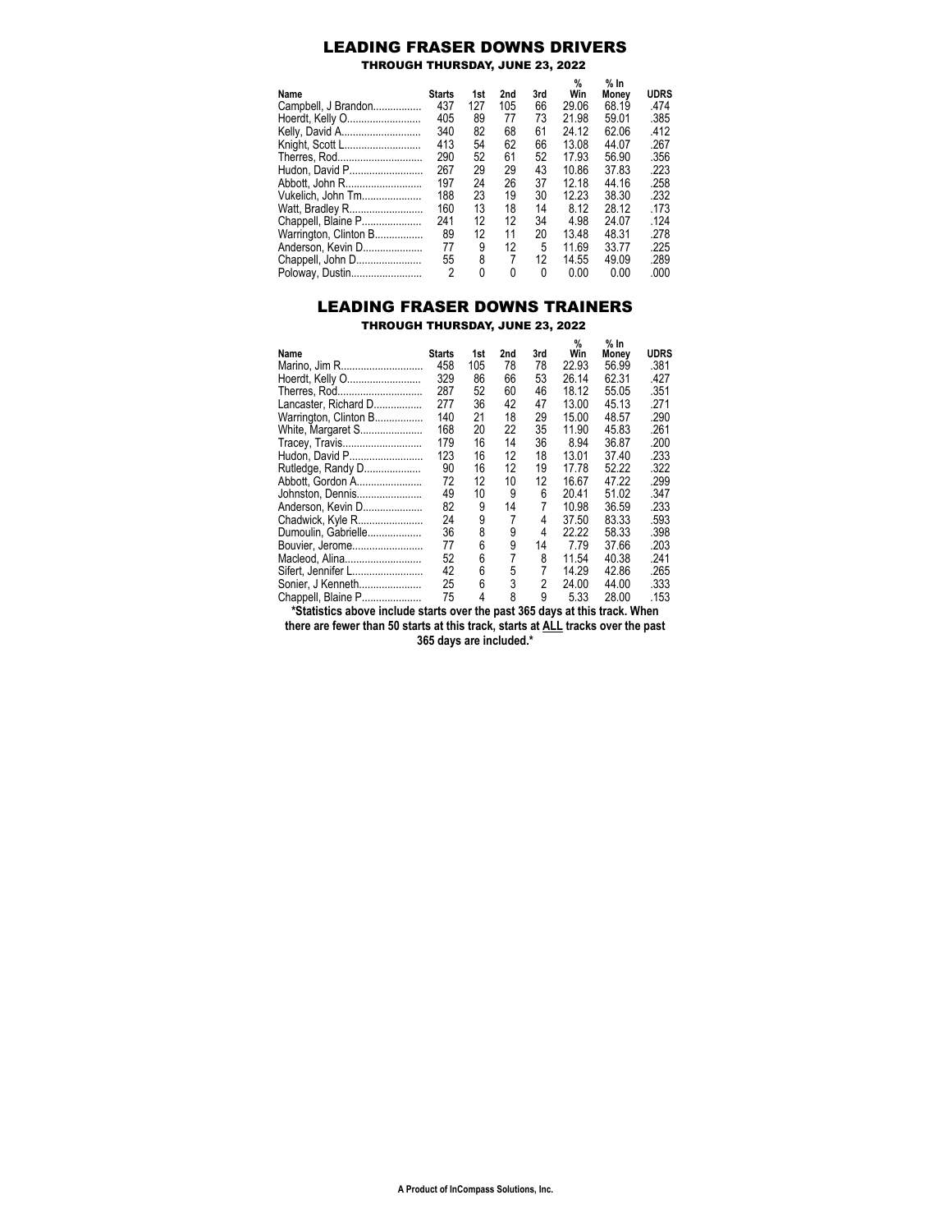# LEADING FRASER DOWNS DRIVERS

### THROUGH THURSDAY, JUNE 23, 2022

| Name | Starts | 1st | 2nd | 3rd | % Win | % In Money | UDRS |
|---|---|---|---|---|---|---|---|
| Campbell, J Brandon | 437 | 127 | 105 | 66 | 29.06 | 68.19 | .474 |
| Hoerdt, Kelly O | 405 | 89 | 77 | 73 | 21.98 | 59.01 | .385 |
| Kelly, David A | 340 | 82 | 68 | 61 | 24.12 | 62.06 | .412 |
| Knight, Scott L | 413 | 54 | 62 | 66 | 13.08 | 44.07 | .267 |
| Therres, Rod | 290 | 52 | 61 | 52 | 17.93 | 56.90 | .356 |
| Hudon, David P | 267 | 29 | 29 | 43 | 10.86 | 37.83 | .223 |
| Abbott, John R | 197 | 24 | 26 | 37 | 12.18 | 44.16 | .258 |
| Vukelich, John Tm | 188 | 23 | 19 | 30 | 12.23 | 38.30 | .232 |
| Watt, Bradley R | 160 | 13 | 18 | 14 | 8.12 | 28.12 | .173 |
| Chappell, Blaine P | 241 | 12 | 12 | 34 | 4.98 | 24.07 | .124 |
| Warrington, Clinton B | 89 | 12 | 11 | 20 | 13.48 | 48.31 | .278 |
| Anderson, Kevin D | 77 | 9 | 12 | 5 | 11.69 | 33.77 | .225 |
| Chappell, John D | 55 | 8 | 7 | 12 | 14.55 | 49.09 | .289 |
| Poloway, Dustin | 2 | 0 | 0 | 0 | 0.00 | 0.00 | .000 |

# LEADING FRASER DOWNS TRAINERS

### THROUGH THURSDAY, JUNE 23, 2022

| Name | Starts | 1st | 2nd | 3rd | % Win | % In Money | UDRS |
|---|---|---|---|---|---|---|---|
| Marino, Jim R | 458 | 105 | 78 | 78 | 22.93 | 56.99 | .381 |
| Hoerdt, Kelly O | 329 | 86 | 66 | 53 | 26.14 | 62.31 | .427 |
| Therres, Rod | 287 | 52 | 60 | 46 | 18.12 | 55.05 | .351 |
| Lancaster, Richard D | 277 | 36 | 42 | 47 | 13.00 | 45.13 | .271 |
| Warrington, Clinton B | 140 | 21 | 18 | 29 | 15.00 | 48.57 | .290 |
| White, Margaret S | 168 | 20 | 22 | 35 | 11.90 | 45.83 | .261 |
| Tracey, Travis | 179 | 16 | 14 | 36 | 8.94 | 36.87 | .200 |
| Hudon, David P | 123 | 16 | 12 | 18 | 13.01 | 37.40 | .233 |
| Rutledge, Randy D | 90 | 16 | 12 | 19 | 17.78 | 52.22 | .322 |
| Abbott, Gordon A | 72 | 12 | 10 | 12 | 16.67 | 47.22 | .299 |
| Johnston, Dennis | 49 | 10 | 9 | 6 | 20.41 | 51.02 | .347 |
| Anderson, Kevin D | 82 | 9 | 14 | 7 | 10.98 | 36.59 | .233 |
| Chadwick, Kyle R | 24 | 9 | 7 | 4 | 37.50 | 83.33 | .593 |
| Dumoulin, Gabrielle | 36 | 8 | 9 | 4 | 22.22 | 58.33 | .398 |
| Bouvier, Jerome | 77 | 6 | 9 | 14 | 7.79 | 37.66 | .203 |
| Macleod, Alina | 52 | 6 | 7 | 8 | 11.54 | 40.38 | .241 |
| Sifert, Jennifer L | 42 | 6 | 5 | 7 | 14.29 | 42.86 | .265 |
| Sonier, J Kenneth | 25 | 6 | 3 | 2 | 24.00 | 44.00 | .333 |
| Chappell, Blaine P | 75 | 4 | 8 | 9 | 5.33 | 28.00 | .153 |

**\*Statistics above include starts over the past 365 days at this track. When there are fewer than 50 starts at this track, starts at ALL tracks over the past 365 days are included.\***

**A Product of InCompass Solutions, Inc.**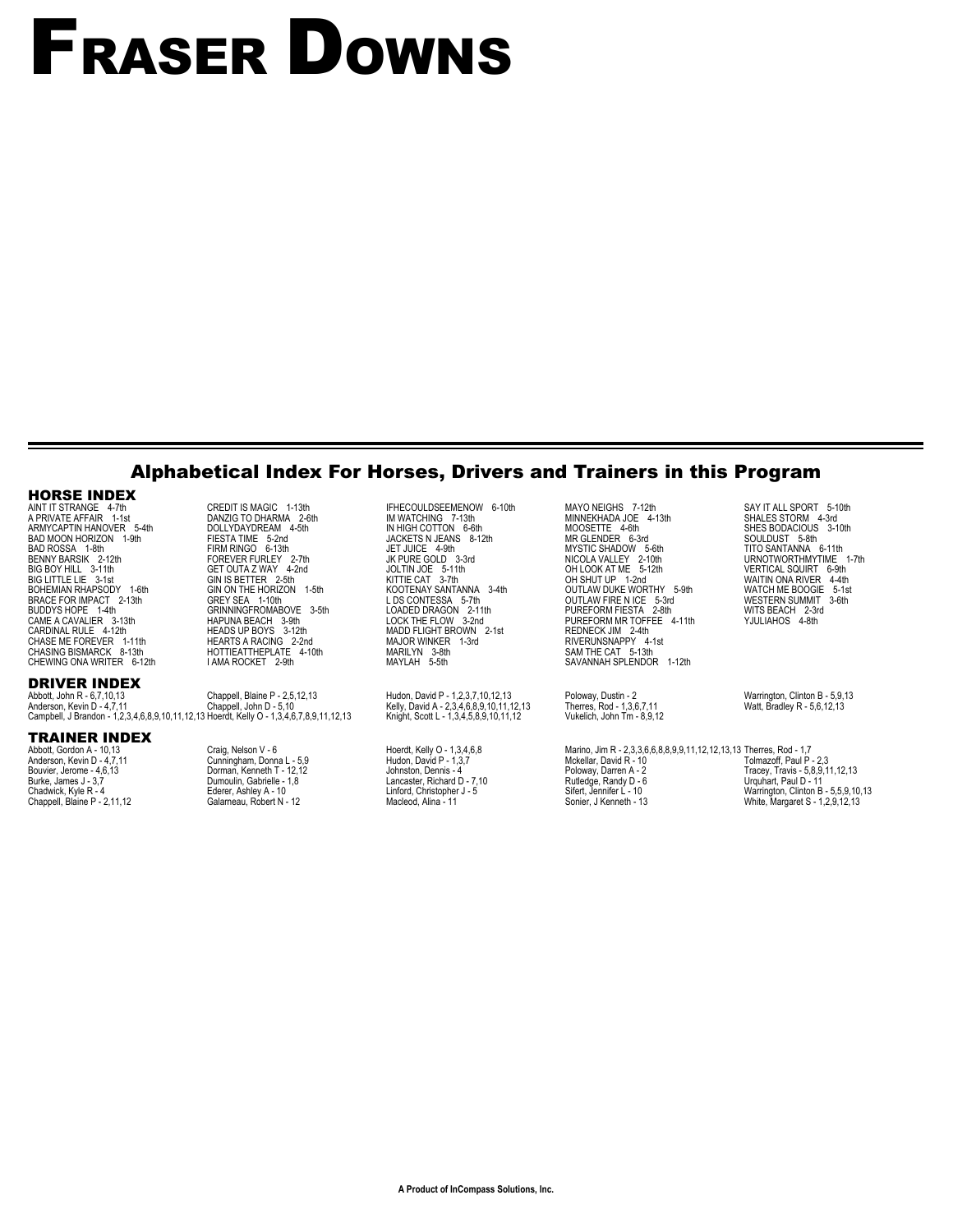# Fraser Downs

## Alphabetical Index For Horses, Drivers and Trainers in this Program

### HORSE INDEX

AINT IT STRANGE 4-7th
A PRIVATE AFFAIR 1-1st
ARMYCAPTIN HANOVER 5-4th
BAD MOON HORIZON 1-9th
BAD ROSSA 1-8th
BENNY BARSIK 2-12th
BIG BOY HILL 3-11th
BIG LITTLE LIE 3-1st
BOHEMIAN RHAPSODY 1-6th
BRACE FOR IMPACT 2-13th
BUDDYS HOPE 1-4th
CAME A CAVALIER 3-13th
CARDINAL RULE 4-12th
CHASE ME FOREVER 1-11th
CHASING BISMARCK 8-13th
CHEWING ONA WRITER 6-12th
CREDIT IS MAGIC 1-13th
DANZIG TO DHARMA 2-6th
DOLLYDAYDREAM 4-5th
FIESTA TIME 5-2nd
FIRM RINGO 6-13th
FOREVER FURLEY 2-7th
GET OUTA Z WAY 4-2nd
GIN IS BETTER 2-5th
GIN ON THE HORIZON 1-5th
GREY SEA 1-10th
GRINNINGFROMABOVE 3-5th
HAPUNA BEACH 3-9th
HEADS UP BOYS 3-12th
HEARTS A RACING 2-2nd
HOTTIEATTHEPLATE 4-10th
I AMA ROCKET 2-9th
IFHECOULDSEEMENOW 6-10th
IM WATCHING 7-13th
IN HIGH COTTON 6-6th
JACKETS N JEANS 8-12th
JET JUICE 4-9th
JK PURE GOLD 3-3rd
JOLTIN JOE 5-11th
KITTIE CAT 3-7th
KOOTENAY SANTANNA 3-4th
L DS CONTESSA 5-7th
LOADED DRAGON 2-11th
LOCK THE FLOW 3-2nd
MADD FLIGHT BROWN 2-1st
MAJOR WINKER 1-3rd
MARILYN 3-8th
MAYLAH 5-5th
MAYO NEIGHS 7-12th
MINNEKHADA JOE 4-13th
MOOSETTE 4-6th
MR GLENDER 6-3rd
MYSTIC SHADOW 5-6th
NICOLA VALLEY 2-10th
OH LOOK AT ME 5-12th
OH SHUT UP 1-2nd
OUTLAW DUKE WORTHY 5-9th
OUTLAW FIRE N ICE 5-3rd
PUREFORM FIESTA 2-8th
PUREFORM MR TOFFEE 4-11th
REDNECK JIM 2-4th
RIVERUNSNAPPY 4-1st
SAM THE CAT 5-13th
SAVANNAH SPLENDOR 1-12th
SAY IT ALL SPORT 5-10th
SHALES STORM 4-3rd
SHES BODACIOUS 3-10th
SOULDUST 5-8th
TITO SANTANNA 6-11th
URNOTWORTHMYTIME 1-7th
VERTICAL SQUIRT 6-9th
WAITIN ONA RIVER 4-4th
WATCH ME BOOGIE 5-1st
WESTERN SUMMIT 3-6th
WITS BEACH 2-3rd
YJULIAHOS 4-8th

### DRIVER INDEX

Abbott, John R - 6,7,10,13
Anderson, Kevin D - 4,7,11
Campbell, J Brandon - 1,2,3,4,6,8,9,10,11,12,13
Chappell, Blaine P - 2,5,12,13
Chappell, John D - 5,10
Hoerdt, Kelly O - 1,3,4,6,7,8,9,11,12,13
Hudon, David P - 1,2,3,7,10,12,13
Kelly, David A - 2,3,4,6,8,9,10,11,12,13
Knight, Scott L - 1,3,4,5,8,9,10,11,12
Poloway, Dustin - 2
Therres, Rod - 1,3,6,7,11
Vukelich, John Tm - 8,9,12
Warrington, Clinton B - 5,9,13
Watt, Bradley R - 5,6,12,13

### TRAINER INDEX

Abbott, Gordon A - 10,13
Anderson, Kevin D - 4,7,11
Bouvier, Jerome - 4,6,13
Burke, James J - 3,7
Chadwick, Kyle R - 4
Chappell, Blaine P - 2,11,12
Craig, Nelson V - 6
Cunningham, Donna L - 5,9
Dorman, Kenneth T - 12,12
Dumoulin, Gabrielle - 1,8
Ederer, Ashley A - 10
Galarneau, Robert N - 12
Hoerdt, Kelly O - 1,3,4,6,8
Hudon, David P - 1,3,7
Johnston, Dennis - 4
Lancaster, Richard D - 7,10
Linford, Christopher J - 5
Macleod, Alina - 11
Marino, Jim R - 2,3,3,6,6,8,8,9,9,11,12,12,13,13
Mckellar, David R - 10
Poloway, Darren A - 2
Rutledge, Randy D - 6
Sifert, Jennifer L - 10
Sonier, J Kenneth - 13
Therres, Rod - 1,7
Tolmazoff, Paul P - 2,3
Tracey, Travis - 5,8,9,11,12,13
Urquhart, Paul D - 11
Warrington, Clinton B - 5,5,9,10,13
White, Margaret S - 1,2,9,12,13

A Product of InCompass Solutions, Inc.